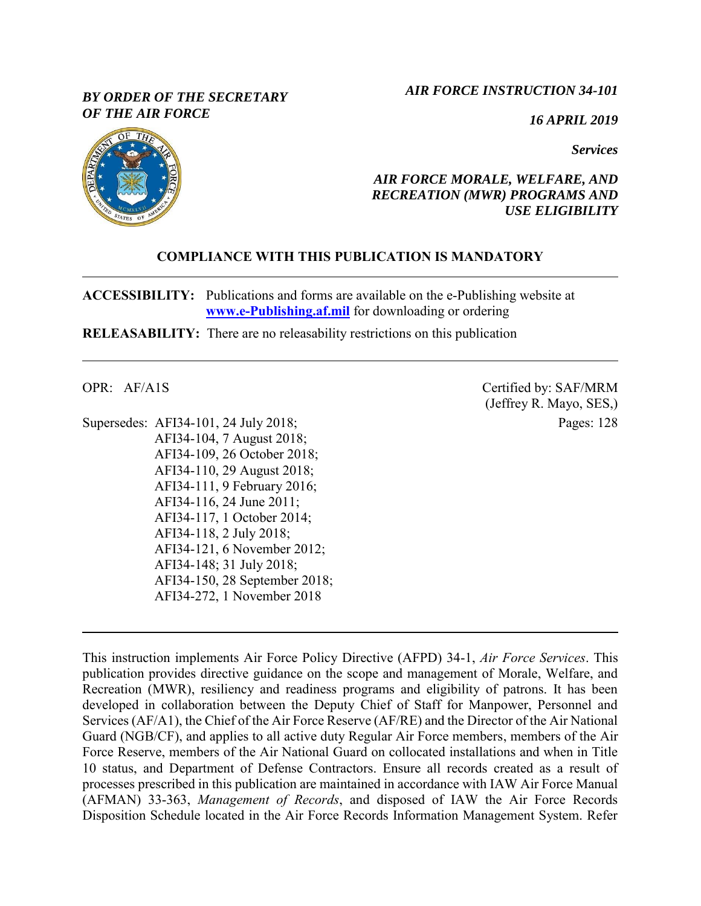*BY ORDER OF THE SECRETARY OF THE AIR FORCE*

*AIR FORCE INSTRUCTION 34-101*

*16 APRIL 2019*

*Services*

***AIR FORCE MORALE, WELFARE, AND RECREATION (MWR) PROGRAMS AND USE ELIGIBILITY***

**COMPLIANCE WITH THIS PUBLICATION IS MANDATORY**

---

**ACCESSIBILITY:** Publications and forms are available on the e-Publishing website at **www.e-Publishing.af.mil** for downloading or ordering

**RELEASABILITY:** There are no releasability restrictions on this publication

---

OPR: AF/A1S

Certified by: SAF/MRM (Jeffrey R. Mayo, SES,)

Pages: 128

Supersedes:
AFI34-101, 24 July 2018;
AFI34-104, 7 August 2018;
AFI34-109, 26 October 2018;
AFI34-110, 29 August 2018;
AFI34-111, 9 February 2016;
AFI34-116, 24 June 2011;
AFI34-117, 1 October 2014;
AFI34-118, 2 July 2018;
AFI34-121, 6 November 2012;
AFI34-148; 31 July 2018;
AFI34-150, 28 September 2018;
AFI34-272, 1 November 2018

---

This instruction implements Air Force Policy Directive (AFPD) 34-1, *Air Force Services*. This publication provides directive guidance on the scope and management of Morale, Welfare, and Recreation (MWR), resiliency and readiness programs and eligibility of patrons. It has been developed in collaboration between the Deputy Chief of Staff for Manpower, Personnel and Services (AF/A1), the Chief of the Air Force Reserve (AF/RE) and the Director of the Air National Guard (NGB/CF), and applies to all active duty Regular Air Force members, members of the Air Force Reserve, members of the Air National Guard on collocated installations and when in Title 10 status, and Department of Defense Contractors. Ensure all records created as a result of processes prescribed in this publication are maintained in accordance with IAW Air Force Manual (AFMAN) 33-363, *Management of Records*, and disposed of IAW the Air Force Records Disposition Schedule located in the Air Force Records Information Management System. Refer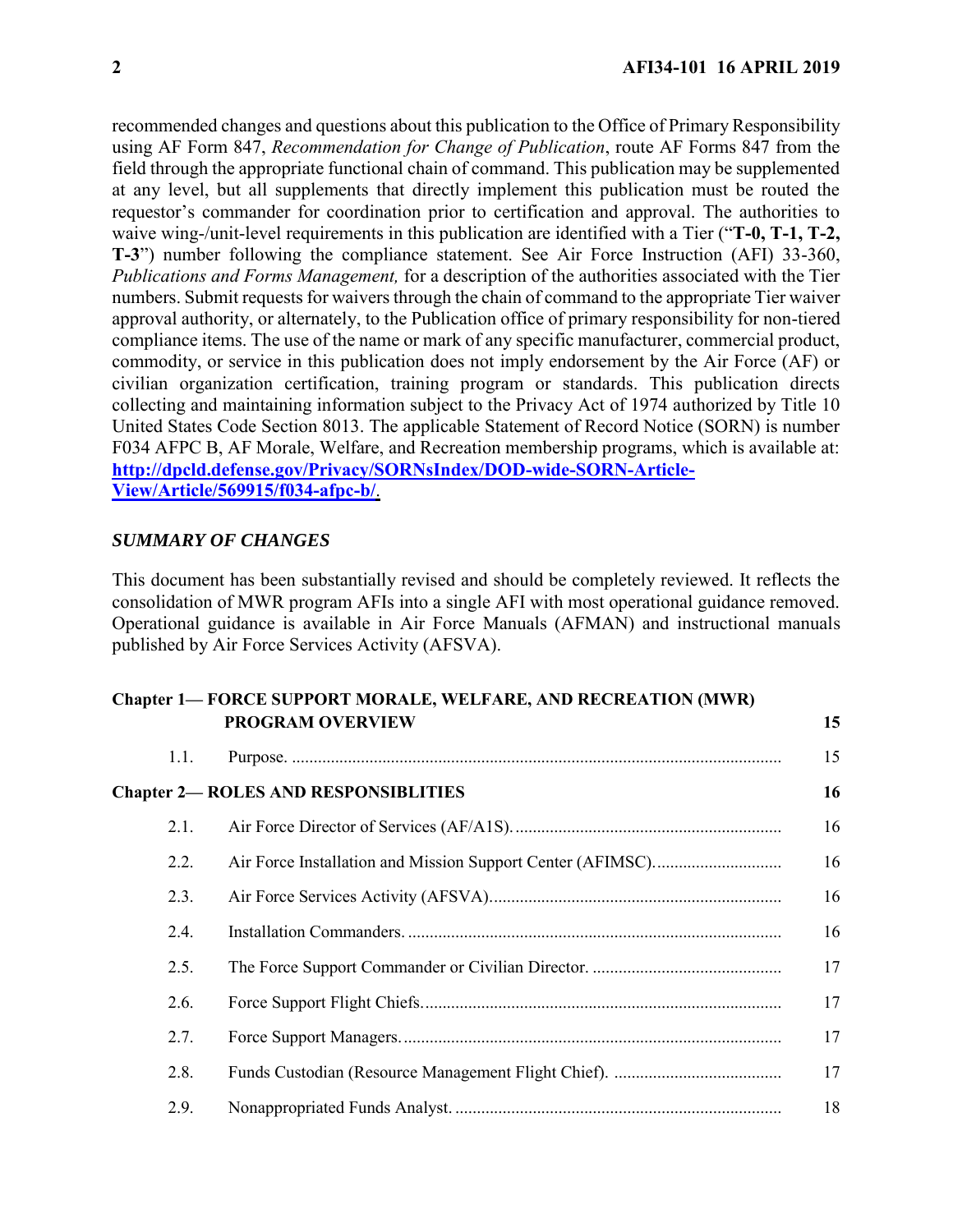recommended changes and questions about this publication to the Office of Primary Responsibility using AF Form 847, *Recommendation for Change of Publication*, route AF Forms 847 from the field through the appropriate functional chain of command. This publication may be supplemented at any level, but all supplements that directly implement this publication must be routed the requestor's commander for coordination prior to certification and approval. The authorities to waive wing-/unit-level requirements in this publication are identified with a Tier ("**T-0, T-1, T-2, T-3**") number following the compliance statement. See Air Force Instruction (AFI) 33-360, *Publications and Forms Management,* for a description of the authorities associated with the Tier numbers. Submit requests for waivers through the chain of command to the appropriate Tier waiver approval authority, or alternately, to the Publication office of primary responsibility for non-tiered compliance items. The use of the name or mark of any specific manufacturer, commercial product, commodity, or service in this publication does not imply endorsement by the Air Force (AF) or civilian organization certification, training program or standards. This publication directs collecting and maintaining information subject to the Privacy Act of 1974 authorized by Title 10 United States Code Section 8013. The applicable Statement of Record Notice (SORN) is number F034 AFPC B, AF Morale, Welfare, and Recreation membership programs, which is available at: **http://dpcld.defense.gov/Privacy/SORNsIndex/DOD-wide-SORN-Article-View/Article/569915/f034-afpc-b/**.

***SUMMARY OF CHANGES***

This document has been substantially revised and should be completely reviewed. It reflects the consolidation of MWR program AFIs into a single AFI with most operational guidance removed. Operational guidance is available in Air Force Manuals (AFMAN) and instructional manuals published by Air Force Services Activity (AFSVA).

| | | |
|---|---|---|
| **Chapter 1— FORCE SUPPORT MORALE, WELFARE, AND RECREATION (MWR) PROGRAM OVERVIEW** | | **15** |
| 1.1. | Purpose. | 15 |
| **Chapter 2— ROLES AND RESPONSIBLITIES** | | **16** |
| 2.1. | Air Force Director of Services (AF/A1S). | 16 |
| 2.2. | Air Force Installation and Mission Support Center (AFIMSC). | 16 |
| 2.3. | Air Force Services Activity (AFSVA). | 16 |
| 2.4. | Installation Commanders. | 16 |
| 2.5. | The Force Support Commander or Civilian Director. | 17 |
| 2.6. | Force Support Flight Chiefs. | 17 |
| 2.7. | Force Support Managers. | 17 |
| 2.8. | Funds Custodian (Resource Management Flight Chief). | 17 |
| 2.9. | Nonappropriated Funds Analyst. | 18 |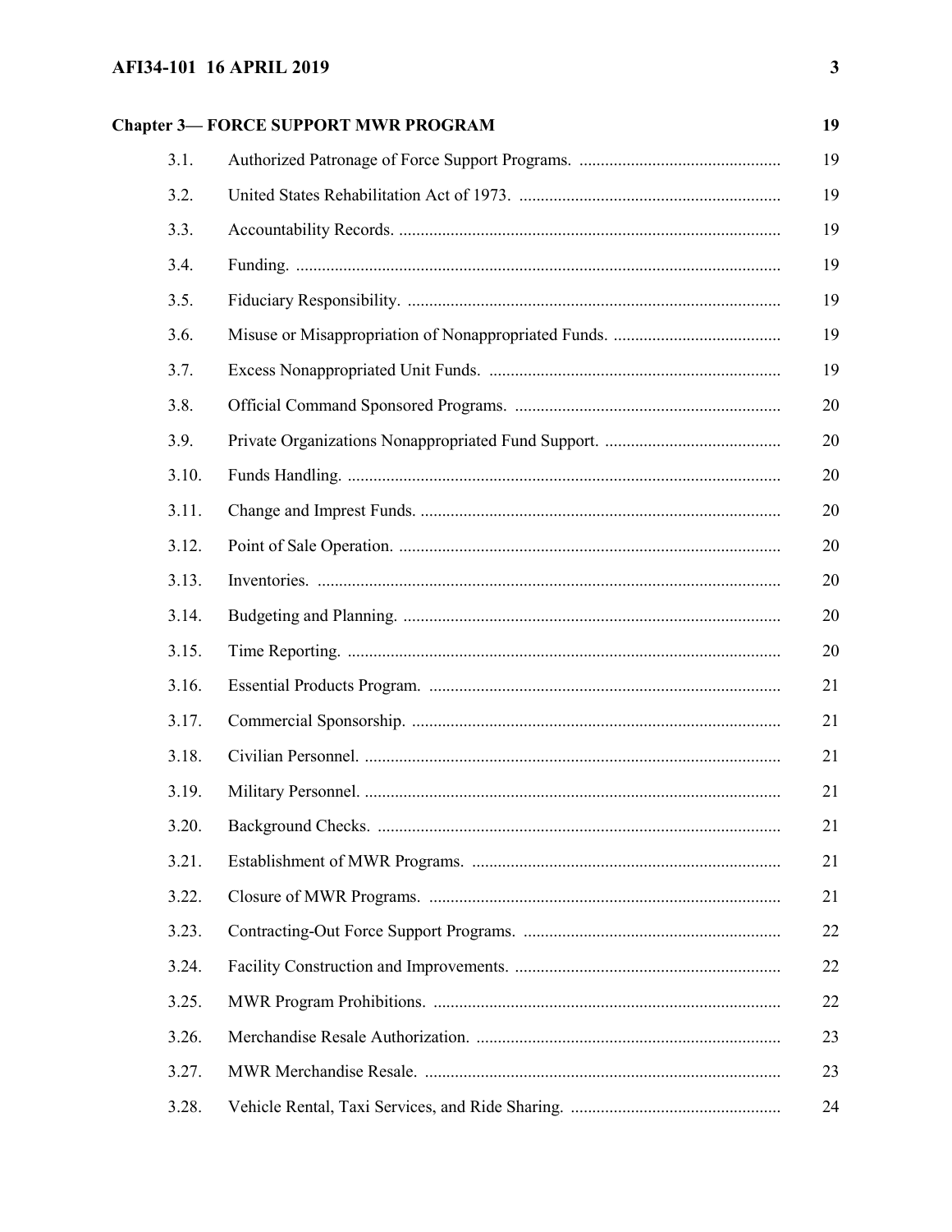| Chapter 3— FORCE SUPPORT MWR PROGRAM | | 19 |
|---|---|---|
| 3.1. | Authorized Patronage of Force Support Programs. | 19 |
| 3.2. | United States Rehabilitation Act of 1973. | 19 |
| 3.3. | Accountability Records. | 19 |
| 3.4. | Funding. | 19 |
| 3.5. | Fiduciary Responsibility. | 19 |
| 3.6. | Misuse or Misappropriation of Nonappropriated Funds. | 19 |
| 3.7. | Excess Nonappropriated Unit Funds. | 19 |
| 3.8. | Official Command Sponsored Programs. | 20 |
| 3.9. | Private Organizations Nonappropriated Fund Support. | 20 |
| 3.10. | Funds Handling. | 20 |
| 3.11. | Change and Imprest Funds. | 20 |
| 3.12. | Point of Sale Operation. | 20 |
| 3.13. | Inventories. | 20 |
| 3.14. | Budgeting and Planning. | 20 |
| 3.15. | Time Reporting. | 20 |
| 3.16. | Essential Products Program. | 21 |
| 3.17. | Commercial Sponsorship. | 21 |
| 3.18. | Civilian Personnel. | 21 |
| 3.19. | Military Personnel. | 21 |
| 3.20. | Background Checks. | 21 |
| 3.21. | Establishment of MWR Programs. | 21 |
| 3.22. | Closure of MWR Programs. | 21 |
| 3.23. | Contracting-Out Force Support Programs. | 22 |
| 3.24. | Facility Construction and Improvements. | 22 |
| 3.25. | MWR Program Prohibitions. | 22 |
| 3.26. | Merchandise Resale Authorization. | 23 |
| 3.27. | MWR Merchandise Resale. | 23 |
| 3.28. | Vehicle Rental, Taxi Services, and Ride Sharing. | 24 |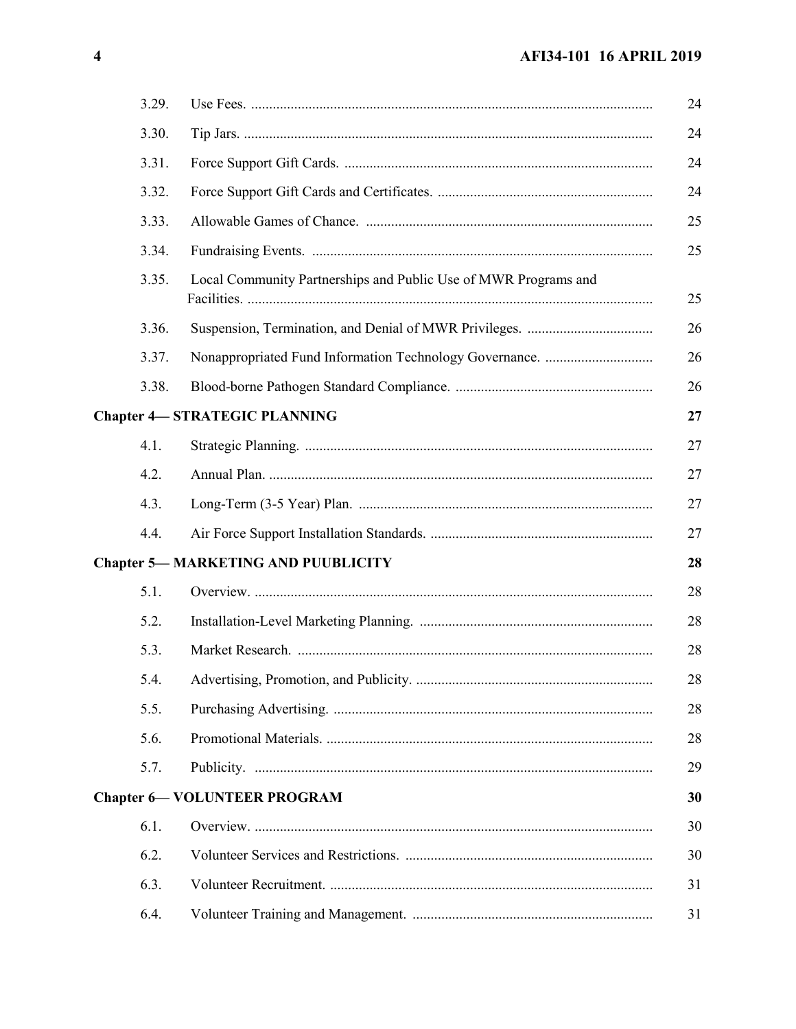| | | |
|---|---|---|
| 3.29. | Use Fees. | 24 |
| 3.30. | Tip Jars. | 24 |
| 3.31. | Force Support Gift Cards. | 24 |
| 3.32. | Force Support Gift Cards and Certificates. | 24 |
| 3.33. | Allowable Games of Chance. | 25 |
| 3.34. | Fundraising Events. | 25 |
| 3.35. | Local Community Partnerships and Public Use of MWR Programs and Facilities. | 25 |
| 3.36. | Suspension, Termination, and Denial of MWR Privileges. | 26 |
| 3.37. | Nonappropriated Fund Information Technology Governance. | 26 |
| 3.38. | Blood-borne Pathogen Standard Compliance. | 26 |
| **Chapter 4— STRATEGIC PLANNING** | | **27** |
| 4.1. | Strategic Planning. | 27 |
| 4.2. | Annual Plan. | 27 |
| 4.3. | Long-Term (3-5 Year) Plan. | 27 |
| 4.4. | Air Force Support Installation Standards. | 27 |
| **Chapter 5— MARKETING AND PUUBLICITY** | | **28** |
| 5.1. | Overview. | 28 |
| 5.2. | Installation-Level Marketing Planning. | 28 |
| 5.3. | Market Research. | 28 |
| 5.4. | Advertising, Promotion, and Publicity. | 28 |
| 5.5. | Purchasing Advertising. | 28 |
| 5.6. | Promotional Materials. | 28 |
| 5.7. | Publicity. | 29 |
| **Chapter 6— VOLUNTEER PROGRAM** | | **30** |
| 6.1. | Overview. | 30 |
| 6.2. | Volunteer Services and Restrictions. | 30 |
| 6.3. | Volunteer Recruitment. | 31 |
| 6.4. | Volunteer Training and Management. | 31 |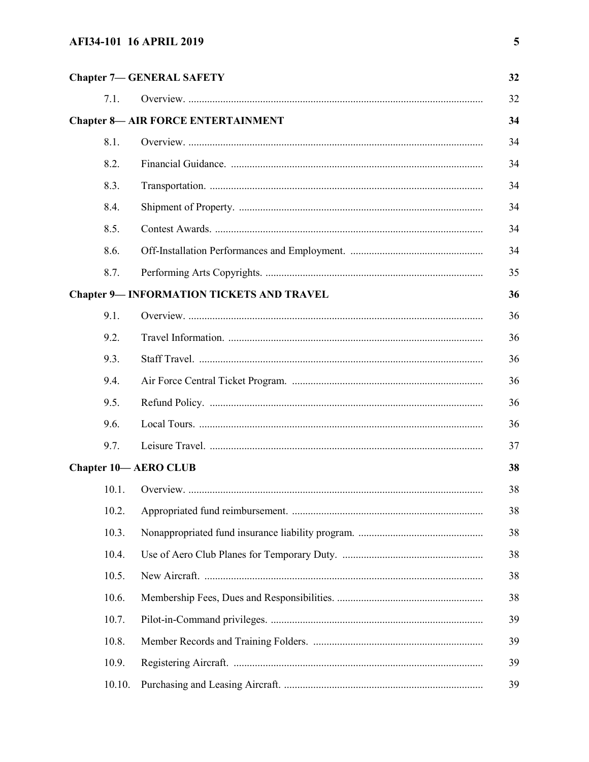| | | |
|---|---|---|
| **Chapter 7— GENERAL SAFETY** | | **32** |
| 7.1. | Overview. | 32 |
| **Chapter 8— AIR FORCE ENTERTAINMENT** | | **34** |
| 8.1. | Overview. | 34 |
| 8.2. | Financial Guidance. | 34 |
| 8.3. | Transportation. | 34 |
| 8.4. | Shipment of Property. | 34 |
| 8.5. | Contest Awards. | 34 |
| 8.6. | Off-Installation Performances and Employment. | 34 |
| 8.7. | Performing Arts Copyrights. | 35 |
| **Chapter 9— INFORMATION TICKETS AND TRAVEL** | | **36** |
| 9.1. | Overview. | 36 |
| 9.2. | Travel Information. | 36 |
| 9.3. | Staff Travel. | 36 |
| 9.4. | Air Force Central Ticket Program. | 36 |
| 9.5. | Refund Policy. | 36 |
| 9.6. | Local Tours. | 36 |
| 9.7. | Leisure Travel. | 37 |
| **Chapter 10— AERO CLUB** | | **38** |
| 10.1. | Overview. | 38 |
| 10.2. | Appropriated fund reimbursement. | 38 |
| 10.3. | Nonappropriated fund insurance liability program. | 38 |
| 10.4. | Use of Aero Club Planes for Temporary Duty. | 38 |
| 10.5. | New Aircraft. | 38 |
| 10.6. | Membership Fees, Dues and Responsibilities. | 38 |
| 10.7. | Pilot-in-Command privileges. | 39 |
| 10.8. | Member Records and Training Folders. | 39 |
| 10.9. | Registering Aircraft. | 39 |
| 10.10. | Purchasing and Leasing Aircraft. | 39 |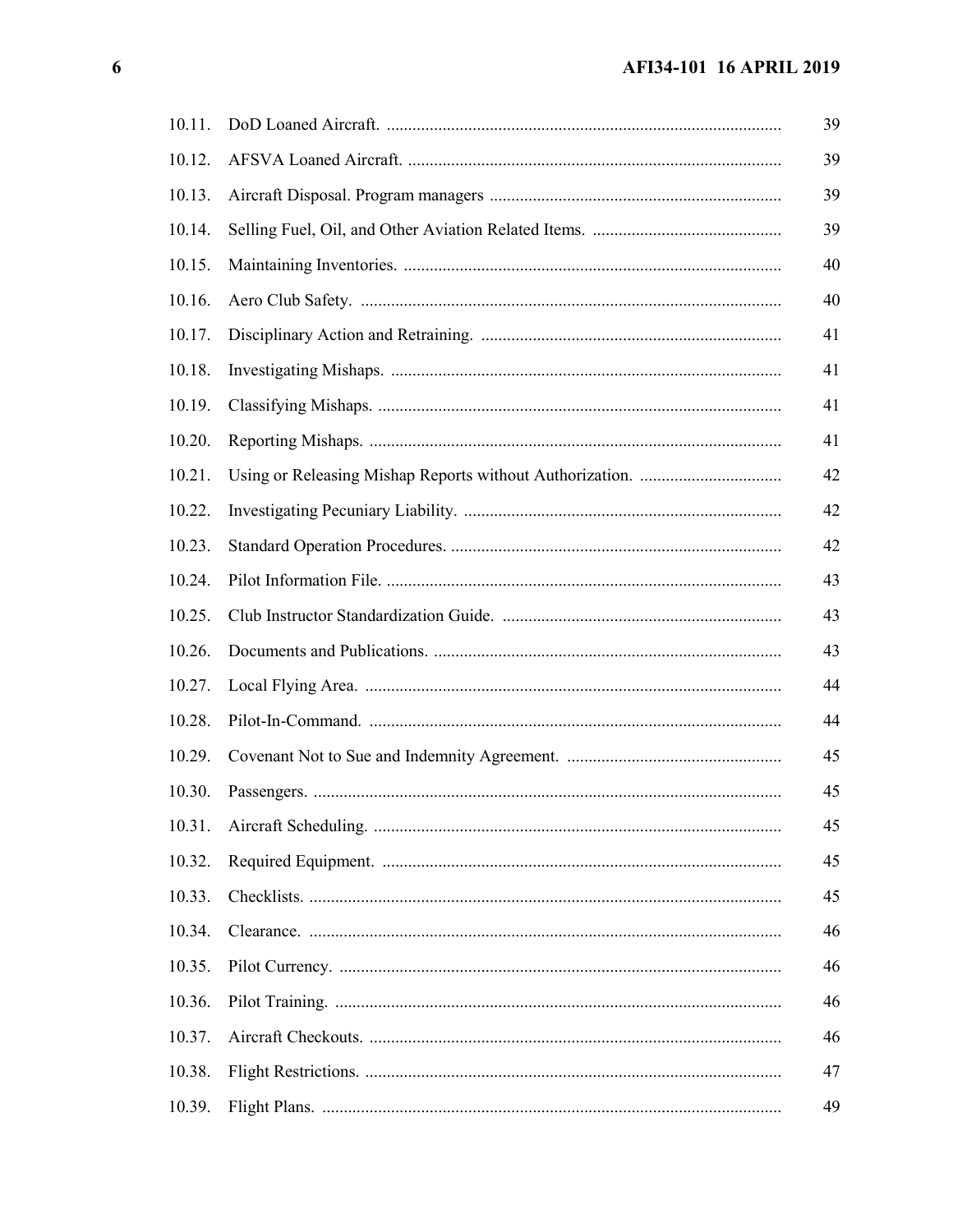| | | |
|---|---|---|
| 10.11. | DoD Loaned Aircraft. | 39 |
| 10.12. | AFSVA Loaned Aircraft. | 39 |
| 10.13. | Aircraft Disposal. Program managers | 39 |
| 10.14. | Selling Fuel, Oil, and Other Aviation Related Items. | 39 |
| 10.15. | Maintaining Inventories. | 40 |
| 10.16. | Aero Club Safety. | 40 |
| 10.17. | Disciplinary Action and Retraining. | 41 |
| 10.18. | Investigating Mishaps. | 41 |
| 10.19. | Classifying Mishaps. | 41 |
| 10.20. | Reporting Mishaps. | 41 |
| 10.21. | Using or Releasing Mishap Reports without Authorization. | 42 |
| 10.22. | Investigating Pecuniary Liability. | 42 |
| 10.23. | Standard Operation Procedures. | 42 |
| 10.24. | Pilot Information File. | 43 |
| 10.25. | Club Instructor Standardization Guide. | 43 |
| 10.26. | Documents and Publications. | 43 |
| 10.27. | Local Flying Area. | 44 |
| 10.28. | Pilot-In-Command. | 44 |
| 10.29. | Covenant Not to Sue and Indemnity Agreement. | 45 |
| 10.30. | Passengers. | 45 |
| 10.31. | Aircraft Scheduling. | 45 |
| 10.32. | Required Equipment. | 45 |
| 10.33. | Checklists. | 45 |
| 10.34. | Clearance. | 46 |
| 10.35. | Pilot Currency. | 46 |
| 10.36. | Pilot Training. | 46 |
| 10.37. | Aircraft Checkouts. | 46 |
| 10.38. | Flight Restrictions. | 47 |
| 10.39. | Flight Plans. | 49 |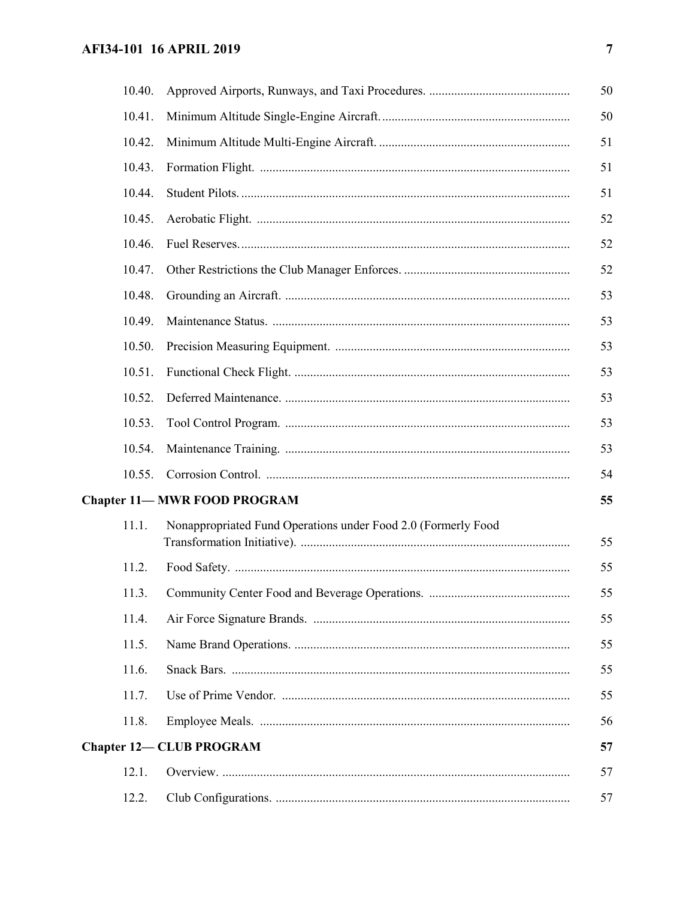| | | |
|---|---|---|
| 10.40. | Approved Airports, Runways, and Taxi Procedures. | 50 |
| 10.41. | Minimum Altitude Single-Engine Aircraft. | 50 |
| 10.42. | Minimum Altitude Multi-Engine Aircraft. | 51 |
| 10.43. | Formation Flight. | 51 |
| 10.44. | Student Pilots. | 51 |
| 10.45. | Aerobatic Flight. | 52 |
| 10.46. | Fuel Reserves. | 52 |
| 10.47. | Other Restrictions the Club Manager Enforces. | 52 |
| 10.48. | Grounding an Aircraft. | 53 |
| 10.49. | Maintenance Status. | 53 |
| 10.50. | Precision Measuring Equipment. | 53 |
| 10.51. | Functional Check Flight. | 53 |
| 10.52. | Deferred Maintenance. | 53 |
| 10.53. | Tool Control Program. | 53 |
| 10.54. | Maintenance Training. | 53 |
| 10.55. | Corrosion Control. | 54 |
| **Chapter 11— MWR FOOD PROGRAM** | | **55** |
| 11.1. | Nonappropriated Fund Operations under Food 2.0 (Formerly Food Transformation Initiative). | 55 |
| 11.2. | Food Safety. | 55 |
| 11.3. | Community Center Food and Beverage Operations. | 55 |
| 11.4. | Air Force Signature Brands. | 55 |
| 11.5. | Name Brand Operations. | 55 |
| 11.6. | Snack Bars. | 55 |
| 11.7. | Use of Prime Vendor. | 55 |
| 11.8. | Employee Meals. | 56 |
| **Chapter 12— CLUB PROGRAM** | | **57** |
| 12.1. | Overview. | 57 |
| 12.2. | Club Configurations. | 57 |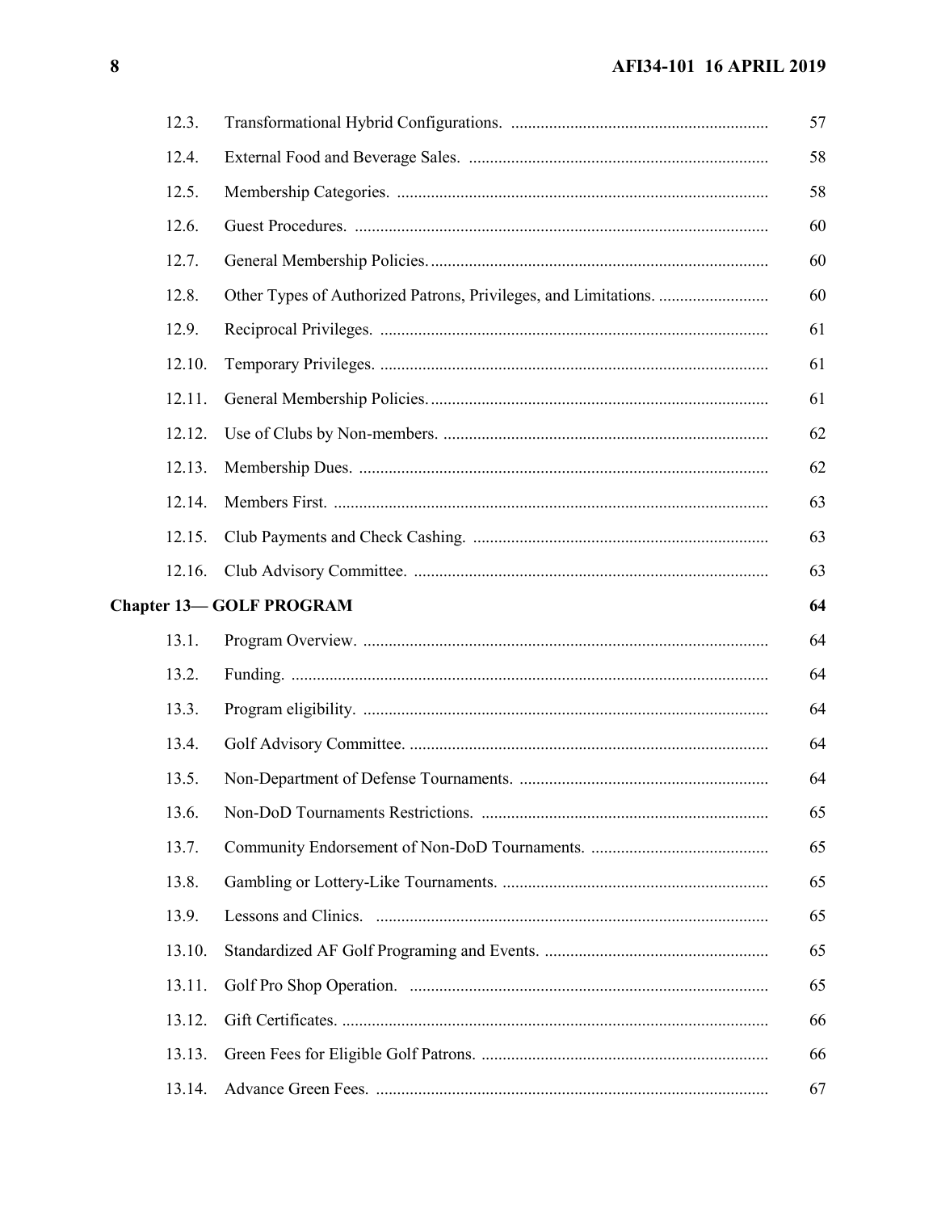| | | |
|---|---|---|
| 12.3. | Transformational Hybrid Configurations. | 57 |
| 12.4. | External Food and Beverage Sales. | 58 |
| 12.5. | Membership Categories. | 58 |
| 12.6. | Guest Procedures. | 60 |
| 12.7. | General Membership Policies. | 60 |
| 12.8. | Other Types of Authorized Patrons, Privileges, and Limitations. | 60 |
| 12.9. | Reciprocal Privileges. | 61 |
| 12.10. | Temporary Privileges. | 61 |
| 12.11. | General Membership Policies. | 61 |
| 12.12. | Use of Clubs by Non-members. | 62 |
| 12.13. | Membership Dues. | 62 |
| 12.14. | Members First. | 63 |
| 12.15. | Club Payments and Check Cashing. | 63 |
| 12.16. | Club Advisory Committee. | 63 |
| **Chapter 13— GOLF PROGRAM** | | **64** |
| 13.1. | Program Overview. | 64 |
| 13.2. | Funding. | 64 |
| 13.3. | Program eligibility. | 64 |
| 13.4. | Golf Advisory Committee. | 64 |
| 13.5. | Non-Department of Defense Tournaments. | 64 |
| 13.6. | Non-DoD Tournaments Restrictions. | 65 |
| 13.7. | Community Endorsement of Non-DoD Tournaments. | 65 |
| 13.8. | Gambling or Lottery-Like Tournaments. | 65 |
| 13.9. | Lessons and Clinics. | 65 |
| 13.10. | Standardized AF Golf Programing and Events. | 65 |
| 13.11. | Golf Pro Shop Operation. | 65 |
| 13.12. | Gift Certificates. | 66 |
| 13.13. | Green Fees for Eligible Golf Patrons. | 66 |
| 13.14. | Advance Green Fees. | 67 |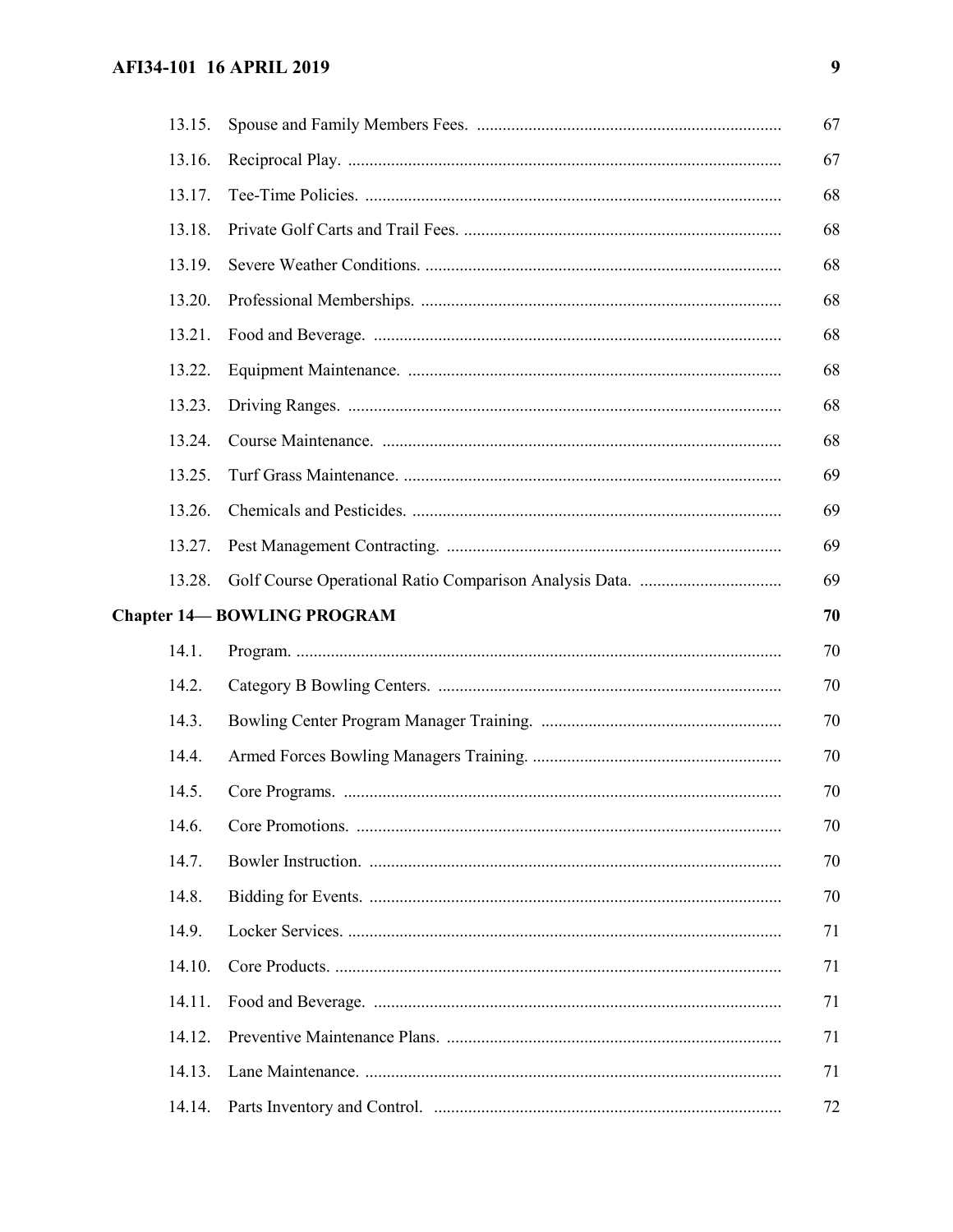| | | |
|---|---|---|
| 13.15. | Spouse and Family Members Fees. | 67 |
| 13.16. | Reciprocal Play. | 67 |
| 13.17. | Tee-Time Policies. | 68 |
| 13.18. | Private Golf Carts and Trail Fees. | 68 |
| 13.19. | Severe Weather Conditions. | 68 |
| 13.20. | Professional Memberships. | 68 |
| 13.21. | Food and Beverage. | 68 |
| 13.22. | Equipment Maintenance. | 68 |
| 13.23. | Driving Ranges. | 68 |
| 13.24. | Course Maintenance. | 68 |
| 13.25. | Turf Grass Maintenance. | 69 |
| 13.26. | Chemicals and Pesticides. | 69 |
| 13.27. | Pest Management Contracting. | 69 |
| 13.28. | Golf Course Operational Ratio Comparison Analysis Data. | 69 |
| **Chapter 14— BOWLING PROGRAM** | | **70** |
| 14.1. | Program. | 70 |
| 14.2. | Category B Bowling Centers. | 70 |
| 14.3. | Bowling Center Program Manager Training. | 70 |
| 14.4. | Armed Forces Bowling Managers Training. | 70 |
| 14.5. | Core Programs. | 70 |
| 14.6. | Core Promotions. | 70 |
| 14.7. | Bowler Instruction. | 70 |
| 14.8. | Bidding for Events. | 70 |
| 14.9. | Locker Services. | 71 |
| 14.10. | Core Products. | 71 |
| 14.11. | Food and Beverage. | 71 |
| 14.12. | Preventive Maintenance Plans. | 71 |
| 14.13. | Lane Maintenance. | 71 |
| 14.14. | Parts Inventory and Control. | 72 |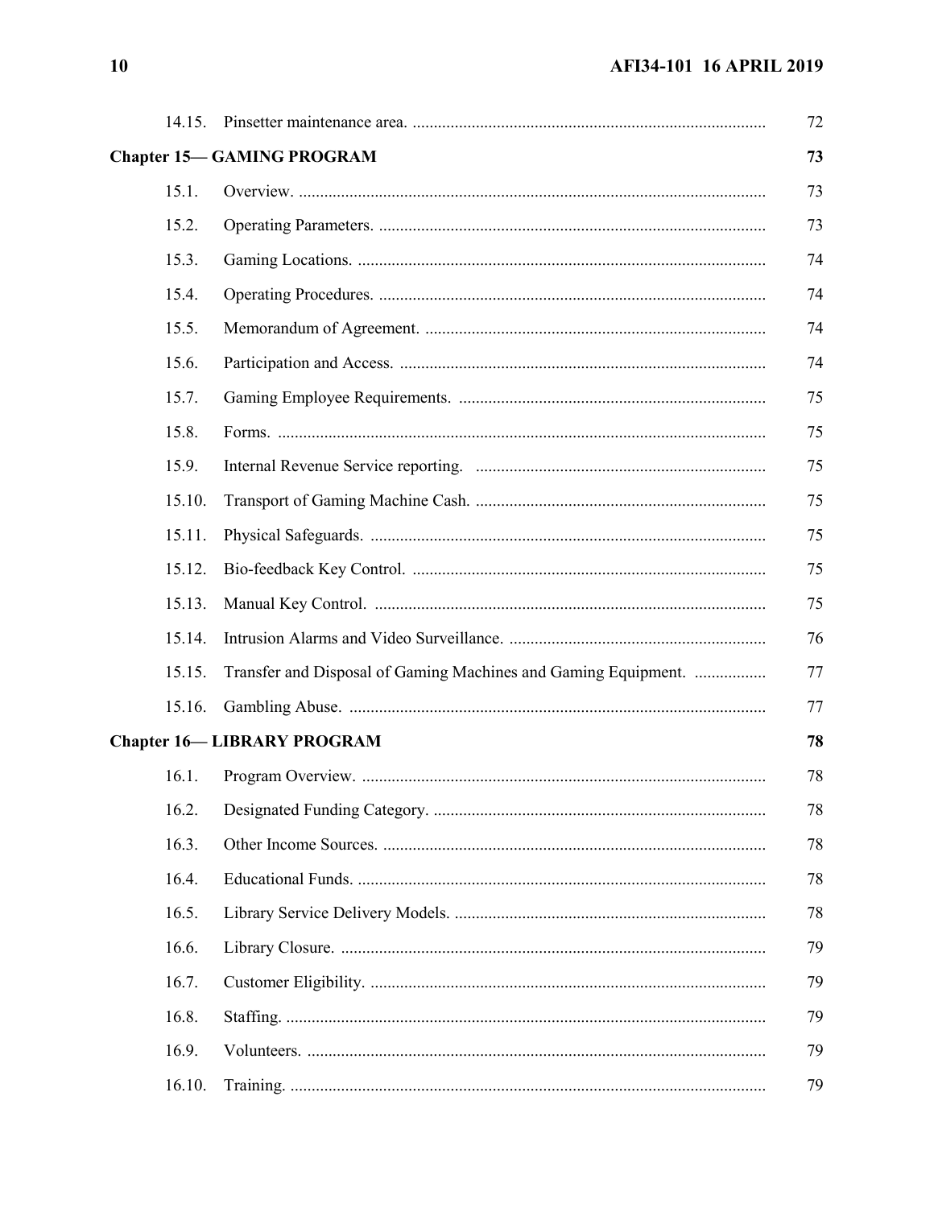| | | |
|---|---|---|
| 14.15. | Pinsetter maintenance area. | 72 |
| **Chapter 15— GAMING PROGRAM** | | **73** |
| 15.1. | Overview. | 73 |
| 15.2. | Operating Parameters. | 73 |
| 15.3. | Gaming Locations. | 74 |
| 15.4. | Operating Procedures. | 74 |
| 15.5. | Memorandum of Agreement. | 74 |
| 15.6. | Participation and Access. | 74 |
| 15.7. | Gaming Employee Requirements. | 75 |
| 15.8. | Forms. | 75 |
| 15.9. | Internal Revenue Service reporting. | 75 |
| 15.10. | Transport of Gaming Machine Cash. | 75 |
| 15.11. | Physical Safeguards. | 75 |
| 15.12. | Bio-feedback Key Control. | 75 |
| 15.13. | Manual Key Control. | 75 |
| 15.14. | Intrusion Alarms and Video Surveillance. | 76 |
| 15.15. | Transfer and Disposal of Gaming Machines and Gaming Equipment. | 77 |
| 15.16. | Gambling Abuse. | 77 |
| **Chapter 16— LIBRARY PROGRAM** | | **78** |
| 16.1. | Program Overview. | 78 |
| 16.2. | Designated Funding Category. | 78 |
| 16.3. | Other Income Sources. | 78 |
| 16.4. | Educational Funds. | 78 |
| 16.5. | Library Service Delivery Models. | 78 |
| 16.6. | Library Closure. | 79 |
| 16.7. | Customer Eligibility. | 79 |
| 16.8. | Staffing. | 79 |
| 16.9. | Volunteers. | 79 |
| 16.10. | Training. | 79 |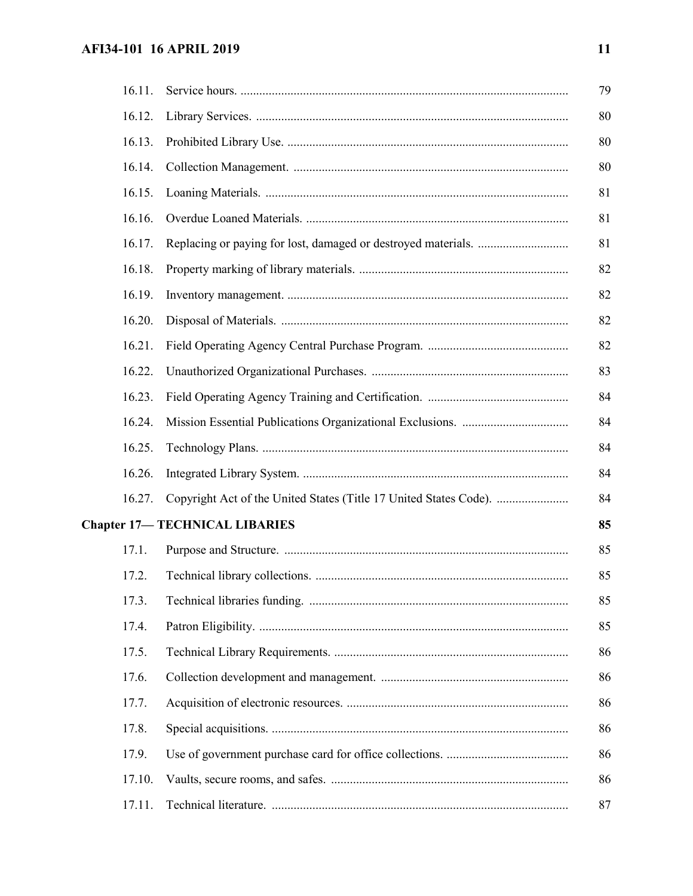| | | |
|---|---|---|
| 16.11. | Service hours. | 79 |
| 16.12. | Library Services. | 80 |
| 16.13. | Prohibited Library Use. | 80 |
| 16.14. | Collection Management. | 80 |
| 16.15. | Loaning Materials. | 81 |
| 16.16. | Overdue Loaned Materials. | 81 |
| 16.17. | Replacing or paying for lost, damaged or destroyed materials. | 81 |
| 16.18. | Property marking of library materials. | 82 |
| 16.19. | Inventory management. | 82 |
| 16.20. | Disposal of Materials. | 82 |
| 16.21. | Field Operating Agency Central Purchase Program. | 82 |
| 16.22. | Unauthorized Organizational Purchases. | 83 |
| 16.23. | Field Operating Agency Training and Certification. | 84 |
| 16.24. | Mission Essential Publications Organizational Exclusions. | 84 |
| 16.25. | Technology Plans. | 84 |
| 16.26. | Integrated Library System. | 84 |
| 16.27. | Copyright Act of the United States (Title 17 United States Code). | 84 |
| **Chapter 17— TECHNICAL LIBARIES** | | **85** |
| 17.1. | Purpose and Structure. | 85 |
| 17.2. | Technical library collections. | 85 |
| 17.3. | Technical libraries funding. | 85 |
| 17.4. | Patron Eligibility. | 85 |
| 17.5. | Technical Library Requirements. | 86 |
| 17.6. | Collection development and management. | 86 |
| 17.7. | Acquisition of electronic resources. | 86 |
| 17.8. | Special acquisitions. | 86 |
| 17.9. | Use of government purchase card for office collections. | 86 |
| 17.10. | Vaults, secure rooms, and safes. | 86 |
| 17.11. | Technical literature. | 87 |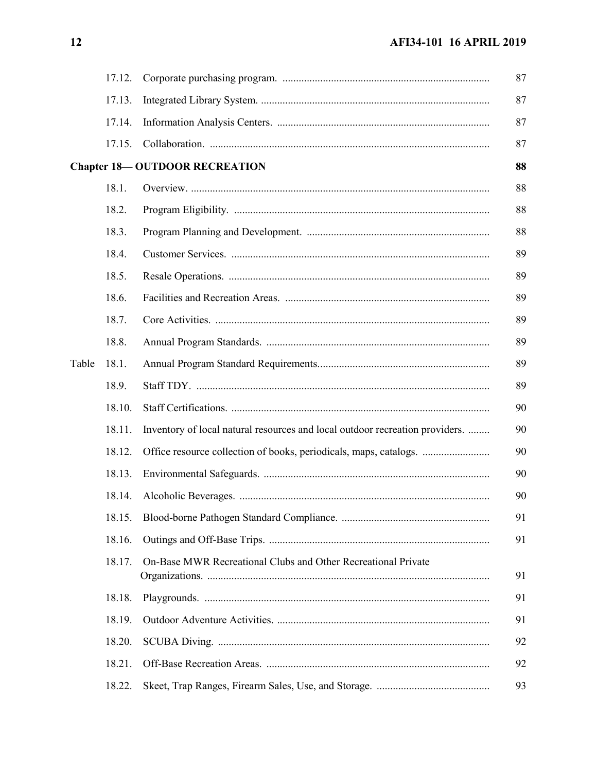| | | | |
|---|---|---|---|
| | 17.12. | Corporate purchasing program. | 87 |
| | 17.13. | Integrated Library System. | 87 |
| | 17.14. | Information Analysis Centers. | 87 |
| | 17.15. | Collaboration. | 87 |
| **Chapter 18— OUTDOOR RECREATION** | | | **88** |
| | 18.1. | Overview. | 88 |
| | 18.2. | Program Eligibility. | 88 |
| | 18.3. | Program Planning and Development. | 88 |
| | 18.4. | Customer Services. | 89 |
| | 18.5. | Resale Operations. | 89 |
| | 18.6. | Facilities and Recreation Areas. | 89 |
| | 18.7. | Core Activities. | 89 |
| | 18.8. | Annual Program Standards. | 89 |
| Table | 18.1. | Annual Program Standard Requirements. | 89 |
| | 18.9. | Staff TDY. | 89 |
| | 18.10. | Staff Certifications. | 90 |
| | 18.11. | Inventory of local natural resources and local outdoor recreation providers. | 90 |
| | 18.12. | Office resource collection of books, periodicals, maps, catalogs. | 90 |
| | 18.13. | Environmental Safeguards. | 90 |
| | 18.14. | Alcoholic Beverages. | 90 |
| | 18.15. | Blood-borne Pathogen Standard Compliance. | 91 |
| | 18.16. | Outings and Off-Base Trips. | 91 |
| | 18.17. | On-Base MWR Recreational Clubs and Other Recreational Private Organizations. | 91 |
| | 18.18. | Playgrounds. | 91 |
| | 18.19. | Outdoor Adventure Activities. | 91 |
| | 18.20. | SCUBA Diving. | 92 |
| | 18.21. | Off-Base Recreation Areas. | 92 |
| | 18.22. | Skeet, Trap Ranges, Firearm Sales, Use, and Storage. | 93 |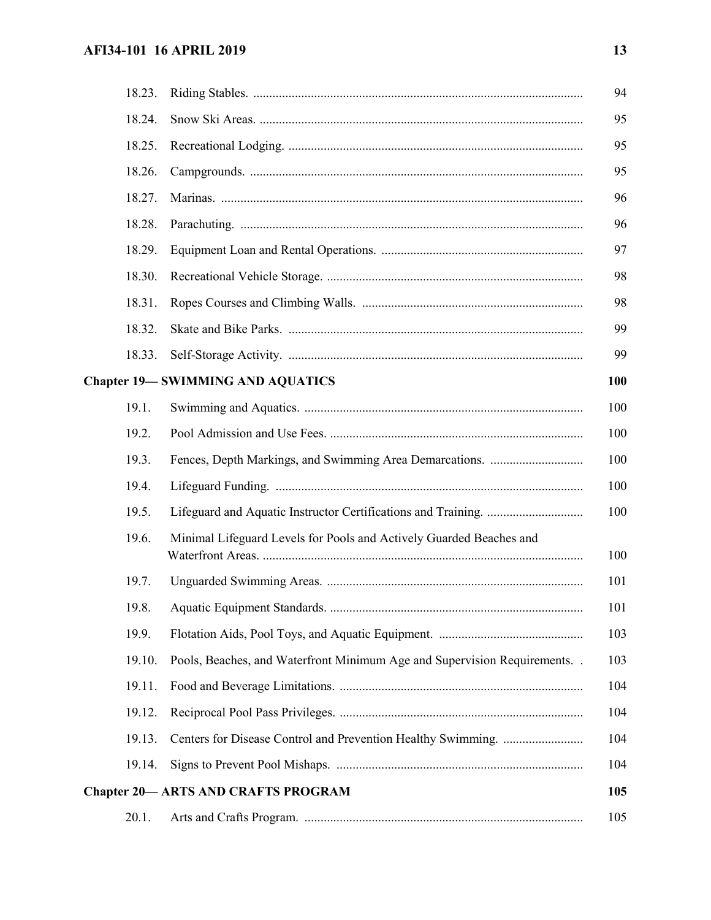| | | |
|---|---|---|
| 18.23. | Riding Stables. | 94 |
| 18.24. | Snow Ski Areas. | 95 |
| 18.25. | Recreational Lodging. | 95 |
| 18.26. | Campgrounds. | 95 |
| 18.27. | Marinas. | 96 |
| 18.28. | Parachuting. | 96 |
| 18.29. | Equipment Loan and Rental Operations. | 97 |
| 18.30. | Recreational Vehicle Storage. | 98 |
| 18.31. | Ropes Courses and Climbing Walls. | 98 |
| 18.32. | Skate and Bike Parks. | 99 |
| 18.33. | Self-Storage Activity. | 99 |
| **Chapter 19— SWIMMING AND AQUATICS** | | **100** |
| 19.1. | Swimming and Aquatics. | 100 |
| 19.2. | Pool Admission and Use Fees. | 100 |
| 19.3. | Fences, Depth Markings, and Swimming Area Demarcations. | 100 |
| 19.4. | Lifeguard Funding. | 100 |
| 19.5. | Lifeguard and Aquatic Instructor Certifications and Training. | 100 |
| 19.6. | Minimal Lifeguard Levels for Pools and Actively Guarded Beaches and Waterfront Areas. | 100 |
| 19.7. | Unguarded Swimming Areas. | 101 |
| 19.8. | Aquatic Equipment Standards. | 101 |
| 19.9. | Flotation Aids, Pool Toys, and Aquatic Equipment. | 103 |
| 19.10. | Pools, Beaches, and Waterfront Minimum Age and Supervision Requirements. | 103 |
| 19.11. | Food and Beverage Limitations. | 104 |
| 19.12. | Reciprocal Pool Pass Privileges. | 104 |
| 19.13. | Centers for Disease Control and Prevention Healthy Swimming. | 104 |
| 19.14. | Signs to Prevent Pool Mishaps. | 104 |
| **Chapter 20— ARTS AND CRAFTS PROGRAM** | | **105** |
| 20.1. | Arts and Crafts Program. | 105 |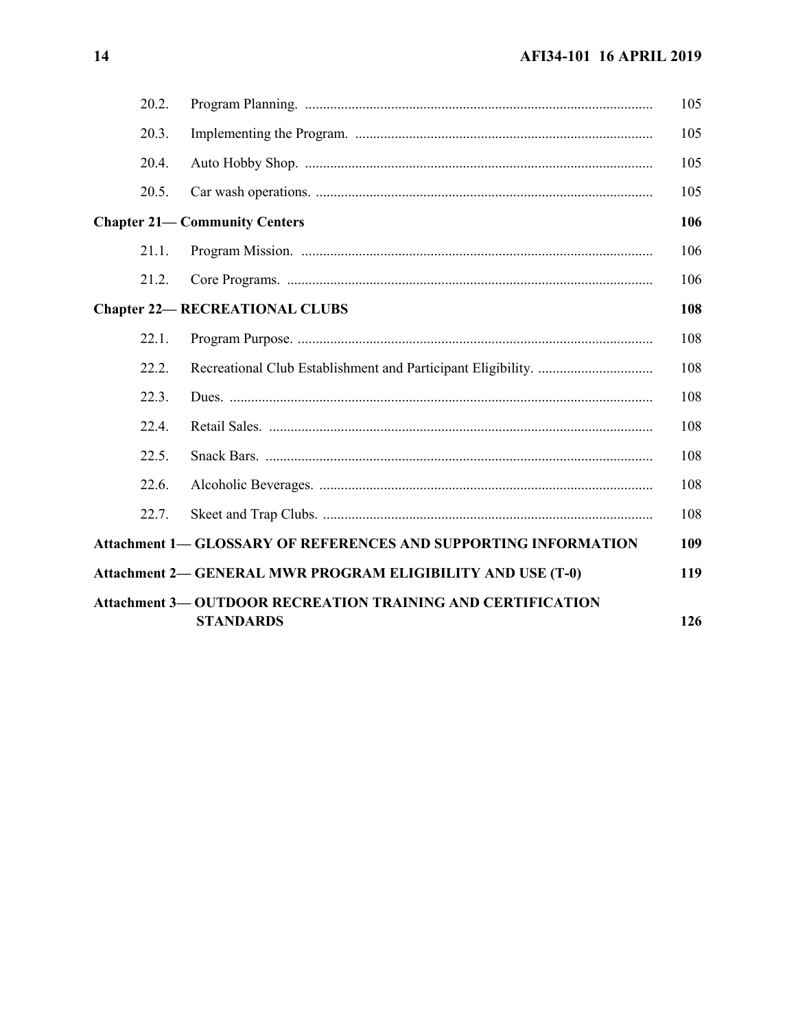| | | |
|---|---|---|
| 20.2. | Program Planning. | 105 |
| 20.3. | Implementing the Program. | 105 |
| 20.4. | Auto Hobby Shop. | 105 |
| 20.5. | Car wash operations. | 105 |
| **Chapter 21— Community Centers** | | **106** |
| 21.1. | Program Mission. | 106 |
| 21.2. | Core Programs. | 106 |
| **Chapter 22— RECREATIONAL CLUBS** | | **108** |
| 22.1. | Program Purpose. | 108 |
| 22.2. | Recreational Club Establishment and Participant Eligibility. | 108 |
| 22.3. | Dues. | 108 |
| 22.4. | Retail Sales. | 108 |
| 22.5. | Snack Bars. | 108 |
| 22.6. | Alcoholic Beverages. | 108 |
| 22.7. | Skeet and Trap Clubs. | 108 |
| **Attachment 1— GLOSSARY OF REFERENCES AND SUPPORTING INFORMATION** | | **109** |
| **Attachment 2— GENERAL MWR PROGRAM ELIGIBILITY AND USE (T-0)** | | **119** |
| **Attachment 3— OUTDOOR RECREATION TRAINING AND CERTIFICATION STANDARDS** | | **126** |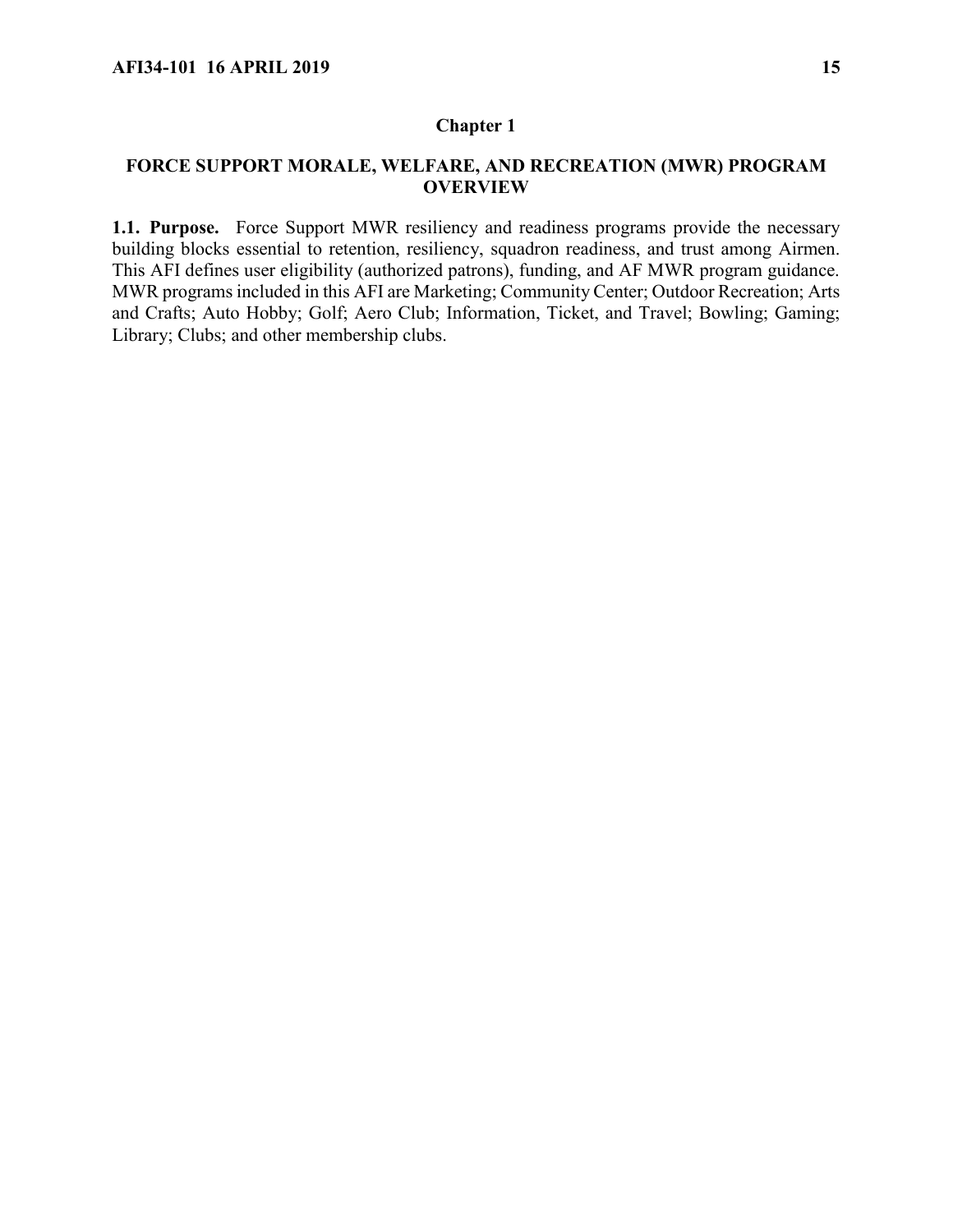## Chapter 1

## FORCE SUPPORT MORALE, WELFARE, AND RECREATION (MWR) PROGRAM OVERVIEW

**1.1. Purpose.** Force Support MWR resiliency and readiness programs provide the necessary building blocks essential to retention, resiliency, squadron readiness, and trust among Airmen. This AFI defines user eligibility (authorized patrons), funding, and AF MWR program guidance. MWR programs included in this AFI are Marketing; Community Center; Outdoor Recreation; Arts and Crafts; Auto Hobby; Golf; Aero Club; Information, Ticket, and Travel; Bowling; Gaming; Library; Clubs; and other membership clubs.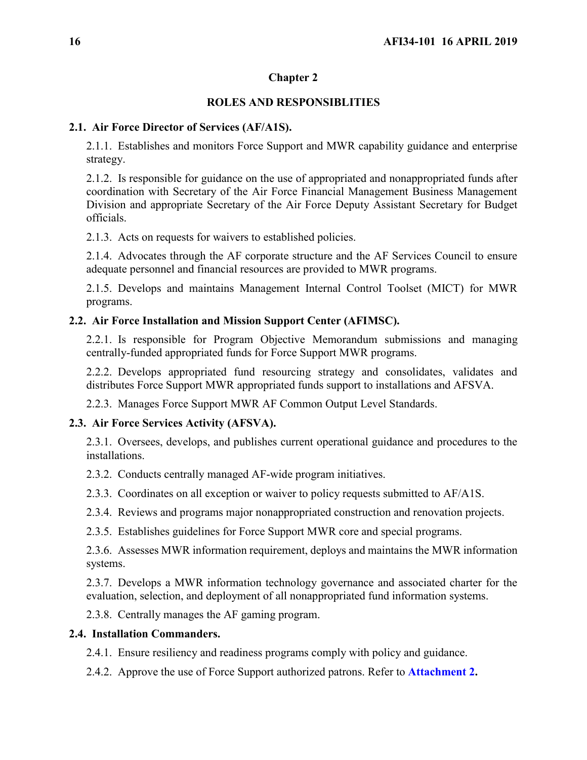# Chapter 2

## ROLES AND RESPONSIBLITIES

### 2.1. Air Force Director of Services (AF/A1S).

2.1.1. Establishes and monitors Force Support and MWR capability guidance and enterprise strategy.

2.1.2. Is responsible for guidance on the use of appropriated and nonappropriated funds after coordination with Secretary of the Air Force Financial Management Business Management Division and appropriate Secretary of the Air Force Deputy Assistant Secretary for Budget officials.

2.1.3. Acts on requests for waivers to established policies.

2.1.4. Advocates through the AF corporate structure and the AF Services Council to ensure adequate personnel and financial resources are provided to MWR programs.

2.1.5. Develops and maintains Management Internal Control Toolset (MICT) for MWR programs.

### 2.2. Air Force Installation and Mission Support Center (AFIMSC).

2.2.1. Is responsible for Program Objective Memorandum submissions and managing centrally-funded appropriated funds for Force Support MWR programs.

2.2.2. Develops appropriated fund resourcing strategy and consolidates, validates and distributes Force Support MWR appropriated funds support to installations and AFSVA.

2.2.3. Manages Force Support MWR AF Common Output Level Standards.

### 2.3. Air Force Services Activity (AFSVA).

2.3.1. Oversees, develops, and publishes current operational guidance and procedures to the installations.

2.3.2. Conducts centrally managed AF-wide program initiatives.

2.3.3. Coordinates on all exception or waiver to policy requests submitted to AF/A1S.

2.3.4. Reviews and programs major nonappropriated construction and renovation projects.

2.3.5. Establishes guidelines for Force Support MWR core and special programs.

2.3.6. Assesses MWR information requirement, deploys and maintains the MWR information systems.

2.3.7. Develops a MWR information technology governance and associated charter for the evaluation, selection, and deployment of all nonappropriated fund information systems.

2.3.8. Centrally manages the AF gaming program.

### 2.4. Installation Commanders.

2.4.1. Ensure resiliency and readiness programs comply with policy and guidance.

2.4.2. Approve the use of Force Support authorized patrons. Refer to **Attachment 2.**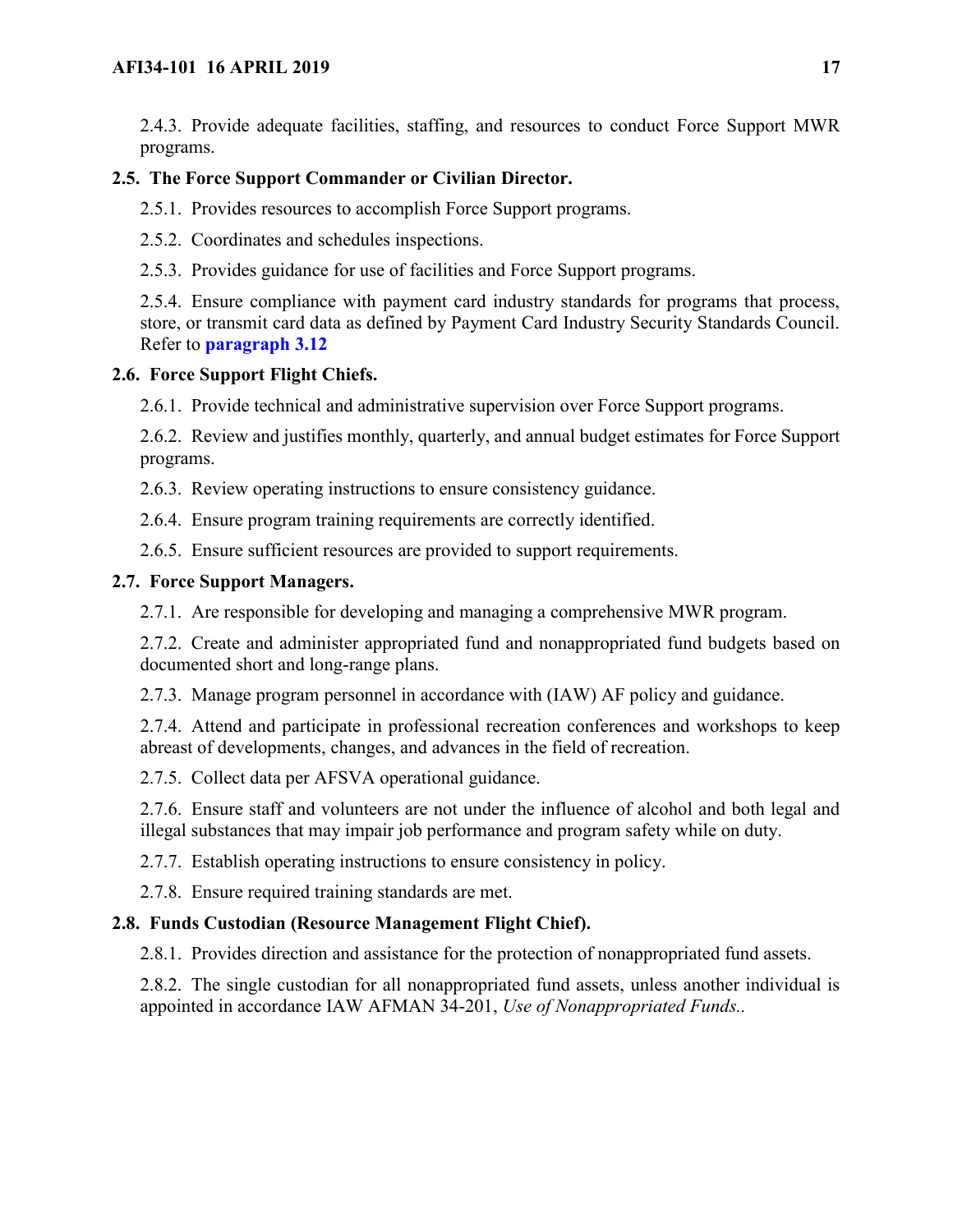2.4.3. Provide adequate facilities, staffing, and resources to conduct Force Support MWR programs.

**2.5. The Force Support Commander or Civilian Director.**

2.5.1. Provides resources to accomplish Force Support programs.

2.5.2. Coordinates and schedules inspections.

2.5.3. Provides guidance for use of facilities and Force Support programs.

2.5.4. Ensure compliance with payment card industry standards for programs that process, store, or transmit card data as defined by Payment Card Industry Security Standards Council. Refer to **paragraph 3.12**

**2.6. Force Support Flight Chiefs.**

2.6.1. Provide technical and administrative supervision over Force Support programs.

2.6.2. Review and justifies monthly, quarterly, and annual budget estimates for Force Support programs.

2.6.3. Review operating instructions to ensure consistency guidance.

2.6.4. Ensure program training requirements are correctly identified.

2.6.5. Ensure sufficient resources are provided to support requirements.

**2.7. Force Support Managers.**

2.7.1. Are responsible for developing and managing a comprehensive MWR program.

2.7.2. Create and administer appropriated fund and nonappropriated fund budgets based on documented short and long-range plans.

2.7.3. Manage program personnel in accordance with (IAW) AF policy and guidance.

2.7.4. Attend and participate in professional recreation conferences and workshops to keep abreast of developments, changes, and advances in the field of recreation.

2.7.5. Collect data per AFSVA operational guidance.

2.7.6. Ensure staff and volunteers are not under the influence of alcohol and both legal and illegal substances that may impair job performance and program safety while on duty.

2.7.7. Establish operating instructions to ensure consistency in policy.

2.7.8. Ensure required training standards are met.

**2.8. Funds Custodian (Resource Management Flight Chief).**

2.8.1. Provides direction and assistance for the protection of nonappropriated fund assets.

2.8.2. The single custodian for all nonappropriated fund assets, unless another individual is appointed in accordance IAW AFMAN 34-201, *Use of Nonappropriated Funds.*.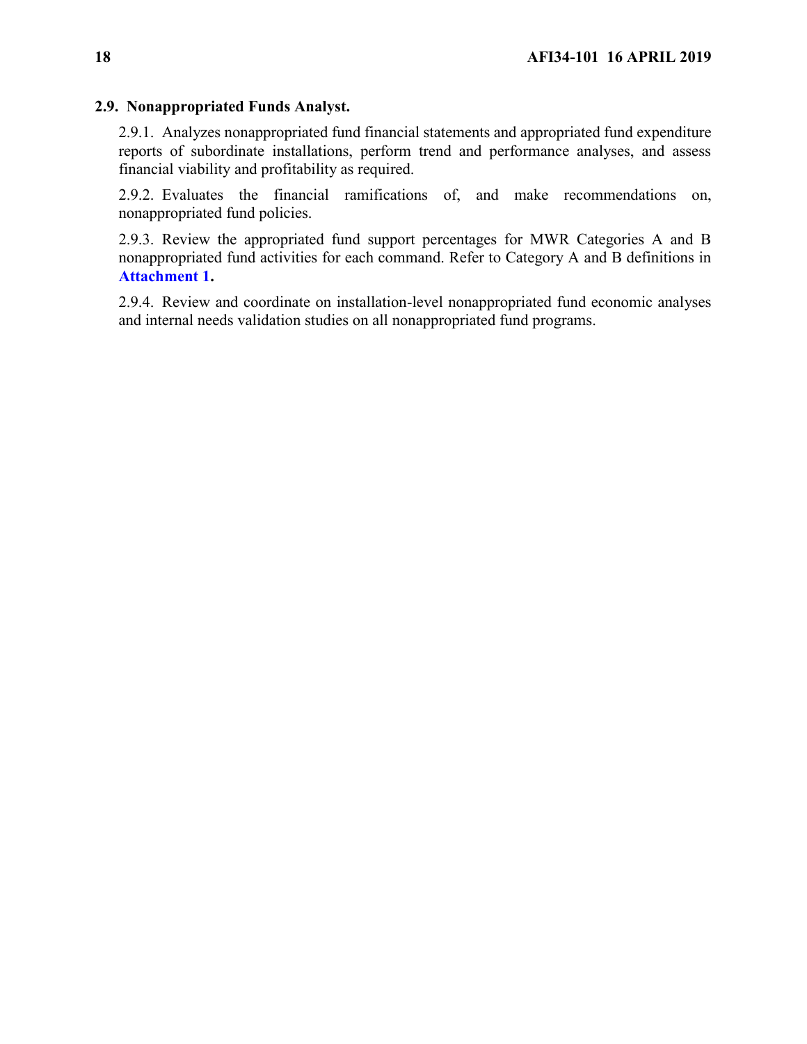**2.9. Nonappropriated Funds Analyst.**

2.9.1. Analyzes nonappropriated fund financial statements and appropriated fund expenditure reports of subordinate installations, perform trend and performance analyses, and assess financial viability and profitability as required.

2.9.2. Evaluates the financial ramifications of, and make recommendations on, nonappropriated fund policies.

2.9.3. Review the appropriated fund support percentages for MWR Categories A and B nonappropriated fund activities for each command. Refer to Category A and B definitions in **Attachment 1.**

2.9.4. Review and coordinate on installation-level nonappropriated fund economic analyses and internal needs validation studies on all nonappropriated fund programs.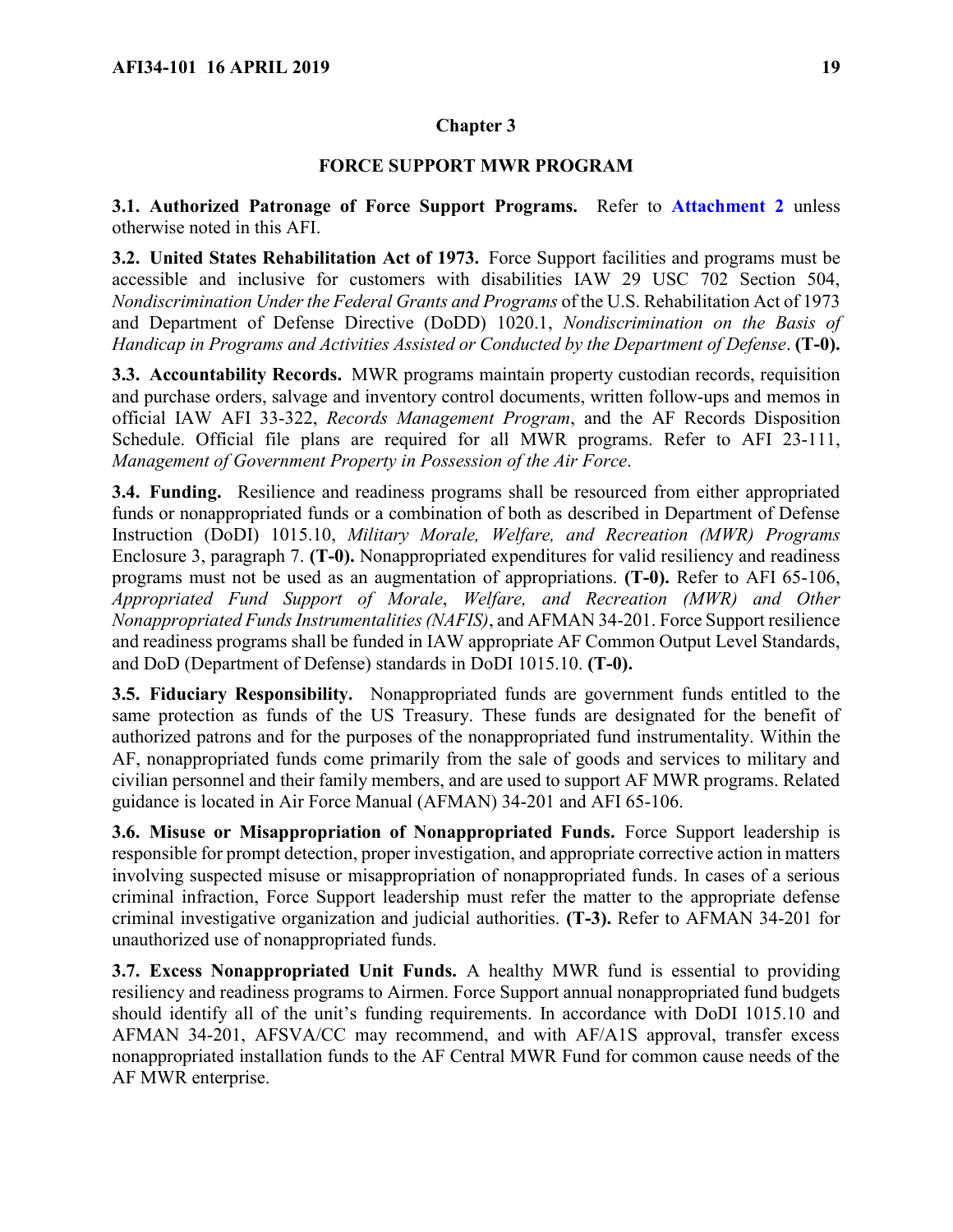# Chapter 3

## FORCE SUPPORT MWR PROGRAM

**3.1. Authorized Patronage of Force Support Programs.** Refer to **Attachment 2** unless otherwise noted in this AFI.

**3.2. United States Rehabilitation Act of 1973.** Force Support facilities and programs must be accessible and inclusive for customers with disabilities IAW 29 USC 702 Section 504, *Nondiscrimination Under the Federal Grants and Programs* of the U.S. Rehabilitation Act of 1973 and Department of Defense Directive (DoDD) 1020.1, *Nondiscrimination on the Basis of Handicap in Programs and Activities Assisted or Conducted by the Department of Defense*. **(T-0).**

**3.3. Accountability Records.** MWR programs maintain property custodian records, requisition and purchase orders, salvage and inventory control documents, written follow-ups and memos in official IAW AFI 33-322, *Records Management Program*, and the AF Records Disposition Schedule. Official file plans are required for all MWR programs. Refer to AFI 23-111, *Management of Government Property in Possession of the Air Force*.

**3.4. Funding.** Resilience and readiness programs shall be resourced from either appropriated funds or nonappropriated funds or a combination of both as described in Department of Defense Instruction (DoDI) 1015.10, *Military Morale, Welfare, and Recreation (MWR) Programs* Enclosure 3, paragraph 7. **(T-0).** Nonappropriated expenditures for valid resiliency and readiness programs must not be used as an augmentation of appropriations. **(T-0).** Refer to AFI 65-106, *Appropriated Fund Support of Morale*, *Welfare, and Recreation (MWR) and Other Nonappropriated Funds Instrumentalities (NAFIS)*, and AFMAN 34-201. Force Support resilience and readiness programs shall be funded in IAW appropriate AF Common Output Level Standards, and DoD (Department of Defense) standards in DoDI 1015.10. **(T-0).**

**3.5. Fiduciary Responsibility.** Nonappropriated funds are government funds entitled to the same protection as funds of the US Treasury. These funds are designated for the benefit of authorized patrons and for the purposes of the nonappropriated fund instrumentality. Within the AF, nonappropriated funds come primarily from the sale of goods and services to military and civilian personnel and their family members, and are used to support AF MWR programs. Related guidance is located in Air Force Manual (AFMAN) 34-201 and AFI 65-106.

**3.6. Misuse or Misappropriation of Nonappropriated Funds.** Force Support leadership is responsible for prompt detection, proper investigation, and appropriate corrective action in matters involving suspected misuse or misappropriation of nonappropriated funds. In cases of a serious criminal infraction, Force Support leadership must refer the matter to the appropriate defense criminal investigative organization and judicial authorities. **(T-3).** Refer to AFMAN 34-201 for unauthorized use of nonappropriated funds.

**3.7. Excess Nonappropriated Unit Funds.** A healthy MWR fund is essential to providing resiliency and readiness programs to Airmen. Force Support annual nonappropriated fund budgets should identify all of the unit's funding requirements. In accordance with DoDI 1015.10 and AFMAN 34-201, AFSVA/CC may recommend, and with AF/A1S approval, transfer excess nonappropriated installation funds to the AF Central MWR Fund for common cause needs of the AF MWR enterprise.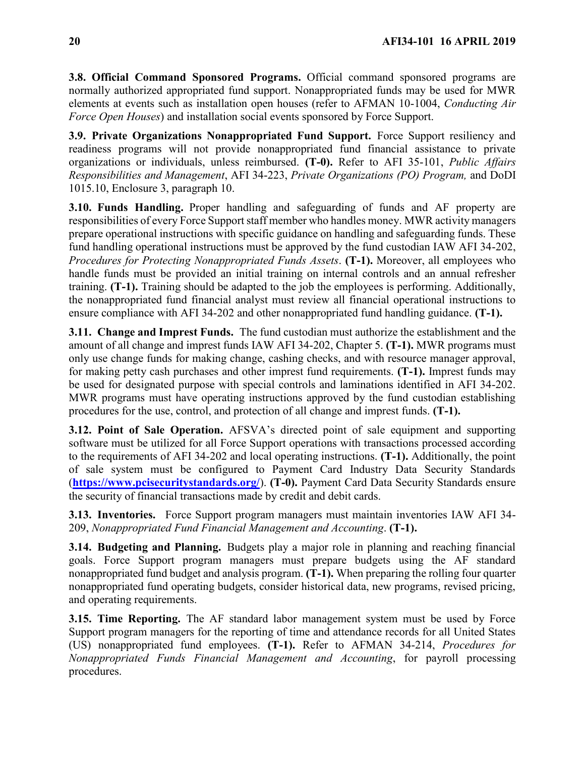**3.8. Official Command Sponsored Programs.** Official command sponsored programs are normally authorized appropriated fund support. Nonappropriated funds may be used for MWR elements at events such as installation open houses (refer to AFMAN 10-1004, *Conducting Air Force Open Houses*) and installation social events sponsored by Force Support.

**3.9. Private Organizations Nonappropriated Fund Support.** Force Support resiliency and readiness programs will not provide nonappropriated fund financial assistance to private organizations or individuals, unless reimbursed. **(T-0).** Refer to AFI 35-101, *Public Affairs Responsibilities and Management*, AFI 34-223, *Private Organizations (PO) Program,* and DoDI 1015.10, Enclosure 3, paragraph 10.

**3.10. Funds Handling.** Proper handling and safeguarding of funds and AF property are responsibilities of every Force Support staff member who handles money. MWR activity managers prepare operational instructions with specific guidance on handling and safeguarding funds. These fund handling operational instructions must be approved by the fund custodian IAW AFI 34-202, *Procedures for Protecting Nonappropriated Funds Assets*. **(T-1).** Moreover, all employees who handle funds must be provided an initial training on internal controls and an annual refresher training. **(T-1).** Training should be adapted to the job the employees is performing. Additionally, the nonappropriated fund financial analyst must review all financial operational instructions to ensure compliance with AFI 34-202 and other nonappropriated fund handling guidance. **(T-1).**

**3.11. Change and Imprest Funds.** The fund custodian must authorize the establishment and the amount of all change and imprest funds IAW AFI 34-202, Chapter 5. **(T-1).** MWR programs must only use change funds for making change, cashing checks, and with resource manager approval, for making petty cash purchases and other imprest fund requirements. **(T-1).** Imprest funds may be used for designated purpose with special controls and laminations identified in AFI 34-202. MWR programs must have operating instructions approved by the fund custodian establishing procedures for the use, control, and protection of all change and imprest funds. **(T-1).**

**3.12. Point of Sale Operation.** AFSVA's directed point of sale equipment and supporting software must be utilized for all Force Support operations with transactions processed according to the requirements of AFI 34-202 and local operating instructions. **(T-1).** Additionally, the point of sale system must be configured to Payment Card Industry Data Security Standards (**https://www.pcisecuritystandards.org/**). **(T-0).** Payment Card Data Security Standards ensure the security of financial transactions made by credit and debit cards.

**3.13. Inventories.** Force Support program managers must maintain inventories IAW AFI 34-209, *Nonappropriated Fund Financial Management and Accounting*. **(T-1).**

**3.14. Budgeting and Planning.** Budgets play a major role in planning and reaching financial goals. Force Support program managers must prepare budgets using the AF standard nonappropriated fund budget and analysis program. **(T-1).** When preparing the rolling four quarter nonappropriated fund operating budgets, consider historical data, new programs, revised pricing, and operating requirements.

**3.15. Time Reporting.** The AF standard labor management system must be used by Force Support program managers for the reporting of time and attendance records for all United States (US) nonappropriated fund employees. **(T-1).** Refer to AFMAN 34-214, *Procedures for Nonappropriated Funds Financial Management and Accounting*, for payroll processing procedures.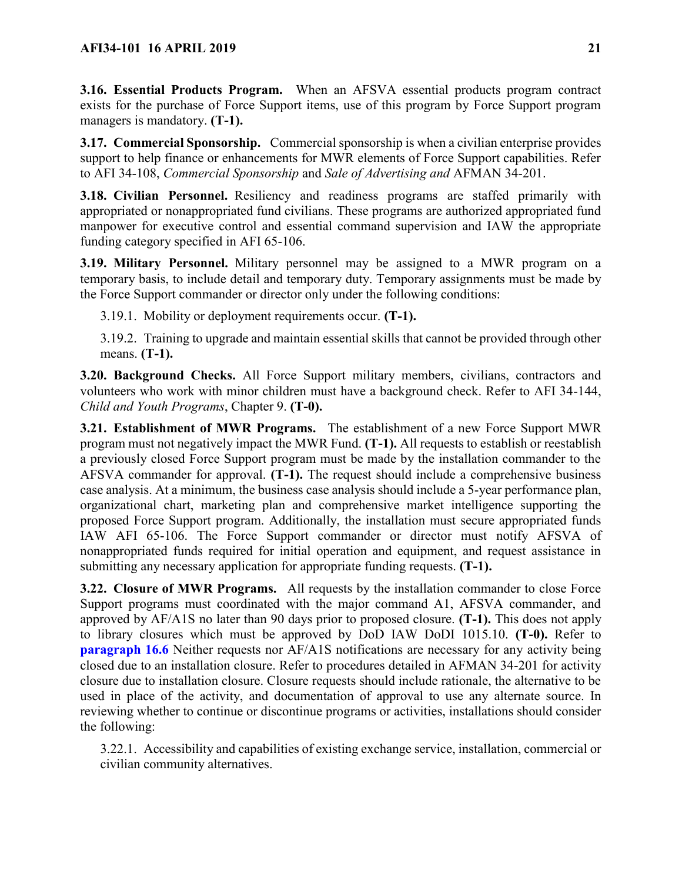**3.16. Essential Products Program.** When an AFSVA essential products program contract exists for the purchase of Force Support items, use of this program by Force Support program managers is mandatory. **(T-1).**

**3.17. Commercial Sponsorship.** Commercial sponsorship is when a civilian enterprise provides support to help finance or enhancements for MWR elements of Force Support capabilities. Refer to AFI 34-108, *Commercial Sponsorship* and *Sale of Advertising and* AFMAN 34-201.

**3.18. Civilian Personnel.** Resiliency and readiness programs are staffed primarily with appropriated or nonappropriated fund civilians. These programs are authorized appropriated fund manpower for executive control and essential command supervision and IAW the appropriate funding category specified in AFI 65-106.

**3.19. Military Personnel.** Military personnel may be assigned to a MWR program on a temporary basis, to include detail and temporary duty. Temporary assignments must be made by the Force Support commander or director only under the following conditions:

3.19.1. Mobility or deployment requirements occur. **(T-1).**

3.19.2. Training to upgrade and maintain essential skills that cannot be provided through other means. **(T-1).**

**3.20. Background Checks.** All Force Support military members, civilians, contractors and volunteers who work with minor children must have a background check. Refer to AFI 34-144, *Child and Youth Programs*, Chapter 9. **(T-0).**

**3.21. Establishment of MWR Programs.** The establishment of a new Force Support MWR program must not negatively impact the MWR Fund. **(T-1).** All requests to establish or reestablish a previously closed Force Support program must be made by the installation commander to the AFSVA commander for approval. **(T-1).** The request should include a comprehensive business case analysis. At a minimum, the business case analysis should include a 5-year performance plan, organizational chart, marketing plan and comprehensive market intelligence supporting the proposed Force Support program. Additionally, the installation must secure appropriated funds IAW AFI 65-106. The Force Support commander or director must notify AFSVA of nonappropriated funds required for initial operation and equipment, and request assistance in submitting any necessary application for appropriate funding requests. **(T-1).**

**3.22. Closure of MWR Programs.** All requests by the installation commander to close Force Support programs must coordinated with the major command A1, AFSVA commander, and approved by AF/A1S no later than 90 days prior to proposed closure. **(T-1).** This does not apply to library closures which must be approved by DoD IAW DoDI 1015.10. **(T-0).** Refer to **paragraph 16.6** Neither requests nor AF/A1S notifications are necessary for any activity being closed due to an installation closure. Refer to procedures detailed in AFMAN 34-201 for activity closure due to installation closure. Closure requests should include rationale, the alternative to be used in place of the activity, and documentation of approval to use any alternate source. In reviewing whether to continue or discontinue programs or activities, installations should consider the following:

3.22.1. Accessibility and capabilities of existing exchange service, installation, commercial or civilian community alternatives.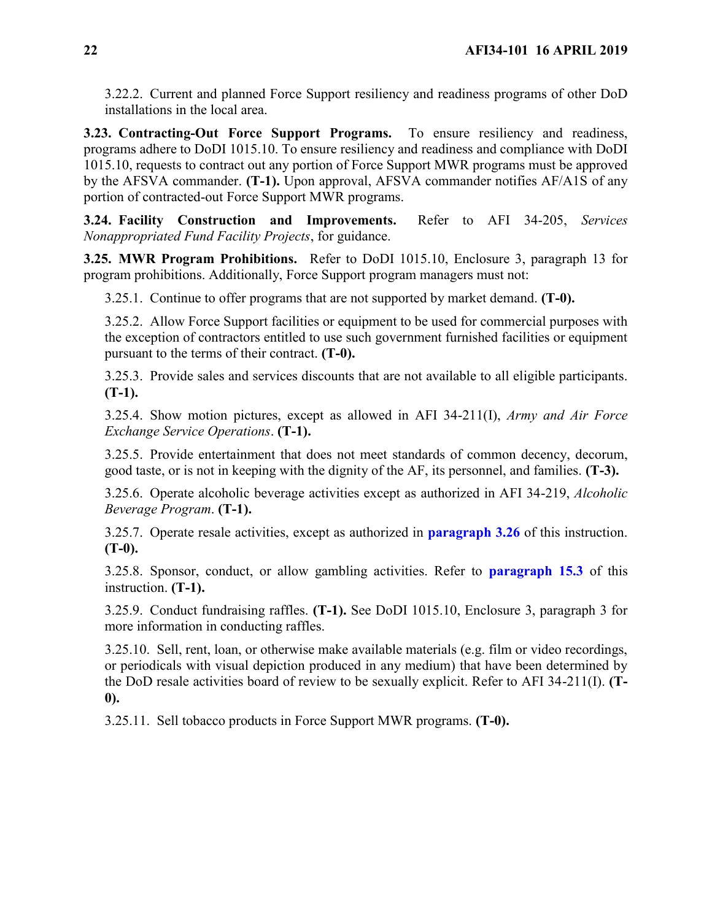3.22.2. Current and planned Force Support resiliency and readiness programs of other DoD installations in the local area.

**3.23. Contracting-Out Force Support Programs.** To ensure resiliency and readiness, programs adhere to DoDI 1015.10. To ensure resiliency and readiness and compliance with DoDI 1015.10, requests to contract out any portion of Force Support MWR programs must be approved by the AFSVA commander. **(T-1).** Upon approval, AFSVA commander notifies AF/A1S of any portion of contracted-out Force Support MWR programs.

**3.24. Facility Construction and Improvements.** Refer to AFI 34-205, *Services Nonappropriated Fund Facility Projects*, for guidance.

**3.25. MWR Program Prohibitions.** Refer to DoDI 1015.10, Enclosure 3, paragraph 13 for program prohibitions. Additionally, Force Support program managers must not:

3.25.1. Continue to offer programs that are not supported by market demand. **(T-0).**

3.25.2. Allow Force Support facilities or equipment to be used for commercial purposes with the exception of contractors entitled to use such government furnished facilities or equipment pursuant to the terms of their contract. **(T-0).**

3.25.3. Provide sales and services discounts that are not available to all eligible participants. **(T-1).**

3.25.4. Show motion pictures, except as allowed in AFI 34-211(I), *Army and Air Force Exchange Service Operations*. **(T-1).**

3.25.5. Provide entertainment that does not meet standards of common decency, decorum, good taste, or is not in keeping with the dignity of the AF, its personnel, and families. **(T-3).**

3.25.6. Operate alcoholic beverage activities except as authorized in AFI 34-219, *Alcoholic Beverage Program*. **(T-1).**

3.25.7. Operate resale activities, except as authorized in **paragraph 3.26** of this instruction. **(T-0).**

3.25.8. Sponsor, conduct, or allow gambling activities. Refer to **paragraph 15.3** of this instruction. **(T-1).**

3.25.9. Conduct fundraising raffles. **(T-1).** See DoDI 1015.10, Enclosure 3, paragraph 3 for more information in conducting raffles.

3.25.10. Sell, rent, loan, or otherwise make available materials (e.g. film or video recordings, or periodicals with visual depiction produced in any medium) that have been determined by the DoD resale activities board of review to be sexually explicit. Refer to AFI 34-211(I). **(T-0).**

3.25.11. Sell tobacco products in Force Support MWR programs. **(T-0).**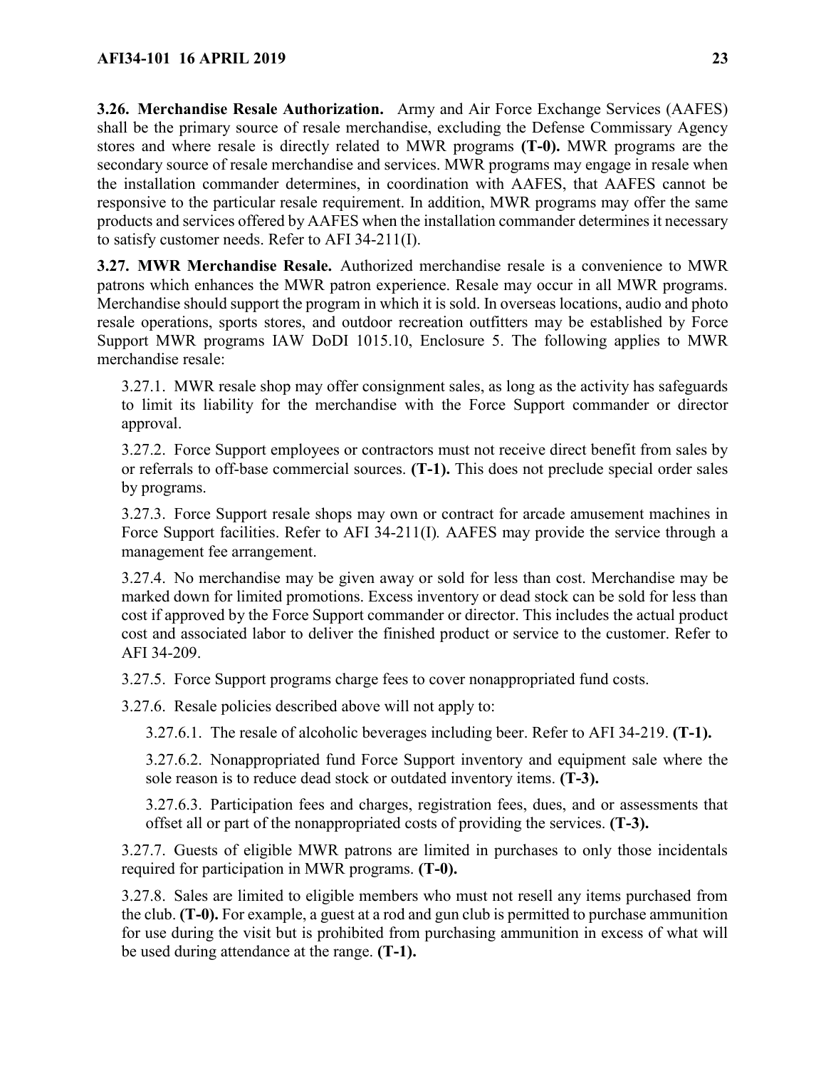**3.26. Merchandise Resale Authorization.** Army and Air Force Exchange Services (AAFES) shall be the primary source of resale merchandise, excluding the Defense Commissary Agency stores and where resale is directly related to MWR programs **(T-0).** MWR programs are the secondary source of resale merchandise and services. MWR programs may engage in resale when the installation commander determines, in coordination with AAFES, that AAFES cannot be responsive to the particular resale requirement. In addition, MWR programs may offer the same products and services offered by AAFES when the installation commander determines it necessary to satisfy customer needs. Refer to AFI 34-211(I).

**3.27. MWR Merchandise Resale.** Authorized merchandise resale is a convenience to MWR patrons which enhances the MWR patron experience. Resale may occur in all MWR programs. Merchandise should support the program in which it is sold. In overseas locations, audio and photo resale operations, sports stores, and outdoor recreation outfitters may be established by Force Support MWR programs IAW DoDI 1015.10, Enclosure 5. The following applies to MWR merchandise resale:

3.27.1. MWR resale shop may offer consignment sales, as long as the activity has safeguards to limit its liability for the merchandise with the Force Support commander or director approval.

3.27.2. Force Support employees or contractors must not receive direct benefit from sales by or referrals to off-base commercial sources. **(T-1).** This does not preclude special order sales by programs.

3.27.3. Force Support resale shops may own or contract for arcade amusement machines in Force Support facilities. Refer to AFI 34-211(I). AAFES may provide the service through a management fee arrangement.

3.27.4. No merchandise may be given away or sold for less than cost. Merchandise may be marked down for limited promotions. Excess inventory or dead stock can be sold for less than cost if approved by the Force Support commander or director. This includes the actual product cost and associated labor to deliver the finished product or service to the customer. Refer to AFI 34-209.

3.27.5. Force Support programs charge fees to cover nonappropriated fund costs.

3.27.6. Resale policies described above will not apply to:

3.27.6.1. The resale of alcoholic beverages including beer. Refer to AFI 34-219. **(T-1).**

3.27.6.2. Nonappropriated fund Force Support inventory and equipment sale where the sole reason is to reduce dead stock or outdated inventory items. **(T-3).**

3.27.6.3. Participation fees and charges, registration fees, dues, and or assessments that offset all or part of the nonappropriated costs of providing the services. **(T-3).**

3.27.7. Guests of eligible MWR patrons are limited in purchases to only those incidentals required for participation in MWR programs. **(T-0).**

3.27.8. Sales are limited to eligible members who must not resell any items purchased from the club. **(T-0).** For example, a guest at a rod and gun club is permitted to purchase ammunition for use during the visit but is prohibited from purchasing ammunition in excess of what will be used during attendance at the range. **(T-1).**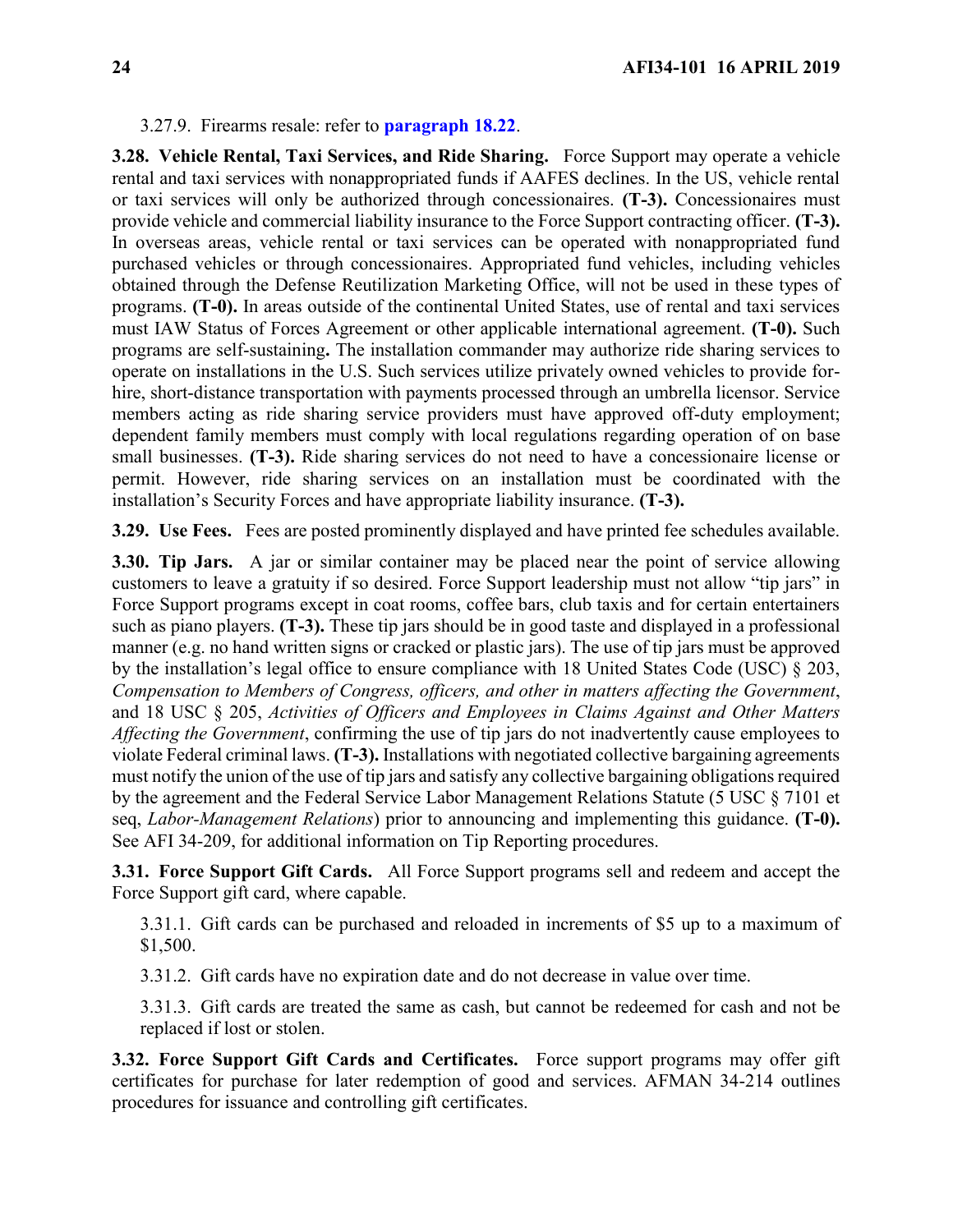3.27.9. Firearms resale: refer to **paragraph 18.22**.

**3.28. Vehicle Rental, Taxi Services, and Ride Sharing.** Force Support may operate a vehicle rental and taxi services with nonappropriated funds if AAFES declines. In the US, vehicle rental or taxi services will only be authorized through concessionaires. **(T-3).** Concessionaires must provide vehicle and commercial liability insurance to the Force Support contracting officer. **(T-3).** In overseas areas, vehicle rental or taxi services can be operated with nonappropriated fund purchased vehicles or through concessionaires. Appropriated fund vehicles, including vehicles obtained through the Defense Reutilization Marketing Office, will not be used in these types of programs. **(T-0).** In areas outside of the continental United States, use of rental and taxi services must IAW Status of Forces Agreement or other applicable international agreement. **(T-0).** Such programs are self-sustaining**.** The installation commander may authorize ride sharing services to operate on installations in the U.S. Such services utilize privately owned vehicles to provide for-hire, short-distance transportation with payments processed through an umbrella licensor. Service members acting as ride sharing service providers must have approved off-duty employment; dependent family members must comply with local regulations regarding operation of on base small businesses. **(T-3).** Ride sharing services do not need to have a concessionaire license or permit. However, ride sharing services on an installation must be coordinated with the installation's Security Forces and have appropriate liability insurance. **(T-3).**

**3.29. Use Fees.** Fees are posted prominently displayed and have printed fee schedules available.

**3.30. Tip Jars.** A jar or similar container may be placed near the point of service allowing customers to leave a gratuity if so desired. Force Support leadership must not allow "tip jars" in Force Support programs except in coat rooms, coffee bars, club taxis and for certain entertainers such as piano players. **(T-3).** These tip jars should be in good taste and displayed in a professional manner (e.g. no hand written signs or cracked or plastic jars). The use of tip jars must be approved by the installation's legal office to ensure compliance with 18 United States Code (USC) § 203, *Compensation to Members of Congress, officers, and other in matters affecting the Government*, and 18 USC § 205, *Activities of Officers and Employees in Claims Against and Other Matters Affecting the Government*, confirming the use of tip jars do not inadvertently cause employees to violate Federal criminal laws. **(T-3).** Installations with negotiated collective bargaining agreements must notify the union of the use of tip jars and satisfy any collective bargaining obligations required by the agreement and the Federal Service Labor Management Relations Statute (5 USC § 7101 et seq, *Labor-Management Relations*) prior to announcing and implementing this guidance. **(T-0).** See AFI 34-209, for additional information on Tip Reporting procedures.

**3.31. Force Support Gift Cards.** All Force Support programs sell and redeem and accept the Force Support gift card, where capable.

3.31.1. Gift cards can be purchased and reloaded in increments of $5 up to a maximum of $1,500.

3.31.2. Gift cards have no expiration date and do not decrease in value over time.

3.31.3. Gift cards are treated the same as cash, but cannot be redeemed for cash and not be replaced if lost or stolen.

**3.32. Force Support Gift Cards and Certificates.** Force support programs may offer gift certificates for purchase for later redemption of good and services. AFMAN 34-214 outlines procedures for issuance and controlling gift certificates.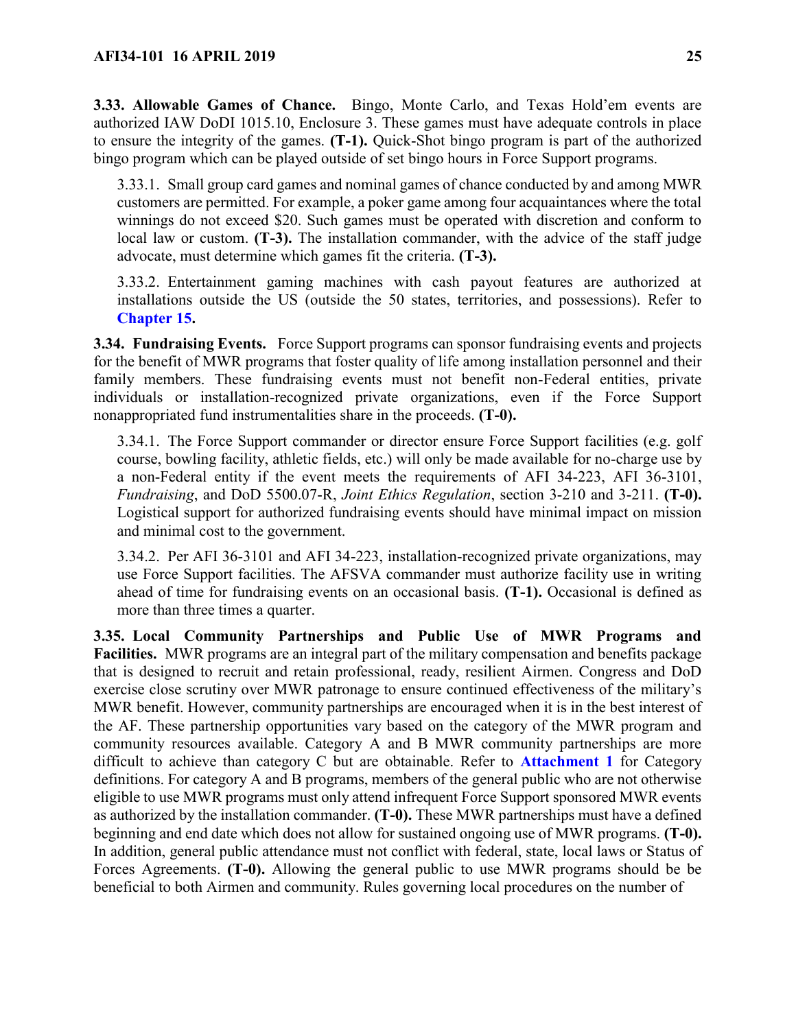**3.33. Allowable Games of Chance.** Bingo, Monte Carlo, and Texas Hold'em events are authorized IAW DoDI 1015.10, Enclosure 3. These games must have adequate controls in place to ensure the integrity of the games. **(T-1).** Quick-Shot bingo program is part of the authorized bingo program which can be played outside of set bingo hours in Force Support programs.

3.33.1. Small group card games and nominal games of chance conducted by and among MWR customers are permitted. For example, a poker game among four acquaintances where the total winnings do not exceed $20. Such games must be operated with discretion and conform to local law or custom. **(T-3).** The installation commander, with the advice of the staff judge advocate, must determine which games fit the criteria. **(T-3).**

3.33.2. Entertainment gaming machines with cash payout features are authorized at installations outside the US (outside the 50 states, territories, and possessions). Refer to **Chapter 15.**

**3.34. Fundraising Events.** Force Support programs can sponsor fundraising events and projects for the benefit of MWR programs that foster quality of life among installation personnel and their family members. These fundraising events must not benefit non-Federal entities, private individuals or installation-recognized private organizations, even if the Force Support nonappropriated fund instrumentalities share in the proceeds. **(T-0).**

3.34.1. The Force Support commander or director ensure Force Support facilities (e.g. golf course, bowling facility, athletic fields, etc.) will only be made available for no-charge use by a non-Federal entity if the event meets the requirements of AFI 34-223, AFI 36-3101, *Fundraising*, and DoD 5500.07-R, *Joint Ethics Regulation*, section 3-210 and 3-211. **(T-0).** Logistical support for authorized fundraising events should have minimal impact on mission and minimal cost to the government.

3.34.2. Per AFI 36-3101 and AFI 34-223, installation-recognized private organizations, may use Force Support facilities. The AFSVA commander must authorize facility use in writing ahead of time for fundraising events on an occasional basis. **(T-1).** Occasional is defined as more than three times a quarter.

**3.35. Local Community Partnerships and Public Use of MWR Programs and Facilities.** MWR programs are an integral part of the military compensation and benefits package that is designed to recruit and retain professional, ready, resilient Airmen. Congress and DoD exercise close scrutiny over MWR patronage to ensure continued effectiveness of the military's MWR benefit. However, community partnerships are encouraged when it is in the best interest of the AF. These partnership opportunities vary based on the category of the MWR program and community resources available. Category A and B MWR community partnerships are more difficult to achieve than category C but are obtainable. Refer to **Attachment 1** for Category definitions. For category A and B programs, members of the general public who are not otherwise eligible to use MWR programs must only attend infrequent Force Support sponsored MWR events as authorized by the installation commander. **(T-0).** These MWR partnerships must have a defined beginning and end date which does not allow for sustained ongoing use of MWR programs. **(T-0).** In addition, general public attendance must not conflict with federal, state, local laws or Status of Forces Agreements. **(T-0).** Allowing the general public to use MWR programs should be be beneficial to both Airmen and community. Rules governing local procedures on the number of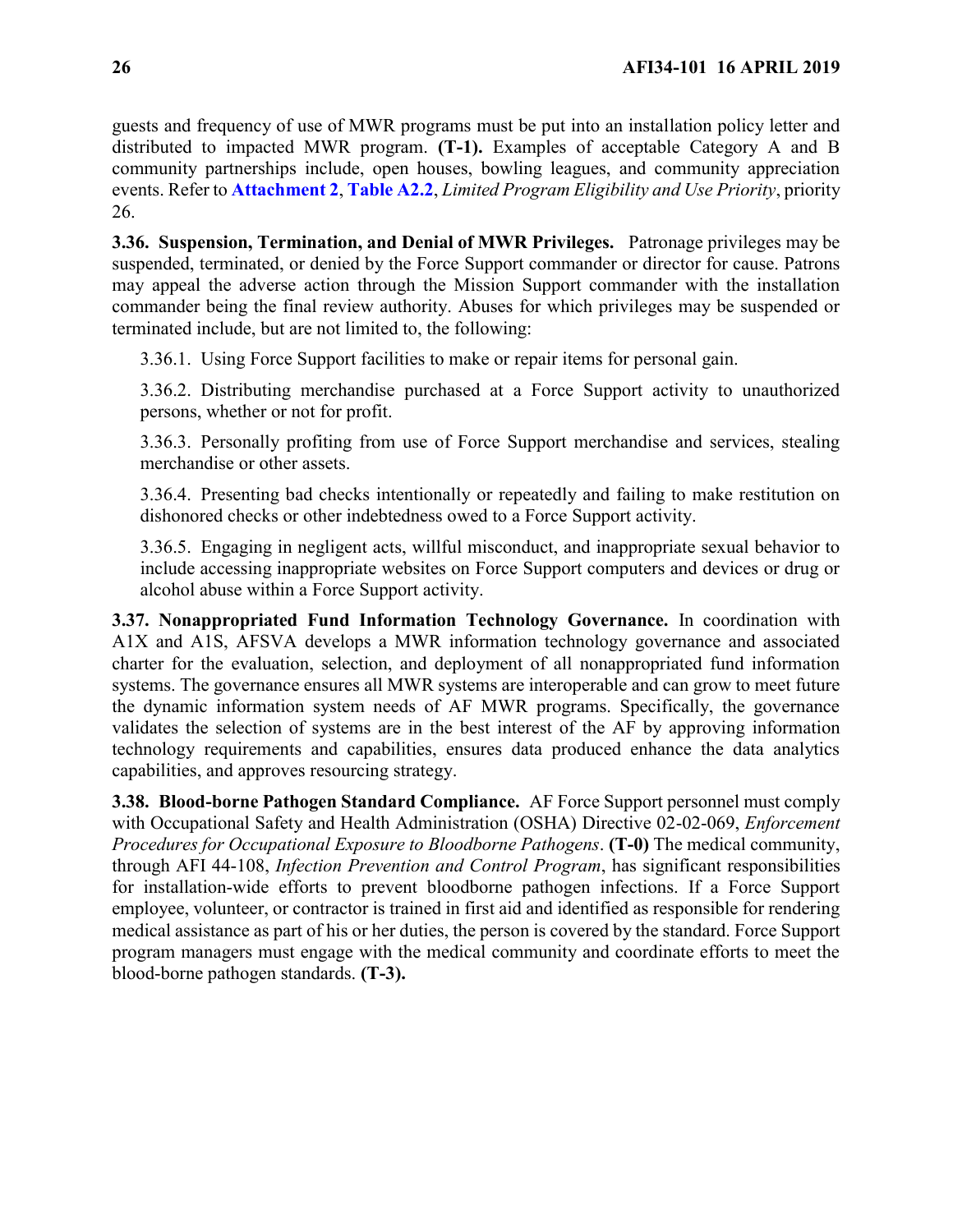guests and frequency of use of MWR programs must be put into an installation policy letter and distributed to impacted MWR program. **(T-1).** Examples of acceptable Category A and B community partnerships include, open houses, bowling leagues, and community appreciation events. Refer to **Attachment 2**, **Table A2.2**, *Limited Program Eligibility and Use Priority*, priority 26.

**3.36. Suspension, Termination, and Denial of MWR Privileges.** Patronage privileges may be suspended, terminated, or denied by the Force Support commander or director for cause. Patrons may appeal the adverse action through the Mission Support commander with the installation commander being the final review authority. Abuses for which privileges may be suspended or terminated include, but are not limited to, the following:

3.36.1. Using Force Support facilities to make or repair items for personal gain.

3.36.2. Distributing merchandise purchased at a Force Support activity to unauthorized persons, whether or not for profit.

3.36.3. Personally profiting from use of Force Support merchandise and services, stealing merchandise or other assets.

3.36.4. Presenting bad checks intentionally or repeatedly and failing to make restitution on dishonored checks or other indebtedness owed to a Force Support activity.

3.36.5. Engaging in negligent acts, willful misconduct, and inappropriate sexual behavior to include accessing inappropriate websites on Force Support computers and devices or drug or alcohol abuse within a Force Support activity.

**3.37. Nonappropriated Fund Information Technology Governance.** In coordination with A1X and A1S, AFSVA develops a MWR information technology governance and associated charter for the evaluation, selection, and deployment of all nonappropriated fund information systems. The governance ensures all MWR systems are interoperable and can grow to meet future the dynamic information system needs of AF MWR programs. Specifically, the governance validates the selection of systems are in the best interest of the AF by approving information technology requirements and capabilities, ensures data produced enhance the data analytics capabilities, and approves resourcing strategy.

**3.38. Blood-borne Pathogen Standard Compliance.** AF Force Support personnel must comply with Occupational Safety and Health Administration (OSHA) Directive 02-02-069, *Enforcement Procedures for Occupational Exposure to Bloodborne Pathogens*. **(T-0)** The medical community, through AFI 44-108, *Infection Prevention and Control Program*, has significant responsibilities for installation-wide efforts to prevent bloodborne pathogen infections. If a Force Support employee, volunteer, or contractor is trained in first aid and identified as responsible for rendering medical assistance as part of his or her duties, the person is covered by the standard. Force Support program managers must engage with the medical community and coordinate efforts to meet the blood-borne pathogen standards. **(T-3).**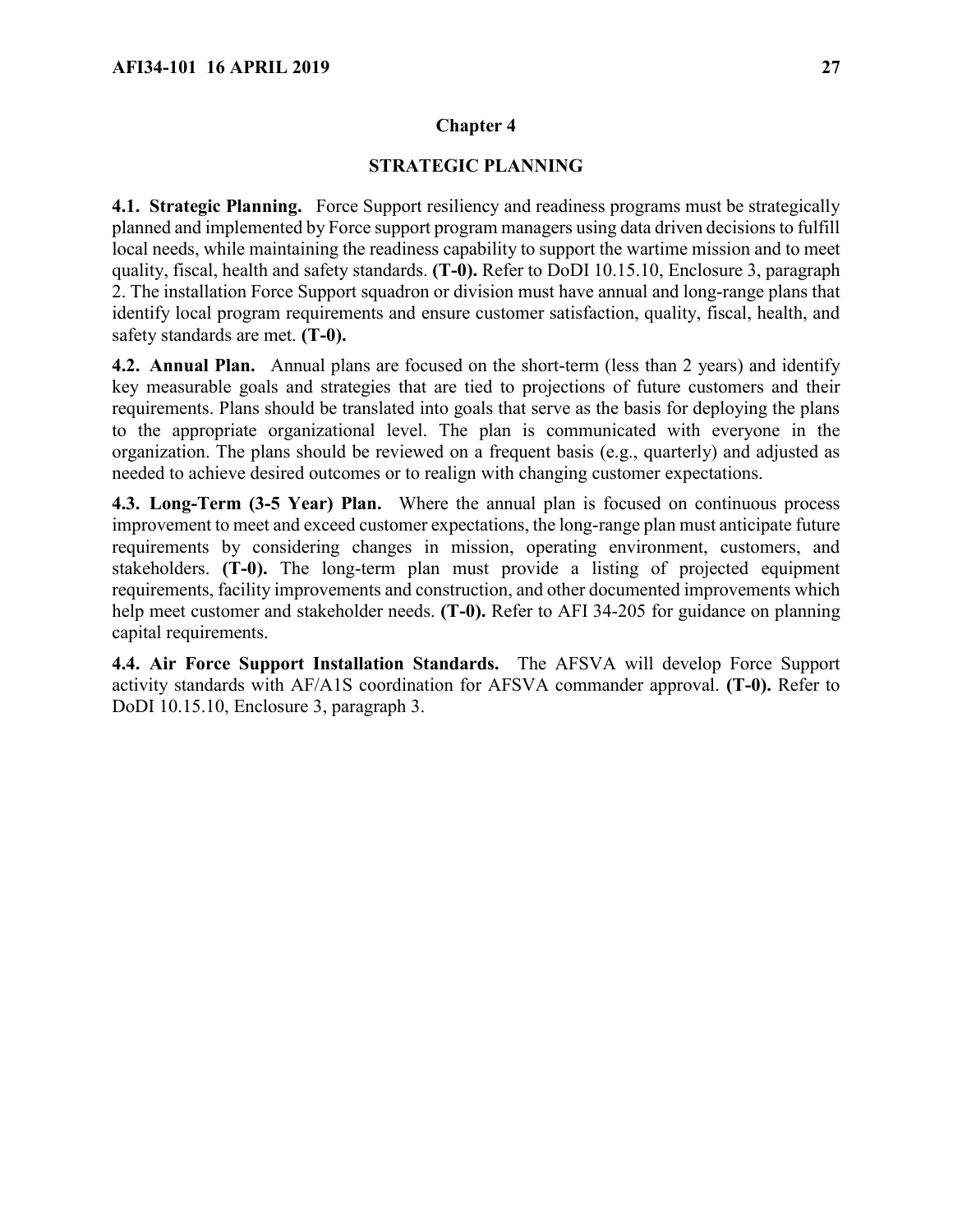# Chapter 4

# STRATEGIC PLANNING

**4.1. Strategic Planning.** Force Support resiliency and readiness programs must be strategically planned and implemented by Force support program managers using data driven decisions to fulfill local needs, while maintaining the readiness capability to support the wartime mission and to meet quality, fiscal, health and safety standards. **(T-0).** Refer to DoDI 10.15.10, Enclosure 3, paragraph 2. The installation Force Support squadron or division must have annual and long-range plans that identify local program requirements and ensure customer satisfaction, quality, fiscal, health, and safety standards are met. **(T-0).**

**4.2. Annual Plan.** Annual plans are focused on the short-term (less than 2 years) and identify key measurable goals and strategies that are tied to projections of future customers and their requirements. Plans should be translated into goals that serve as the basis for deploying the plans to the appropriate organizational level. The plan is communicated with everyone in the organization. The plans should be reviewed on a frequent basis (e.g., quarterly) and adjusted as needed to achieve desired outcomes or to realign with changing customer expectations.

**4.3. Long-Term (3-5 Year) Plan.** Where the annual plan is focused on continuous process improvement to meet and exceed customer expectations, the long-range plan must anticipate future requirements by considering changes in mission, operating environment, customers, and stakeholders. **(T-0).** The long-term plan must provide a listing of projected equipment requirements, facility improvements and construction, and other documented improvements which help meet customer and stakeholder needs. **(T-0).** Refer to AFI 34-205 for guidance on planning capital requirements.

**4.4. Air Force Support Installation Standards.** The AFSVA will develop Force Support activity standards with AF/A1S coordination for AFSVA commander approval. **(T-0).** Refer to DoDI 10.15.10, Enclosure 3, paragraph 3.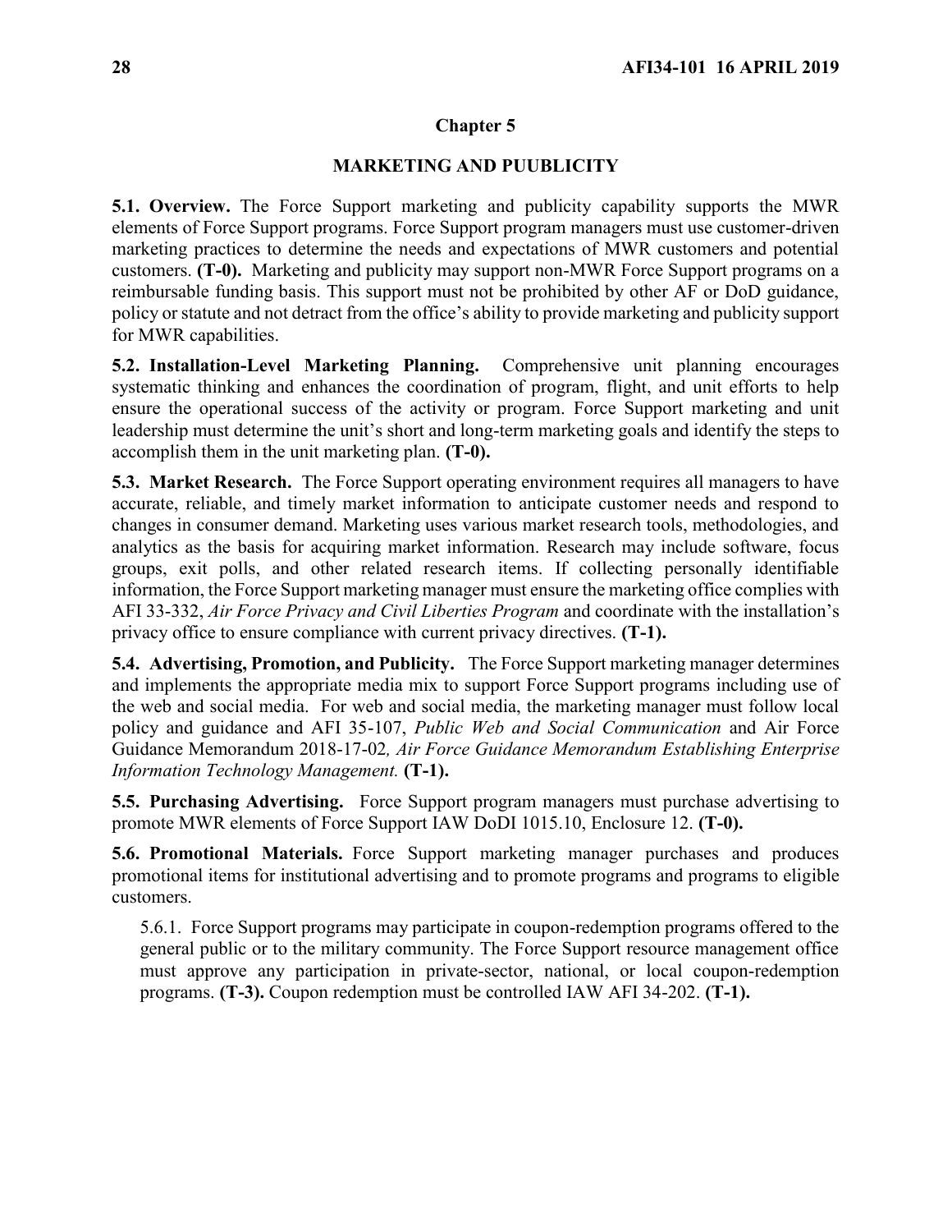## Chapter 5

## MARKETING AND PUUBLICITY

**5.1. Overview.** The Force Support marketing and publicity capability supports the MWR elements of Force Support programs. Force Support program managers must use customer-driven marketing practices to determine the needs and expectations of MWR customers and potential customers. **(T-0).** Marketing and publicity may support non-MWR Force Support programs on a reimbursable funding basis. This support must not be prohibited by other AF or DoD guidance, policy or statute and not detract from the office's ability to provide marketing and publicity support for MWR capabilities.

**5.2. Installation-Level Marketing Planning.** Comprehensive unit planning encourages systematic thinking and enhances the coordination of program, flight, and unit efforts to help ensure the operational success of the activity or program. Force Support marketing and unit leadership must determine the unit's short and long-term marketing goals and identify the steps to accomplish them in the unit marketing plan. **(T-0).**

**5.3. Market Research.** The Force Support operating environment requires all managers to have accurate, reliable, and timely market information to anticipate customer needs and respond to changes in consumer demand. Marketing uses various market research tools, methodologies, and analytics as the basis for acquiring market information. Research may include software, focus groups, exit polls, and other related research items. If collecting personally identifiable information, the Force Support marketing manager must ensure the marketing office complies with AFI 33-332, *Air Force Privacy and Civil Liberties Program* and coordinate with the installation's privacy office to ensure compliance with current privacy directives. **(T-1).**

**5.4. Advertising, Promotion, and Publicity.** The Force Support marketing manager determines and implements the appropriate media mix to support Force Support programs including use of the web and social media. For web and social media, the marketing manager must follow local policy and guidance and AFI 35-107, *Public Web and Social Communication* and Air Force Guidance Memorandum 2018-17-02*, Air Force Guidance Memorandum Establishing Enterprise Information Technology Management.* **(T-1).**

**5.5. Purchasing Advertising.** Force Support program managers must purchase advertising to promote MWR elements of Force Support IAW DoDI 1015.10, Enclosure 12. **(T-0).**

**5.6. Promotional Materials.** Force Support marketing manager purchases and produces promotional items for institutional advertising and to promote programs and programs to eligible customers.

5.6.1. Force Support programs may participate in coupon-redemption programs offered to the general public or to the military community. The Force Support resource management office must approve any participation in private-sector, national, or local coupon-redemption programs. **(T-3).** Coupon redemption must be controlled IAW AFI 34-202. **(T-1).**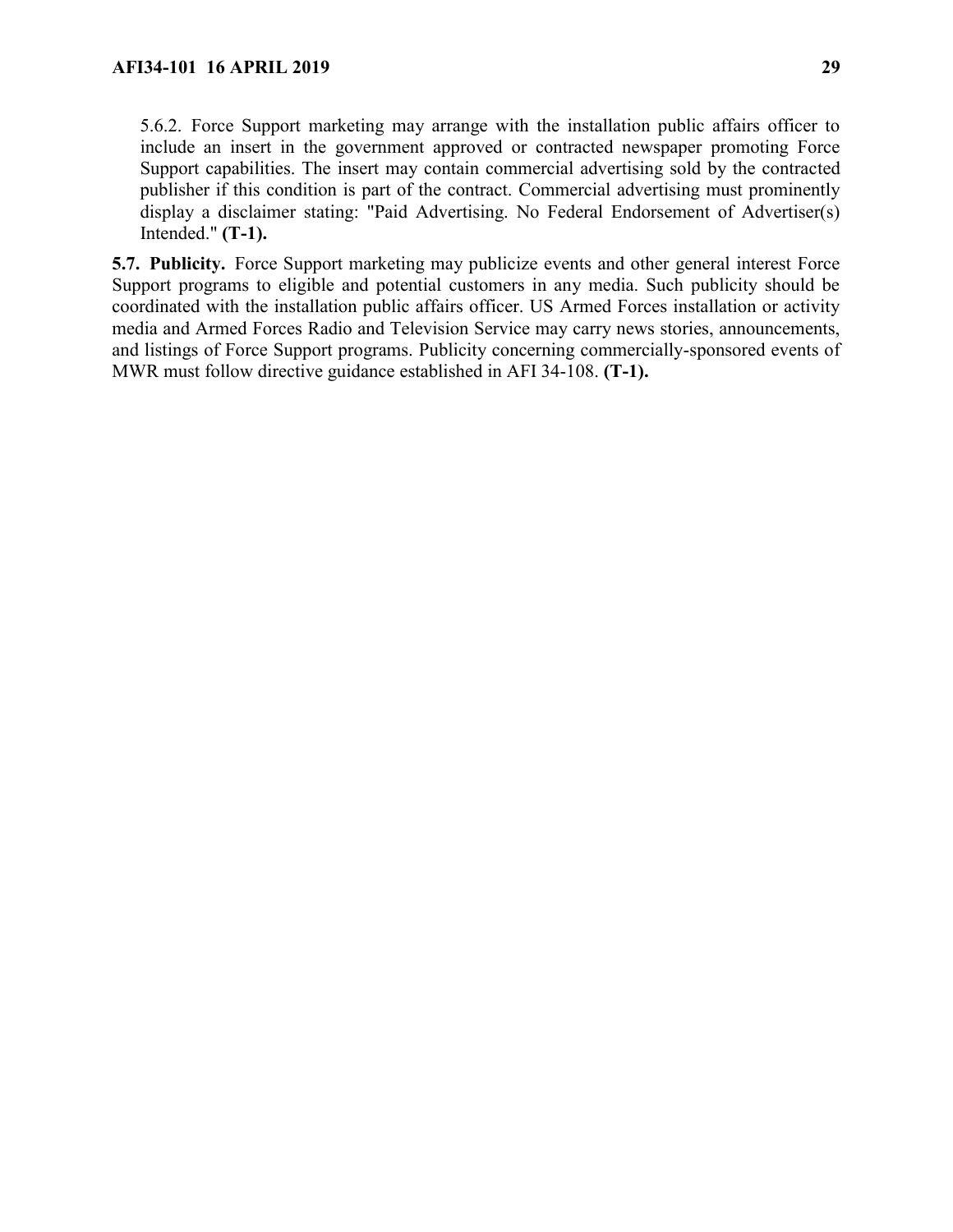5.6.2. Force Support marketing may arrange with the installation public affairs officer to include an insert in the government approved or contracted newspaper promoting Force Support capabilities. The insert may contain commercial advertising sold by the contracted publisher if this condition is part of the contract. Commercial advertising must prominently display a disclaimer stating: "Paid Advertising. No Federal Endorsement of Advertiser(s) Intended." **(T-1).**

**5.7. Publicity.** Force Support marketing may publicize events and other general interest Force Support programs to eligible and potential customers in any media. Such publicity should be coordinated with the installation public affairs officer. US Armed Forces installation or activity media and Armed Forces Radio and Television Service may carry news stories, announcements, and listings of Force Support programs. Publicity concerning commercially-sponsored events of MWR must follow directive guidance established in AFI 34-108. **(T-1).**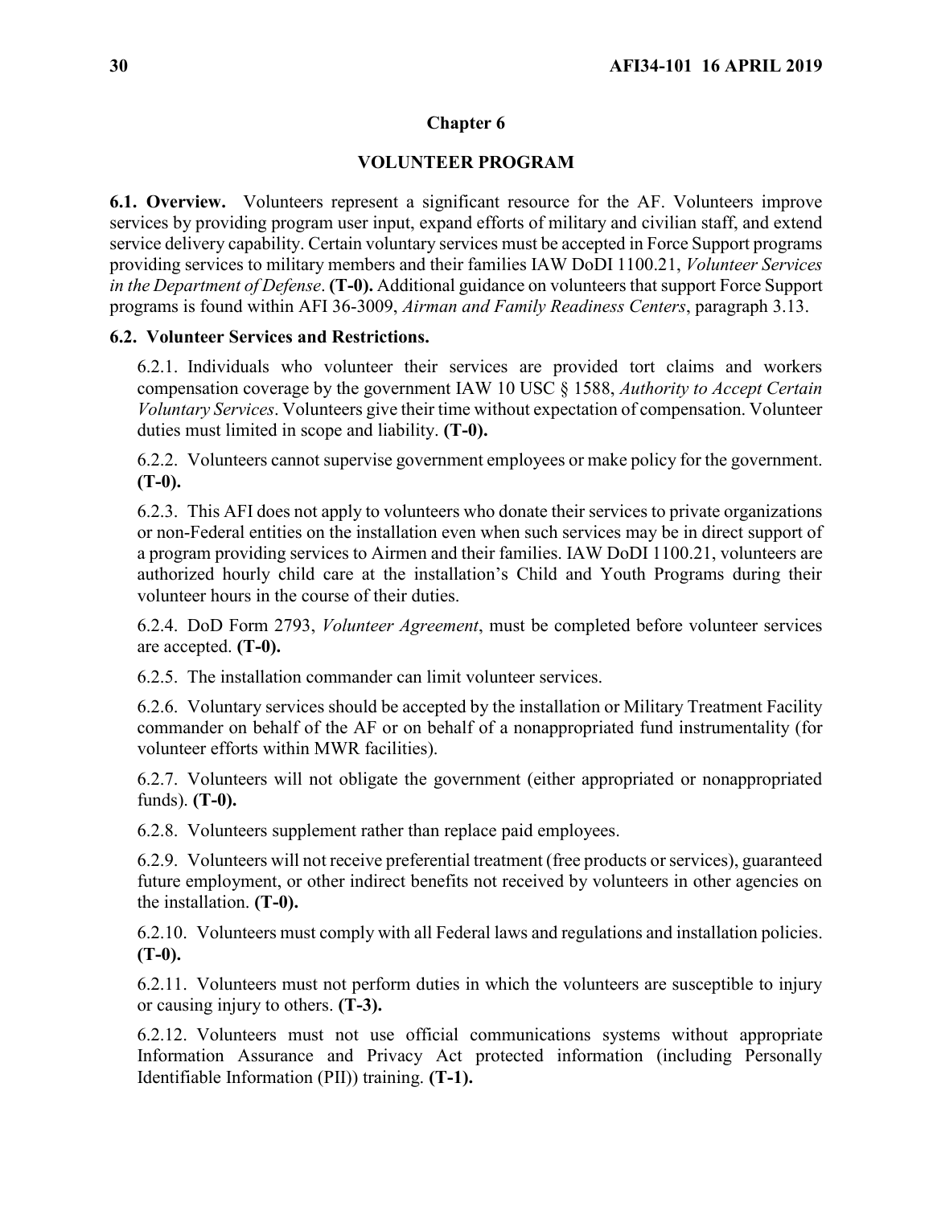## Chapter 6

## VOLUNTEER PROGRAM

**6.1. Overview.** Volunteers represent a significant resource for the AF. Volunteers improve services by providing program user input, expand efforts of military and civilian staff, and extend service delivery capability. Certain voluntary services must be accepted in Force Support programs providing services to military members and their families IAW DoDI 1100.21, *Volunteer Services in the Department of Defense*. **(T-0).** Additional guidance on volunteers that support Force Support programs is found within AFI 36-3009, *Airman and Family Readiness Centers*, paragraph 3.13.

**6.2. Volunteer Services and Restrictions.**

6.2.1. Individuals who volunteer their services are provided tort claims and workers compensation coverage by the government IAW 10 USC § 1588, *Authority to Accept Certain Voluntary Services*. Volunteers give their time without expectation of compensation. Volunteer duties must limited in scope and liability. **(T-0).**

6.2.2. Volunteers cannot supervise government employees or make policy for the government. **(T-0).**

6.2.3. This AFI does not apply to volunteers who donate their services to private organizations or non-Federal entities on the installation even when such services may be in direct support of a program providing services to Airmen and their families. IAW DoDI 1100.21, volunteers are authorized hourly child care at the installation's Child and Youth Programs during their volunteer hours in the course of their duties.

6.2.4. DoD Form 2793, *Volunteer Agreement*, must be completed before volunteer services are accepted. **(T-0).**

6.2.5. The installation commander can limit volunteer services.

6.2.6. Voluntary services should be accepted by the installation or Military Treatment Facility commander on behalf of the AF or on behalf of a nonappropriated fund instrumentality (for volunteer efforts within MWR facilities).

6.2.7. Volunteers will not obligate the government (either appropriated or nonappropriated funds). **(T-0).**

6.2.8. Volunteers supplement rather than replace paid employees.

6.2.9. Volunteers will not receive preferential treatment (free products or services), guaranteed future employment, or other indirect benefits not received by volunteers in other agencies on the installation. **(T-0).**

6.2.10. Volunteers must comply with all Federal laws and regulations and installation policies. **(T-0).**

6.2.11. Volunteers must not perform duties in which the volunteers are susceptible to injury or causing injury to others. **(T-3).**

6.2.12. Volunteers must not use official communications systems without appropriate Information Assurance and Privacy Act protected information (including Personally Identifiable Information (PII)) training. **(T-1).**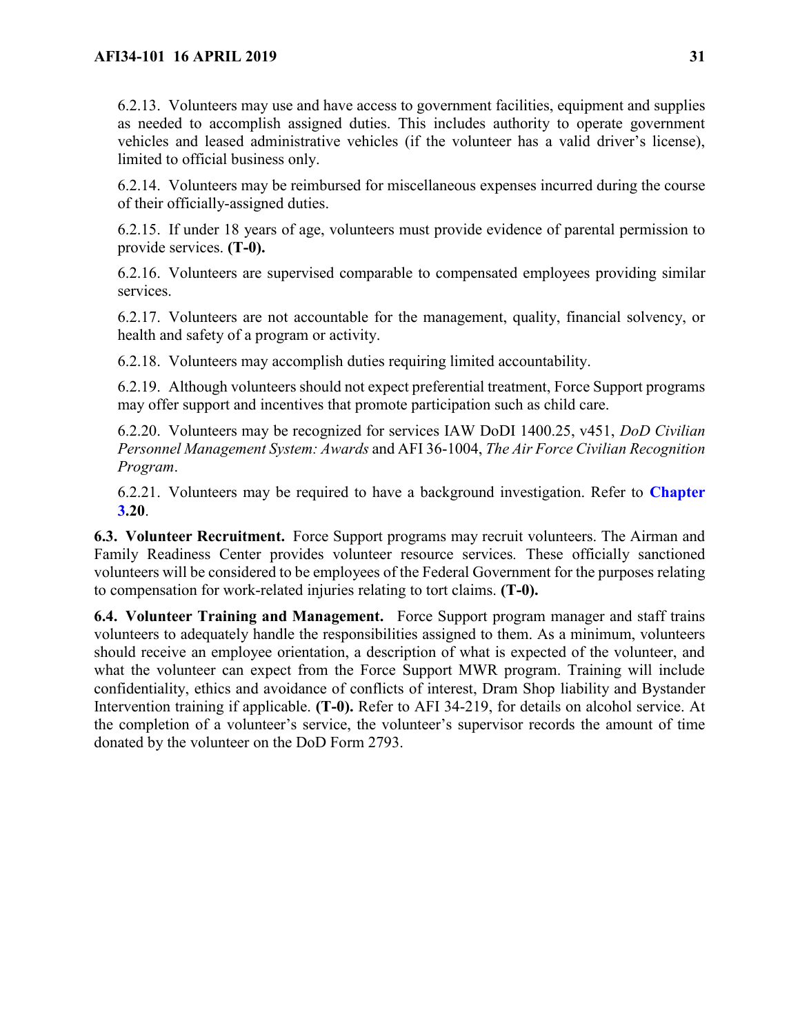6.2.13. Volunteers may use and have access to government facilities, equipment and supplies as needed to accomplish assigned duties. This includes authority to operate government vehicles and leased administrative vehicles (if the volunteer has a valid driver's license), limited to official business only.

6.2.14. Volunteers may be reimbursed for miscellaneous expenses incurred during the course of their officially-assigned duties.

6.2.15. If under 18 years of age, volunteers must provide evidence of parental permission to provide services. **(T-0).**

6.2.16. Volunteers are supervised comparable to compensated employees providing similar services.

6.2.17. Volunteers are not accountable for the management, quality, financial solvency, or health and safety of a program or activity.

6.2.18. Volunteers may accomplish duties requiring limited accountability.

6.2.19. Although volunteers should not expect preferential treatment, Force Support programs may offer support and incentives that promote participation such as child care.

6.2.20. Volunteers may be recognized for services IAW DoDI 1400.25, v451, *DoD Civilian Personnel Management System: Awards* and AFI 36-1004, *The Air Force Civilian Recognition Program*.

6.2.21. Volunteers may be required to have a background investigation. Refer to **Chapter 3.20**.

**6.3. Volunteer Recruitment.** Force Support programs may recruit volunteers. The Airman and Family Readiness Center provides volunteer resource services. These officially sanctioned volunteers will be considered to be employees of the Federal Government for the purposes relating to compensation for work-related injuries relating to tort claims. **(T-0).**

**6.4. Volunteer Training and Management.** Force Support program manager and staff trains volunteers to adequately handle the responsibilities assigned to them. As a minimum, volunteers should receive an employee orientation, a description of what is expected of the volunteer, and what the volunteer can expect from the Force Support MWR program. Training will include confidentiality, ethics and avoidance of conflicts of interest, Dram Shop liability and Bystander Intervention training if applicable. **(T-0).** Refer to AFI 34-219, for details on alcohol service. At the completion of a volunteer's service, the volunteer's supervisor records the amount of time donated by the volunteer on the DoD Form 2793.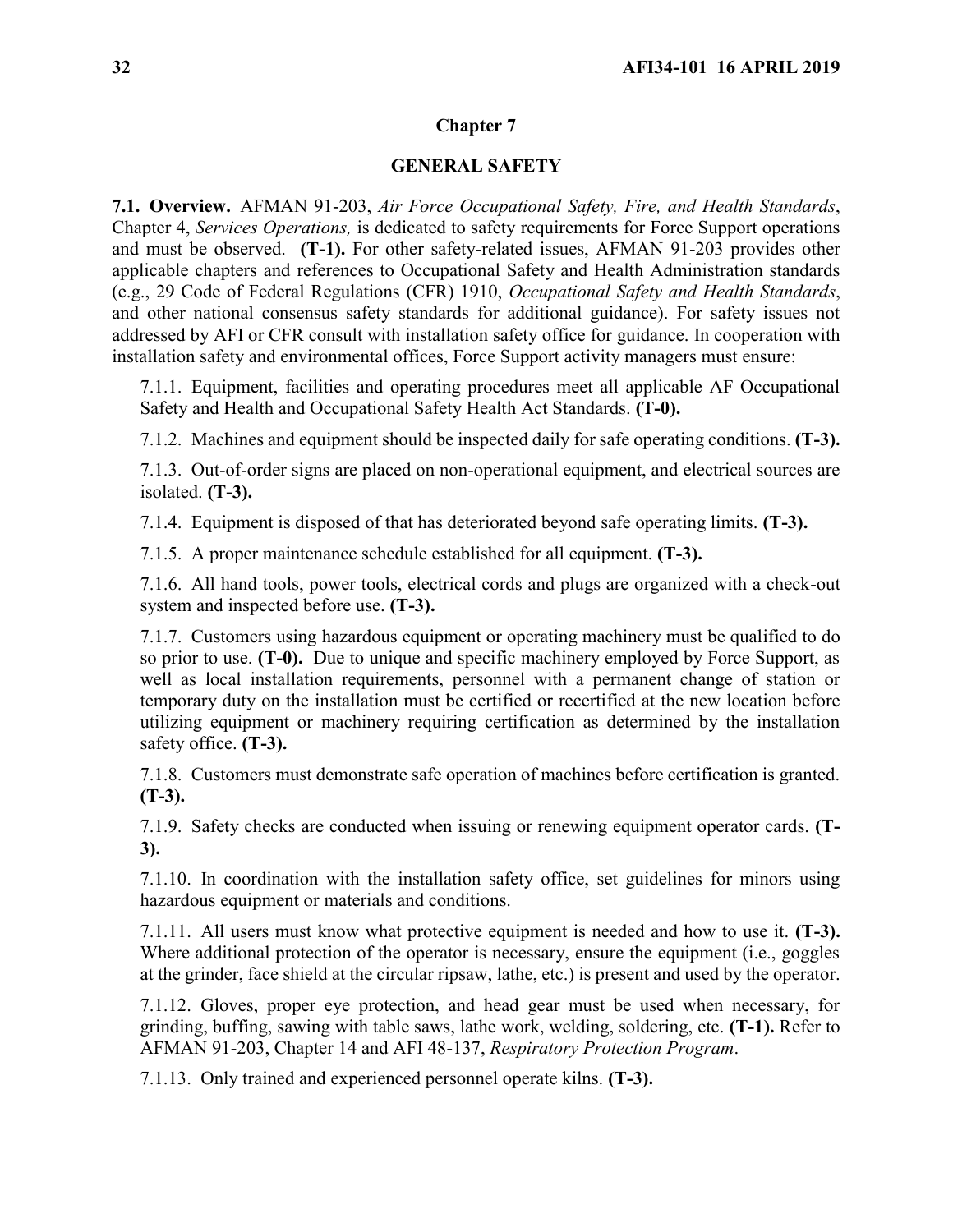# Chapter 7

## GENERAL SAFETY

**7.1. Overview.** AFMAN 91-203, *Air Force Occupational Safety, Fire, and Health Standards*, Chapter 4, *Services Operations,* is dedicated to safety requirements for Force Support operations and must be observed. **(T-1).** For other safety-related issues, AFMAN 91-203 provides other applicable chapters and references to Occupational Safety and Health Administration standards (e.g., 29 Code of Federal Regulations (CFR) 1910, *Occupational Safety and Health Standards*, and other national consensus safety standards for additional guidance). For safety issues not addressed by AFI or CFR consult with installation safety office for guidance. In cooperation with installation safety and environmental offices, Force Support activity managers must ensure:

7.1.1. Equipment, facilities and operating procedures meet all applicable AF Occupational Safety and Health and Occupational Safety Health Act Standards. **(T-0).**

7.1.2. Machines and equipment should be inspected daily for safe operating conditions. **(T-3).**

7.1.3. Out-of-order signs are placed on non-operational equipment, and electrical sources are isolated. **(T-3).**

7.1.4. Equipment is disposed of that has deteriorated beyond safe operating limits. **(T-3).**

7.1.5. A proper maintenance schedule established for all equipment. **(T-3).**

7.1.6. All hand tools, power tools, electrical cords and plugs are organized with a check-out system and inspected before use. **(T-3).**

7.1.7. Customers using hazardous equipment or operating machinery must be qualified to do so prior to use. **(T-0).** Due to unique and specific machinery employed by Force Support, as well as local installation requirements, personnel with a permanent change of station or temporary duty on the installation must be certified or recertified at the new location before utilizing equipment or machinery requiring certification as determined by the installation safety office. **(T-3).**

7.1.8. Customers must demonstrate safe operation of machines before certification is granted. **(T-3).**

7.1.9. Safety checks are conducted when issuing or renewing equipment operator cards. **(T-3).**

7.1.10. In coordination with the installation safety office, set guidelines for minors using hazardous equipment or materials and conditions.

7.1.11. All users must know what protective equipment is needed and how to use it. **(T-3).** Where additional protection of the operator is necessary, ensure the equipment (i.e., goggles at the grinder, face shield at the circular ripsaw, lathe, etc.) is present and used by the operator.

7.1.12. Gloves, proper eye protection, and head gear must be used when necessary, for grinding, buffing, sawing with table saws, lathe work, welding, soldering, etc. **(T-1).** Refer to AFMAN 91-203, Chapter 14 and AFI 48-137, *Respiratory Protection Program*.

7.1.13. Only trained and experienced personnel operate kilns. **(T-3).**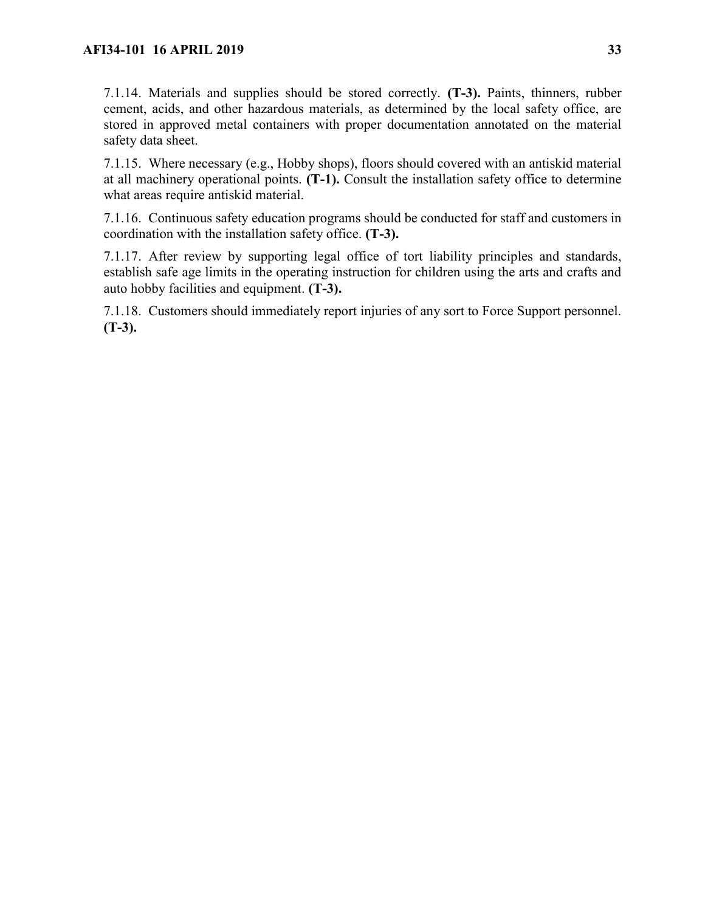7.1.14. Materials and supplies should be stored correctly. **(T-3).** Paints, thinners, rubber cement, acids, and other hazardous materials, as determined by the local safety office, are stored in approved metal containers with proper documentation annotated on the material safety data sheet.

7.1.15. Where necessary (e.g., Hobby shops), floors should covered with an antiskid material at all machinery operational points. **(T-1).** Consult the installation safety office to determine what areas require antiskid material.

7.1.16. Continuous safety education programs should be conducted for staff and customers in coordination with the installation safety office. **(T-3).**

7.1.17. After review by supporting legal office of tort liability principles and standards, establish safe age limits in the operating instruction for children using the arts and crafts and auto hobby facilities and equipment. **(T-3).**

7.1.18. Customers should immediately report injuries of any sort to Force Support personnel. **(T-3).**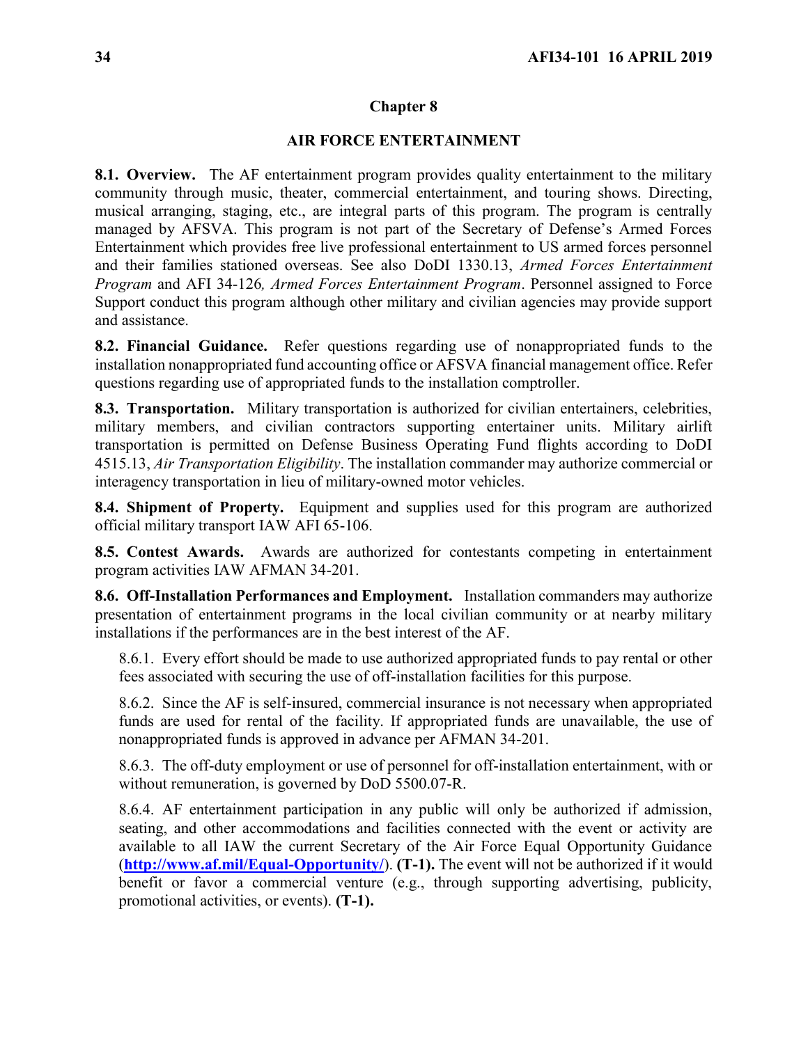# Chapter 8

## AIR FORCE ENTERTAINMENT

**8.1. Overview.** The AF entertainment program provides quality entertainment to the military community through music, theater, commercial entertainment, and touring shows. Directing, musical arranging, staging, etc., are integral parts of this program. The program is centrally managed by AFSVA. This program is not part of the Secretary of Defense's Armed Forces Entertainment which provides free live professional entertainment to US armed forces personnel and their families stationed overseas. See also DoDI 1330.13, *Armed Forces Entertainment Program* and AFI 34-126*, Armed Forces Entertainment Program*. Personnel assigned to Force Support conduct this program although other military and civilian agencies may provide support and assistance.

**8.2. Financial Guidance.** Refer questions regarding use of nonappropriated funds to the installation nonappropriated fund accounting office or AFSVA financial management office. Refer questions regarding use of appropriated funds to the installation comptroller.

**8.3. Transportation.** Military transportation is authorized for civilian entertainers, celebrities, military members, and civilian contractors supporting entertainer units. Military airlift transportation is permitted on Defense Business Operating Fund flights according to DoDI 4515.13, *Air Transportation Eligibility*. The installation commander may authorize commercial or interagency transportation in lieu of military-owned motor vehicles.

**8.4. Shipment of Property.** Equipment and supplies used for this program are authorized official military transport IAW AFI 65-106.

**8.5. Contest Awards.** Awards are authorized for contestants competing in entertainment program activities IAW AFMAN 34-201.

**8.6. Off-Installation Performances and Employment.** Installation commanders may authorize presentation of entertainment programs in the local civilian community or at nearby military installations if the performances are in the best interest of the AF.

8.6.1. Every effort should be made to use authorized appropriated funds to pay rental or other fees associated with securing the use of off-installation facilities for this purpose.

8.6.2. Since the AF is self-insured, commercial insurance is not necessary when appropriated funds are used for rental of the facility. If appropriated funds are unavailable, the use of nonappropriated funds is approved in advance per AFMAN 34-201.

8.6.3. The off-duty employment or use of personnel for off-installation entertainment, with or without remuneration, is governed by DoD 5500.07-R.

8.6.4. AF entertainment participation in any public will only be authorized if admission, seating, and other accommodations and facilities connected with the event or activity are available to all IAW the current Secretary of the Air Force Equal Opportunity Guidance (**http://www.af.mil/Equal-Opportunity/**). **(T-1).** The event will not be authorized if it would benefit or favor a commercial venture (e.g., through supporting advertising, publicity, promotional activities, or events). **(T-1).**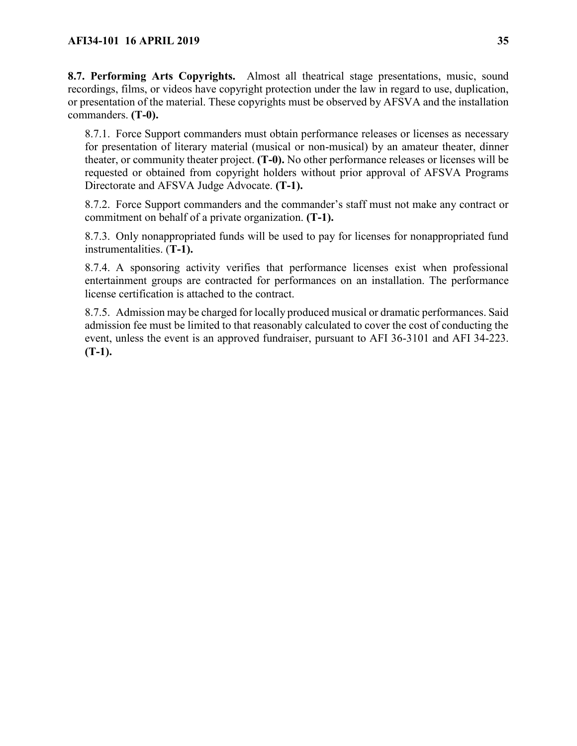**8.7. Performing Arts Copyrights.** Almost all theatrical stage presentations, music, sound recordings, films, or videos have copyright protection under the law in regard to use, duplication, or presentation of the material. These copyrights must be observed by AFSVA and the installation commanders. **(T-0).**

8.7.1. Force Support commanders must obtain performance releases or licenses as necessary for presentation of literary material (musical or non-musical) by an amateur theater, dinner theater, or community theater project. **(T-0).** No other performance releases or licenses will be requested or obtained from copyright holders without prior approval of AFSVA Programs Directorate and AFSVA Judge Advocate. **(T-1).**

8.7.2. Force Support commanders and the commander's staff must not make any contract or commitment on behalf of a private organization. **(T-1).**

8.7.3. Only nonappropriated funds will be used to pay for licenses for nonappropriated fund instrumentalities. (**T-1).**

8.7.4. A sponsoring activity verifies that performance licenses exist when professional entertainment groups are contracted for performances on an installation. The performance license certification is attached to the contract.

8.7.5. Admission may be charged for locally produced musical or dramatic performances. Said admission fee must be limited to that reasonably calculated to cover the cost of conducting the event, unless the event is an approved fundraiser, pursuant to AFI 36-3101 and AFI 34-223. **(T-1).**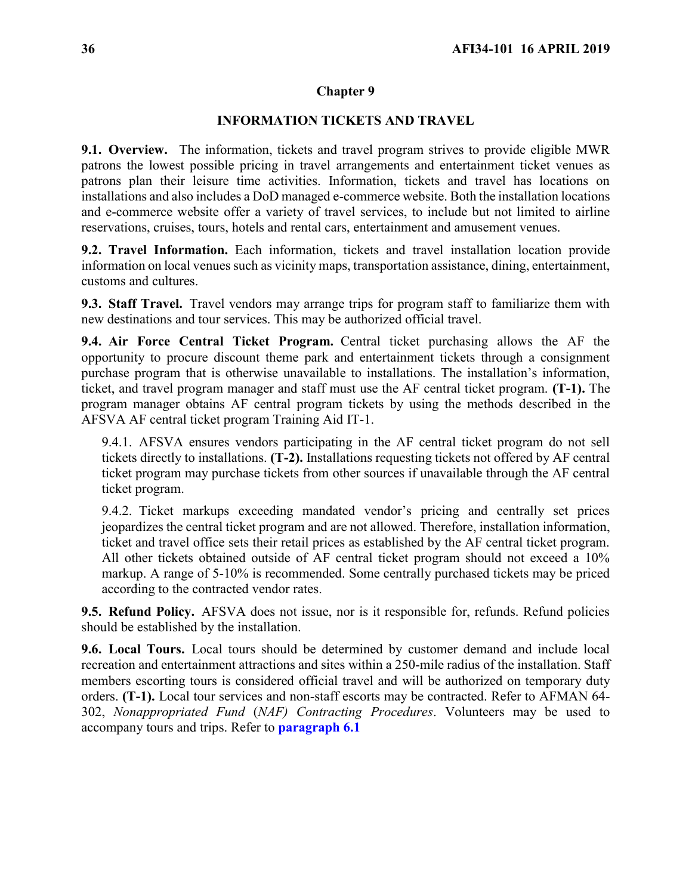# Chapter 9

## INFORMATION TICKETS AND TRAVEL

**9.1. Overview.** The information, tickets and travel program strives to provide eligible MWR patrons the lowest possible pricing in travel arrangements and entertainment ticket venues as patrons plan their leisure time activities. Information, tickets and travel has locations on installations and also includes a DoD managed e-commerce website. Both the installation locations and e-commerce website offer a variety of travel services, to include but not limited to airline reservations, cruises, tours, hotels and rental cars, entertainment and amusement venues.

**9.2. Travel Information.** Each information, tickets and travel installation location provide information on local venues such as vicinity maps, transportation assistance, dining, entertainment, customs and cultures.

**9.3. Staff Travel.** Travel vendors may arrange trips for program staff to familiarize them with new destinations and tour services. This may be authorized official travel.

**9.4. Air Force Central Ticket Program.** Central ticket purchasing allows the AF the opportunity to procure discount theme park and entertainment tickets through a consignment purchase program that is otherwise unavailable to installations. The installation's information, ticket, and travel program manager and staff must use the AF central ticket program. **(T-1).** The program manager obtains AF central program tickets by using the methods described in the AFSVA AF central ticket program Training Aid IT-1.

9.4.1. AFSVA ensures vendors participating in the AF central ticket program do not sell tickets directly to installations. **(T-2).** Installations requesting tickets not offered by AF central ticket program may purchase tickets from other sources if unavailable through the AF central ticket program.

9.4.2. Ticket markups exceeding mandated vendor's pricing and centrally set prices jeopardizes the central ticket program and are not allowed. Therefore, installation information, ticket and travel office sets their retail prices as established by the AF central ticket program. All other tickets obtained outside of AF central ticket program should not exceed a 10% markup. A range of 5-10% is recommended. Some centrally purchased tickets may be priced according to the contracted vendor rates.

**9.5. Refund Policy.** AFSVA does not issue, nor is it responsible for, refunds. Refund policies should be established by the installation.

**9.6. Local Tours.** Local tours should be determined by customer demand and include local recreation and entertainment attractions and sites within a 250-mile radius of the installation. Staff members escorting tours is considered official travel and will be authorized on temporary duty orders. **(T-1).** Local tour services and non-staff escorts may be contracted. Refer to AFMAN 64-302, *Nonappropriated Fund* (*NAF) Contracting Procedures*. Volunteers may be used to accompany tours and trips. Refer to **paragraph 6.1**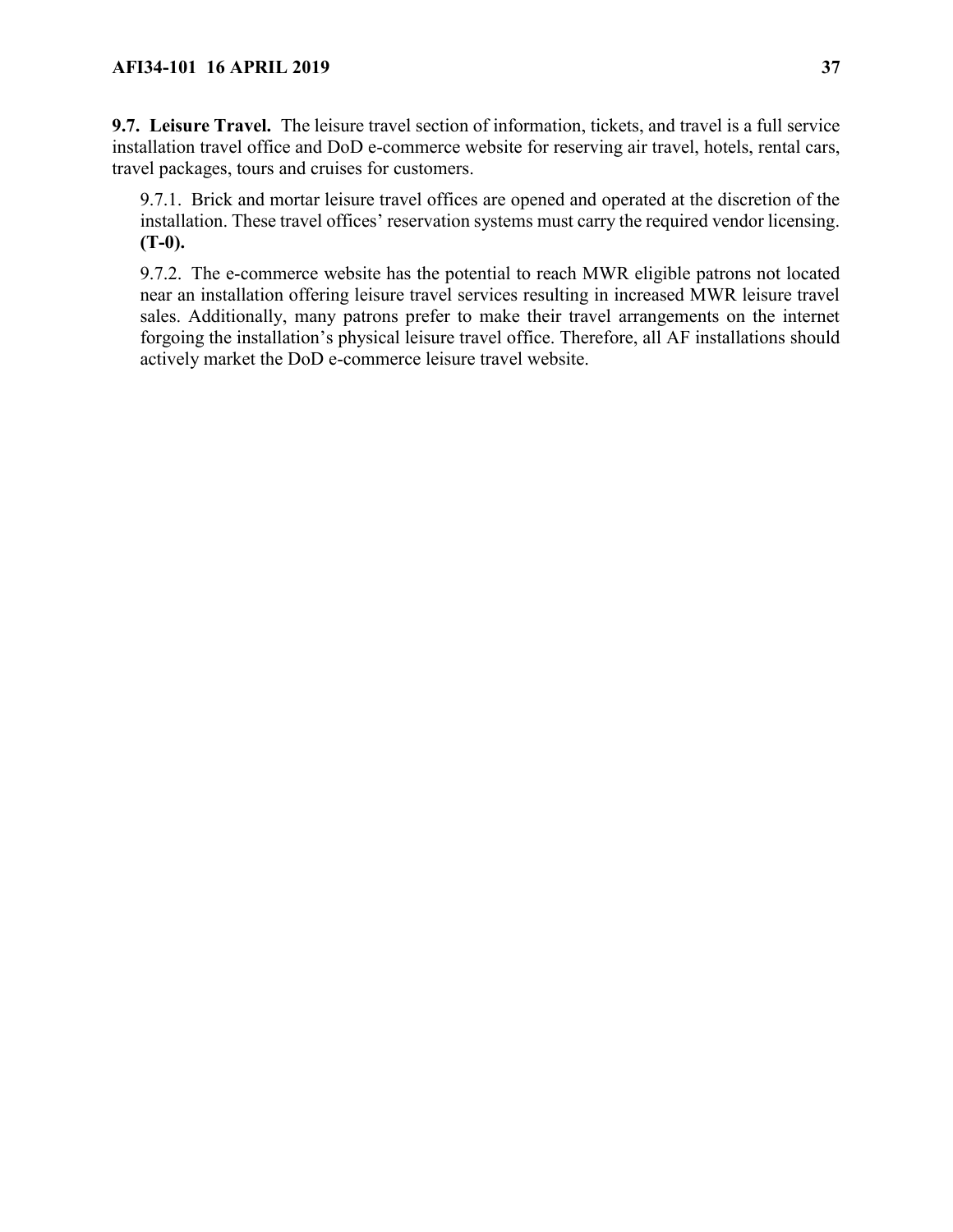**9.7. Leisure Travel.** The leisure travel section of information, tickets, and travel is a full service installation travel office and DoD e-commerce website for reserving air travel, hotels, rental cars, travel packages, tours and cruises for customers.

9.7.1. Brick and mortar leisure travel offices are opened and operated at the discretion of the installation. These travel offices' reservation systems must carry the required vendor licensing. **(T-0).**

9.7.2. The e-commerce website has the potential to reach MWR eligible patrons not located near an installation offering leisure travel services resulting in increased MWR leisure travel sales. Additionally, many patrons prefer to make their travel arrangements on the internet forgoing the installation's physical leisure travel office. Therefore, all AF installations should actively market the DoD e-commerce leisure travel website.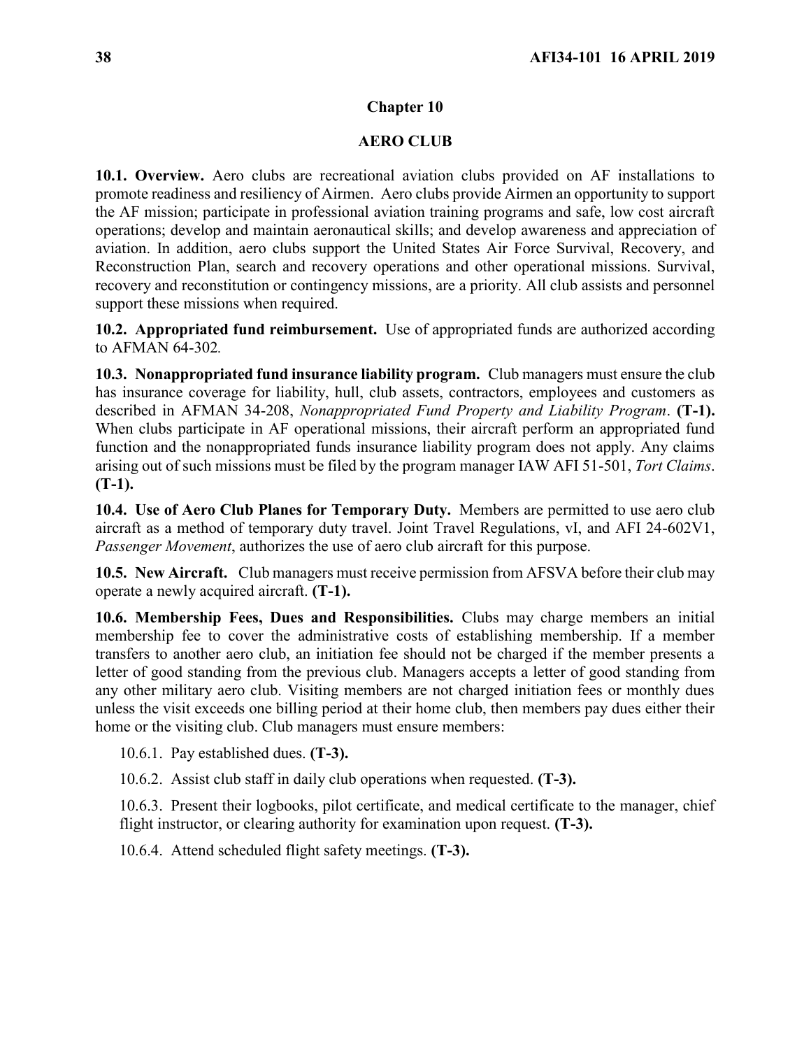## Chapter 10

## AERO CLUB

**10.1. Overview.** Aero clubs are recreational aviation clubs provided on AF installations to promote readiness and resiliency of Airmen. Aero clubs provide Airmen an opportunity to support the AF mission; participate in professional aviation training programs and safe, low cost aircraft operations; develop and maintain aeronautical skills; and develop awareness and appreciation of aviation. In addition, aero clubs support the United States Air Force Survival, Recovery, and Reconstruction Plan, search and recovery operations and other operational missions. Survival, recovery and reconstitution or contingency missions, are a priority. All club assists and personnel support these missions when required.

**10.2. Appropriated fund reimbursement.** Use of appropriated funds are authorized according to AFMAN 64-302.

**10.3. Nonappropriated fund insurance liability program.** Club managers must ensure the club has insurance coverage for liability, hull, club assets, contractors, employees and customers as described in AFMAN 34-208, *Nonappropriated Fund Property and Liability Program*. **(T-1).** When clubs participate in AF operational missions, their aircraft perform an appropriated fund function and the nonappropriated funds insurance liability program does not apply. Any claims arising out of such missions must be filed by the program manager IAW AFI 51-501, *Tort Claims*. **(T-1).**

**10.4. Use of Aero Club Planes for Temporary Duty.** Members are permitted to use aero club aircraft as a method of temporary duty travel. Joint Travel Regulations, vI, and AFI 24-602V1, *Passenger Movement*, authorizes the use of aero club aircraft for this purpose.

**10.5. New Aircraft.** Club managers must receive permission from AFSVA before their club may operate a newly acquired aircraft. **(T-1).**

**10.6. Membership Fees, Dues and Responsibilities.** Clubs may charge members an initial membership fee to cover the administrative costs of establishing membership. If a member transfers to another aero club, an initiation fee should not be charged if the member presents a letter of good standing from the previous club. Managers accepts a letter of good standing from any other military aero club. Visiting members are not charged initiation fees or monthly dues unless the visit exceeds one billing period at their home club, then members pay dues either their home or the visiting club. Club managers must ensure members:

10.6.1. Pay established dues. **(T-3).**

10.6.2. Assist club staff in daily club operations when requested. **(T-3).**

10.6.3. Present their logbooks, pilot certificate, and medical certificate to the manager, chief flight instructor, or clearing authority for examination upon request. **(T-3).**

10.6.4. Attend scheduled flight safety meetings. **(T-3).**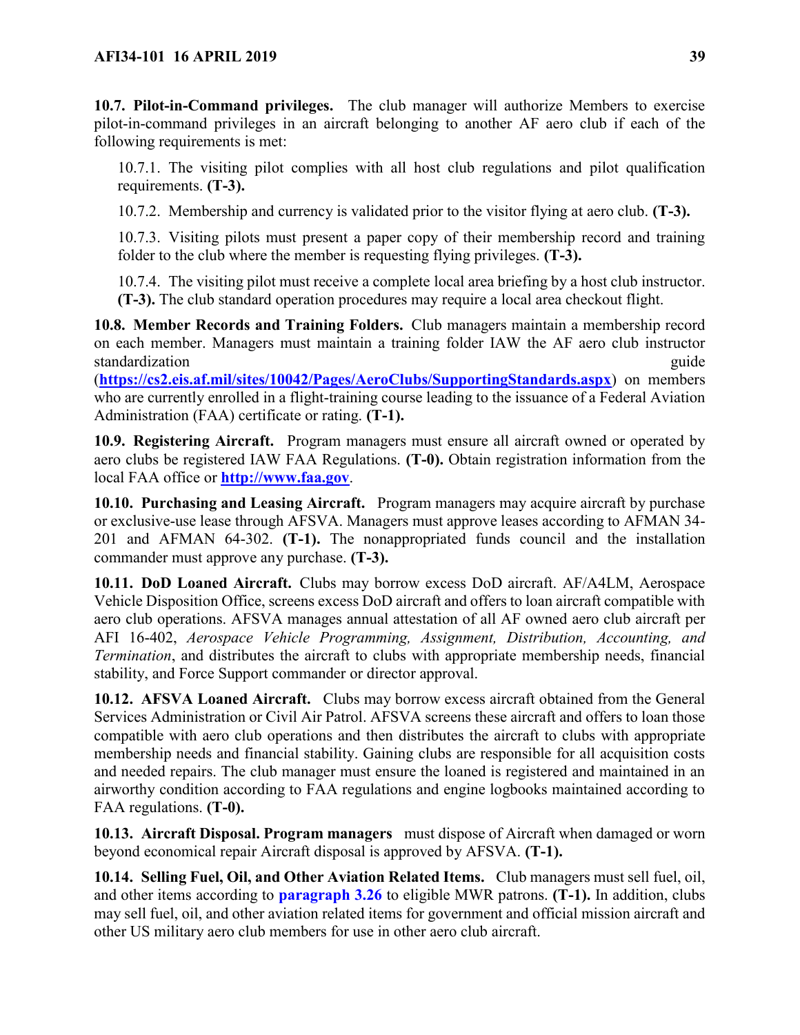**10.7. Pilot-in-Command privileges.** The club manager will authorize Members to exercise pilot-in-command privileges in an aircraft belonging to another AF aero club if each of the following requirements is met:

10.7.1. The visiting pilot complies with all host club regulations and pilot qualification requirements. **(T-3).**

10.7.2. Membership and currency is validated prior to the visitor flying at aero club. **(T-3).**

10.7.3. Visiting pilots must present a paper copy of their membership record and training folder to the club where the member is requesting flying privileges. **(T-3).**

10.7.4. The visiting pilot must receive a complete local area briefing by a host club instructor. **(T-3).** The club standard operation procedures may require a local area checkout flight.

**10.8. Member Records and Training Folders.** Club managers maintain a membership record on each member. Managers must maintain a training folder IAW the AF aero club instructor standardization guide (**https://cs2.eis.af.mil/sites/10042/Pages/AeroClubs/SupportingStandards.aspx**) on members who are currently enrolled in a flight-training course leading to the issuance of a Federal Aviation Administration (FAA) certificate or rating. **(T-1).**

**10.9. Registering Aircraft.** Program managers must ensure all aircraft owned or operated by aero clubs be registered IAW FAA Regulations. **(T-0).** Obtain registration information from the local FAA office or **http://www.faa.gov**.

**10.10. Purchasing and Leasing Aircraft.** Program managers may acquire aircraft by purchase or exclusive-use lease through AFSVA. Managers must approve leases according to AFMAN 34-201 and AFMAN 64-302. **(T-1).** The nonappropriated funds council and the installation commander must approve any purchase. **(T-3).**

**10.11. DoD Loaned Aircraft.** Clubs may borrow excess DoD aircraft. AF/A4LM, Aerospace Vehicle Disposition Office, screens excess DoD aircraft and offers to loan aircraft compatible with aero club operations. AFSVA manages annual attestation of all AF owned aero club aircraft per AFI 16-402, *Aerospace Vehicle Programming, Assignment, Distribution, Accounting, and Termination*, and distributes the aircraft to clubs with appropriate membership needs, financial stability, and Force Support commander or director approval.

**10.12. AFSVA Loaned Aircraft.** Clubs may borrow excess aircraft obtained from the General Services Administration or Civil Air Patrol. AFSVA screens these aircraft and offers to loan those compatible with aero club operations and then distributes the aircraft to clubs with appropriate membership needs and financial stability. Gaining clubs are responsible for all acquisition costs and needed repairs. The club manager must ensure the loaned is registered and maintained in an airworthy condition according to FAA regulations and engine logbooks maintained according to FAA regulations. **(T-0).**

**10.13. Aircraft Disposal. Program managers** must dispose of Aircraft when damaged or worn beyond economical repair Aircraft disposal is approved by AFSVA. **(T-1).**

**10.14. Selling Fuel, Oil, and Other Aviation Related Items.** Club managers must sell fuel, oil, and other items according to **paragraph 3.26** to eligible MWR patrons. **(T-1).** In addition, clubs may sell fuel, oil, and other aviation related items for government and official mission aircraft and other US military aero club members for use in other aero club aircraft.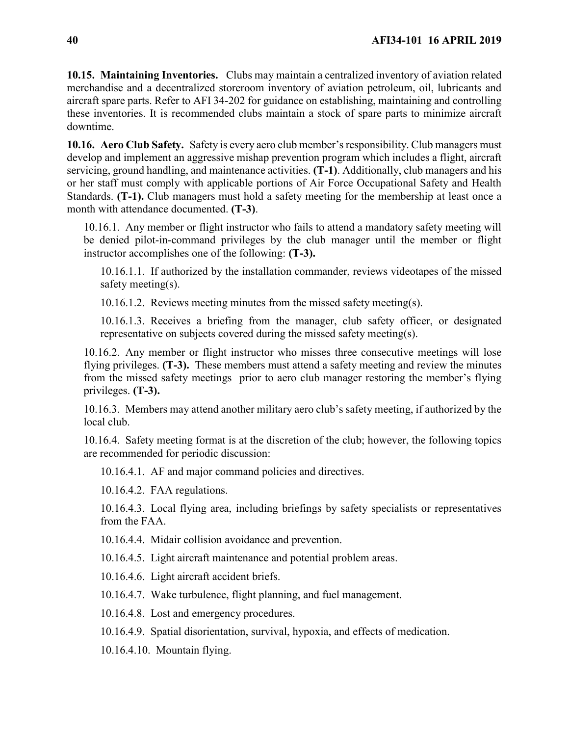**10.15. Maintaining Inventories.** Clubs may maintain a centralized inventory of aviation related merchandise and a decentralized storeroom inventory of aviation petroleum, oil, lubricants and aircraft spare parts. Refer to AFI 34-202 for guidance on establishing, maintaining and controlling these inventories. It is recommended clubs maintain a stock of spare parts to minimize aircraft downtime.

**10.16. Aero Club Safety.** Safety is every aero club member's responsibility. Club managers must develop and implement an aggressive mishap prevention program which includes a flight, aircraft servicing, ground handling, and maintenance activities. **(T-1)**. Additionally, club managers and his or her staff must comply with applicable portions of Air Force Occupational Safety and Health Standards. **(T-1).** Club managers must hold a safety meeting for the membership at least once a month with attendance documented. **(T-3)**.

10.16.1. Any member or flight instructor who fails to attend a mandatory safety meeting will be denied pilot-in-command privileges by the club manager until the member or flight instructor accomplishes one of the following: **(T-3).**

10.16.1.1. If authorized by the installation commander, reviews videotapes of the missed safety meeting(s).

10.16.1.2. Reviews meeting minutes from the missed safety meeting(s).

10.16.1.3. Receives a briefing from the manager, club safety officer, or designated representative on subjects covered during the missed safety meeting(s).

10.16.2. Any member or flight instructor who misses three consecutive meetings will lose flying privileges. **(T-3).** These members must attend a safety meeting and review the minutes from the missed safety meetings prior to aero club manager restoring the member's flying privileges. **(T-3).**

10.16.3. Members may attend another military aero club's safety meeting, if authorized by the local club.

10.16.4. Safety meeting format is at the discretion of the club; however, the following topics are recommended for periodic discussion:

10.16.4.1. AF and major command policies and directives.

10.16.4.2. FAA regulations.

10.16.4.3. Local flying area, including briefings by safety specialists or representatives from the FAA.

10.16.4.4. Midair collision avoidance and prevention.

10.16.4.5. Light aircraft maintenance and potential problem areas.

10.16.4.6. Light aircraft accident briefs.

10.16.4.7. Wake turbulence, flight planning, and fuel management.

10.16.4.8. Lost and emergency procedures.

10.16.4.9. Spatial disorientation, survival, hypoxia, and effects of medication.

10.16.4.10. Mountain flying.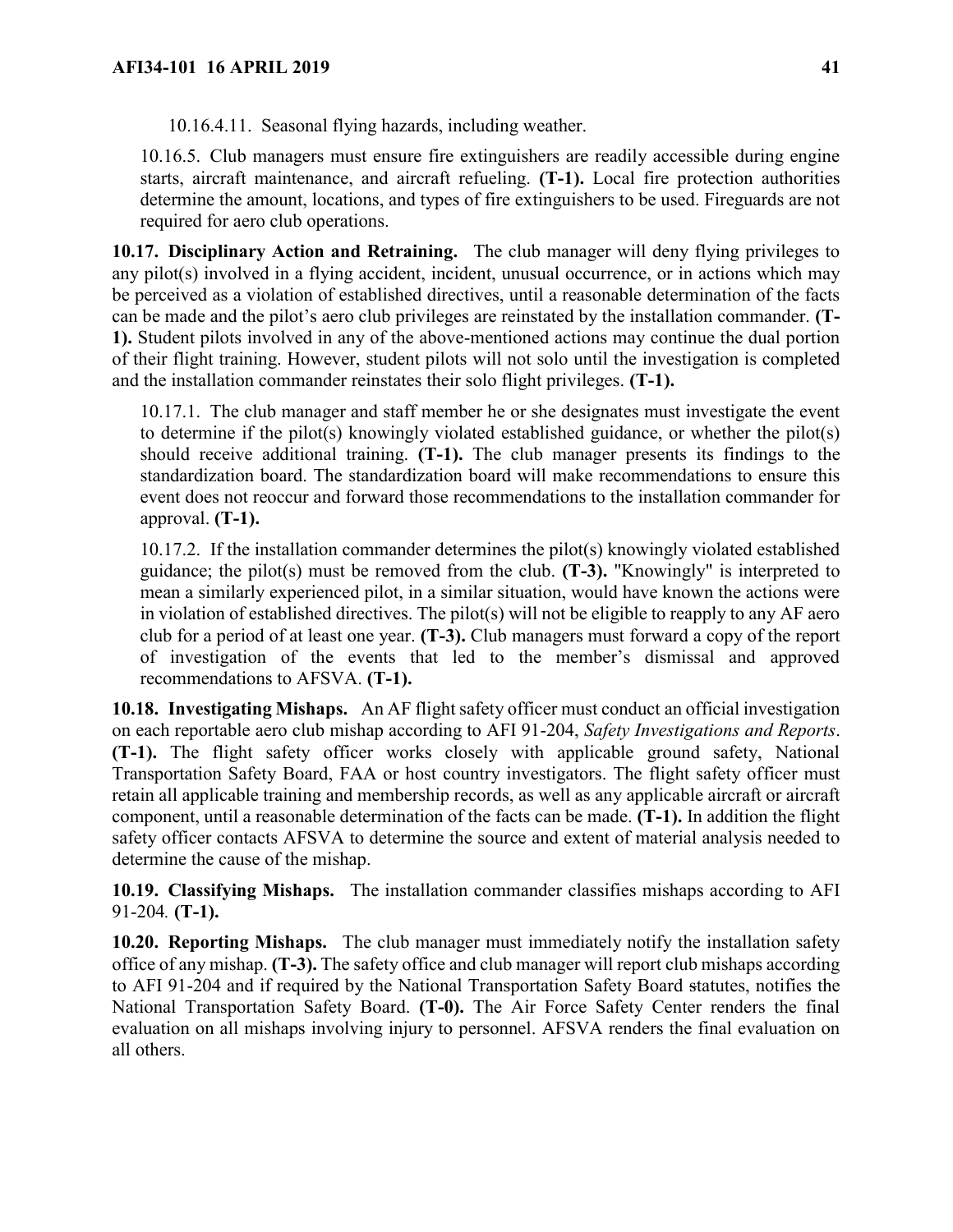10.16.4.11. Seasonal flying hazards, including weather.

10.16.5. Club managers must ensure fire extinguishers are readily accessible during engine starts, aircraft maintenance, and aircraft refueling. **(T-1).** Local fire protection authorities determine the amount, locations, and types of fire extinguishers to be used. Fireguards are not required for aero club operations.

**10.17. Disciplinary Action and Retraining.** The club manager will deny flying privileges to any pilot(s) involved in a flying accident, incident, unusual occurrence, or in actions which may be perceived as a violation of established directives, until a reasonable determination of the facts can be made and the pilot's aero club privileges are reinstated by the installation commander. **(T-1).** Student pilots involved in any of the above-mentioned actions may continue the dual portion of their flight training. However, student pilots will not solo until the investigation is completed and the installation commander reinstates their solo flight privileges. **(T-1).**

10.17.1. The club manager and staff member he or she designates must investigate the event to determine if the pilot(s) knowingly violated established guidance, or whether the pilot(s) should receive additional training. **(T-1).** The club manager presents its findings to the standardization board. The standardization board will make recommendations to ensure this event does not reoccur and forward those recommendations to the installation commander for approval. **(T-1).**

10.17.2. If the installation commander determines the pilot(s) knowingly violated established guidance; the pilot(s) must be removed from the club. **(T-3).** "Knowingly" is interpreted to mean a similarly experienced pilot, in a similar situation, would have known the actions were in violation of established directives. The pilot(s) will not be eligible to reapply to any AF aero club for a period of at least one year. **(T-3).** Club managers must forward a copy of the report of investigation of the events that led to the member's dismissal and approved recommendations to AFSVA. **(T-1).**

**10.18. Investigating Mishaps.** An AF flight safety officer must conduct an official investigation on each reportable aero club mishap according to AFI 91-204, *Safety Investigations and Reports*. **(T-1).** The flight safety officer works closely with applicable ground safety, National Transportation Safety Board, FAA or host country investigators. The flight safety officer must retain all applicable training and membership records, as well as any applicable aircraft or aircraft component, until a reasonable determination of the facts can be made. **(T-1).** In addition the flight safety officer contacts AFSVA to determine the source and extent of material analysis needed to determine the cause of the mishap.

**10.19. Classifying Mishaps.** The installation commander classifies mishaps according to AFI 91-204. **(T-1).**

**10.20. Reporting Mishaps.** The club manager must immediately notify the installation safety office of any mishap. **(T-3).** The safety office and club manager will report club mishaps according to AFI 91-204 and if required by the National Transportation Safety Board statutes, notifies the National Transportation Safety Board. **(T-0).** The Air Force Safety Center renders the final evaluation on all mishaps involving injury to personnel. AFSVA renders the final evaluation on all others.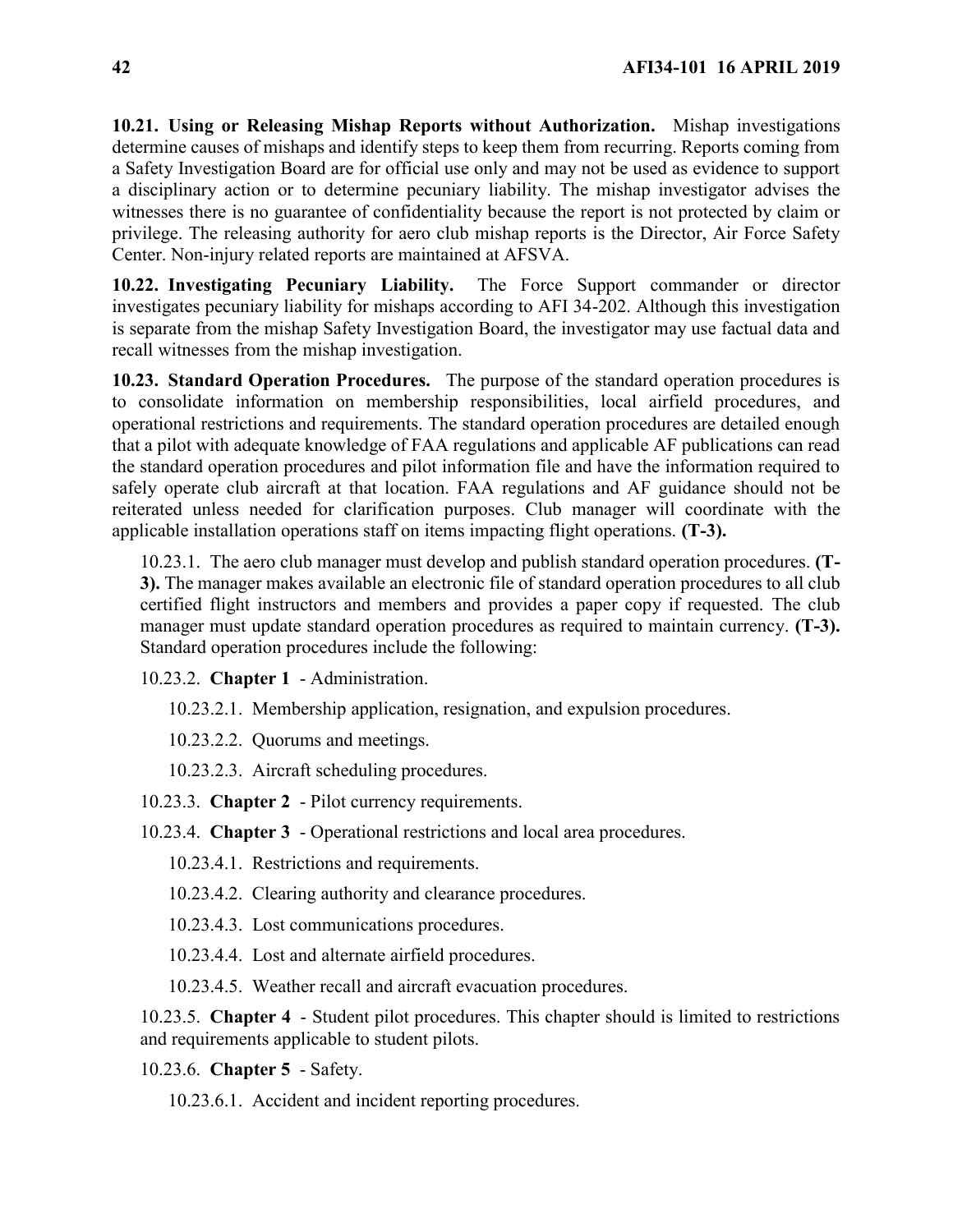**10.21. Using or Releasing Mishap Reports without Authorization.** Mishap investigations determine causes of mishaps and identify steps to keep them from recurring. Reports coming from a Safety Investigation Board are for official use only and may not be used as evidence to support a disciplinary action or to determine pecuniary liability. The mishap investigator advises the witnesses there is no guarantee of confidentiality because the report is not protected by claim or privilege. The releasing authority for aero club mishap reports is the Director, Air Force Safety Center. Non-injury related reports are maintained at AFSVA.

**10.22. Investigating Pecuniary Liability.** The Force Support commander or director investigates pecuniary liability for mishaps according to AFI 34-202. Although this investigation is separate from the mishap Safety Investigation Board, the investigator may use factual data and recall witnesses from the mishap investigation.

**10.23. Standard Operation Procedures.** The purpose of the standard operation procedures is to consolidate information on membership responsibilities, local airfield procedures, and operational restrictions and requirements. The standard operation procedures are detailed enough that a pilot with adequate knowledge of FAA regulations and applicable AF publications can read the standard operation procedures and pilot information file and have the information required to safely operate club aircraft at that location. FAA regulations and AF guidance should not be reiterated unless needed for clarification purposes. Club manager will coordinate with the applicable installation operations staff on items impacting flight operations. **(T-3).**

10.23.1. The aero club manager must develop and publish standard operation procedures. **(T-3).** The manager makes available an electronic file of standard operation procedures to all club certified flight instructors and members and provides a paper copy if requested. The club manager must update standard operation procedures as required to maintain currency. **(T-3).** Standard operation procedures include the following:

10.23.2. **Chapter 1** - Administration.

10.23.2.1. Membership application, resignation, and expulsion procedures.

10.23.2.2. Quorums and meetings.

10.23.2.3. Aircraft scheduling procedures.

10.23.3. **Chapter 2** - Pilot currency requirements.

10.23.4. **Chapter 3** - Operational restrictions and local area procedures.

10.23.4.1. Restrictions and requirements.

10.23.4.2. Clearing authority and clearance procedures.

10.23.4.3. Lost communications procedures.

10.23.4.4. Lost and alternate airfield procedures.

10.23.4.5. Weather recall and aircraft evacuation procedures.

10.23.5. **Chapter 4** - Student pilot procedures. This chapter should is limited to restrictions and requirements applicable to student pilots.

10.23.6. **Chapter 5** - Safety.

10.23.6.1. Accident and incident reporting procedures.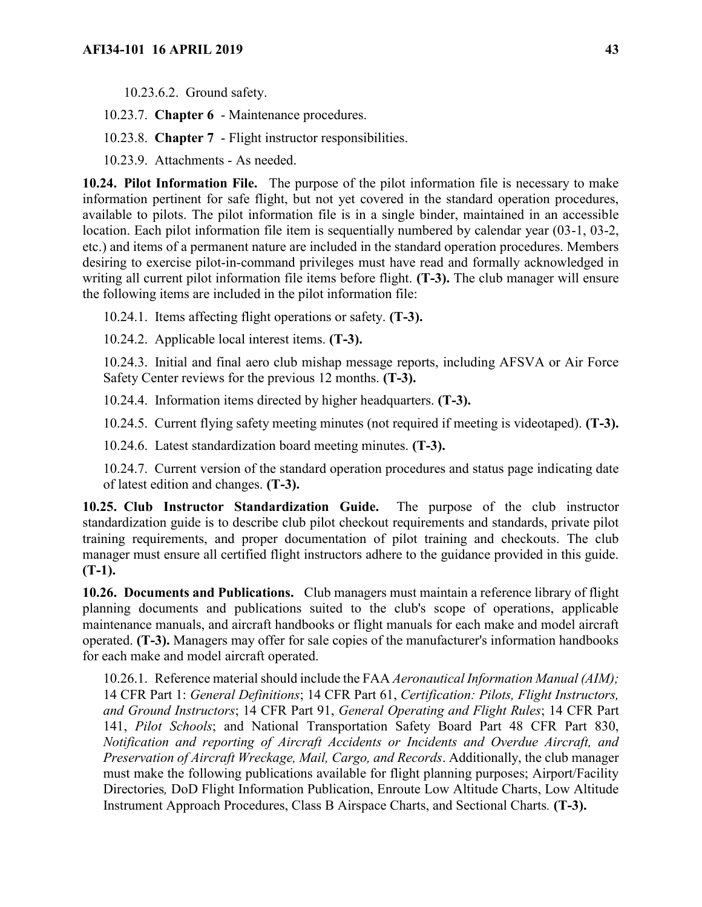10.23.6.2. Ground safety.

10.23.7. **Chapter 6** - Maintenance procedures.

10.23.8. **Chapter 7** - Flight instructor responsibilities.

10.23.9. Attachments - As needed.

**10.24. Pilot Information File.** The purpose of the pilot information file is necessary to make information pertinent for safe flight, but not yet covered in the standard operation procedures, available to pilots. The pilot information file is in a single binder, maintained in an accessible location. Each pilot information file item is sequentially numbered by calendar year (03-1, 03-2, etc.) and items of a permanent nature are included in the standard operation procedures. Members desiring to exercise pilot-in-command privileges must have read and formally acknowledged in writing all current pilot information file items before flight. **(T-3).** The club manager will ensure the following items are included in the pilot information file:

10.24.1. Items affecting flight operations or safety. **(T-3).**

10.24.2. Applicable local interest items. **(T-3).**

10.24.3. Initial and final aero club mishap message reports, including AFSVA or Air Force Safety Center reviews for the previous 12 months. **(T-3).**

10.24.4. Information items directed by higher headquarters. **(T-3).**

10.24.5. Current flying safety meeting minutes (not required if meeting is videotaped). **(T-3).**

10.24.6. Latest standardization board meeting minutes. **(T-3).**

10.24.7. Current version of the standard operation procedures and status page indicating date of latest edition and changes. **(T-3).**

**10.25. Club Instructor Standardization Guide.** The purpose of the club instructor standardization guide is to describe club pilot checkout requirements and standards, private pilot training requirements, and proper documentation of pilot training and checkouts. The club manager must ensure all certified flight instructors adhere to the guidance provided in this guide. **(T-1).**

**10.26. Documents and Publications.** Club managers must maintain a reference library of flight planning documents and publications suited to the club's scope of operations, applicable maintenance manuals, and aircraft handbooks or flight manuals for each make and model aircraft operated. **(T-3).** Managers may offer for sale copies of the manufacturer's information handbooks for each make and model aircraft operated.

10.26.1. Reference material should include the FAA *Aeronautical Information Manual (AIM);* 14 CFR Part 1: *General Definitions*; 14 CFR Part 61, *Certification: Pilots, Flight Instructors, and Ground Instructors*; 14 CFR Part 91, *General Operating and Flight Rules*; 14 CFR Part 141, *Pilot Schools*; and National Transportation Safety Board Part 48 CFR Part 830, *Notification and reporting of Aircraft Accidents or Incidents and Overdue Aircraft, and Preservation of Aircraft Wreckage, Mail, Cargo, and Records*. Additionally, the club manager must make the following publications available for flight planning purposes; Airport/Facility Directories*,* DoD Flight Information Publication, Enroute Low Altitude Charts, Low Altitude Instrument Approach Procedures, Class B Airspace Charts, and Sectional Charts*.* **(T-3).**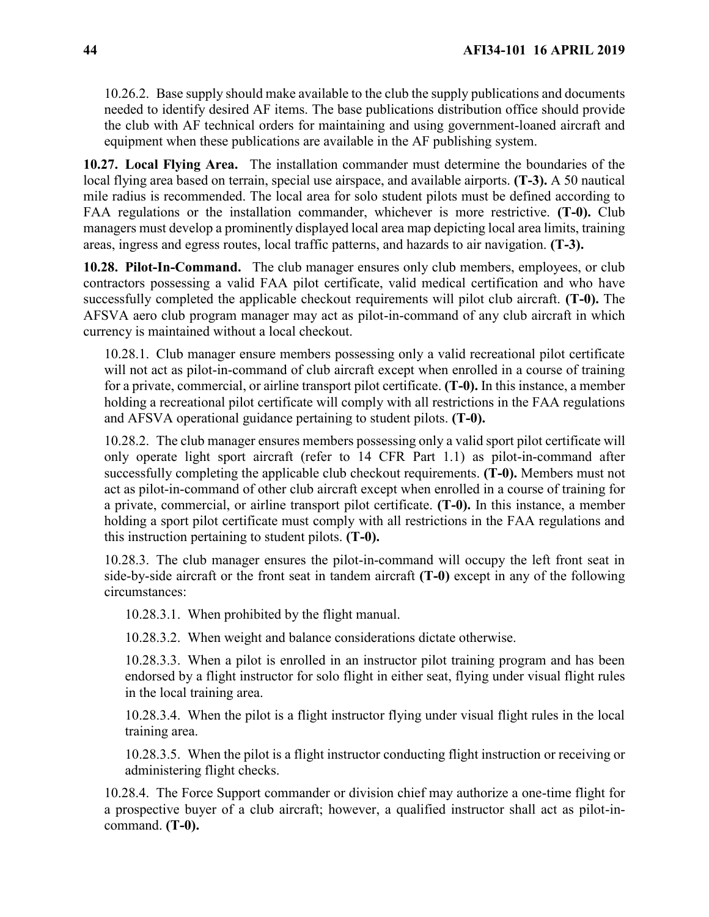10.26.2. Base supply should make available to the club the supply publications and documents needed to identify desired AF items. The base publications distribution office should provide the club with AF technical orders for maintaining and using government-loaned aircraft and equipment when these publications are available in the AF publishing system.

**10.27. Local Flying Area.** The installation commander must determine the boundaries of the local flying area based on terrain, special use airspace, and available airports. **(T-3).** A 50 nautical mile radius is recommended. The local area for solo student pilots must be defined according to FAA regulations or the installation commander, whichever is more restrictive. **(T-0).** Club managers must develop a prominently displayed local area map depicting local area limits, training areas, ingress and egress routes, local traffic patterns, and hazards to air navigation. **(T-3).**

**10.28. Pilot-In-Command.** The club manager ensures only club members, employees, or club contractors possessing a valid FAA pilot certificate, valid medical certification and who have successfully completed the applicable checkout requirements will pilot club aircraft. **(T-0).** The AFSVA aero club program manager may act as pilot-in-command of any club aircraft in which currency is maintained without a local checkout.

10.28.1. Club manager ensure members possessing only a valid recreational pilot certificate will not act as pilot-in-command of club aircraft except when enrolled in a course of training for a private, commercial, or airline transport pilot certificate. **(T-0).** In this instance, a member holding a recreational pilot certificate will comply with all restrictions in the FAA regulations and AFSVA operational guidance pertaining to student pilots. **(T-0).**

10.28.2. The club manager ensures members possessing only a valid sport pilot certificate will only operate light sport aircraft (refer to 14 CFR Part 1.1) as pilot-in-command after successfully completing the applicable club checkout requirements. **(T-0).** Members must not act as pilot-in-command of other club aircraft except when enrolled in a course of training for a private, commercial, or airline transport pilot certificate. **(T-0).** In this instance, a member holding a sport pilot certificate must comply with all restrictions in the FAA regulations and this instruction pertaining to student pilots. **(T-0).**

10.28.3. The club manager ensures the pilot-in-command will occupy the left front seat in side-by-side aircraft or the front seat in tandem aircraft **(T-0)** except in any of the following circumstances:

10.28.3.1. When prohibited by the flight manual.

10.28.3.2. When weight and balance considerations dictate otherwise.

10.28.3.3. When a pilot is enrolled in an instructor pilot training program and has been endorsed by a flight instructor for solo flight in either seat, flying under visual flight rules in the local training area.

10.28.3.4. When the pilot is a flight instructor flying under visual flight rules in the local training area.

10.28.3.5. When the pilot is a flight instructor conducting flight instruction or receiving or administering flight checks.

10.28.4. The Force Support commander or division chief may authorize a one-time flight for a prospective buyer of a club aircraft; however, a qualified instructor shall act as pilot-in-command. **(T-0).**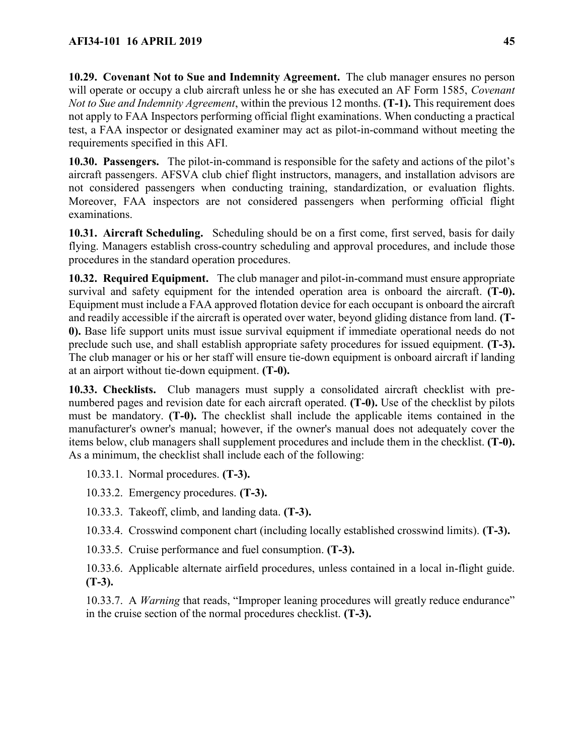**10.29. Covenant Not to Sue and Indemnity Agreement.** The club manager ensures no person will operate or occupy a club aircraft unless he or she has executed an AF Form 1585, *Covenant Not to Sue and Indemnity Agreement*, within the previous 12 months. **(T-1).** This requirement does not apply to FAA Inspectors performing official flight examinations. When conducting a practical test, a FAA inspector or designated examiner may act as pilot-in-command without meeting the requirements specified in this AFI.

**10.30. Passengers.** The pilot-in-command is responsible for the safety and actions of the pilot's aircraft passengers. AFSVA club chief flight instructors, managers, and installation advisors are not considered passengers when conducting training, standardization, or evaluation flights. Moreover, FAA inspectors are not considered passengers when performing official flight examinations.

**10.31. Aircraft Scheduling.** Scheduling should be on a first come, first served, basis for daily flying. Managers establish cross-country scheduling and approval procedures, and include those procedures in the standard operation procedures.

**10.32. Required Equipment.** The club manager and pilot-in-command must ensure appropriate survival and safety equipment for the intended operation area is onboard the aircraft. **(T-0).** Equipment must include a FAA approved flotation device for each occupant is onboard the aircraft and readily accessible if the aircraft is operated over water, beyond gliding distance from land. **(T-0).** Base life support units must issue survival equipment if immediate operational needs do not preclude such use, and shall establish appropriate safety procedures for issued equipment. **(T-3).** The club manager or his or her staff will ensure tie-down equipment is onboard aircraft if landing at an airport without tie-down equipment. **(T-0).**

**10.33. Checklists.** Club managers must supply a consolidated aircraft checklist with pre-numbered pages and revision date for each aircraft operated. **(T-0).** Use of the checklist by pilots must be mandatory. **(T-0).** The checklist shall include the applicable items contained in the manufacturer's owner's manual; however, if the owner's manual does not adequately cover the items below, club managers shall supplement procedures and include them in the checklist. **(T-0).** As a minimum, the checklist shall include each of the following:

10.33.1. Normal procedures. **(T-3).**

10.33.2. Emergency procedures. **(T-3).**

10.33.3. Takeoff, climb, and landing data. **(T-3).**

10.33.4. Crosswind component chart (including locally established crosswind limits). **(T-3).**

10.33.5. Cruise performance and fuel consumption. **(T-3).**

10.33.6. Applicable alternate airfield procedures, unless contained in a local in-flight guide. **(T-3).**

10.33.7. A *Warning* that reads, "Improper leaning procedures will greatly reduce endurance" in the cruise section of the normal procedures checklist. **(T-3).**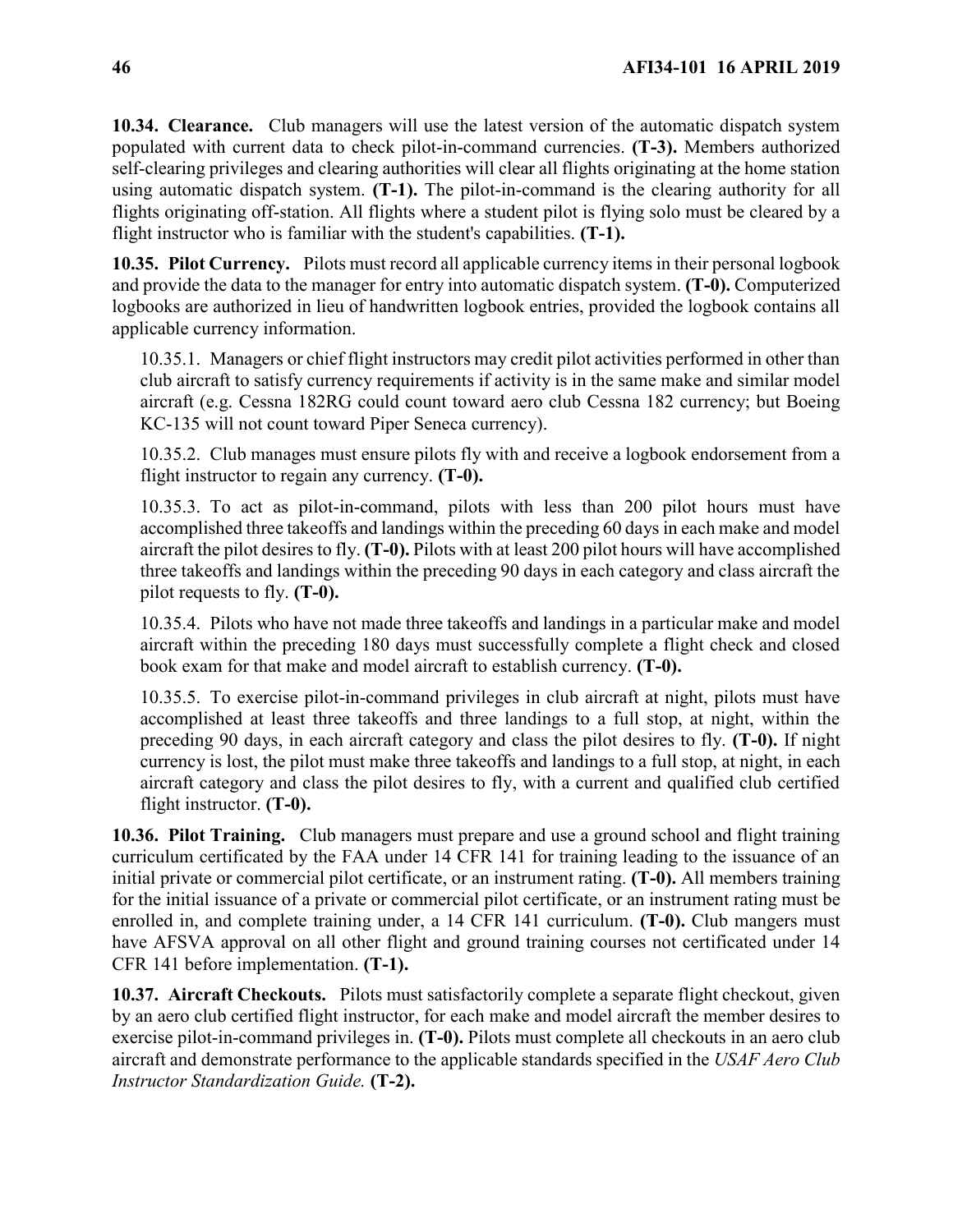**10.34. Clearance.** Club managers will use the latest version of the automatic dispatch system populated with current data to check pilot-in-command currencies. **(T-3).** Members authorized self-clearing privileges and clearing authorities will clear all flights originating at the home station using automatic dispatch system. **(T-1).** The pilot-in-command is the clearing authority for all flights originating off-station. All flights where a student pilot is flying solo must be cleared by a flight instructor who is familiar with the student's capabilities. **(T-1).**

**10.35. Pilot Currency.** Pilots must record all applicable currency items in their personal logbook and provide the data to the manager for entry into automatic dispatch system. **(T-0).** Computerized logbooks are authorized in lieu of handwritten logbook entries, provided the logbook contains all applicable currency information.

10.35.1. Managers or chief flight instructors may credit pilot activities performed in other than club aircraft to satisfy currency requirements if activity is in the same make and similar model aircraft (e.g. Cessna 182RG could count toward aero club Cessna 182 currency; but Boeing KC-135 will not count toward Piper Seneca currency).

10.35.2. Club manages must ensure pilots fly with and receive a logbook endorsement from a flight instructor to regain any currency. **(T-0).**

10.35.3. To act as pilot-in-command, pilots with less than 200 pilot hours must have accomplished three takeoffs and landings within the preceding 60 days in each make and model aircraft the pilot desires to fly. **(T-0).** Pilots with at least 200 pilot hours will have accomplished three takeoffs and landings within the preceding 90 days in each category and class aircraft the pilot requests to fly. **(T-0).**

10.35.4. Pilots who have not made three takeoffs and landings in a particular make and model aircraft within the preceding 180 days must successfully complete a flight check and closed book exam for that make and model aircraft to establish currency. **(T-0).**

10.35.5. To exercise pilot-in-command privileges in club aircraft at night, pilots must have accomplished at least three takeoffs and three landings to a full stop, at night, within the preceding 90 days, in each aircraft category and class the pilot desires to fly. **(T-0).** If night currency is lost, the pilot must make three takeoffs and landings to a full stop, at night, in each aircraft category and class the pilot desires to fly, with a current and qualified club certified flight instructor. **(T-0).**

**10.36. Pilot Training.** Club managers must prepare and use a ground school and flight training curriculum certificated by the FAA under 14 CFR 141 for training leading to the issuance of an initial private or commercial pilot certificate, or an instrument rating. **(T-0).** All members training for the initial issuance of a private or commercial pilot certificate, or an instrument rating must be enrolled in, and complete training under, a 14 CFR 141 curriculum. **(T-0).** Club mangers must have AFSVA approval on all other flight and ground training courses not certificated under 14 CFR 141 before implementation. **(T-1).**

**10.37. Aircraft Checkouts.** Pilots must satisfactorily complete a separate flight checkout, given by an aero club certified flight instructor, for each make and model aircraft the member desires to exercise pilot-in-command privileges in. **(T-0).** Pilots must complete all checkouts in an aero club aircraft and demonstrate performance to the applicable standards specified in the *USAF Aero Club Instructor Standardization Guide.* **(T-2).**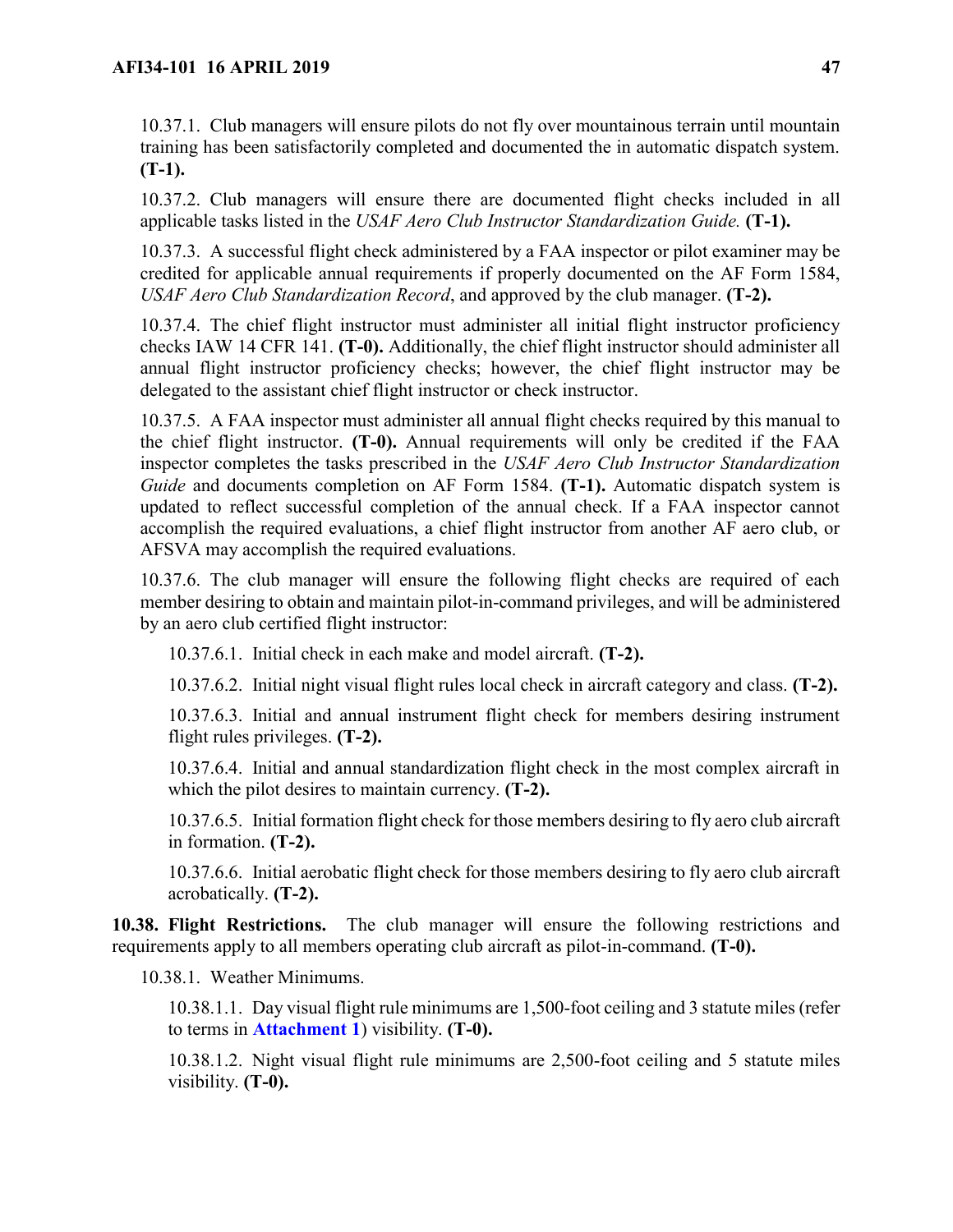10.37.1. Club managers will ensure pilots do not fly over mountainous terrain until mountain training has been satisfactorily completed and documented the in automatic dispatch system. **(T-1).**

10.37.2. Club managers will ensure there are documented flight checks included in all applicable tasks listed in the *USAF Aero Club Instructor Standardization Guide.* **(T-1).**

10.37.3. A successful flight check administered by a FAA inspector or pilot examiner may be credited for applicable annual requirements if properly documented on the AF Form 1584, *USAF Aero Club Standardization Record*, and approved by the club manager. **(T-2).**

10.37.4. The chief flight instructor must administer all initial flight instructor proficiency checks IAW 14 CFR 141. **(T-0).** Additionally, the chief flight instructor should administer all annual flight instructor proficiency checks; however, the chief flight instructor may be delegated to the assistant chief flight instructor or check instructor.

10.37.5. A FAA inspector must administer all annual flight checks required by this manual to the chief flight instructor. **(T-0).** Annual requirements will only be credited if the FAA inspector completes the tasks prescribed in the *USAF Aero Club Instructor Standardization Guide* and documents completion on AF Form 1584. **(T-1).** Automatic dispatch system is updated to reflect successful completion of the annual check. If a FAA inspector cannot accomplish the required evaluations, a chief flight instructor from another AF aero club, or AFSVA may accomplish the required evaluations.

10.37.6. The club manager will ensure the following flight checks are required of each member desiring to obtain and maintain pilot-in-command privileges, and will be administered by an aero club certified flight instructor:

10.37.6.1. Initial check in each make and model aircraft. **(T-2).**

10.37.6.2. Initial night visual flight rules local check in aircraft category and class. **(T-2).**

10.37.6.3. Initial and annual instrument flight check for members desiring instrument flight rules privileges. **(T-2).**

10.37.6.4. Initial and annual standardization flight check in the most complex aircraft in which the pilot desires to maintain currency. **(T-2).**

10.37.6.5. Initial formation flight check for those members desiring to fly aero club aircraft in formation. **(T-2).**

10.37.6.6. Initial aerobatic flight check for those members desiring to fly aero club aircraft acrobatically. **(T-2).**

**10.38. Flight Restrictions.** The club manager will ensure the following restrictions and requirements apply to all members operating club aircraft as pilot-in-command. **(T-0).**

10.38.1. Weather Minimums.

10.38.1.1. Day visual flight rule minimums are 1,500-foot ceiling and 3 statute miles (refer to terms in **Attachment 1**) visibility. **(T-0).**

10.38.1.2. Night visual flight rule minimums are 2,500-foot ceiling and 5 statute miles visibility. **(T-0).**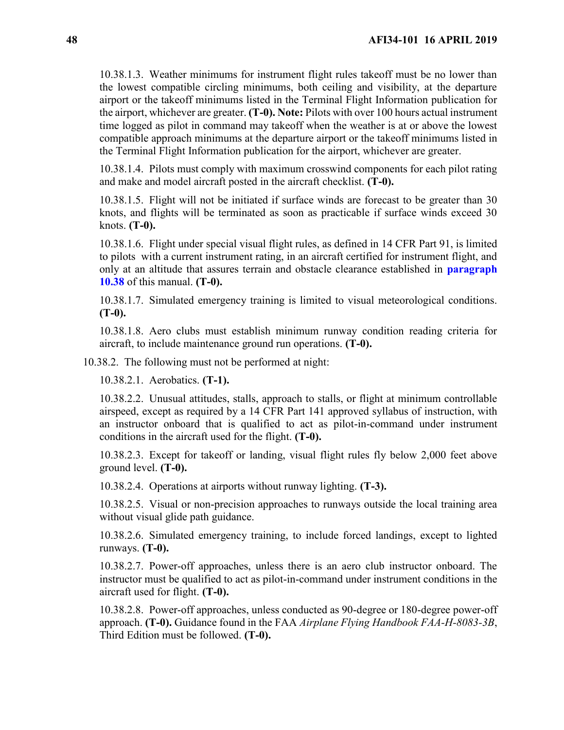10.38.1.3. Weather minimums for instrument flight rules takeoff must be no lower than the lowest compatible circling minimums, both ceiling and visibility, at the departure airport or the takeoff minimums listed in the Terminal Flight Information publication for the airport, whichever are greater. **(T-0). Note:** Pilots with over 100 hours actual instrument time logged as pilot in command may takeoff when the weather is at or above the lowest compatible approach minimums at the departure airport or the takeoff minimums listed in the Terminal Flight Information publication for the airport, whichever are greater.

10.38.1.4. Pilots must comply with maximum crosswind components for each pilot rating and make and model aircraft posted in the aircraft checklist. **(T-0).**

10.38.1.5. Flight will not be initiated if surface winds are forecast to be greater than 30 knots, and flights will be terminated as soon as practicable if surface winds exceed 30 knots. **(T-0).**

10.38.1.6. Flight under special visual flight rules, as defined in 14 CFR Part 91, is limited to pilots with a current instrument rating, in an aircraft certified for instrument flight, and only at an altitude that assures terrain and obstacle clearance established in **paragraph 10.38** of this manual. **(T-0).**

10.38.1.7. Simulated emergency training is limited to visual meteorological conditions. **(T-0).**

10.38.1.8. Aero clubs must establish minimum runway condition reading criteria for aircraft, to include maintenance ground run operations. **(T-0).**

10.38.2. The following must not be performed at night:

10.38.2.1. Aerobatics. **(T-1).**

10.38.2.2. Unusual attitudes, stalls, approach to stalls, or flight at minimum controllable airspeed, except as required by a 14 CFR Part 141 approved syllabus of instruction, with an instructor onboard that is qualified to act as pilot-in-command under instrument conditions in the aircraft used for the flight. **(T-0).**

10.38.2.3. Except for takeoff or landing, visual flight rules fly below 2,000 feet above ground level. **(T-0).**

10.38.2.4. Operations at airports without runway lighting. **(T-3).**

10.38.2.5. Visual or non-precision approaches to runways outside the local training area without visual glide path guidance.

10.38.2.6. Simulated emergency training, to include forced landings, except to lighted runways. **(T-0).**

10.38.2.7. Power-off approaches, unless there is an aero club instructor onboard. The instructor must be qualified to act as pilot-in-command under instrument conditions in the aircraft used for flight. **(T-0).**

10.38.2.8. Power-off approaches, unless conducted as 90-degree or 180-degree power-off approach. **(T-0).** Guidance found in the FAA *Airplane Flying Handbook FAA-H-8083-3B*, Third Edition must be followed. **(T-0).**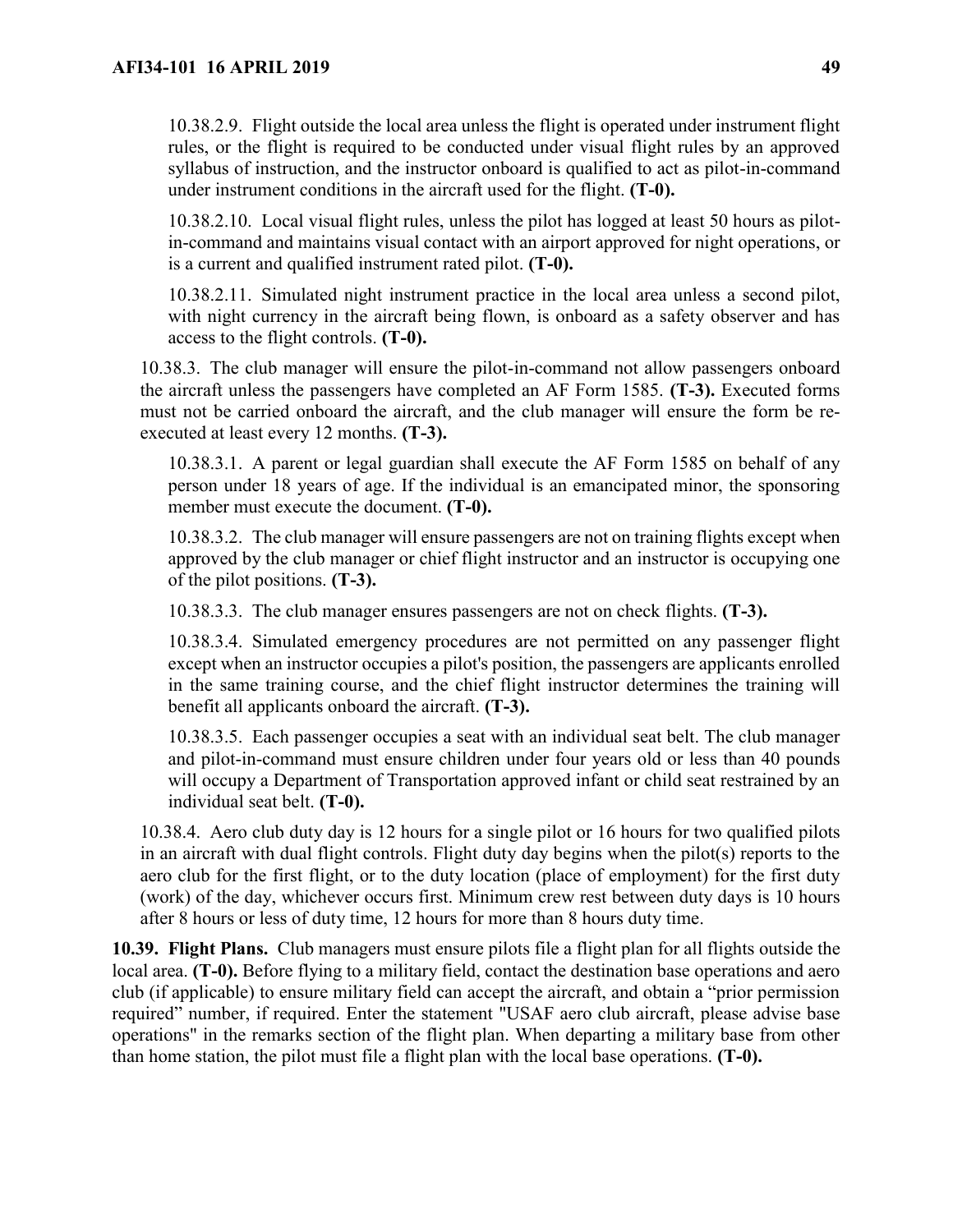10.38.2.9. Flight outside the local area unless the flight is operated under instrument flight rules, or the flight is required to be conducted under visual flight rules by an approved syllabus of instruction, and the instructor onboard is qualified to act as pilot-in-command under instrument conditions in the aircraft used for the flight. **(T-0).**

10.38.2.10. Local visual flight rules, unless the pilot has logged at least 50 hours as pilot-in-command and maintains visual contact with an airport approved for night operations, or is a current and qualified instrument rated pilot. **(T-0).**

10.38.2.11. Simulated night instrument practice in the local area unless a second pilot, with night currency in the aircraft being flown, is onboard as a safety observer and has access to the flight controls. **(T-0).**

10.38.3. The club manager will ensure the pilot-in-command not allow passengers onboard the aircraft unless the passengers have completed an AF Form 1585. **(T-3).** Executed forms must not be carried onboard the aircraft, and the club manager will ensure the form be re-executed at least every 12 months. **(T-3).**

10.38.3.1. A parent or legal guardian shall execute the AF Form 1585 on behalf of any person under 18 years of age. If the individual is an emancipated minor, the sponsoring member must execute the document. **(T-0).**

10.38.3.2. The club manager will ensure passengers are not on training flights except when approved by the club manager or chief flight instructor and an instructor is occupying one of the pilot positions. **(T-3).**

10.38.3.3. The club manager ensures passengers are not on check flights. **(T-3).**

10.38.3.4. Simulated emergency procedures are not permitted on any passenger flight except when an instructor occupies a pilot's position, the passengers are applicants enrolled in the same training course, and the chief flight instructor determines the training will benefit all applicants onboard the aircraft. **(T-3).**

10.38.3.5. Each passenger occupies a seat with an individual seat belt. The club manager and pilot-in-command must ensure children under four years old or less than 40 pounds will occupy a Department of Transportation approved infant or child seat restrained by an individual seat belt. **(T-0).**

10.38.4. Aero club duty day is 12 hours for a single pilot or 16 hours for two qualified pilots in an aircraft with dual flight controls. Flight duty day begins when the pilot(s) reports to the aero club for the first flight, or to the duty location (place of employment) for the first duty (work) of the day, whichever occurs first. Minimum crew rest between duty days is 10 hours after 8 hours or less of duty time, 12 hours for more than 8 hours duty time.

**10.39. Flight Plans.** Club managers must ensure pilots file a flight plan for all flights outside the local area. **(T-0).** Before flying to a military field, contact the destination base operations and aero club (if applicable) to ensure military field can accept the aircraft, and obtain a "prior permission required" number, if required. Enter the statement "USAF aero club aircraft, please advise base operations" in the remarks section of the flight plan. When departing a military base from other than home station, the pilot must file a flight plan with the local base operations. **(T-0).**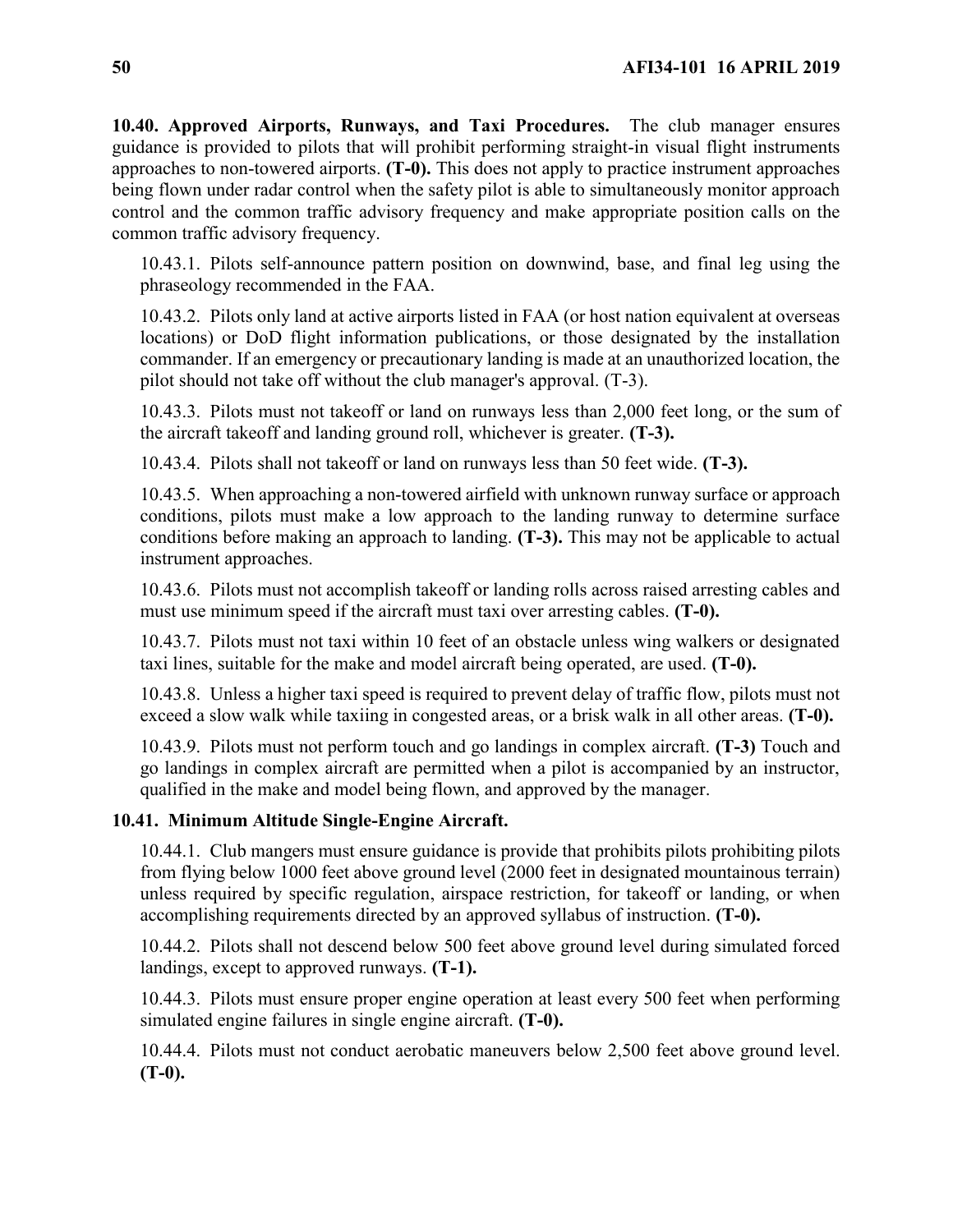**10.40. Approved Airports, Runways, and Taxi Procedures.** The club manager ensures guidance is provided to pilots that will prohibit performing straight-in visual flight instruments approaches to non-towered airports. **(T-0).** This does not apply to practice instrument approaches being flown under radar control when the safety pilot is able to simultaneously monitor approach control and the common traffic advisory frequency and make appropriate position calls on the common traffic advisory frequency.

10.43.1. Pilots self-announce pattern position on downwind, base, and final leg using the phraseology recommended in the FAA.

10.43.2. Pilots only land at active airports listed in FAA (or host nation equivalent at overseas locations) or DoD flight information publications, or those designated by the installation commander. If an emergency or precautionary landing is made at an unauthorized location, the pilot should not take off without the club manager's approval. (T-3).

10.43.3. Pilots must not takeoff or land on runways less than 2,000 feet long, or the sum of the aircraft takeoff and landing ground roll, whichever is greater. **(T-3).**

10.43.4. Pilots shall not takeoff or land on runways less than 50 feet wide. **(T-3).**

10.43.5. When approaching a non-towered airfield with unknown runway surface or approach conditions, pilots must make a low approach to the landing runway to determine surface conditions before making an approach to landing. **(T-3).** This may not be applicable to actual instrument approaches.

10.43.6. Pilots must not accomplish takeoff or landing rolls across raised arresting cables and must use minimum speed if the aircraft must taxi over arresting cables. **(T-0).**

10.43.7. Pilots must not taxi within 10 feet of an obstacle unless wing walkers or designated taxi lines, suitable for the make and model aircraft being operated, are used. **(T-0).**

10.43.8. Unless a higher taxi speed is required to prevent delay of traffic flow, pilots must not exceed a slow walk while taxiing in congested areas, or a brisk walk in all other areas. **(T-0).**

10.43.9. Pilots must not perform touch and go landings in complex aircraft. **(T-3)** Touch and go landings in complex aircraft are permitted when a pilot is accompanied by an instructor, qualified in the make and model being flown, and approved by the manager.

**10.41. Minimum Altitude Single-Engine Aircraft.**

10.44.1. Club mangers must ensure guidance is provide that prohibits pilots prohibiting pilots from flying below 1000 feet above ground level (2000 feet in designated mountainous terrain) unless required by specific regulation, airspace restriction, for takeoff or landing, or when accomplishing requirements directed by an approved syllabus of instruction. **(T-0).**

10.44.2. Pilots shall not descend below 500 feet above ground level during simulated forced landings, except to approved runways. **(T-1).**

10.44.3. Pilots must ensure proper engine operation at least every 500 feet when performing simulated engine failures in single engine aircraft. **(T-0).**

10.44.4. Pilots must not conduct aerobatic maneuvers below 2,500 feet above ground level. **(T-0).**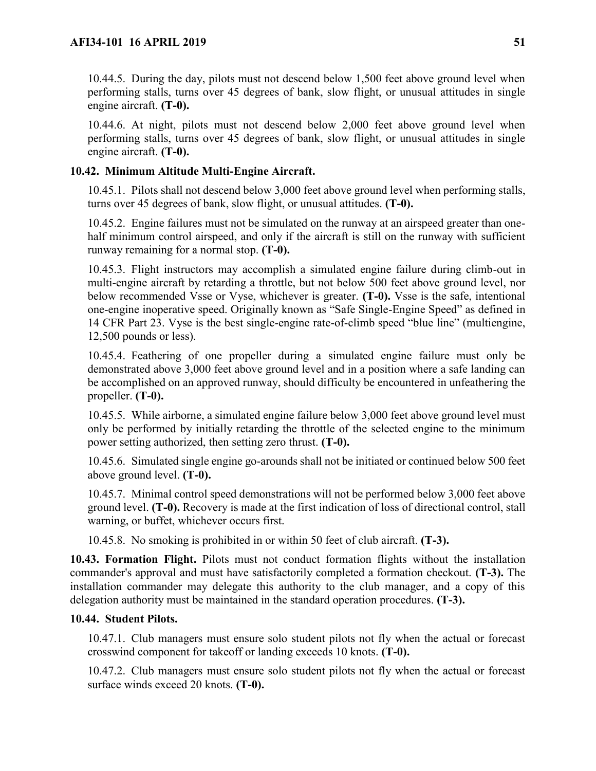10.44.5. During the day, pilots must not descend below 1,500 feet above ground level when performing stalls, turns over 45 degrees of bank, slow flight, or unusual attitudes in single engine aircraft. **(T-0).**

10.44.6. At night, pilots must not descend below 2,000 feet above ground level when performing stalls, turns over 45 degrees of bank, slow flight, or unusual attitudes in single engine aircraft. **(T-0).**

**10.42. Minimum Altitude Multi-Engine Aircraft.**

10.45.1. Pilots shall not descend below 3,000 feet above ground level when performing stalls, turns over 45 degrees of bank, slow flight, or unusual attitudes. **(T-0).**

10.45.2. Engine failures must not be simulated on the runway at an airspeed greater than one-half minimum control airspeed, and only if the aircraft is still on the runway with sufficient runway remaining for a normal stop. **(T-0).**

10.45.3. Flight instructors may accomplish a simulated engine failure during climb-out in multi-engine aircraft by retarding a throttle, but not below 500 feet above ground level, nor below recommended Vsse or Vyse, whichever is greater. **(T-0).** Vsse is the safe, intentional one-engine inoperative speed. Originally known as "Safe Single-Engine Speed" as defined in 14 CFR Part 23. Vyse is the best single-engine rate-of-climb speed "blue line" (multiengine, 12,500 pounds or less).

10.45.4. Feathering of one propeller during a simulated engine failure must only be demonstrated above 3,000 feet above ground level and in a position where a safe landing can be accomplished on an approved runway, should difficulty be encountered in unfeathering the propeller. **(T-0).**

10.45.5. While airborne, a simulated engine failure below 3,000 feet above ground level must only be performed by initially retarding the throttle of the selected engine to the minimum power setting authorized, then setting zero thrust. **(T-0).**

10.45.6. Simulated single engine go-arounds shall not be initiated or continued below 500 feet above ground level. **(T-0).**

10.45.7. Minimal control speed demonstrations will not be performed below 3,000 feet above ground level. **(T-0).** Recovery is made at the first indication of loss of directional control, stall warning, or buffet, whichever occurs first.

10.45.8. No smoking is prohibited in or within 50 feet of club aircraft. **(T-3).**

**10.43. Formation Flight.** Pilots must not conduct formation flights without the installation commander's approval and must have satisfactorily completed a formation checkout. **(T-3).** The installation commander may delegate this authority to the club manager, and a copy of this delegation authority must be maintained in the standard operation procedures. **(T-3).**

**10.44. Student Pilots.**

10.47.1. Club managers must ensure solo student pilots not fly when the actual or forecast crosswind component for takeoff or landing exceeds 10 knots. **(T-0).**

10.47.2. Club managers must ensure solo student pilots not fly when the actual or forecast surface winds exceed 20 knots. **(T-0).**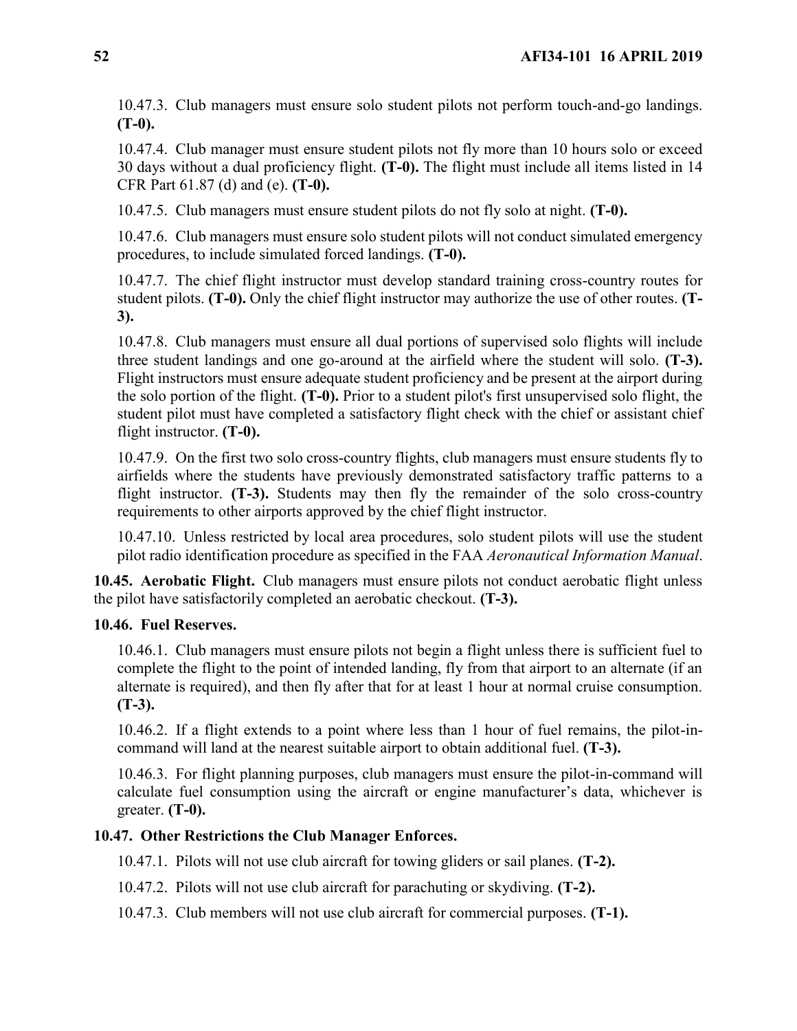10.47.3. Club managers must ensure solo student pilots not perform touch-and-go landings. **(T-0).**

10.47.4. Club manager must ensure student pilots not fly more than 10 hours solo or exceed 30 days without a dual proficiency flight. **(T-0).** The flight must include all items listed in 14 CFR Part 61.87 (d) and (e). **(T-0).**

10.47.5. Club managers must ensure student pilots do not fly solo at night. **(T-0).**

10.47.6. Club managers must ensure solo student pilots will not conduct simulated emergency procedures, to include simulated forced landings. **(T-0).**

10.47.7. The chief flight instructor must develop standard training cross-country routes for student pilots. **(T-0).** Only the chief flight instructor may authorize the use of other routes. **(T-3).**

10.47.8. Club managers must ensure all dual portions of supervised solo flights will include three student landings and one go-around at the airfield where the student will solo. **(T-3).** Flight instructors must ensure adequate student proficiency and be present at the airport during the solo portion of the flight. **(T-0).** Prior to a student pilot's first unsupervised solo flight, the student pilot must have completed a satisfactory flight check with the chief or assistant chief flight instructor. **(T-0).**

10.47.9. On the first two solo cross-country flights, club managers must ensure students fly to airfields where the students have previously demonstrated satisfactory traffic patterns to a flight instructor. **(T-3).** Students may then fly the remainder of the solo cross-country requirements to other airports approved by the chief flight instructor.

10.47.10. Unless restricted by local area procedures, solo student pilots will use the student pilot radio identification procedure as specified in the FAA *Aeronautical Information Manual*.

**10.45. Aerobatic Flight.** Club managers must ensure pilots not conduct aerobatic flight unless the pilot have satisfactorily completed an aerobatic checkout. **(T-3).**

**10.46. Fuel Reserves.**

10.46.1. Club managers must ensure pilots not begin a flight unless there is sufficient fuel to complete the flight to the point of intended landing, fly from that airport to an alternate (if an alternate is required), and then fly after that for at least 1 hour at normal cruise consumption. **(T-3).**

10.46.2. If a flight extends to a point where less than 1 hour of fuel remains, the pilot-in-command will land at the nearest suitable airport to obtain additional fuel. **(T-3).**

10.46.3. For flight planning purposes, club managers must ensure the pilot-in-command will calculate fuel consumption using the aircraft or engine manufacturer's data, whichever is greater. **(T-0).**

**10.47. Other Restrictions the Club Manager Enforces.**

10.47.1. Pilots will not use club aircraft for towing gliders or sail planes. **(T-2).**

10.47.2. Pilots will not use club aircraft for parachuting or skydiving. **(T-2).**

10.47.3. Club members will not use club aircraft for commercial purposes. **(T-1).**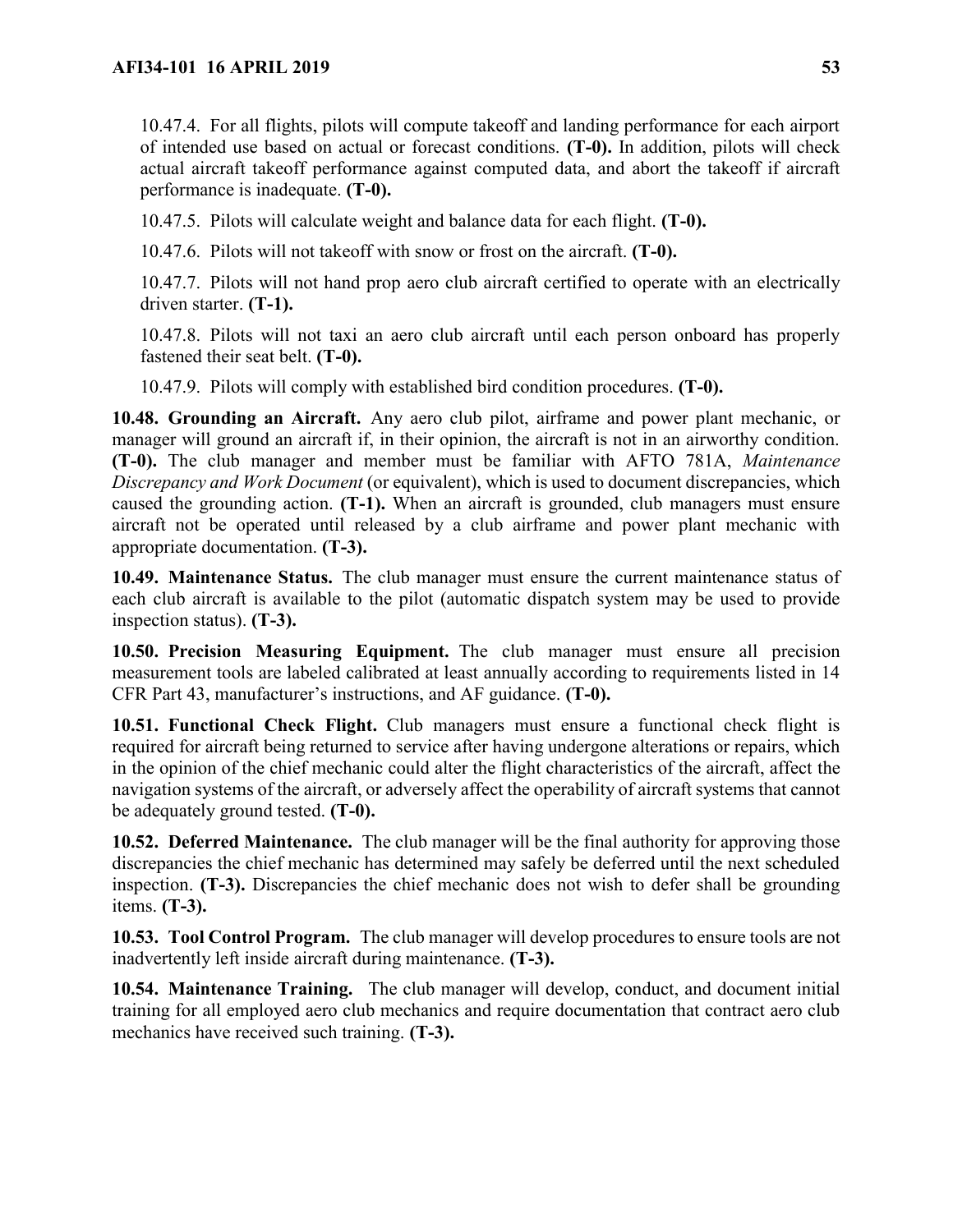10.47.4. For all flights, pilots will compute takeoff and landing performance for each airport of intended use based on actual or forecast conditions. **(T-0).** In addition, pilots will check actual aircraft takeoff performance against computed data, and abort the takeoff if aircraft performance is inadequate. **(T-0).**

10.47.5. Pilots will calculate weight and balance data for each flight. **(T-0).**

10.47.6. Pilots will not takeoff with snow or frost on the aircraft. **(T-0).**

10.47.7. Pilots will not hand prop aero club aircraft certified to operate with an electrically driven starter. **(T-1).**

10.47.8. Pilots will not taxi an aero club aircraft until each person onboard has properly fastened their seat belt. **(T-0).**

10.47.9. Pilots will comply with established bird condition procedures. **(T-0).**

**10.48. Grounding an Aircraft.** Any aero club pilot, airframe and power plant mechanic, or manager will ground an aircraft if, in their opinion, the aircraft is not in an airworthy condition. **(T-0).** The club manager and member must be familiar with AFTO 781A, *Maintenance Discrepancy and Work Document* (or equivalent), which is used to document discrepancies, which caused the grounding action. **(T-1).** When an aircraft is grounded, club managers must ensure aircraft not be operated until released by a club airframe and power plant mechanic with appropriate documentation. **(T-3).**

**10.49. Maintenance Status.** The club manager must ensure the current maintenance status of each club aircraft is available to the pilot (automatic dispatch system may be used to provide inspection status). **(T-3).**

**10.50. Precision Measuring Equipment.** The club manager must ensure all precision measurement tools are labeled calibrated at least annually according to requirements listed in 14 CFR Part 43, manufacturer's instructions, and AF guidance. **(T-0).**

**10.51. Functional Check Flight.** Club managers must ensure a functional check flight is required for aircraft being returned to service after having undergone alterations or repairs, which in the opinion of the chief mechanic could alter the flight characteristics of the aircraft, affect the navigation systems of the aircraft, or adversely affect the operability of aircraft systems that cannot be adequately ground tested. **(T-0).**

**10.52. Deferred Maintenance.** The club manager will be the final authority for approving those discrepancies the chief mechanic has determined may safely be deferred until the next scheduled inspection. **(T-3).** Discrepancies the chief mechanic does not wish to defer shall be grounding items. **(T-3).**

**10.53. Tool Control Program.** The club manager will develop procedures to ensure tools are not inadvertently left inside aircraft during maintenance. **(T-3).**

**10.54. Maintenance Training.** The club manager will develop, conduct, and document initial training for all employed aero club mechanics and require documentation that contract aero club mechanics have received such training. **(T-3).**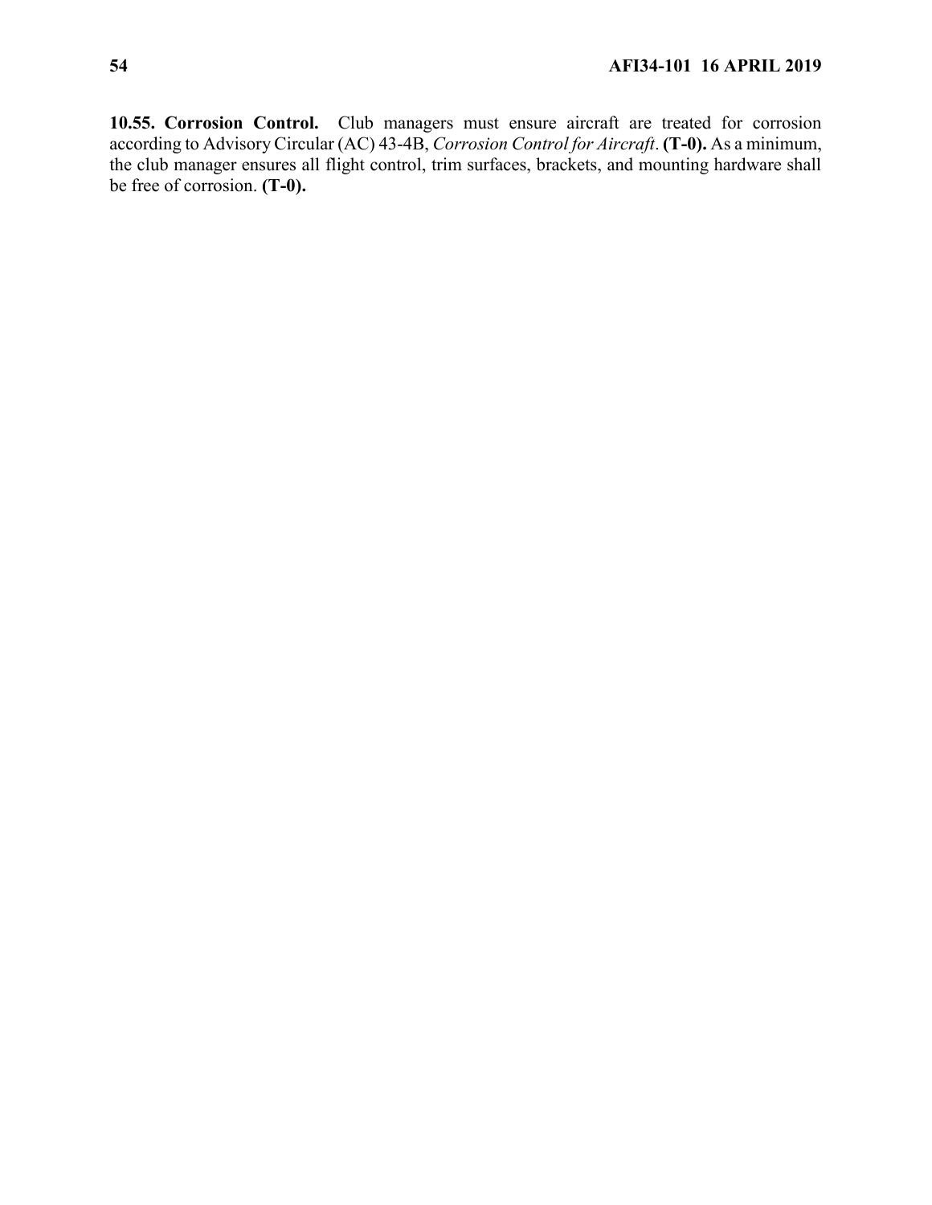**10.55. Corrosion Control.** Club managers must ensure aircraft are treated for corrosion according to Advisory Circular (AC) 43-4B, *Corrosion Control for Aircraft*. **(T-0).** As a minimum, the club manager ensures all flight control, trim surfaces, brackets, and mounting hardware shall be free of corrosion. **(T-0).**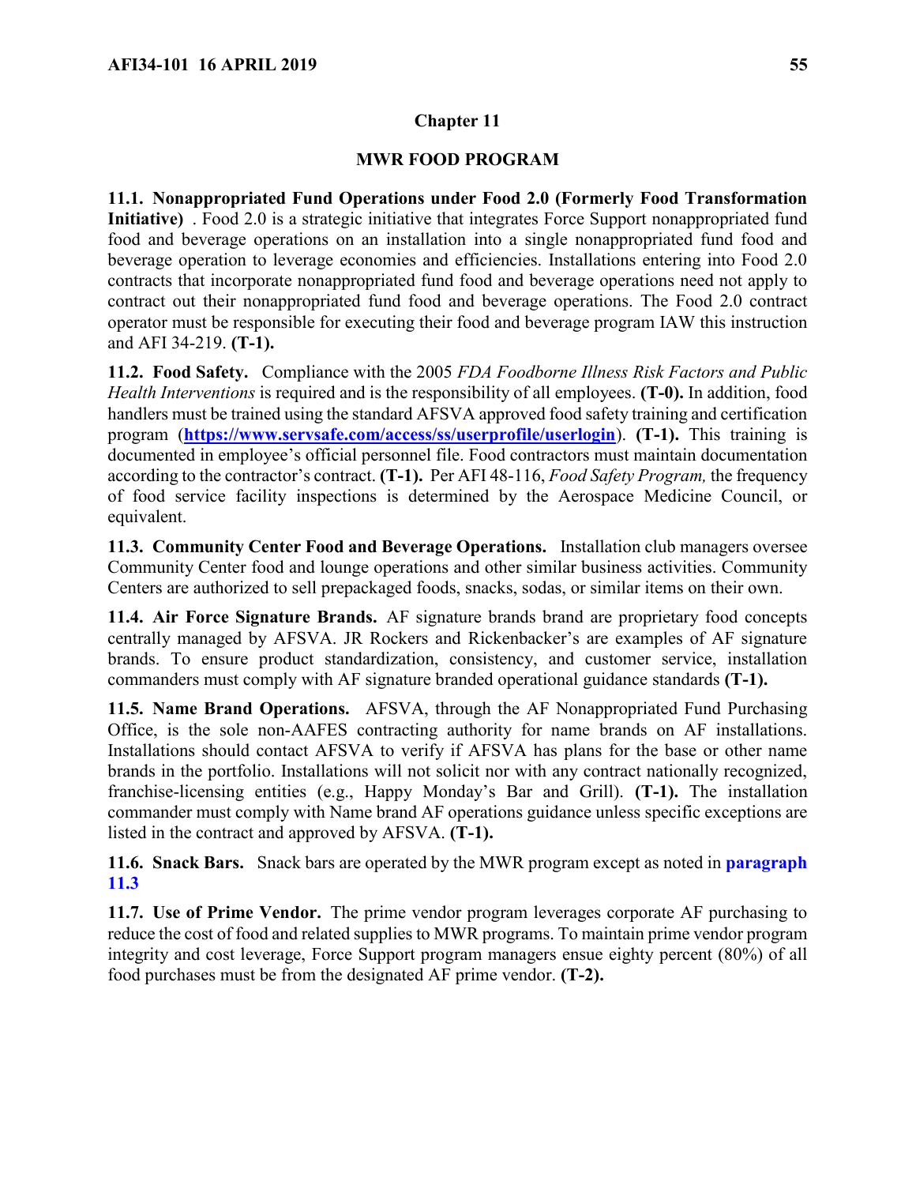# Chapter 11

## MWR FOOD PROGRAM

**11.1. Nonappropriated Fund Operations under Food 2.0 (Formerly Food Transformation Initiative)** . Food 2.0 is a strategic initiative that integrates Force Support nonappropriated fund food and beverage operations on an installation into a single nonappropriated fund food and beverage operation to leverage economies and efficiencies. Installations entering into Food 2.0 contracts that incorporate nonappropriated fund food and beverage operations need not apply to contract out their nonappropriated fund food and beverage operations. The Food 2.0 contract operator must be responsible for executing their food and beverage program IAW this instruction and AFI 34-219. **(T-1).**

**11.2. Food Safety.** Compliance with the 2005 *FDA Foodborne Illness Risk Factors and Public Health Interventions* is required and is the responsibility of all employees. **(T-0).** In addition, food handlers must be trained using the standard AFSVA approved food safety training and certification program (**https://www.servsafe.com/access/ss/userprofile/userlogin**). **(T-1).** This training is documented in employee's official personnel file. Food contractors must maintain documentation according to the contractor's contract. **(T-1).** Per AFI 48-116, *Food Safety Program,* the frequency of food service facility inspections is determined by the Aerospace Medicine Council, or equivalent.

**11.3. Community Center Food and Beverage Operations.** Installation club managers oversee Community Center food and lounge operations and other similar business activities. Community Centers are authorized to sell prepackaged foods, snacks, sodas, or similar items on their own.

**11.4. Air Force Signature Brands.** AF signature brands brand are proprietary food concepts centrally managed by AFSVA. JR Rockers and Rickenbacker's are examples of AF signature brands. To ensure product standardization, consistency, and customer service, installation commanders must comply with AF signature branded operational guidance standards **(T-1).**

**11.5. Name Brand Operations.** AFSVA, through the AF Nonappropriated Fund Purchasing Office, is the sole non-AAFES contracting authority for name brands on AF installations. Installations should contact AFSVA to verify if AFSVA has plans for the base or other name brands in the portfolio. Installations will not solicit nor with any contract nationally recognized, franchise-licensing entities (e.g., Happy Monday's Bar and Grill). **(T-1).** The installation commander must comply with Name brand AF operations guidance unless specific exceptions are listed in the contract and approved by AFSVA. **(T-1).**

**11.6. Snack Bars.** Snack bars are operated by the MWR program except as noted in **paragraph 11.3**

**11.7. Use of Prime Vendor.** The prime vendor program leverages corporate AF purchasing to reduce the cost of food and related supplies to MWR programs. To maintain prime vendor program integrity and cost leverage, Force Support program managers ensue eighty percent (80%) of all food purchases must be from the designated AF prime vendor. **(T-2).**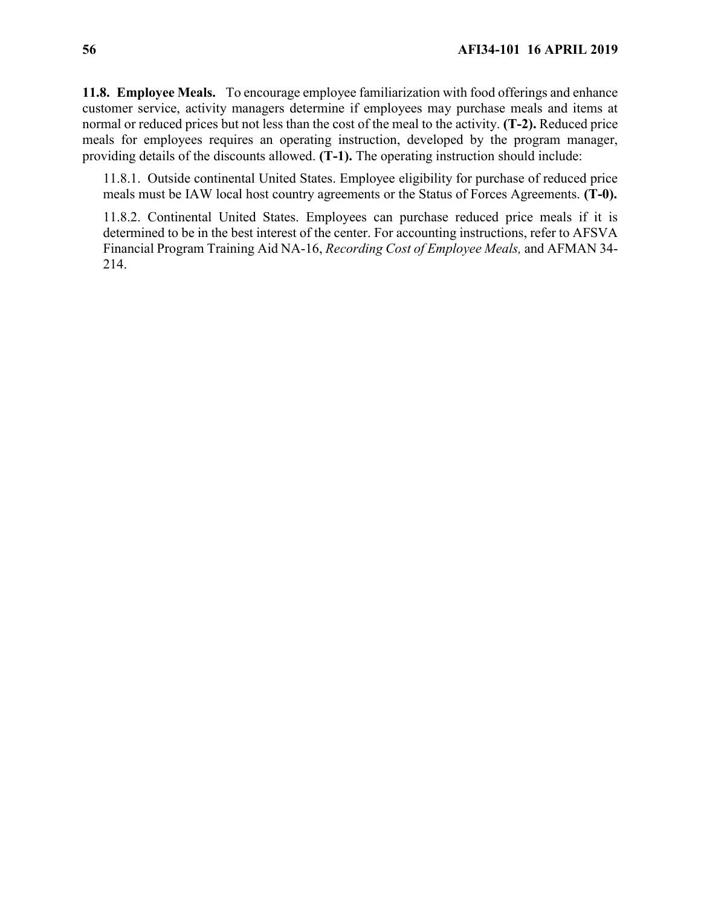**11.8. Employee Meals.** To encourage employee familiarization with food offerings and enhance customer service, activity managers determine if employees may purchase meals and items at normal or reduced prices but not less than the cost of the meal to the activity. **(T-2).** Reduced price meals for employees requires an operating instruction, developed by the program manager, providing details of the discounts allowed. **(T-1).** The operating instruction should include:

11.8.1. Outside continental United States. Employee eligibility for purchase of reduced price meals must be IAW local host country agreements or the Status of Forces Agreements. **(T-0).**

11.8.2. Continental United States. Employees can purchase reduced price meals if it is determined to be in the best interest of the center. For accounting instructions, refer to AFSVA Financial Program Training Aid NA-16, *Recording Cost of Employee Meals,* and AFMAN 34-214.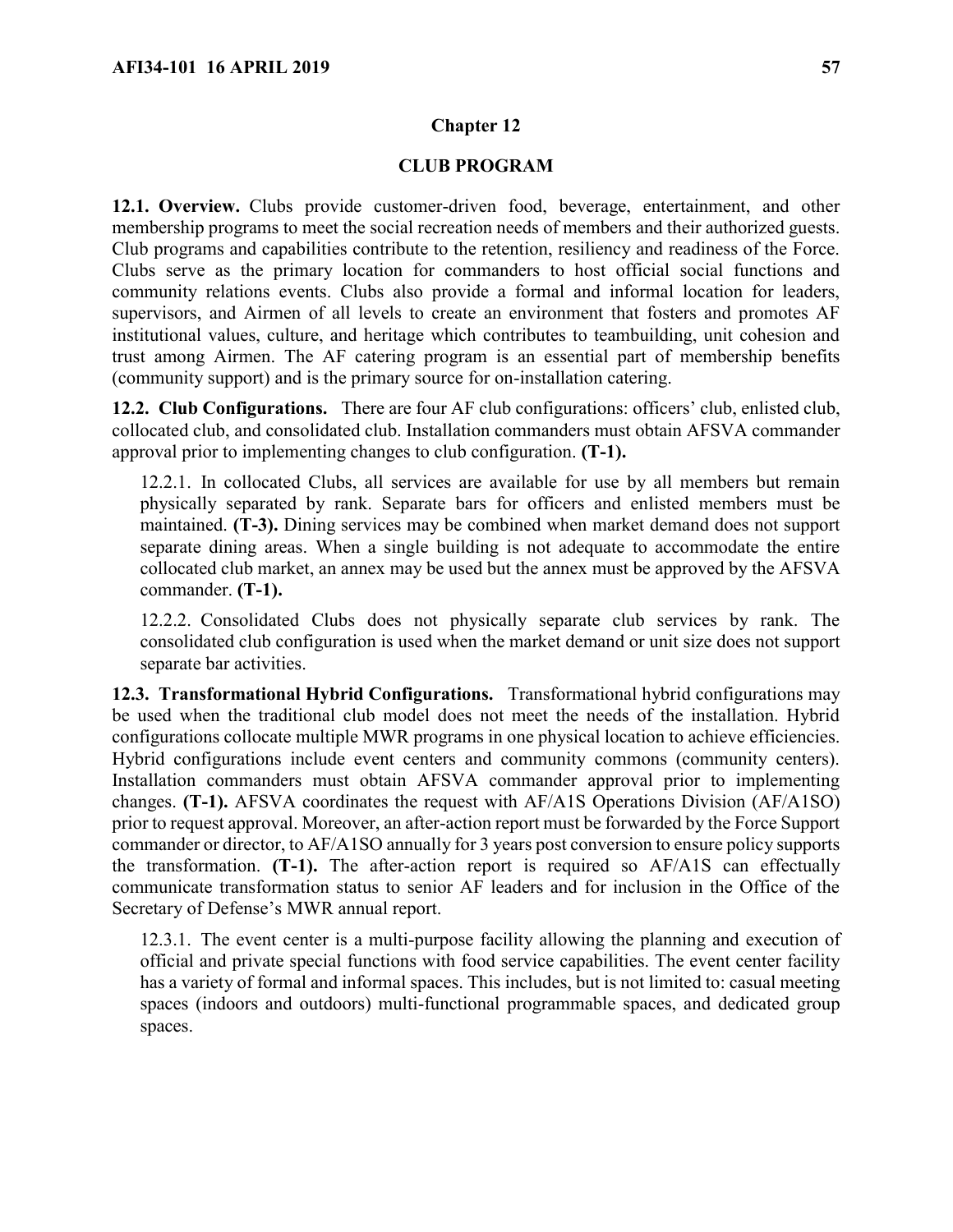## Chapter 12

## CLUB PROGRAM

**12.1. Overview.** Clubs provide customer-driven food, beverage, entertainment, and other membership programs to meet the social recreation needs of members and their authorized guests. Club programs and capabilities contribute to the retention, resiliency and readiness of the Force. Clubs serve as the primary location for commanders to host official social functions and community relations events. Clubs also provide a formal and informal location for leaders, supervisors, and Airmen of all levels to create an environment that fosters and promotes AF institutional values, culture, and heritage which contributes to teambuilding, unit cohesion and trust among Airmen. The AF catering program is an essential part of membership benefits (community support) and is the primary source for on-installation catering.

**12.2. Club Configurations.** There are four AF club configurations: officers' club, enlisted club, collocated club, and consolidated club. Installation commanders must obtain AFSVA commander approval prior to implementing changes to club configuration. **(T-1).**

12.2.1. In collocated Clubs, all services are available for use by all members but remain physically separated by rank. Separate bars for officers and enlisted members must be maintained. **(T-3).** Dining services may be combined when market demand does not support separate dining areas. When a single building is not adequate to accommodate the entire collocated club market, an annex may be used but the annex must be approved by the AFSVA commander. **(T-1).**

12.2.2. Consolidated Clubs does not physically separate club services by rank. The consolidated club configuration is used when the market demand or unit size does not support separate bar activities.

**12.3. Transformational Hybrid Configurations.** Transformational hybrid configurations may be used when the traditional club model does not meet the needs of the installation. Hybrid configurations collocate multiple MWR programs in one physical location to achieve efficiencies. Hybrid configurations include event centers and community commons (community centers). Installation commanders must obtain AFSVA commander approval prior to implementing changes. **(T-1).** AFSVA coordinates the request with AF/A1S Operations Division (AF/A1SO) prior to request approval. Moreover, an after-action report must be forwarded by the Force Support commander or director, to AF/A1SO annually for 3 years post conversion to ensure policy supports the transformation. **(T-1).** The after-action report is required so AF/A1S can effectually communicate transformation status to senior AF leaders and for inclusion in the Office of the Secretary of Defense's MWR annual report.

12.3.1. The event center is a multi-purpose facility allowing the planning and execution of official and private special functions with food service capabilities. The event center facility has a variety of formal and informal spaces. This includes, but is not limited to: casual meeting spaces (indoors and outdoors) multi-functional programmable spaces, and dedicated group spaces.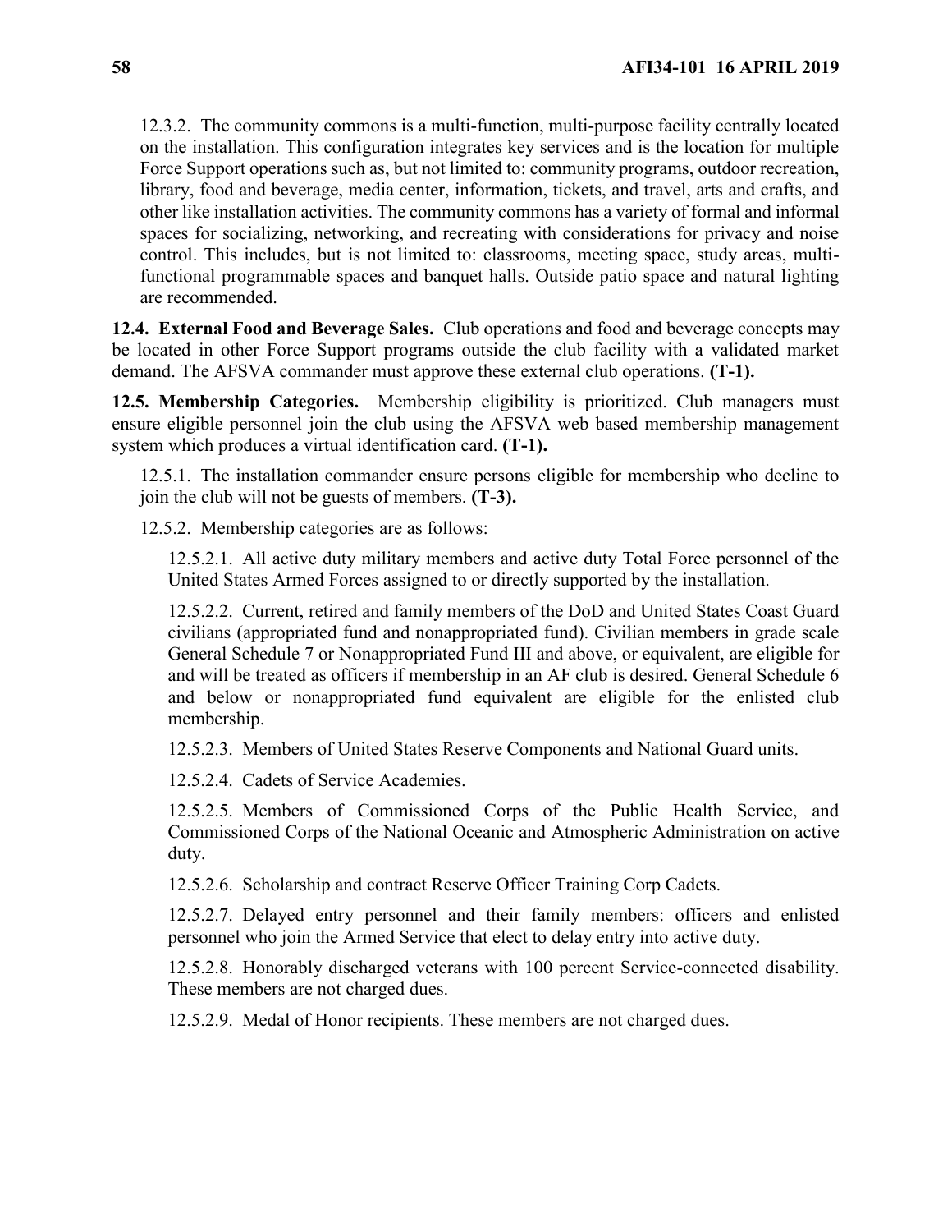12.3.2. The community commons is a multi-function, multi-purpose facility centrally located on the installation. This configuration integrates key services and is the location for multiple Force Support operations such as, but not limited to: community programs, outdoor recreation, library, food and beverage, media center, information, tickets, and travel, arts and crafts, and other like installation activities. The community commons has a variety of formal and informal spaces for socializing, networking, and recreating with considerations for privacy and noise control. This includes, but is not limited to: classrooms, meeting space, study areas, multi-functional programmable spaces and banquet halls. Outside patio space and natural lighting are recommended.

**12.4. External Food and Beverage Sales.** Club operations and food and beverage concepts may be located in other Force Support programs outside the club facility with a validated market demand. The AFSVA commander must approve these external club operations. **(T-1).**

**12.5. Membership Categories.** Membership eligibility is prioritized. Club managers must ensure eligible personnel join the club using the AFSVA web based membership management system which produces a virtual identification card. **(T-1).**

12.5.1. The installation commander ensure persons eligible for membership who decline to join the club will not be guests of members. **(T-3).**

12.5.2. Membership categories are as follows:

12.5.2.1. All active duty military members and active duty Total Force personnel of the United States Armed Forces assigned to or directly supported by the installation.

12.5.2.2. Current, retired and family members of the DoD and United States Coast Guard civilians (appropriated fund and nonappropriated fund). Civilian members in grade scale General Schedule 7 or Nonappropriated Fund III and above, or equivalent, are eligible for and will be treated as officers if membership in an AF club is desired. General Schedule 6 and below or nonappropriated fund equivalent are eligible for the enlisted club membership.

12.5.2.3. Members of United States Reserve Components and National Guard units.

12.5.2.4. Cadets of Service Academies.

12.5.2.5. Members of Commissioned Corps of the Public Health Service, and Commissioned Corps of the National Oceanic and Atmospheric Administration on active duty.

12.5.2.6. Scholarship and contract Reserve Officer Training Corp Cadets.

12.5.2.7. Delayed entry personnel and their family members: officers and enlisted personnel who join the Armed Service that elect to delay entry into active duty.

12.5.2.8. Honorably discharged veterans with 100 percent Service-connected disability. These members are not charged dues.

12.5.2.9. Medal of Honor recipients. These members are not charged dues.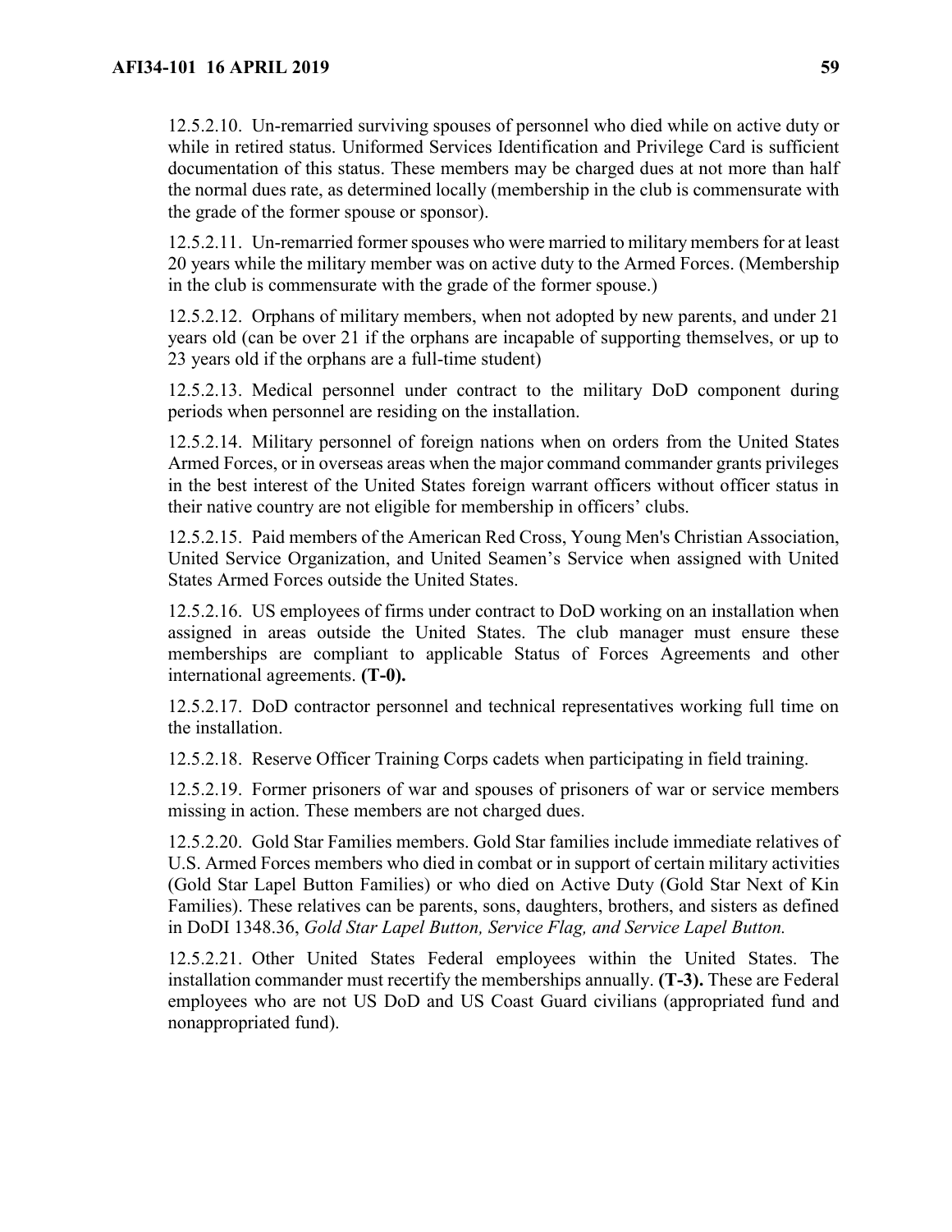12.5.2.10. Un-remarried surviving spouses of personnel who died while on active duty or while in retired status. Uniformed Services Identification and Privilege Card is sufficient documentation of this status. These members may be charged dues at not more than half the normal dues rate, as determined locally (membership in the club is commensurate with the grade of the former spouse or sponsor).

12.5.2.11. Un-remarried former spouses who were married to military members for at least 20 years while the military member was on active duty to the Armed Forces. (Membership in the club is commensurate with the grade of the former spouse.)

12.5.2.12. Orphans of military members, when not adopted by new parents, and under 21 years old (can be over 21 if the orphans are incapable of supporting themselves, or up to 23 years old if the orphans are a full-time student)

12.5.2.13. Medical personnel under contract to the military DoD component during periods when personnel are residing on the installation.

12.5.2.14. Military personnel of foreign nations when on orders from the United States Armed Forces, or in overseas areas when the major command commander grants privileges in the best interest of the United States foreign warrant officers without officer status in their native country are not eligible for membership in officers' clubs.

12.5.2.15. Paid members of the American Red Cross, Young Men's Christian Association, United Service Organization, and United Seamen's Service when assigned with United States Armed Forces outside the United States.

12.5.2.16. US employees of firms under contract to DoD working on an installation when assigned in areas outside the United States. The club manager must ensure these memberships are compliant to applicable Status of Forces Agreements and other international agreements. **(T-0).**

12.5.2.17. DoD contractor personnel and technical representatives working full time on the installation.

12.5.2.18. Reserve Officer Training Corps cadets when participating in field training.

12.5.2.19. Former prisoners of war and spouses of prisoners of war or service members missing in action. These members are not charged dues.

12.5.2.20. Gold Star Families members. Gold Star families include immediate relatives of U.S. Armed Forces members who died in combat or in support of certain military activities (Gold Star Lapel Button Families) or who died on Active Duty (Gold Star Next of Kin Families). These relatives can be parents, sons, daughters, brothers, and sisters as defined in DoDI 1348.36, *Gold Star Lapel Button, Service Flag, and Service Lapel Button.*

12.5.2.21. Other United States Federal employees within the United States. The installation commander must recertify the memberships annually. **(T-3).** These are Federal employees who are not US DoD and US Coast Guard civilians (appropriated fund and nonappropriated fund).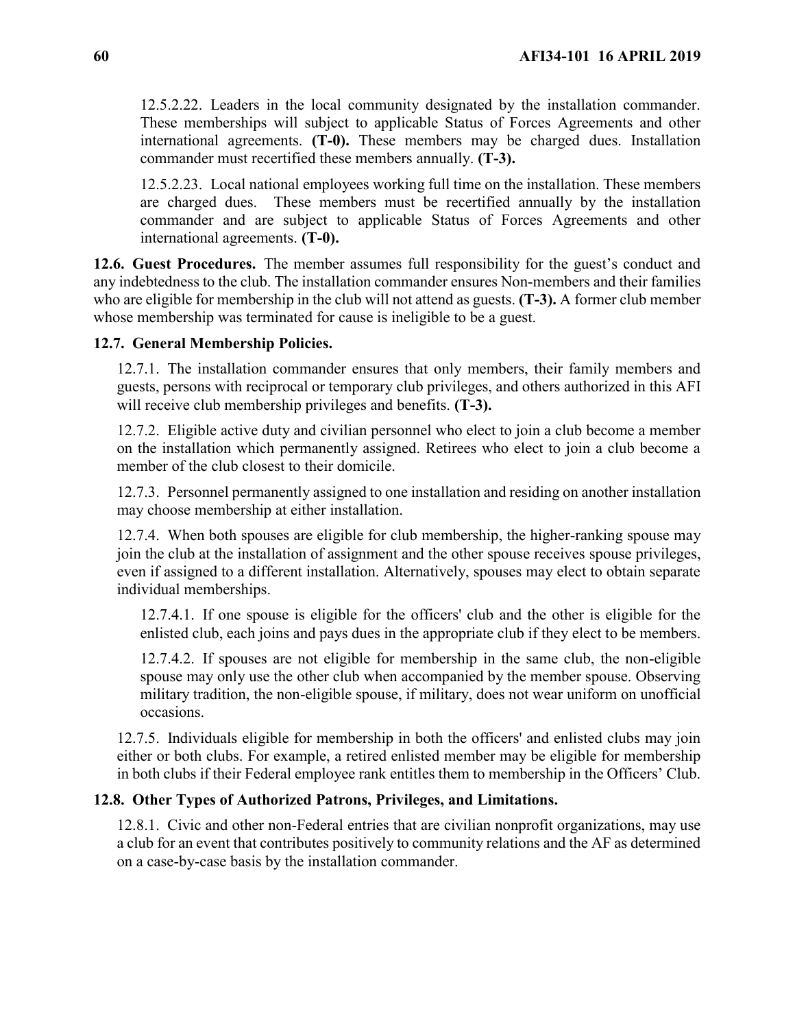12.5.2.22. Leaders in the local community designated by the installation commander. These memberships will subject to applicable Status of Forces Agreements and other international agreements. **(T-0).** These members may be charged dues. Installation commander must recertified these members annually. **(T-3).**

12.5.2.23. Local national employees working full time on the installation. These members are charged dues. These members must be recertified annually by the installation commander and are subject to applicable Status of Forces Agreements and other international agreements. **(T-0).**

**12.6. Guest Procedures.** The member assumes full responsibility for the guest's conduct and any indebtedness to the club. The installation commander ensures Non-members and their families who are eligible for membership in the club will not attend as guests. **(T-3).** A former club member whose membership was terminated for cause is ineligible to be a guest.

**12.7. General Membership Policies.**

12.7.1. The installation commander ensures that only members, their family members and guests, persons with reciprocal or temporary club privileges, and others authorized in this AFI will receive club membership privileges and benefits. **(T-3).**

12.7.2. Eligible active duty and civilian personnel who elect to join a club become a member on the installation which permanently assigned. Retirees who elect to join a club become a member of the club closest to their domicile.

12.7.3. Personnel permanently assigned to one installation and residing on another installation may choose membership at either installation.

12.7.4. When both spouses are eligible for club membership, the higher-ranking spouse may join the club at the installation of assignment and the other spouse receives spouse privileges, even if assigned to a different installation. Alternatively, spouses may elect to obtain separate individual memberships.

12.7.4.1. If one spouse is eligible for the officers' club and the other is eligible for the enlisted club, each joins and pays dues in the appropriate club if they elect to be members.

12.7.4.2. If spouses are not eligible for membership in the same club, the non-eligible spouse may only use the other club when accompanied by the member spouse. Observing military tradition, the non-eligible spouse, if military, does not wear uniform on unofficial occasions.

12.7.5. Individuals eligible for membership in both the officers' and enlisted clubs may join either or both clubs. For example, a retired enlisted member may be eligible for membership in both clubs if their Federal employee rank entitles them to membership in the Officers' Club.

**12.8. Other Types of Authorized Patrons, Privileges, and Limitations.**

12.8.1. Civic and other non-Federal entries that are civilian nonprofit organizations, may use a club for an event that contributes positively to community relations and the AF as determined on a case-by-case basis by the installation commander.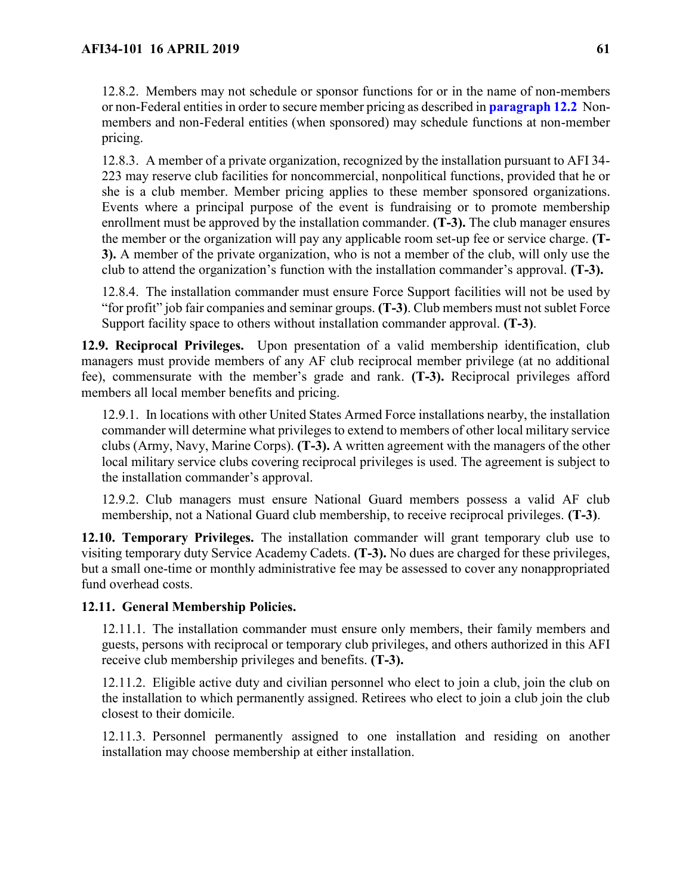12.8.2. Members may not schedule or sponsor functions for or in the name of non-members or non-Federal entities in order to secure member pricing as described in **paragraph 12.2** Non-members and non-Federal entities (when sponsored) may schedule functions at non-member pricing.

12.8.3. A member of a private organization, recognized by the installation pursuant to AFI 34-223 may reserve club facilities for noncommercial, nonpolitical functions, provided that he or she is a club member. Member pricing applies to these member sponsored organizations. Events where a principal purpose of the event is fundraising or to promote membership enrollment must be approved by the installation commander. **(T-3).** The club manager ensures the member or the organization will pay any applicable room set-up fee or service charge. **(T-3).** A member of the private organization, who is not a member of the club, will only use the club to attend the organization's function with the installation commander's approval. **(T-3).**

12.8.4. The installation commander must ensure Force Support facilities will not be used by "for profit" job fair companies and seminar groups. **(T-3)**. Club members must not sublet Force Support facility space to others without installation commander approval. **(T-3)**.

**12.9. Reciprocal Privileges.** Upon presentation of a valid membership identification, club managers must provide members of any AF club reciprocal member privilege (at no additional fee), commensurate with the member's grade and rank. **(T-3).** Reciprocal privileges afford members all local member benefits and pricing.

12.9.1. In locations with other United States Armed Force installations nearby, the installation commander will determine what privileges to extend to members of other local military service clubs (Army, Navy, Marine Corps). **(T-3).** A written agreement with the managers of the other local military service clubs covering reciprocal privileges is used. The agreement is subject to the installation commander's approval.

12.9.2. Club managers must ensure National Guard members possess a valid AF club membership, not a National Guard club membership, to receive reciprocal privileges. **(T-3)**.

**12.10. Temporary Privileges.** The installation commander will grant temporary club use to visiting temporary duty Service Academy Cadets. **(T-3).** No dues are charged for these privileges, but a small one-time or monthly administrative fee may be assessed to cover any nonappropriated fund overhead costs.

**12.11. General Membership Policies.**

12.11.1. The installation commander must ensure only members, their family members and guests, persons with reciprocal or temporary club privileges, and others authorized in this AFI receive club membership privileges and benefits. **(T-3).**

12.11.2. Eligible active duty and civilian personnel who elect to join a club, join the club on the installation to which permanently assigned. Retirees who elect to join a club join the club closest to their domicile.

12.11.3. Personnel permanently assigned to one installation and residing on another installation may choose membership at either installation.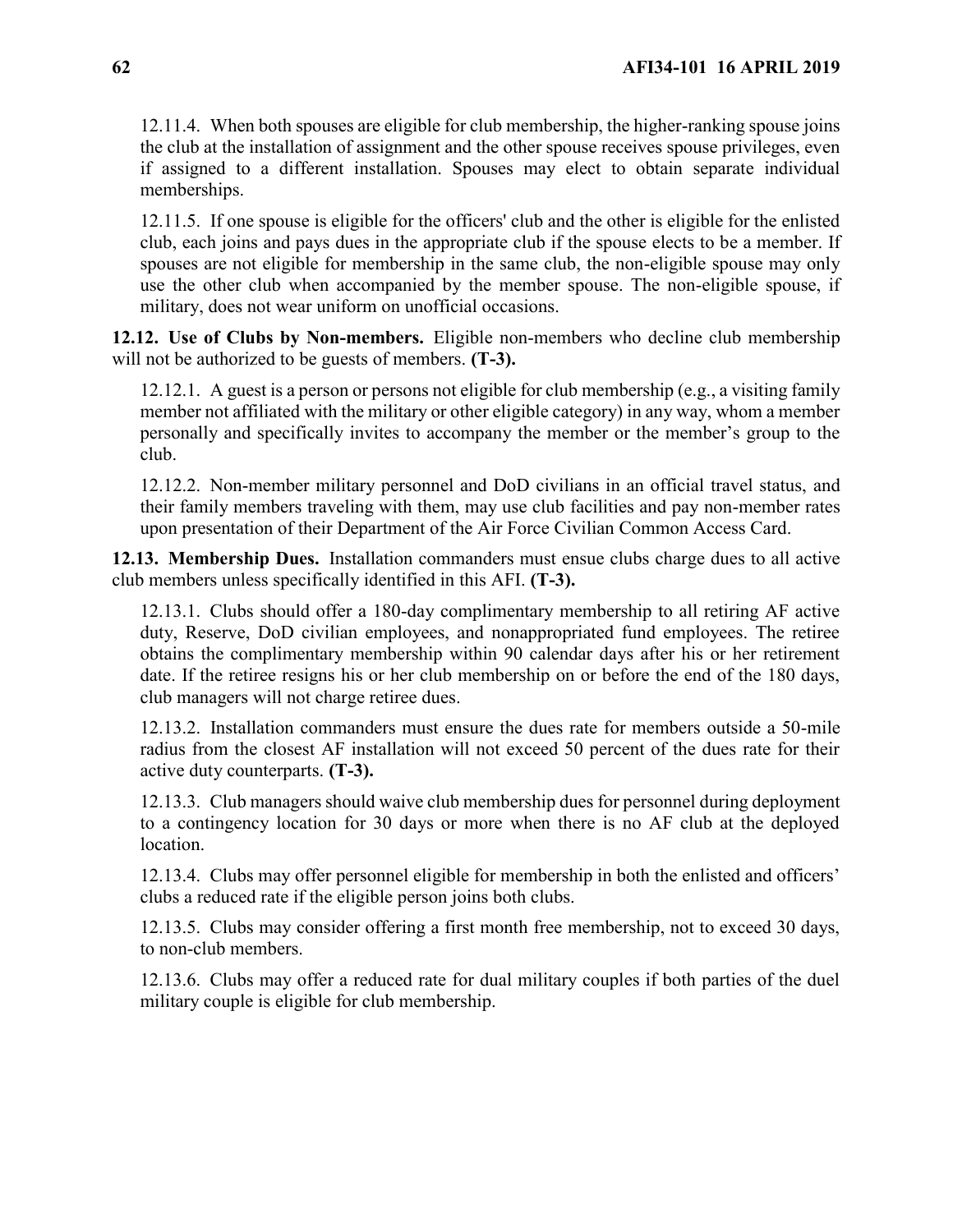12.11.4. When both spouses are eligible for club membership, the higher-ranking spouse joins the club at the installation of assignment and the other spouse receives spouse privileges, even if assigned to a different installation. Spouses may elect to obtain separate individual memberships.

12.11.5. If one spouse is eligible for the officers' club and the other is eligible for the enlisted club, each joins and pays dues in the appropriate club if the spouse elects to be a member. If spouses are not eligible for membership in the same club, the non-eligible spouse may only use the other club when accompanied by the member spouse. The non-eligible spouse, if military, does not wear uniform on unofficial occasions.

**12.12. Use of Clubs by Non-members.** Eligible non-members who decline club membership will not be authorized to be guests of members. **(T-3).**

12.12.1. A guest is a person or persons not eligible for club membership (e.g., a visiting family member not affiliated with the military or other eligible category) in any way, whom a member personally and specifically invites to accompany the member or the member's group to the club.

12.12.2. Non-member military personnel and DoD civilians in an official travel status, and their family members traveling with them, may use club facilities and pay non-member rates upon presentation of their Department of the Air Force Civilian Common Access Card.

**12.13. Membership Dues.** Installation commanders must ensue clubs charge dues to all active club members unless specifically identified in this AFI. **(T-3).**

12.13.1. Clubs should offer a 180-day complimentary membership to all retiring AF active duty, Reserve, DoD civilian employees, and nonappropriated fund employees. The retiree obtains the complimentary membership within 90 calendar days after his or her retirement date. If the retiree resigns his or her club membership on or before the end of the 180 days, club managers will not charge retiree dues.

12.13.2. Installation commanders must ensure the dues rate for members outside a 50-mile radius from the closest AF installation will not exceed 50 percent of the dues rate for their active duty counterparts. **(T-3).**

12.13.3. Club managers should waive club membership dues for personnel during deployment to a contingency location for 30 days or more when there is no AF club at the deployed location.

12.13.4. Clubs may offer personnel eligible for membership in both the enlisted and officers' clubs a reduced rate if the eligible person joins both clubs.

12.13.5. Clubs may consider offering a first month free membership, not to exceed 30 days, to non-club members.

12.13.6. Clubs may offer a reduced rate for dual military couples if both parties of the duel military couple is eligible for club membership.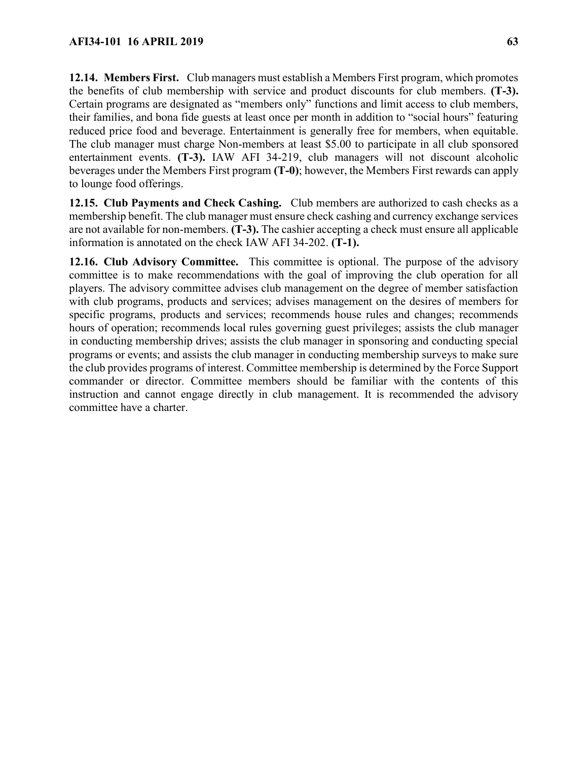**12.14. Members First.** Club managers must establish a Members First program, which promotes the benefits of club membership with service and product discounts for club members. **(T-3).** Certain programs are designated as "members only" functions and limit access to club members, their families, and bona fide guests at least once per month in addition to "social hours" featuring reduced price food and beverage. Entertainment is generally free for members, when equitable. The club manager must charge Non-members at least $5.00 to participate in all club sponsored entertainment events. **(T-3).** IAW AFI 34-219, club managers will not discount alcoholic beverages under the Members First program **(T-0)**; however, the Members First rewards can apply to lounge food offerings.

**12.15. Club Payments and Check Cashing.** Club members are authorized to cash checks as a membership benefit. The club manager must ensure check cashing and currency exchange services are not available for non-members. **(T-3).** The cashier accepting a check must ensure all applicable information is annotated on the check IAW AFI 34-202. **(T-1).**

**12.16. Club Advisory Committee.** This committee is optional. The purpose of the advisory committee is to make recommendations with the goal of improving the club operation for all players. The advisory committee advises club management on the degree of member satisfaction with club programs, products and services; advises management on the desires of members for specific programs, products and services; recommends house rules and changes; recommends hours of operation; recommends local rules governing guest privileges; assists the club manager in conducting membership drives; assists the club manager in sponsoring and conducting special programs or events; and assists the club manager in conducting membership surveys to make sure the club provides programs of interest. Committee membership is determined by the Force Support commander or director. Committee members should be familiar with the contents of this instruction and cannot engage directly in club management. It is recommended the advisory committee have a charter.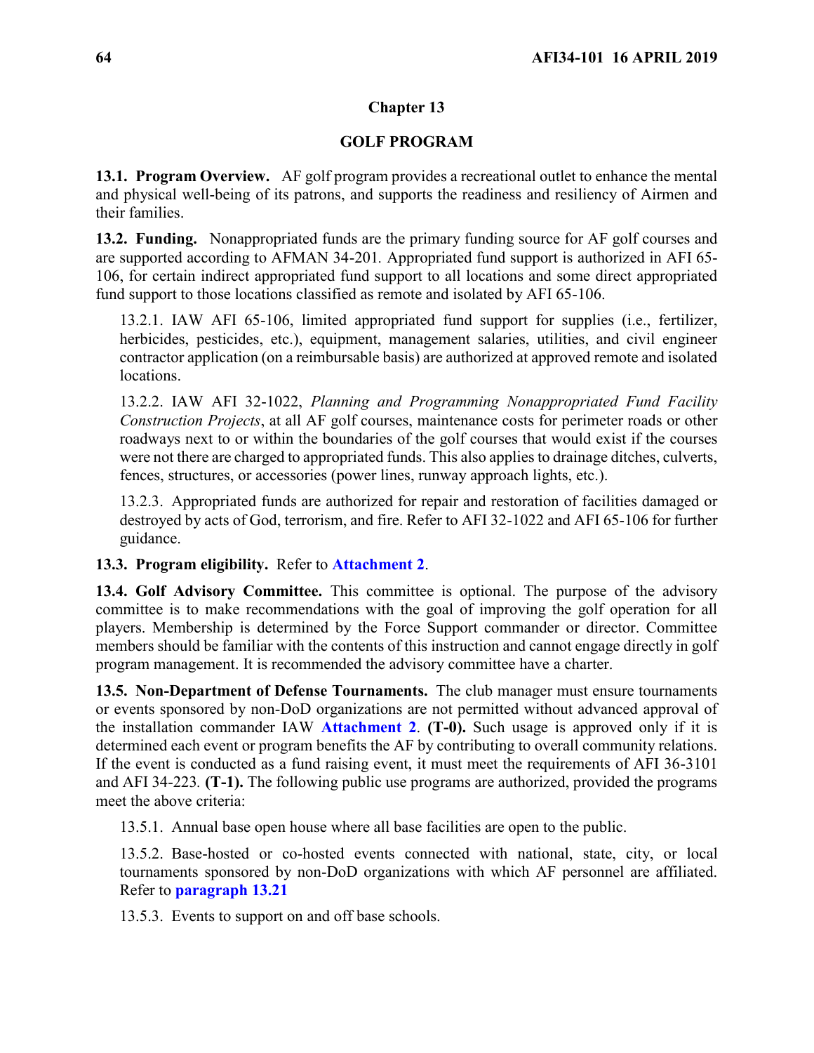## Chapter 13

## GOLF PROGRAM

**13.1. Program Overview.** AF golf program provides a recreational outlet to enhance the mental and physical well-being of its patrons, and supports the readiness and resiliency of Airmen and their families.

**13.2. Funding.** Nonappropriated funds are the primary funding source for AF golf courses and are supported according to AFMAN 34-201. Appropriated fund support is authorized in AFI 65-106, for certain indirect appropriated fund support to all locations and some direct appropriated fund support to those locations classified as remote and isolated by AFI 65-106.

13.2.1. IAW AFI 65-106, limited appropriated fund support for supplies (i.e., fertilizer, herbicides, pesticides, etc.), equipment, management salaries, utilities, and civil engineer contractor application (on a reimbursable basis) are authorized at approved remote and isolated locations.

13.2.2. IAW AFI 32-1022, *Planning and Programming Nonappropriated Fund Facility Construction Projects*, at all AF golf courses, maintenance costs for perimeter roads or other roadways next to or within the boundaries of the golf courses that would exist if the courses were not there are charged to appropriated funds. This also applies to drainage ditches, culverts, fences, structures, or accessories (power lines, runway approach lights, etc.).

13.2.3. Appropriated funds are authorized for repair and restoration of facilities damaged or destroyed by acts of God, terrorism, and fire. Refer to AFI 32-1022 and AFI 65-106 for further guidance.

**13.3. Program eligibility.** Refer to **Attachment 2**.

**13.4. Golf Advisory Committee.** This committee is optional. The purpose of the advisory committee is to make recommendations with the goal of improving the golf operation for all players. Membership is determined by the Force Support commander or director. Committee members should be familiar with the contents of this instruction and cannot engage directly in golf program management. It is recommended the advisory committee have a charter.

**13.5. Non-Department of Defense Tournaments.** The club manager must ensure tournaments or events sponsored by non-DoD organizations are not permitted without advanced approval of the installation commander IAW **Attachment 2**. **(T-0).** Such usage is approved only if it is determined each event or program benefits the AF by contributing to overall community relations. If the event is conducted as a fund raising event, it must meet the requirements of AFI 36-3101 and AFI 34-223. **(T-1).** The following public use programs are authorized, provided the programs meet the above criteria:

13.5.1. Annual base open house where all base facilities are open to the public.

13.5.2. Base-hosted or co-hosted events connected with national, state, city, or local tournaments sponsored by non-DoD organizations with which AF personnel are affiliated. Refer to **paragraph 13.21**

13.5.3. Events to support on and off base schools.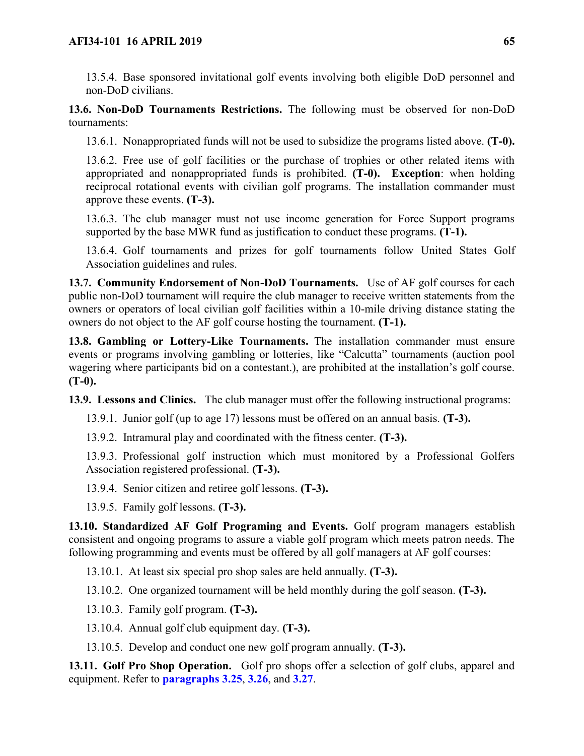13.5.4. Base sponsored invitational golf events involving both eligible DoD personnel and non-DoD civilians.

**13.6. Non-DoD Tournaments Restrictions.** The following must be observed for non-DoD tournaments:

13.6.1. Nonappropriated funds will not be used to subsidize the programs listed above. **(T-0).**

13.6.2. Free use of golf facilities or the purchase of trophies or other related items with appropriated and nonappropriated funds is prohibited. **(T-0). Exception**: when holding reciprocal rotational events with civilian golf programs. The installation commander must approve these events. **(T-3).**

13.6.3. The club manager must not use income generation for Force Support programs supported by the base MWR fund as justification to conduct these programs. **(T-1).**

13.6.4. Golf tournaments and prizes for golf tournaments follow United States Golf Association guidelines and rules.

**13.7. Community Endorsement of Non-DoD Tournaments.** Use of AF golf courses for each public non-DoD tournament will require the club manager to receive written statements from the owners or operators of local civilian golf facilities within a 10-mile driving distance stating the owners do not object to the AF golf course hosting the tournament. **(T-1).**

**13.8. Gambling or Lottery-Like Tournaments.** The installation commander must ensure events or programs involving gambling or lotteries, like "Calcutta" tournaments (auction pool wagering where participants bid on a contestant.), are prohibited at the installation's golf course. **(T-0).**

**13.9. Lessons and Clinics.** The club manager must offer the following instructional programs:

13.9.1. Junior golf (up to age 17) lessons must be offered on an annual basis. **(T-3).**

13.9.2. Intramural play and coordinated with the fitness center. **(T-3).**

13.9.3. Professional golf instruction which must monitored by a Professional Golfers Association registered professional. **(T-3).**

13.9.4. Senior citizen and retiree golf lessons. **(T-3).**

13.9.5. Family golf lessons. **(T-3).**

**13.10. Standardized AF Golf Programing and Events.** Golf program managers establish consistent and ongoing programs to assure a viable golf program which meets patron needs. The following programming and events must be offered by all golf managers at AF golf courses:

13.10.1. At least six special pro shop sales are held annually. **(T-3).**

13.10.2. One organized tournament will be held monthly during the golf season. **(T-3).**

13.10.3. Family golf program. **(T-3).**

13.10.4. Annual golf club equipment day. **(T-3).**

13.10.5. Develop and conduct one new golf program annually. **(T-3).**

**13.11. Golf Pro Shop Operation.** Golf pro shops offer a selection of golf clubs, apparel and equipment. Refer to **paragraphs 3.25**, **3.26**, and **3.27**.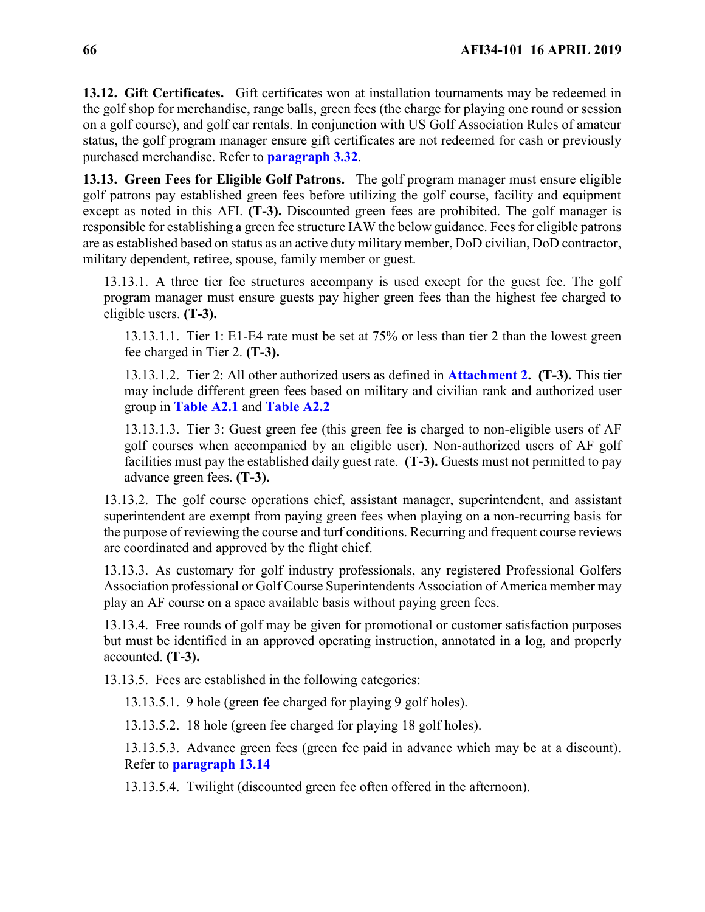**13.12. Gift Certificates.** Gift certificates won at installation tournaments may be redeemed in the golf shop for merchandise, range balls, green fees (the charge for playing one round or session on a golf course), and golf car rentals. In conjunction with US Golf Association Rules of amateur status, the golf program manager ensure gift certificates are not redeemed for cash or previously purchased merchandise. Refer to **paragraph 3.32**.

**13.13. Green Fees for Eligible Golf Patrons.** The golf program manager must ensure eligible golf patrons pay established green fees before utilizing the golf course, facility and equipment except as noted in this AFI. **(T-3).** Discounted green fees are prohibited. The golf manager is responsible for establishing a green fee structure IAW the below guidance. Fees for eligible patrons are as established based on status as an active duty military member, DoD civilian, DoD contractor, military dependent, retiree, spouse, family member or guest.

13.13.1. A three tier fee structures accompany is used except for the guest fee. The golf program manager must ensure guests pay higher green fees than the highest fee charged to eligible users. **(T-3).**

13.13.1.1. Tier 1: E1-E4 rate must be set at 75% or less than tier 2 than the lowest green fee charged in Tier 2. **(T-3).**

13.13.1.2. Tier 2: All other authorized users as defined in **Attachment 2. (T-3).** This tier may include different green fees based on military and civilian rank and authorized user group in **Table A2.1** and **Table A2.2**

13.13.1.3. Tier 3: Guest green fee (this green fee is charged to non-eligible users of AF golf courses when accompanied by an eligible user). Non-authorized users of AF golf facilities must pay the established daily guest rate. **(T-3).** Guests must not permitted to pay advance green fees. **(T-3).**

13.13.2. The golf course operations chief, assistant manager, superintendent, and assistant superintendent are exempt from paying green fees when playing on a non-recurring basis for the purpose of reviewing the course and turf conditions. Recurring and frequent course reviews are coordinated and approved by the flight chief.

13.13.3. As customary for golf industry professionals, any registered Professional Golfers Association professional or Golf Course Superintendents Association of America member may play an AF course on a space available basis without paying green fees.

13.13.4. Free rounds of golf may be given for promotional or customer satisfaction purposes but must be identified in an approved operating instruction, annotated in a log, and properly accounted. **(T-3).**

13.13.5. Fees are established in the following categories:

13.13.5.1. 9 hole (green fee charged for playing 9 golf holes).

13.13.5.2. 18 hole (green fee charged for playing 18 golf holes).

13.13.5.3. Advance green fees (green fee paid in advance which may be at a discount). Refer to **paragraph 13.14**

13.13.5.4. Twilight (discounted green fee often offered in the afternoon).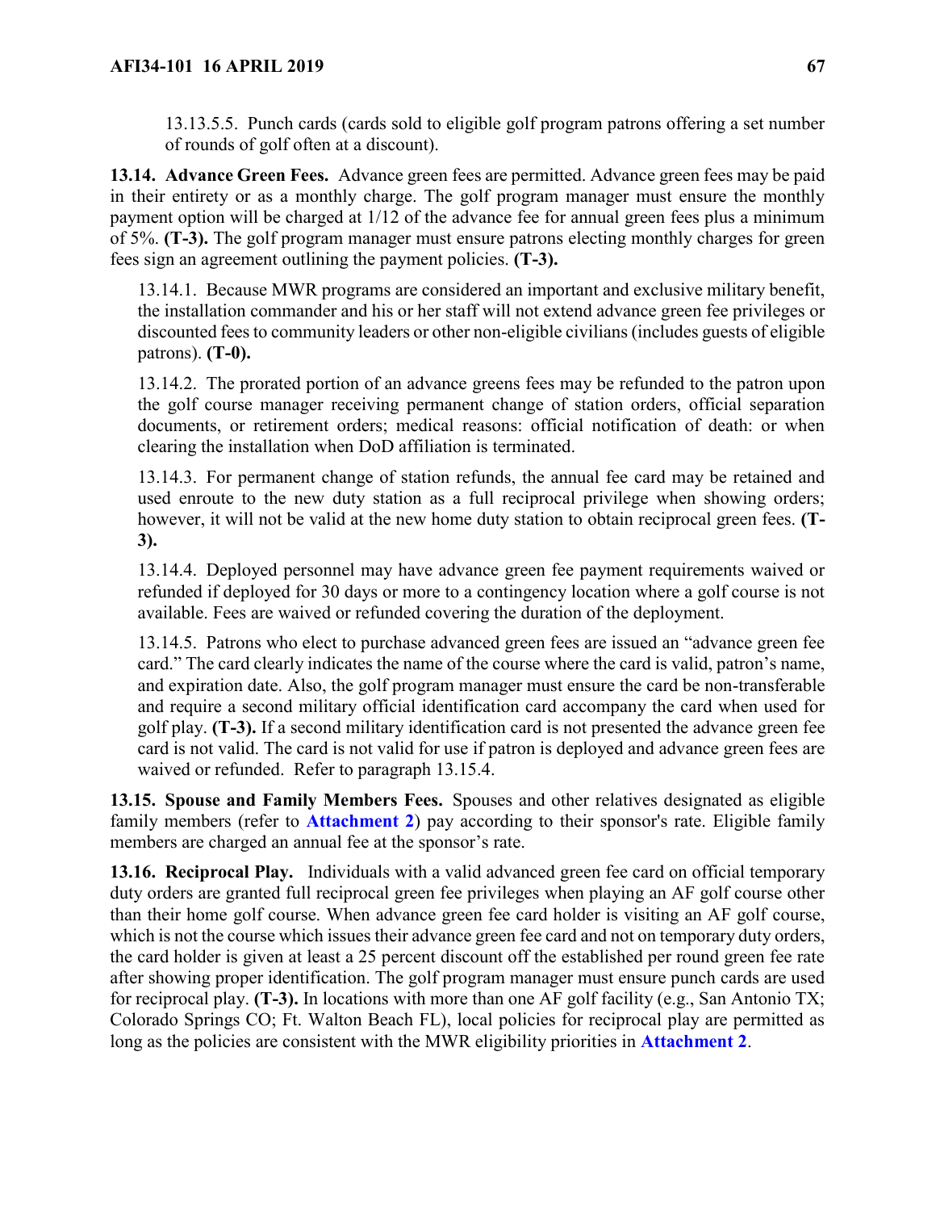13.13.5.5. Punch cards (cards sold to eligible golf program patrons offering a set number of rounds of golf often at a discount).

**13.14. Advance Green Fees.** Advance green fees are permitted. Advance green fees may be paid in their entirety or as a monthly charge. The golf program manager must ensure the monthly payment option will be charged at 1/12 of the advance fee for annual green fees plus a minimum of 5%. **(T-3).** The golf program manager must ensure patrons electing monthly charges for green fees sign an agreement outlining the payment policies. **(T-3).**

13.14.1. Because MWR programs are considered an important and exclusive military benefit, the installation commander and his or her staff will not extend advance green fee privileges or discounted fees to community leaders or other non-eligible civilians (includes guests of eligible patrons). **(T-0).**

13.14.2. The prorated portion of an advance greens fees may be refunded to the patron upon the golf course manager receiving permanent change of station orders, official separation documents, or retirement orders; medical reasons: official notification of death: or when clearing the installation when DoD affiliation is terminated.

13.14.3. For permanent change of station refunds, the annual fee card may be retained and used enroute to the new duty station as a full reciprocal privilege when showing orders; however, it will not be valid at the new home duty station to obtain reciprocal green fees. **(T-3).**

13.14.4. Deployed personnel may have advance green fee payment requirements waived or refunded if deployed for 30 days or more to a contingency location where a golf course is not available. Fees are waived or refunded covering the duration of the deployment.

13.14.5. Patrons who elect to purchase advanced green fees are issued an "advance green fee card." The card clearly indicates the name of the course where the card is valid, patron's name, and expiration date. Also, the golf program manager must ensure the card be non-transferable and require a second military official identification card accompany the card when used for golf play. **(T-3).** If a second military identification card is not presented the advance green fee card is not valid. The card is not valid for use if patron is deployed and advance green fees are waived or refunded. Refer to paragraph 13.15.4.

**13.15. Spouse and Family Members Fees.** Spouses and other relatives designated as eligible family members (refer to **Attachment 2**) pay according to their sponsor's rate. Eligible family members are charged an annual fee at the sponsor's rate.

**13.16. Reciprocal Play.** Individuals with a valid advanced green fee card on official temporary duty orders are granted full reciprocal green fee privileges when playing an AF golf course other than their home golf course. When advance green fee card holder is visiting an AF golf course, which is not the course which issues their advance green fee card and not on temporary duty orders, the card holder is given at least a 25 percent discount off the established per round green fee rate after showing proper identification. The golf program manager must ensure punch cards are used for reciprocal play. **(T-3).** In locations with more than one AF golf facility (e.g., San Antonio TX; Colorado Springs CO; Ft. Walton Beach FL), local policies for reciprocal play are permitted as long as the policies are consistent with the MWR eligibility priorities in **Attachment 2**.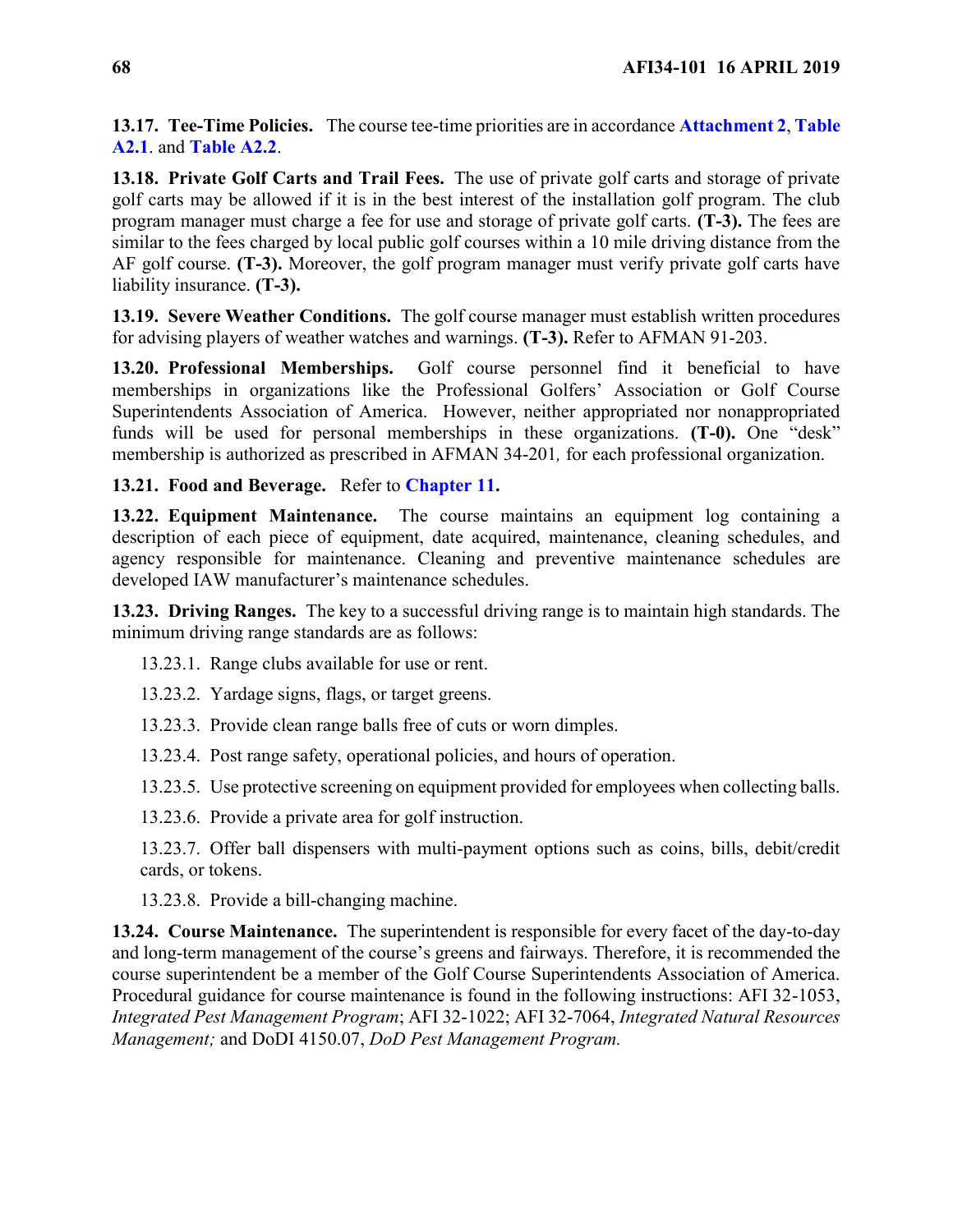**13.17. Tee-Time Policies.** The course tee-time priorities are in accordance **Attachment 2**, **Table A2.1**. and **Table A2.2**.

**13.18. Private Golf Carts and Trail Fees.** The use of private golf carts and storage of private golf carts may be allowed if it is in the best interest of the installation golf program. The club program manager must charge a fee for use and storage of private golf carts. **(T-3).** The fees are similar to the fees charged by local public golf courses within a 10 mile driving distance from the AF golf course. **(T-3).** Moreover, the golf program manager must verify private golf carts have liability insurance. **(T-3).**

**13.19. Severe Weather Conditions.** The golf course manager must establish written procedures for advising players of weather watches and warnings. **(T-3).** Refer to AFMAN 91-203.

**13.20. Professional Memberships.** Golf course personnel find it beneficial to have memberships in organizations like the Professional Golfers' Association or Golf Course Superintendents Association of America. However, neither appropriated nor nonappropriated funds will be used for personal memberships in these organizations. **(T-0).** One "desk" membership is authorized as prescribed in AFMAN 34-201*,* for each professional organization.

**13.21. Food and Beverage.** Refer to **Chapter 11.**

**13.22. Equipment Maintenance.** The course maintains an equipment log containing a description of each piece of equipment, date acquired, maintenance, cleaning schedules, and agency responsible for maintenance. Cleaning and preventive maintenance schedules are developed IAW manufacturer's maintenance schedules.

**13.23. Driving Ranges.** The key to a successful driving range is to maintain high standards. The minimum driving range standards are as follows:

13.23.1. Range clubs available for use or rent.

13.23.2. Yardage signs, flags, or target greens.

13.23.3. Provide clean range balls free of cuts or worn dimples.

13.23.4. Post range safety, operational policies, and hours of operation.

13.23.5. Use protective screening on equipment provided for employees when collecting balls.

13.23.6. Provide a private area for golf instruction.

13.23.7. Offer ball dispensers with multi-payment options such as coins, bills, debit/credit cards, or tokens.

13.23.8. Provide a bill-changing machine.

**13.24. Course Maintenance.** The superintendent is responsible for every facet of the day-to-day and long-term management of the course's greens and fairways. Therefore, it is recommended the course superintendent be a member of the Golf Course Superintendents Association of America. Procedural guidance for course maintenance is found in the following instructions: AFI 32-1053, *Integrated Pest Management Program*; AFI 32-1022; AFI 32-7064, *Integrated Natural Resources Management;* and DoDI 4150.07, *DoD Pest Management Program.*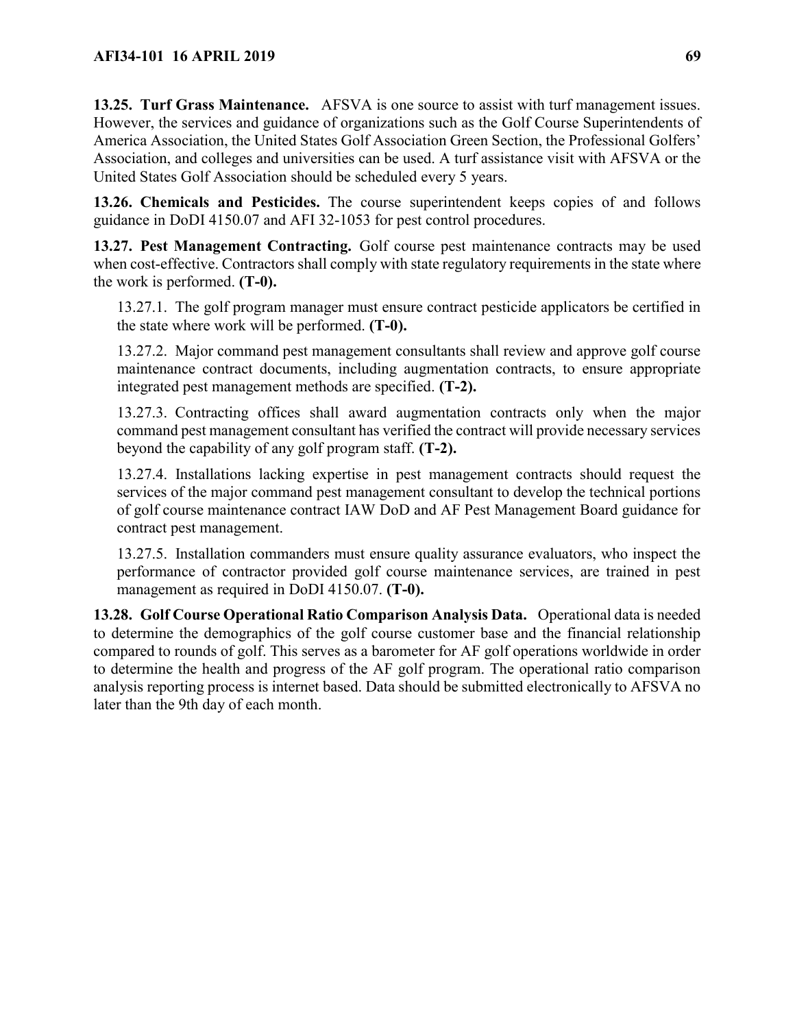**13.25. Turf Grass Maintenance.** AFSVA is one source to assist with turf management issues. However, the services and guidance of organizations such as the Golf Course Superintendents of America Association, the United States Golf Association Green Section, the Professional Golfers' Association, and colleges and universities can be used. A turf assistance visit with AFSVA or the United States Golf Association should be scheduled every 5 years.

**13.26. Chemicals and Pesticides.** The course superintendent keeps copies of and follows guidance in DoDI 4150.07 and AFI 32-1053 for pest control procedures.

**13.27. Pest Management Contracting.** Golf course pest maintenance contracts may be used when cost-effective. Contractors shall comply with state regulatory requirements in the state where the work is performed. **(T-0).**

13.27.1. The golf program manager must ensure contract pesticide applicators be certified in the state where work will be performed. **(T-0).**

13.27.2. Major command pest management consultants shall review and approve golf course maintenance contract documents, including augmentation contracts, to ensure appropriate integrated pest management methods are specified. **(T-2).**

13.27.3. Contracting offices shall award augmentation contracts only when the major command pest management consultant has verified the contract will provide necessary services beyond the capability of any golf program staff. **(T-2).**

13.27.4. Installations lacking expertise in pest management contracts should request the services of the major command pest management consultant to develop the technical portions of golf course maintenance contract IAW DoD and AF Pest Management Board guidance for contract pest management.

13.27.5. Installation commanders must ensure quality assurance evaluators, who inspect the performance of contractor provided golf course maintenance services, are trained in pest management as required in DoDI 4150.07. **(T-0).**

**13.28. Golf Course Operational Ratio Comparison Analysis Data.** Operational data is needed to determine the demographics of the golf course customer base and the financial relationship compared to rounds of golf. This serves as a barometer for AF golf operations worldwide in order to determine the health and progress of the AF golf program. The operational ratio comparison analysis reporting process is internet based. Data should be submitted electronically to AFSVA no later than the 9th day of each month.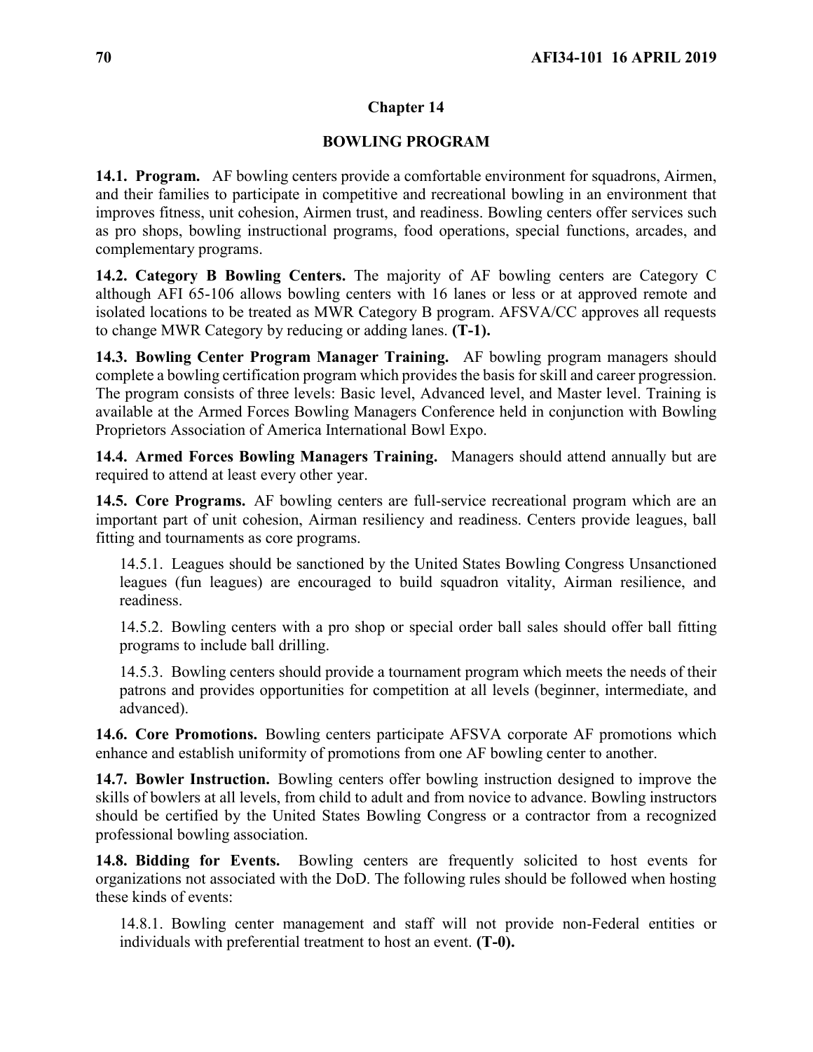## Chapter 14

## BOWLING PROGRAM

**14.1. Program.** AF bowling centers provide a comfortable environment for squadrons, Airmen, and their families to participate in competitive and recreational bowling in an environment that improves fitness, unit cohesion, Airmen trust, and readiness. Bowling centers offer services such as pro shops, bowling instructional programs, food operations, special functions, arcades, and complementary programs.

**14.2. Category B Bowling Centers.** The majority of AF bowling centers are Category C although AFI 65-106 allows bowling centers with 16 lanes or less or at approved remote and isolated locations to be treated as MWR Category B program. AFSVA/CC approves all requests to change MWR Category by reducing or adding lanes. **(T-1).**

**14.3. Bowling Center Program Manager Training.** AF bowling program managers should complete a bowling certification program which provides the basis for skill and career progression. The program consists of three levels: Basic level, Advanced level, and Master level. Training is available at the Armed Forces Bowling Managers Conference held in conjunction with Bowling Proprietors Association of America International Bowl Expo.

**14.4. Armed Forces Bowling Managers Training.** Managers should attend annually but are required to attend at least every other year.

**14.5. Core Programs.** AF bowling centers are full-service recreational program which are an important part of unit cohesion, Airman resiliency and readiness. Centers provide leagues, ball fitting and tournaments as core programs.

14.5.1. Leagues should be sanctioned by the United States Bowling Congress Unsanctioned leagues (fun leagues) are encouraged to build squadron vitality, Airman resilience, and readiness.

14.5.2. Bowling centers with a pro shop or special order ball sales should offer ball fitting programs to include ball drilling.

14.5.3. Bowling centers should provide a tournament program which meets the needs of their patrons and provides opportunities for competition at all levels (beginner, intermediate, and advanced).

**14.6. Core Promotions.** Bowling centers participate AFSVA corporate AF promotions which enhance and establish uniformity of promotions from one AF bowling center to another.

**14.7. Bowler Instruction.** Bowling centers offer bowling instruction designed to improve the skills of bowlers at all levels, from child to adult and from novice to advance. Bowling instructors should be certified by the United States Bowling Congress or a contractor from a recognized professional bowling association.

**14.8. Bidding for Events.** Bowling centers are frequently solicited to host events for organizations not associated with the DoD. The following rules should be followed when hosting these kinds of events:

14.8.1. Bowling center management and staff will not provide non-Federal entities or individuals with preferential treatment to host an event. **(T-0).**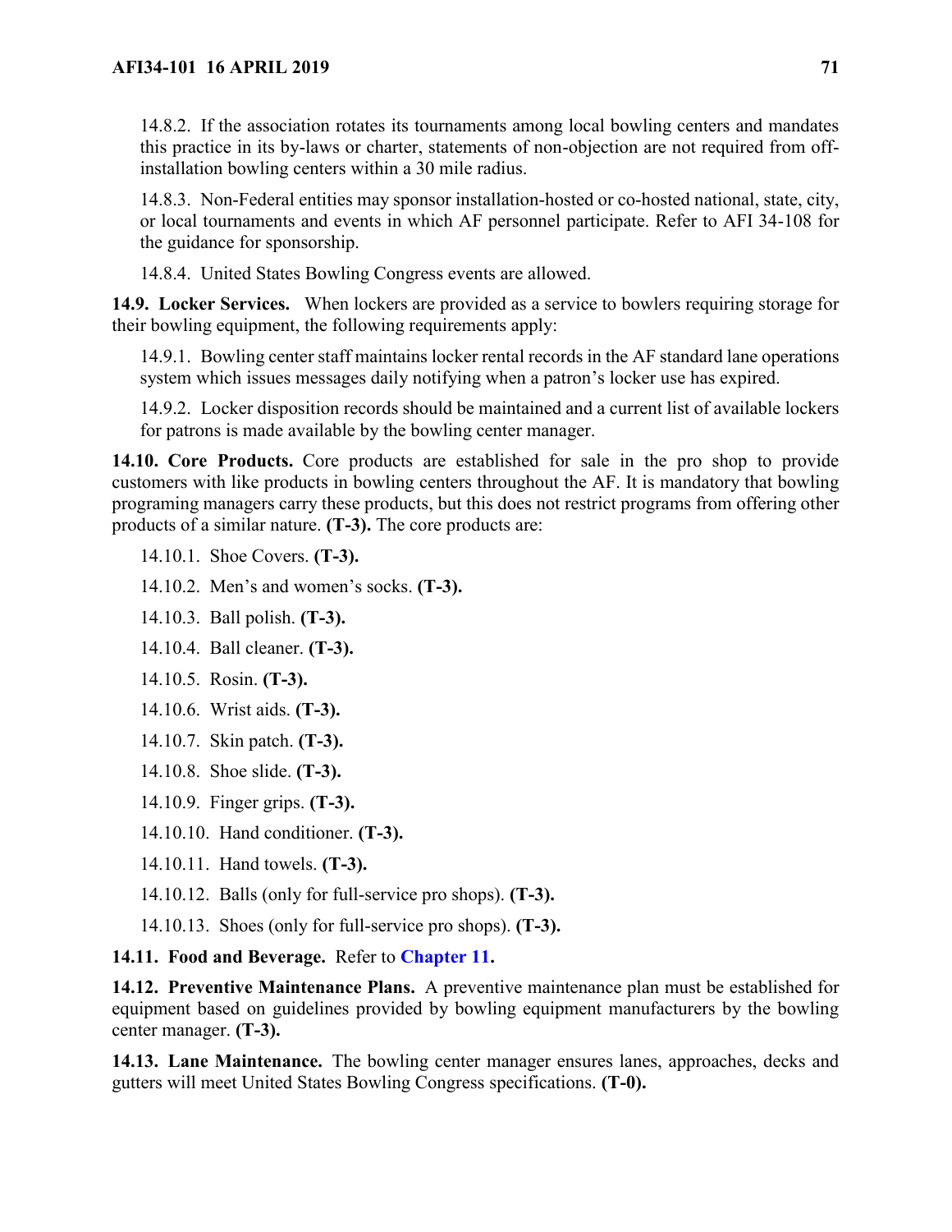14.8.2. If the association rotates its tournaments among local bowling centers and mandates this practice in its by-laws or charter, statements of non-objection are not required from off-installation bowling centers within a 30 mile radius.

14.8.3. Non-Federal entities may sponsor installation-hosted or co-hosted national, state, city, or local tournaments and events in which AF personnel participate. Refer to AFI 34-108 for the guidance for sponsorship.

14.8.4. United States Bowling Congress events are allowed.

**14.9. Locker Services.** When lockers are provided as a service to bowlers requiring storage for their bowling equipment, the following requirements apply:

14.9.1. Bowling center staff maintains locker rental records in the AF standard lane operations system which issues messages daily notifying when a patron's locker use has expired.

14.9.2. Locker disposition records should be maintained and a current list of available lockers for patrons is made available by the bowling center manager.

**14.10. Core Products.** Core products are established for sale in the pro shop to provide customers with like products in bowling centers throughout the AF. It is mandatory that bowling programing managers carry these products, but this does not restrict programs from offering other products of a similar nature. **(T-3).** The core products are:

14.10.1. Shoe Covers. **(T-3).**

14.10.2. Men's and women's socks. **(T-3).**

14.10.3. Ball polish. **(T-3).**

14.10.4. Ball cleaner. **(T-3).**

14.10.5. Rosin. **(T-3).**

14.10.6. Wrist aids. **(T-3).**

14.10.7. Skin patch. **(T-3).**

14.10.8. Shoe slide. **(T-3).**

14.10.9. Finger grips. **(T-3).**

14.10.10. Hand conditioner. **(T-3).**

14.10.11. Hand towels. **(T-3).**

14.10.12. Balls (only for full-service pro shops). **(T-3).**

14.10.13. Shoes (only for full-service pro shops). **(T-3).**

**14.11. Food and Beverage.** Refer to **Chapter 11.**

**14.12. Preventive Maintenance Plans.** A preventive maintenance plan must be established for equipment based on guidelines provided by bowling equipment manufacturers by the bowling center manager. **(T-3).**

**14.13. Lane Maintenance.** The bowling center manager ensures lanes, approaches, decks and gutters will meet United States Bowling Congress specifications. **(T-0).**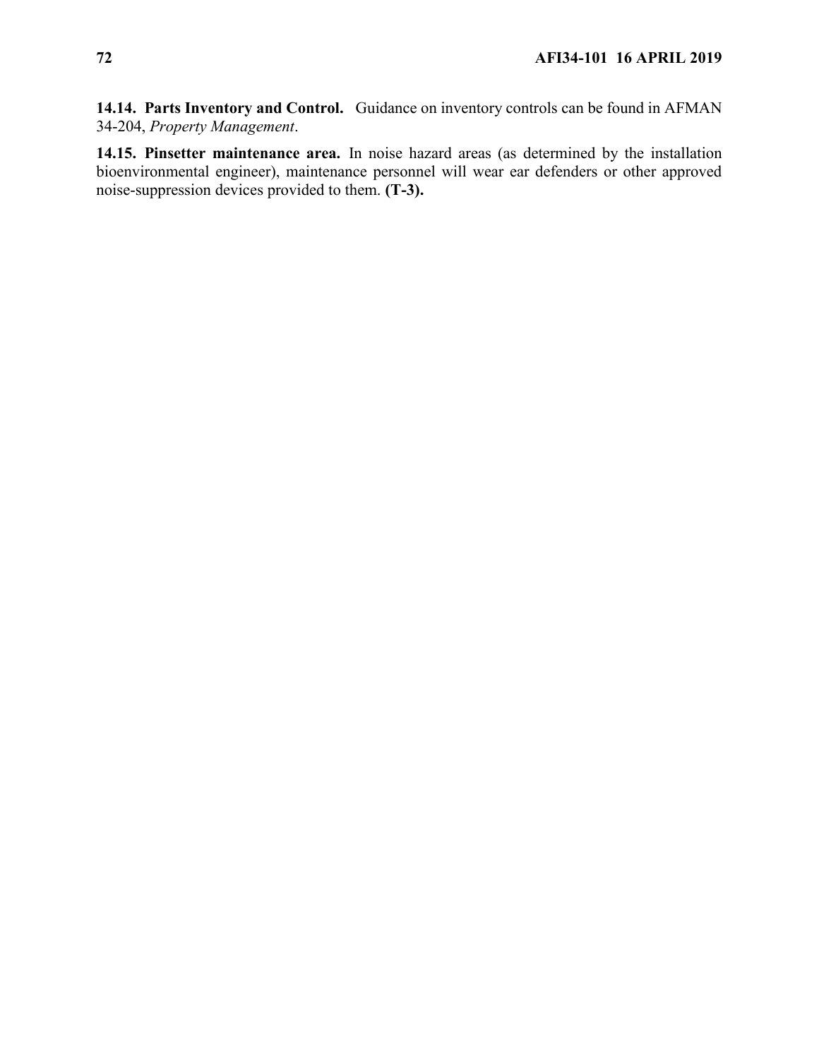**14.14. Parts Inventory and Control.** Guidance on inventory controls can be found in AFMAN 34-204, *Property Management*.

**14.15. Pinsetter maintenance area.** In noise hazard areas (as determined by the installation bioenvironmental engineer), maintenance personnel will wear ear defenders or other approved noise-suppression devices provided to them. **(T-3).**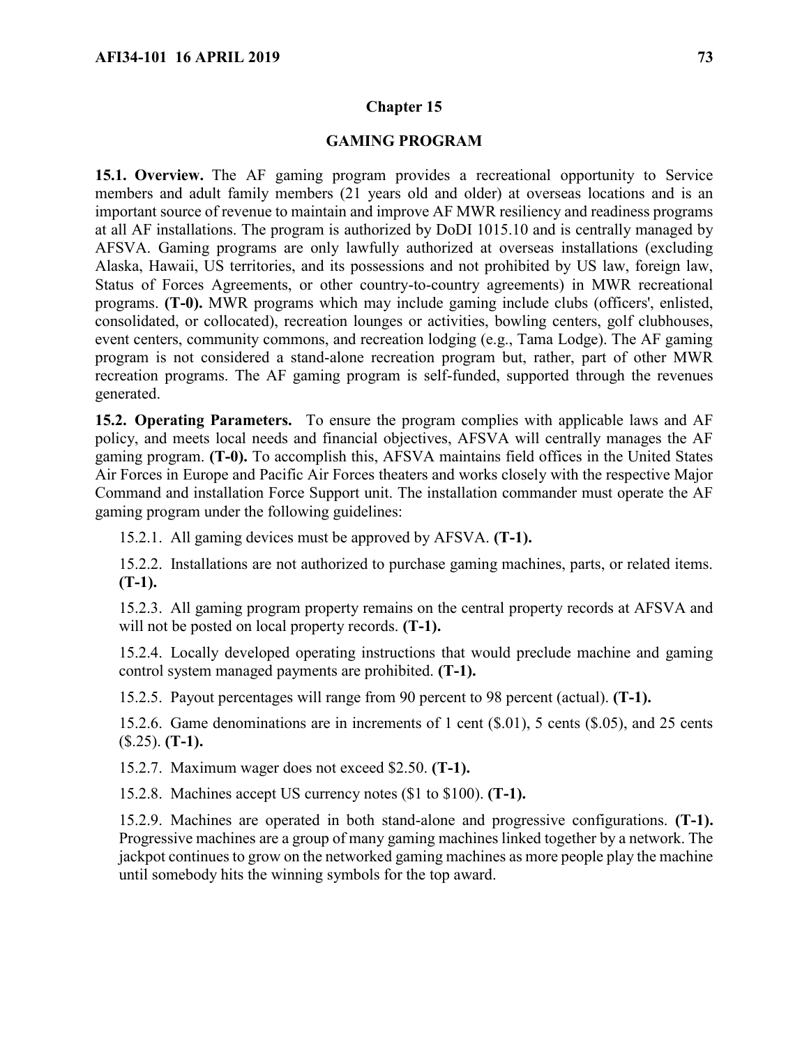## Chapter 15

## GAMING PROGRAM

**15.1. Overview.** The AF gaming program provides a recreational opportunity to Service members and adult family members (21 years old and older) at overseas locations and is an important source of revenue to maintain and improve AF MWR resiliency and readiness programs at all AF installations. The program is authorized by DoDI 1015.10 and is centrally managed by AFSVA. Gaming programs are only lawfully authorized at overseas installations (excluding Alaska, Hawaii, US territories, and its possessions and not prohibited by US law, foreign law, Status of Forces Agreements, or other country-to-country agreements) in MWR recreational programs. **(T-0).** MWR programs which may include gaming include clubs (officers', enlisted, consolidated, or collocated), recreation lounges or activities, bowling centers, golf clubhouses, event centers, community commons, and recreation lodging (e.g., Tama Lodge). The AF gaming program is not considered a stand-alone recreation program but, rather, part of other MWR recreation programs. The AF gaming program is self-funded, supported through the revenues generated.

**15.2. Operating Parameters.** To ensure the program complies with applicable laws and AF policy, and meets local needs and financial objectives, AFSVA will centrally manages the AF gaming program. **(T-0).** To accomplish this, AFSVA maintains field offices in the United States Air Forces in Europe and Pacific Air Forces theaters and works closely with the respective Major Command and installation Force Support unit. The installation commander must operate the AF gaming program under the following guidelines:

15.2.1. All gaming devices must be approved by AFSVA. **(T-1).**

15.2.2. Installations are not authorized to purchase gaming machines, parts, or related items. **(T-1).**

15.2.3. All gaming program property remains on the central property records at AFSVA and will not be posted on local property records. **(T-1).**

15.2.4. Locally developed operating instructions that would preclude machine and gaming control system managed payments are prohibited. **(T-1).**

15.2.5. Payout percentages will range from 90 percent to 98 percent (actual). **(T-1).**

15.2.6. Game denominations are in increments of 1 cent ($.01), 5 cents ($.05), and 25 cents ($.25). **(T-1).**

15.2.7. Maximum wager does not exceed $2.50. **(T-1).**

15.2.8. Machines accept US currency notes ($1 to $100). **(T-1).**

15.2.9. Machines are operated in both stand-alone and progressive configurations. **(T-1).** Progressive machines are a group of many gaming machines linked together by a network. The jackpot continues to grow on the networked gaming machines as more people play the machine until somebody hits the winning symbols for the top award.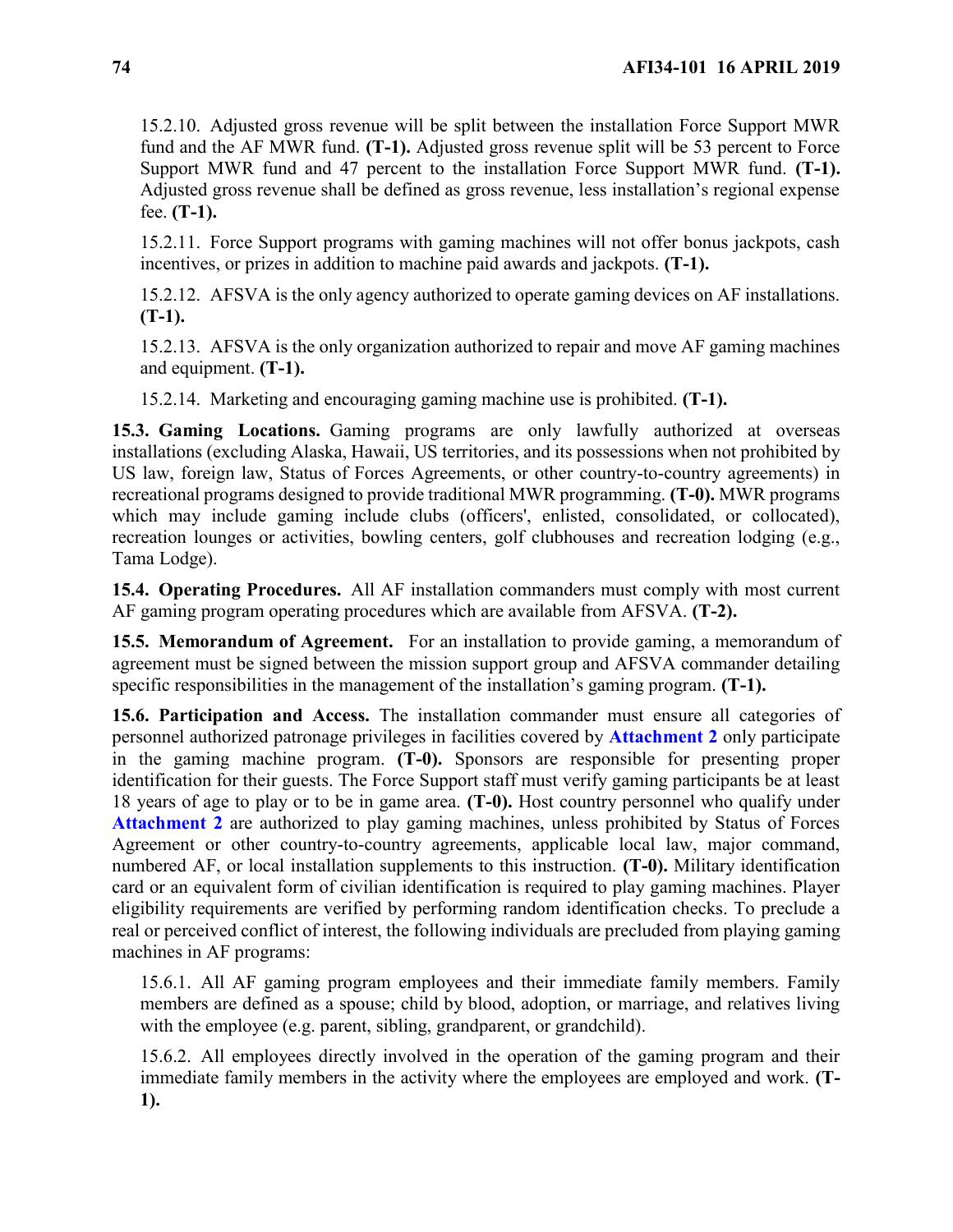15.2.10. Adjusted gross revenue will be split between the installation Force Support MWR fund and the AF MWR fund. **(T-1).** Adjusted gross revenue split will be 53 percent to Force Support MWR fund and 47 percent to the installation Force Support MWR fund. **(T-1).** Adjusted gross revenue shall be defined as gross revenue, less installation's regional expense fee. **(T-1).**

15.2.11. Force Support programs with gaming machines will not offer bonus jackpots, cash incentives, or prizes in addition to machine paid awards and jackpots. **(T-1).**

15.2.12. AFSVA is the only agency authorized to operate gaming devices on AF installations. **(T-1).**

15.2.13. AFSVA is the only organization authorized to repair and move AF gaming machines and equipment. **(T-1).**

15.2.14. Marketing and encouraging gaming machine use is prohibited. **(T-1).**

**15.3. Gaming Locations.** Gaming programs are only lawfully authorized at overseas installations (excluding Alaska, Hawaii, US territories, and its possessions when not prohibited by US law, foreign law, Status of Forces Agreements, or other country-to-country agreements) in recreational programs designed to provide traditional MWR programming. **(T-0).** MWR programs which may include gaming include clubs (officers', enlisted, consolidated, or collocated), recreation lounges or activities, bowling centers, golf clubhouses and recreation lodging (e.g., Tama Lodge).

**15.4. Operating Procedures.** All AF installation commanders must comply with most current AF gaming program operating procedures which are available from AFSVA. **(T-2).**

**15.5. Memorandum of Agreement.** For an installation to provide gaming, a memorandum of agreement must be signed between the mission support group and AFSVA commander detailing specific responsibilities in the management of the installation's gaming program. **(T-1).**

**15.6. Participation and Access.** The installation commander must ensure all categories of personnel authorized patronage privileges in facilities covered by **Attachment 2** only participate in the gaming machine program. **(T-0).** Sponsors are responsible for presenting proper identification for their guests. The Force Support staff must verify gaming participants be at least 18 years of age to play or to be in game area. **(T-0).** Host country personnel who qualify under **Attachment 2** are authorized to play gaming machines, unless prohibited by Status of Forces Agreement or other country-to-country agreements, applicable local law, major command, numbered AF, or local installation supplements to this instruction. **(T-0).** Military identification card or an equivalent form of civilian identification is required to play gaming machines. Player eligibility requirements are verified by performing random identification checks. To preclude a real or perceived conflict of interest, the following individuals are precluded from playing gaming machines in AF programs:

15.6.1. All AF gaming program employees and their immediate family members. Family members are defined as a spouse; child by blood, adoption, or marriage, and relatives living with the employee (e.g. parent, sibling, grandparent, or grandchild).

15.6.2. All employees directly involved in the operation of the gaming program and their immediate family members in the activity where the employees are employed and work. **(T-1).**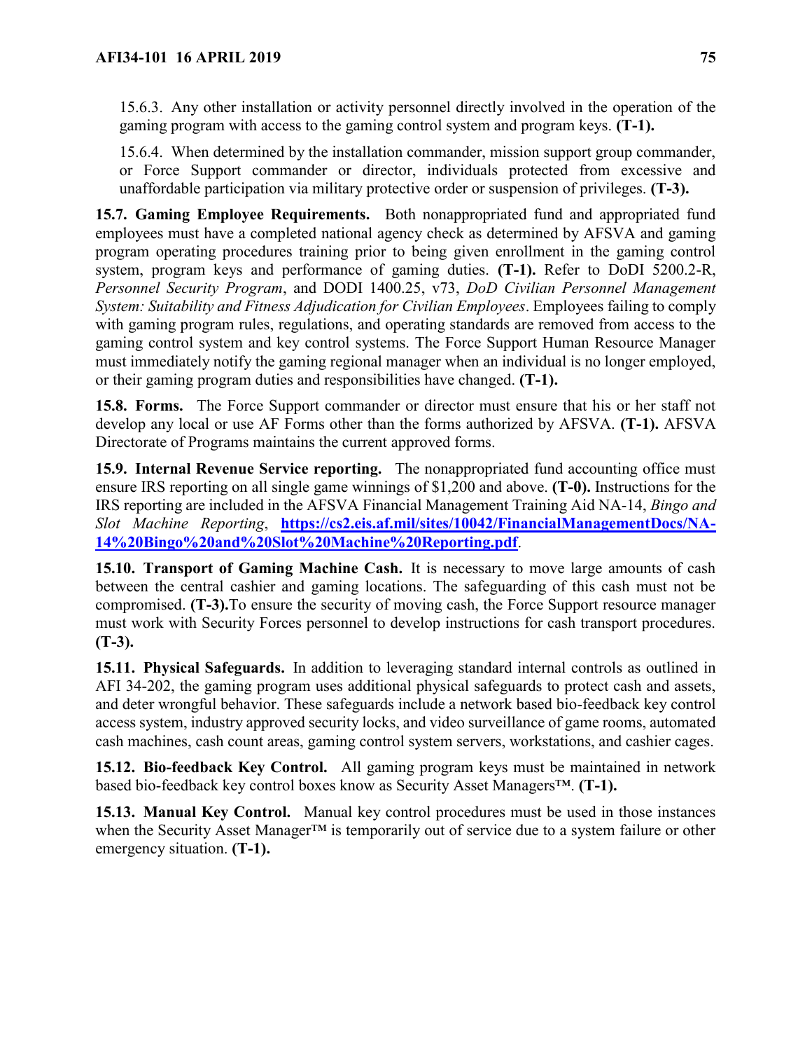15.6.3. Any other installation or activity personnel directly involved in the operation of the gaming program with access to the gaming control system and program keys. **(T-1).**

15.6.4. When determined by the installation commander, mission support group commander, or Force Support commander or director, individuals protected from excessive and unaffordable participation via military protective order or suspension of privileges. **(T-3).**

**15.7. Gaming Employee Requirements.** Both nonappropriated fund and appropriated fund employees must have a completed national agency check as determined by AFSVA and gaming program operating procedures training prior to being given enrollment in the gaming control system, program keys and performance of gaming duties. **(T-1).** Refer to DoDI 5200.2-R, *Personnel Security Program*, and DODI 1400.25, v73, *DoD Civilian Personnel Management System: Suitability and Fitness Adjudication for Civilian Employees*. Employees failing to comply with gaming program rules, regulations, and operating standards are removed from access to the gaming control system and key control systems. The Force Support Human Resource Manager must immediately notify the gaming regional manager when an individual is no longer employed, or their gaming program duties and responsibilities have changed. **(T-1).**

**15.8. Forms.** The Force Support commander or director must ensure that his or her staff not develop any local or use AF Forms other than the forms authorized by AFSVA. **(T-1).** AFSVA Directorate of Programs maintains the current approved forms.

**15.9. Internal Revenue Service reporting.** The nonappropriated fund accounting office must ensure IRS reporting on all single game winnings of $1,200 and above. **(T-0).** Instructions for the IRS reporting are included in the AFSVA Financial Management Training Aid NA-14, *Bingo and Slot Machine Reporting*, **https://cs2.eis.af.mil/sites/10042/FinancialManagementDocs/NA-14%20Bingo%20and%20Slot%20Machine%20Reporting.pdf**.

**15.10. Transport of Gaming Machine Cash.** It is necessary to move large amounts of cash between the central cashier and gaming locations. The safeguarding of this cash must not be compromised. **(T-3).**To ensure the security of moving cash, the Force Support resource manager must work with Security Forces personnel to develop instructions for cash transport procedures. **(T-3).**

**15.11. Physical Safeguards.** In addition to leveraging standard internal controls as outlined in AFI 34-202, the gaming program uses additional physical safeguards to protect cash and assets, and deter wrongful behavior. These safeguards include a network based bio-feedback key control access system, industry approved security locks, and video surveillance of game rooms, automated cash machines, cash count areas, gaming control system servers, workstations, and cashier cages.

**15.12. Bio-feedback Key Control.** All gaming program keys must be maintained in network based bio-feedback key control boxes know as Security Asset Managers™. **(T-1).**

**15.13. Manual Key Control.** Manual key control procedures must be used in those instances when the Security Asset Manager™ is temporarily out of service due to a system failure or other emergency situation. **(T-1).**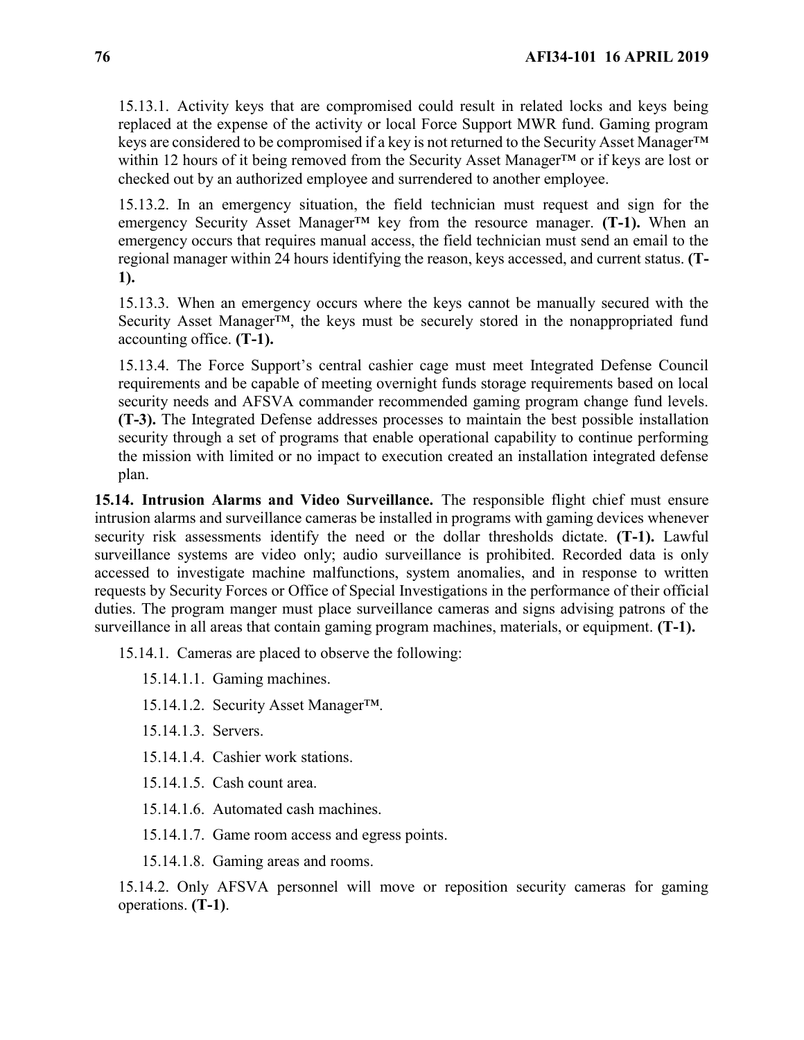15.13.1. Activity keys that are compromised could result in related locks and keys being replaced at the expense of the activity or local Force Support MWR fund. Gaming program keys are considered to be compromised if a key is not returned to the Security Asset Manager™ within 12 hours of it being removed from the Security Asset Manager™ or if keys are lost or checked out by an authorized employee and surrendered to another employee.

15.13.2. In an emergency situation, the field technician must request and sign for the emergency Security Asset Manager™ key from the resource manager. **(T-1).** When an emergency occurs that requires manual access, the field technician must send an email to the regional manager within 24 hours identifying the reason, keys accessed, and current status. **(T-1).**

15.13.3. When an emergency occurs where the keys cannot be manually secured with the Security Asset Manager™, the keys must be securely stored in the nonappropriated fund accounting office. **(T-1).**

15.13.4. The Force Support's central cashier cage must meet Integrated Defense Council requirements and be capable of meeting overnight funds storage requirements based on local security needs and AFSVA commander recommended gaming program change fund levels. **(T-3).** The Integrated Defense addresses processes to maintain the best possible installation security through a set of programs that enable operational capability to continue performing the mission with limited or no impact to execution created an installation integrated defense plan.

**15.14. Intrusion Alarms and Video Surveillance.** The responsible flight chief must ensure intrusion alarms and surveillance cameras be installed in programs with gaming devices whenever security risk assessments identify the need or the dollar thresholds dictate. **(T-1).** Lawful surveillance systems are video only; audio surveillance is prohibited. Recorded data is only accessed to investigate machine malfunctions, system anomalies, and in response to written requests by Security Forces or Office of Special Investigations in the performance of their official duties. The program manger must place surveillance cameras and signs advising patrons of the surveillance in all areas that contain gaming program machines, materials, or equipment. **(T-1).**

15.14.1. Cameras are placed to observe the following:

15.14.1.1. Gaming machines.

15.14.1.2. Security Asset Manager™.

15.14.1.3. Servers.

15.14.1.4. Cashier work stations.

15.14.1.5. Cash count area.

15.14.1.6. Automated cash machines.

15.14.1.7. Game room access and egress points.

15.14.1.8. Gaming areas and rooms.

15.14.2. Only AFSVA personnel will move or reposition security cameras for gaming operations. **(T-1)**.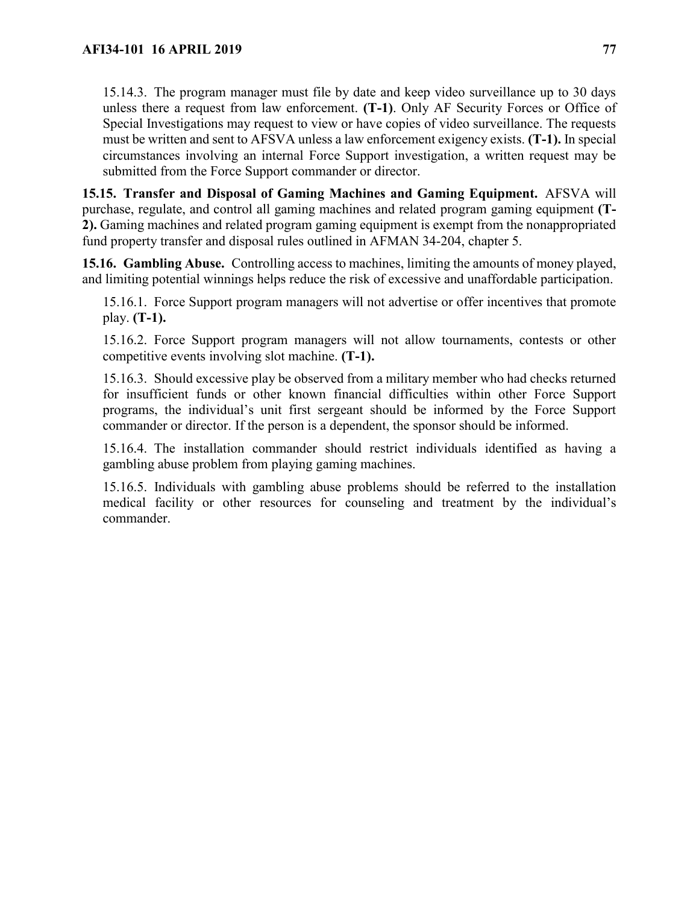15.14.3. The program manager must file by date and keep video surveillance up to 30 days unless there a request from law enforcement. **(T-1)**. Only AF Security Forces or Office of Special Investigations may request to view or have copies of video surveillance. The requests must be written and sent to AFSVA unless a law enforcement exigency exists. **(T-1).** In special circumstances involving an internal Force Support investigation, a written request may be submitted from the Force Support commander or director.

**15.15. Transfer and Disposal of Gaming Machines and Gaming Equipment.** AFSVA will purchase, regulate, and control all gaming machines and related program gaming equipment **(T-2).** Gaming machines and related program gaming equipment is exempt from the nonappropriated fund property transfer and disposal rules outlined in AFMAN 34-204, chapter 5.

**15.16. Gambling Abuse.** Controlling access to machines, limiting the amounts of money played, and limiting potential winnings helps reduce the risk of excessive and unaffordable participation.

15.16.1. Force Support program managers will not advertise or offer incentives that promote play. **(T-1).**

15.16.2. Force Support program managers will not allow tournaments, contests or other competitive events involving slot machine. **(T-1).**

15.16.3. Should excessive play be observed from a military member who had checks returned for insufficient funds or other known financial difficulties within other Force Support programs, the individual's unit first sergeant should be informed by the Force Support commander or director. If the person is a dependent, the sponsor should be informed.

15.16.4. The installation commander should restrict individuals identified as having a gambling abuse problem from playing gaming machines.

15.16.5. Individuals with gambling abuse problems should be referred to the installation medical facility or other resources for counseling and treatment by the individual's commander.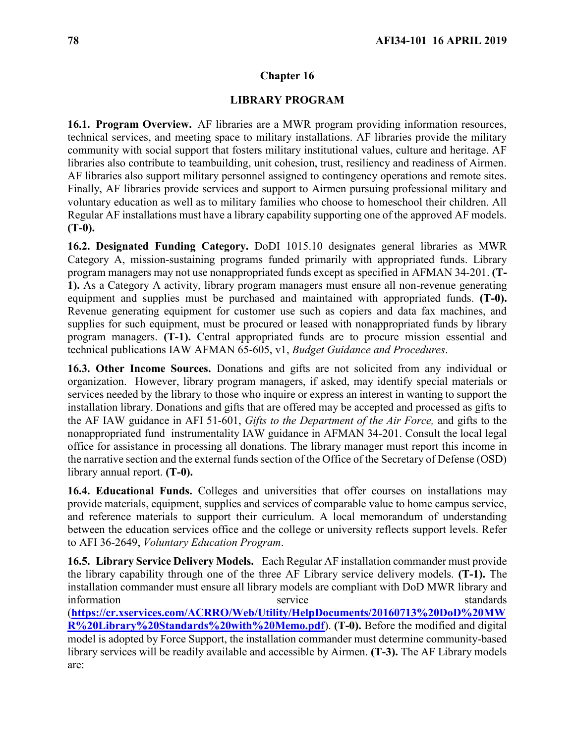# Chapter 16

## LIBRARY PROGRAM

**16.1. Program Overview.** AF libraries are a MWR program providing information resources, technical services, and meeting space to military installations. AF libraries provide the military community with social support that fosters military institutional values, culture and heritage. AF libraries also contribute to teambuilding, unit cohesion, trust, resiliency and readiness of Airmen. AF libraries also support military personnel assigned to contingency operations and remote sites. Finally, AF libraries provide services and support to Airmen pursuing professional military and voluntary education as well as to military families who choose to homeschool their children. All Regular AF installations must have a library capability supporting one of the approved AF models. **(T-0).**

**16.2. Designated Funding Category.** DoDI 1015.10 designates general libraries as MWR Category A, mission-sustaining programs funded primarily with appropriated funds. Library program managers may not use nonappropriated funds except as specified in AFMAN 34-201. **(T-1).** As a Category A activity, library program managers must ensure all non-revenue generating equipment and supplies must be purchased and maintained with appropriated funds. **(T-0).** Revenue generating equipment for customer use such as copiers and data fax machines, and supplies for such equipment, must be procured or leased with nonappropriated funds by library program managers. **(T-1).** Central appropriated funds are to procure mission essential and technical publications IAW AFMAN 65-605, v1, *Budget Guidance and Procedures*.

**16.3. Other Income Sources.** Donations and gifts are not solicited from any individual or organization. However, library program managers, if asked, may identify special materials or services needed by the library to those who inquire or express an interest in wanting to support the installation library. Donations and gifts that are offered may be accepted and processed as gifts to the AF IAW guidance in AFI 51-601, *Gifts to the Department of the Air Force,* and gifts to the nonappropriated fund instrumentality IAW guidance in AFMAN 34-201. Consult the local legal office for assistance in processing all donations. The library manager must report this income in the narrative section and the external funds section of the Office of the Secretary of Defense (OSD) library annual report. **(T-0).**

**16.4. Educational Funds.** Colleges and universities that offer courses on installations may provide materials, equipment, supplies and services of comparable value to home campus service, and reference materials to support their curriculum. A local memorandum of understanding between the education services office and the college or university reflects support levels. Refer to AFI 36-2649, *Voluntary Education Program*.

**16.5. Library Service Delivery Models.** Each Regular AF installation commander must provide the library capability through one of the three AF Library service delivery models. **(T-1).** The installation commander must ensure all library models are compliant with DoD MWR library and information service standards (**https://cr.xservices.com/ACRRO/Web/Utility/HelpDocuments/20160713%20DoD%20MWR%20Library%20Standards%20with%20Memo.pdf**). **(T-0).** Before the modified and digital model is adopted by Force Support, the installation commander must determine community-based library services will be readily available and accessible by Airmen. **(T-3).** The AF Library models are: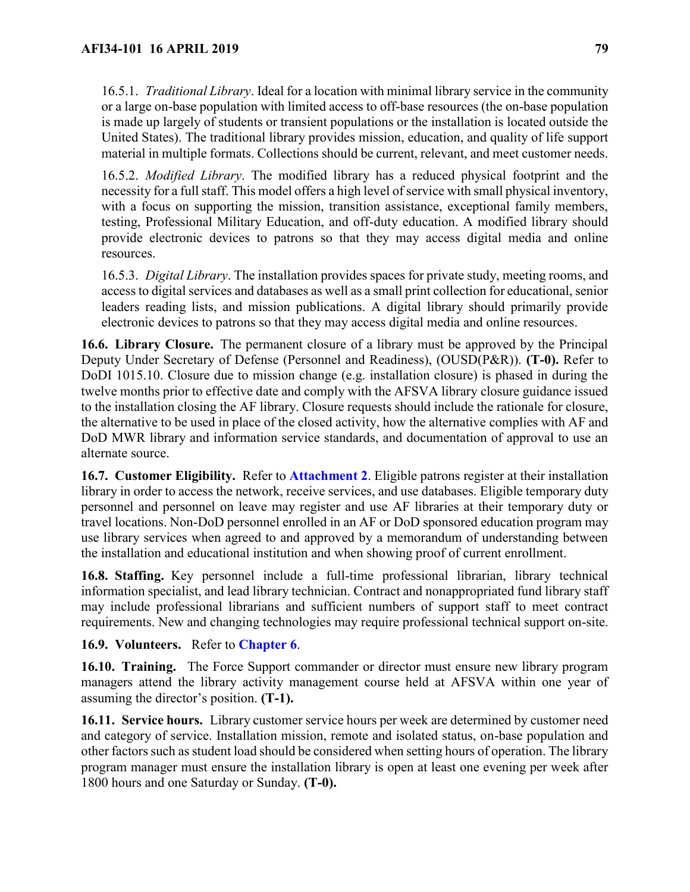16.5.1. *Traditional Library*. Ideal for a location with minimal library service in the community or a large on-base population with limited access to off-base resources (the on-base population is made up largely of students or transient populations or the installation is located outside the United States). The traditional library provides mission, education, and quality of life support material in multiple formats. Collections should be current, relevant, and meet customer needs.

16.5.2. *Modified Library*. The modified library has a reduced physical footprint and the necessity for a full staff. This model offers a high level of service with small physical inventory, with a focus on supporting the mission, transition assistance, exceptional family members, testing, Professional Military Education, and off-duty education. A modified library should provide electronic devices to patrons so that they may access digital media and online resources.

16.5.3. *Digital Library*. The installation provides spaces for private study, meeting rooms, and access to digital services and databases as well as a small print collection for educational, senior leaders reading lists, and mission publications. A digital library should primarily provide electronic devices to patrons so that they may access digital media and online resources.

**16.6. Library Closure.** The permanent closure of a library must be approved by the Principal Deputy Under Secretary of Defense (Personnel and Readiness), (OUSD(P&R)). **(T-0).** Refer to DoDI 1015.10. Closure due to mission change (e.g. installation closure) is phased in during the twelve months prior to effective date and comply with the AFSVA library closure guidance issued to the installation closing the AF library. Closure requests should include the rationale for closure, the alternative to be used in place of the closed activity, how the alternative complies with AF and DoD MWR library and information service standards, and documentation of approval to use an alternate source.

**16.7. Customer Eligibility.** Refer to **Attachment 2**. Eligible patrons register at their installation library in order to access the network, receive services, and use databases. Eligible temporary duty personnel and personnel on leave may register and use AF libraries at their temporary duty or travel locations. Non-DoD personnel enrolled in an AF or DoD sponsored education program may use library services when agreed to and approved by a memorandum of understanding between the installation and educational institution and when showing proof of current enrollment.

**16.8. Staffing.** Key personnel include a full-time professional librarian, library technical information specialist, and lead library technician. Contract and nonappropriated fund library staff may include professional librarians and sufficient numbers of support staff to meet contract requirements. New and changing technologies may require professional technical support on-site.

**16.9. Volunteers.** Refer to **Chapter 6**.

**16.10. Training.** The Force Support commander or director must ensure new library program managers attend the library activity management course held at AFSVA within one year of assuming the director's position. **(T-1).**

**16.11. Service hours.** Library customer service hours per week are determined by customer need and category of service. Installation mission, remote and isolated status, on-base population and other factors such as student load should be considered when setting hours of operation. The library program manager must ensure the installation library is open at least one evening per week after 1800 hours and one Saturday or Sunday. **(T-0).**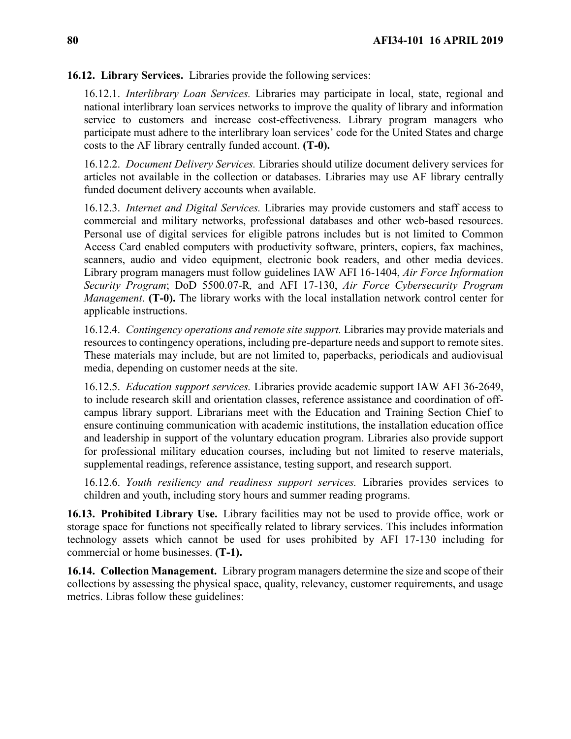**16.12. Library Services.** Libraries provide the following services:

16.12.1. *Interlibrary Loan Services.* Libraries may participate in local, state, regional and national interlibrary loan services networks to improve the quality of library and information service to customers and increase cost-effectiveness. Library program managers who participate must adhere to the interlibrary loan services' code for the United States and charge costs to the AF library centrally funded account. **(T-0).**

16.12.2. *Document Delivery Services.* Libraries should utilize document delivery services for articles not available in the collection or databases. Libraries may use AF library centrally funded document delivery accounts when available.

16.12.3. *Internet and Digital Services.* Libraries may provide customers and staff access to commercial and military networks, professional databases and other web-based resources. Personal use of digital services for eligible patrons includes but is not limited to Common Access Card enabled computers with productivity software, printers, copiers, fax machines, scanners, audio and video equipment, electronic book readers, and other media devices. Library program managers must follow guidelines IAW AFI 16-1404, *Air Force Information Security Program*; DoD 5500.07-R*,* and AFI 17-130, *Air Force Cybersecurity Program Management*. **(T-0).** The library works with the local installation network control center for applicable instructions.

16.12.4. *Contingency operations and remote site support.* Libraries may provide materials and resources to contingency operations, including pre-departure needs and support to remote sites. These materials may include, but are not limited to, paperbacks, periodicals and audiovisual media, depending on customer needs at the site.

16.12.5. *Education support services.* Libraries provide academic support IAW AFI 36-2649, to include research skill and orientation classes, reference assistance and coordination of off-campus library support. Librarians meet with the Education and Training Section Chief to ensure continuing communication with academic institutions, the installation education office and leadership in support of the voluntary education program. Libraries also provide support for professional military education courses, including but not limited to reserve materials, supplemental readings, reference assistance, testing support, and research support.

16.12.6. *Youth resiliency and readiness support services.* Libraries provides services to children and youth, including story hours and summer reading programs.

**16.13. Prohibited Library Use.** Library facilities may not be used to provide office, work or storage space for functions not specifically related to library services. This includes information technology assets which cannot be used for uses prohibited by AFI 17-130 including for commercial or home businesses. **(T-1).**

**16.14. Collection Management.** Library program managers determine the size and scope of their collections by assessing the physical space, quality, relevancy, customer requirements, and usage metrics. Libras follow these guidelines: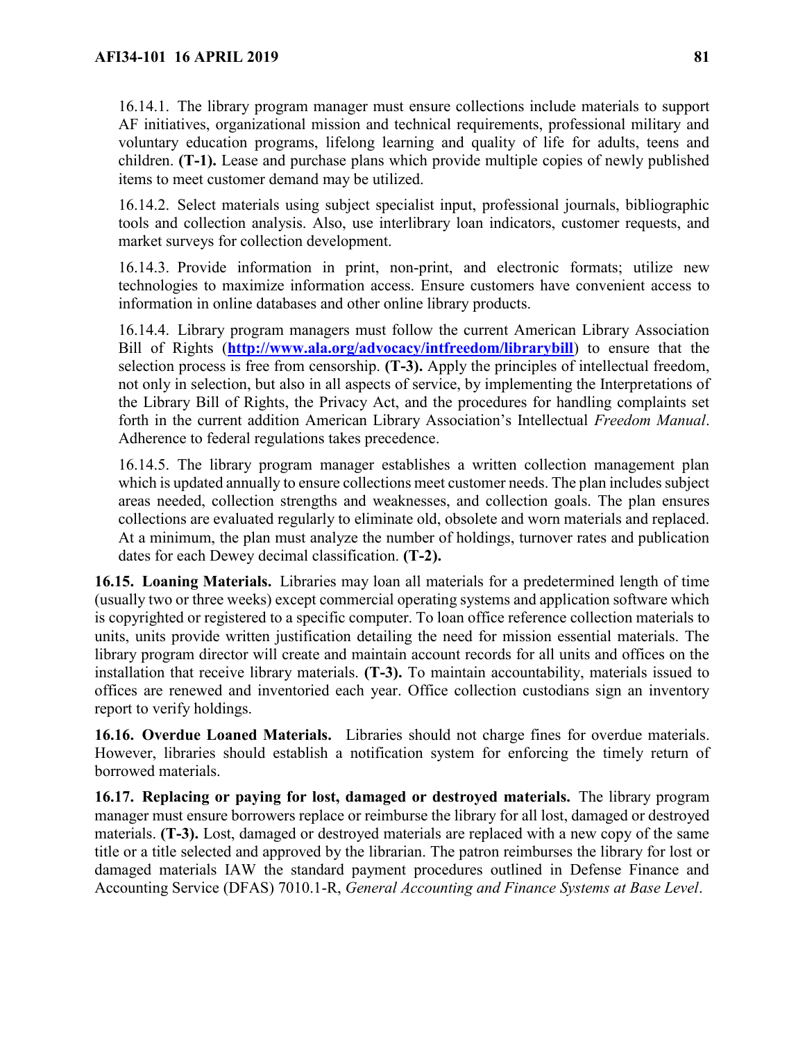16.14.1. The library program manager must ensure collections include materials to support AF initiatives, organizational mission and technical requirements, professional military and voluntary education programs, lifelong learning and quality of life for adults, teens and children. **(T-1).** Lease and purchase plans which provide multiple copies of newly published items to meet customer demand may be utilized.

16.14.2. Select materials using subject specialist input, professional journals, bibliographic tools and collection analysis. Also, use interlibrary loan indicators, customer requests, and market surveys for collection development.

16.14.3. Provide information in print, non-print, and electronic formats; utilize new technologies to maximize information access. Ensure customers have convenient access to information in online databases and other online library products.

16.14.4. Library program managers must follow the current American Library Association Bill of Rights (**http://www.ala.org/advocacy/intfreedom/librarybill**) to ensure that the selection process is free from censorship. **(T-3).** Apply the principles of intellectual freedom, not only in selection, but also in all aspects of service, by implementing the Interpretations of the Library Bill of Rights, the Privacy Act, and the procedures for handling complaints set forth in the current addition American Library Association's Intellectual *Freedom Manual*. Adherence to federal regulations takes precedence.

16.14.5. The library program manager establishes a written collection management plan which is updated annually to ensure collections meet customer needs. The plan includes subject areas needed, collection strengths and weaknesses, and collection goals. The plan ensures collections are evaluated regularly to eliminate old, obsolete and worn materials and replaced. At a minimum, the plan must analyze the number of holdings, turnover rates and publication dates for each Dewey decimal classification. **(T-2).**

**16.15. Loaning Materials.** Libraries may loan all materials for a predetermined length of time (usually two or three weeks) except commercial operating systems and application software which is copyrighted or registered to a specific computer. To loan office reference collection materials to units, units provide written justification detailing the need for mission essential materials. The library program director will create and maintain account records for all units and offices on the installation that receive library materials. **(T-3).** To maintain accountability, materials issued to offices are renewed and inventoried each year. Office collection custodians sign an inventory report to verify holdings.

**16.16. Overdue Loaned Materials.** Libraries should not charge fines for overdue materials. However, libraries should establish a notification system for enforcing the timely return of borrowed materials.

**16.17. Replacing or paying for lost, damaged or destroyed materials.** The library program manager must ensure borrowers replace or reimburse the library for all lost, damaged or destroyed materials. **(T-3).** Lost, damaged or destroyed materials are replaced with a new copy of the same title or a title selected and approved by the librarian. The patron reimburses the library for lost or damaged materials IAW the standard payment procedures outlined in Defense Finance and Accounting Service (DFAS) 7010.1-R, *General Accounting and Finance Systems at Base Level*.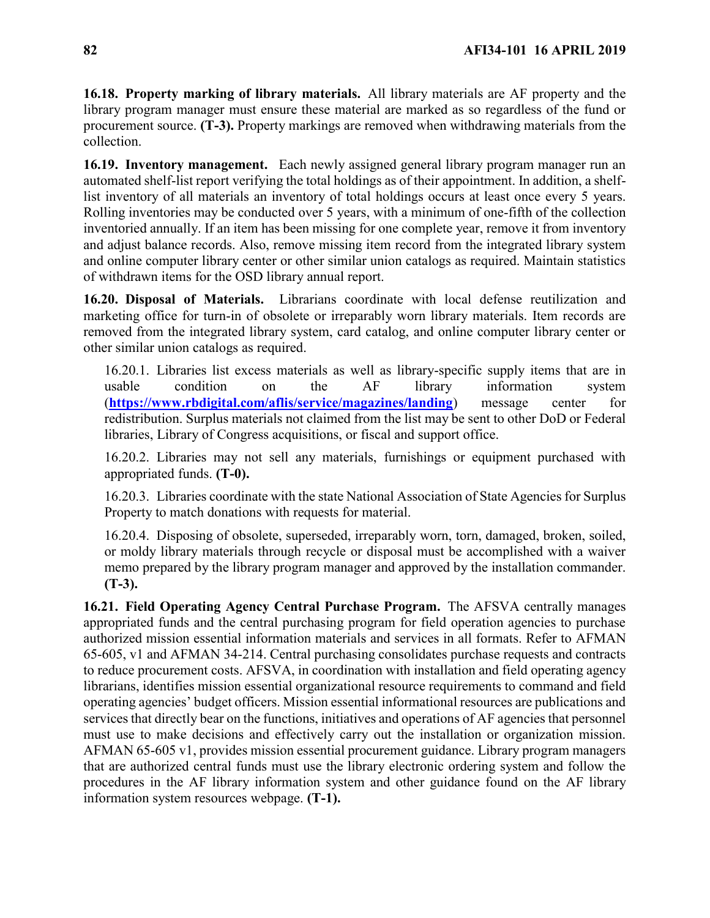**16.18. Property marking of library materials.** All library materials are AF property and the library program manager must ensure these material are marked as so regardless of the fund or procurement source. **(T-3).** Property markings are removed when withdrawing materials from the collection.

**16.19. Inventory management.** Each newly assigned general library program manager run an automated shelf-list report verifying the total holdings as of their appointment. In addition, a shelf-list inventory of all materials an inventory of total holdings occurs at least once every 5 years. Rolling inventories may be conducted over 5 years, with a minimum of one-fifth of the collection inventoried annually. If an item has been missing for one complete year, remove it from inventory and adjust balance records. Also, remove missing item record from the integrated library system and online computer library center or other similar union catalogs as required. Maintain statistics of withdrawn items for the OSD library annual report.

**16.20. Disposal of Materials.** Librarians coordinate with local defense reutilization and marketing office for turn-in of obsolete or irreparably worn library materials. Item records are removed from the integrated library system, card catalog, and online computer library center or other similar union catalogs as required.

16.20.1. Libraries list excess materials as well as library-specific supply items that are in usable condition on the AF library information system (**https://www.rbdigital.com/aflis/service/magazines/landing**) message center for redistribution. Surplus materials not claimed from the list may be sent to other DoD or Federal libraries, Library of Congress acquisitions, or fiscal and support office.

16.20.2. Libraries may not sell any materials, furnishings or equipment purchased with appropriated funds. **(T-0).**

16.20.3. Libraries coordinate with the state National Association of State Agencies for Surplus Property to match donations with requests for material.

16.20.4. Disposing of obsolete, superseded, irreparably worn, torn, damaged, broken, soiled, or moldy library materials through recycle or disposal must be accomplished with a waiver memo prepared by the library program manager and approved by the installation commander. **(T-3).**

**16.21. Field Operating Agency Central Purchase Program.** The AFSVA centrally manages appropriated funds and the central purchasing program for field operation agencies to purchase authorized mission essential information materials and services in all formats. Refer to AFMAN 65-605, v1 and AFMAN 34-214. Central purchasing consolidates purchase requests and contracts to reduce procurement costs. AFSVA, in coordination with installation and field operating agency librarians, identifies mission essential organizational resource requirements to command and field operating agencies' budget officers. Mission essential informational resources are publications and services that directly bear on the functions, initiatives and operations of AF agencies that personnel must use to make decisions and effectively carry out the installation or organization mission. AFMAN 65-605 v1, provides mission essential procurement guidance. Library program managers that are authorized central funds must use the library electronic ordering system and follow the procedures in the AF library information system and other guidance found on the AF library information system resources webpage. **(T-1).**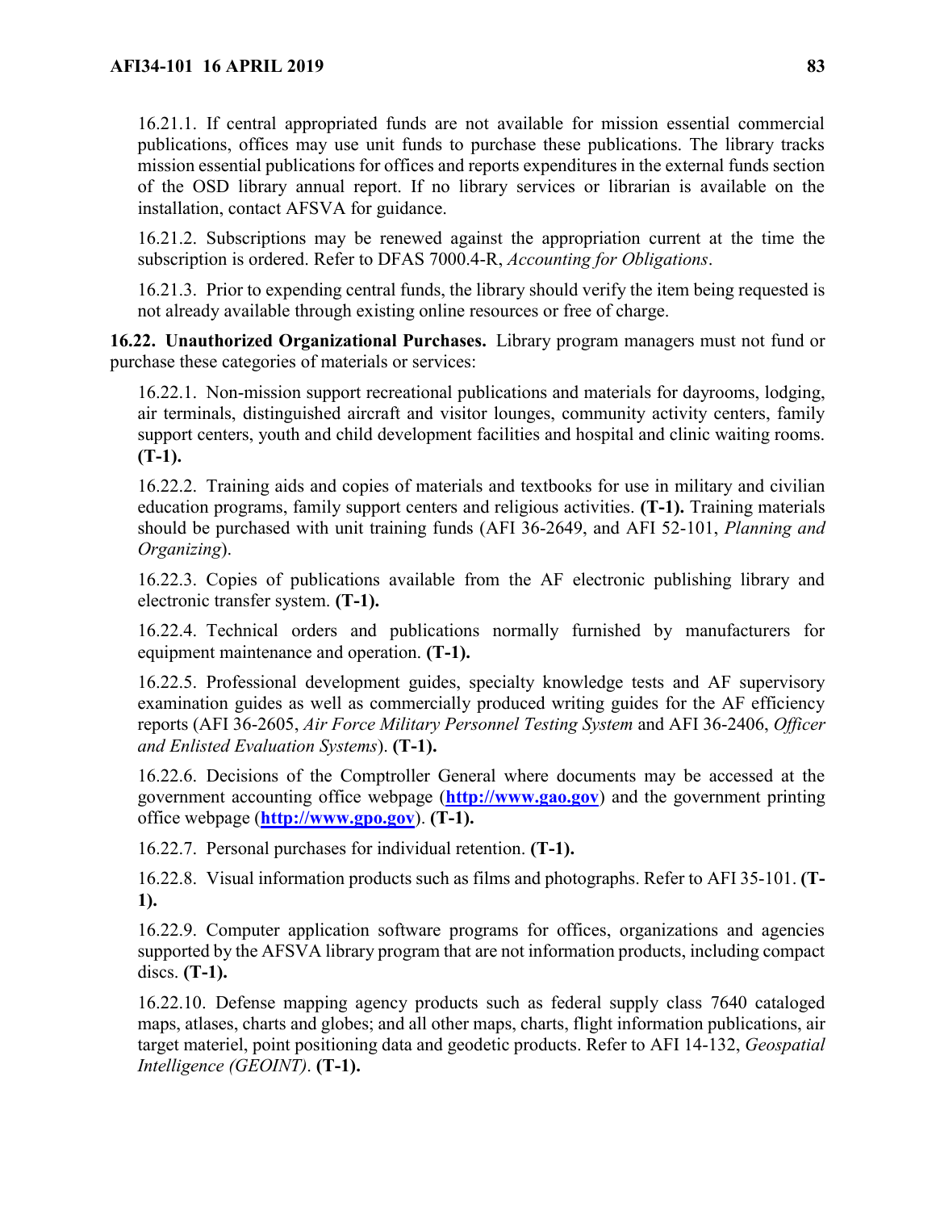16.21.1. If central appropriated funds are not available for mission essential commercial publications, offices may use unit funds to purchase these publications. The library tracks mission essential publications for offices and reports expenditures in the external funds section of the OSD library annual report. If no library services or librarian is available on the installation, contact AFSVA for guidance.

16.21.2. Subscriptions may be renewed against the appropriation current at the time the subscription is ordered. Refer to DFAS 7000.4-R, *Accounting for Obligations*.

16.21.3. Prior to expending central funds, the library should verify the item being requested is not already available through existing online resources or free of charge.

**16.22. Unauthorized Organizational Purchases.** Library program managers must not fund or purchase these categories of materials or services:

16.22.1. Non-mission support recreational publications and materials for dayrooms, lodging, air terminals, distinguished aircraft and visitor lounges, community activity centers, family support centers, youth and child development facilities and hospital and clinic waiting rooms. **(T-1).**

16.22.2. Training aids and copies of materials and textbooks for use in military and civilian education programs, family support centers and religious activities. **(T-1).** Training materials should be purchased with unit training funds (AFI 36-2649, and AFI 52-101, *Planning and Organizing*).

16.22.3. Copies of publications available from the AF electronic publishing library and electronic transfer system. **(T-1).**

16.22.4. Technical orders and publications normally furnished by manufacturers for equipment maintenance and operation. **(T-1).**

16.22.5. Professional development guides, specialty knowledge tests and AF supervisory examination guides as well as commercially produced writing guides for the AF efficiency reports (AFI 36-2605, *Air Force Military Personnel Testing System* and AFI 36-2406, *Officer and Enlisted Evaluation Systems*). **(T-1).**

16.22.6. Decisions of the Comptroller General where documents may be accessed at the government accounting office webpage (**http://www.gao.gov**) and the government printing office webpage (**http://www.gpo.gov**). **(T-1).**

16.22.7. Personal purchases for individual retention. **(T-1).**

16.22.8. Visual information products such as films and photographs. Refer to AFI 35-101. **(T-1).**

16.22.9. Computer application software programs for offices, organizations and agencies supported by the AFSVA library program that are not information products, including compact discs. **(T-1).**

16.22.10. Defense mapping agency products such as federal supply class 7640 cataloged maps, atlases, charts and globes; and all other maps, charts, flight information publications, air target materiel, point positioning data and geodetic products. Refer to AFI 14-132, *Geospatial Intelligence (GEOINT)*. **(T-1).**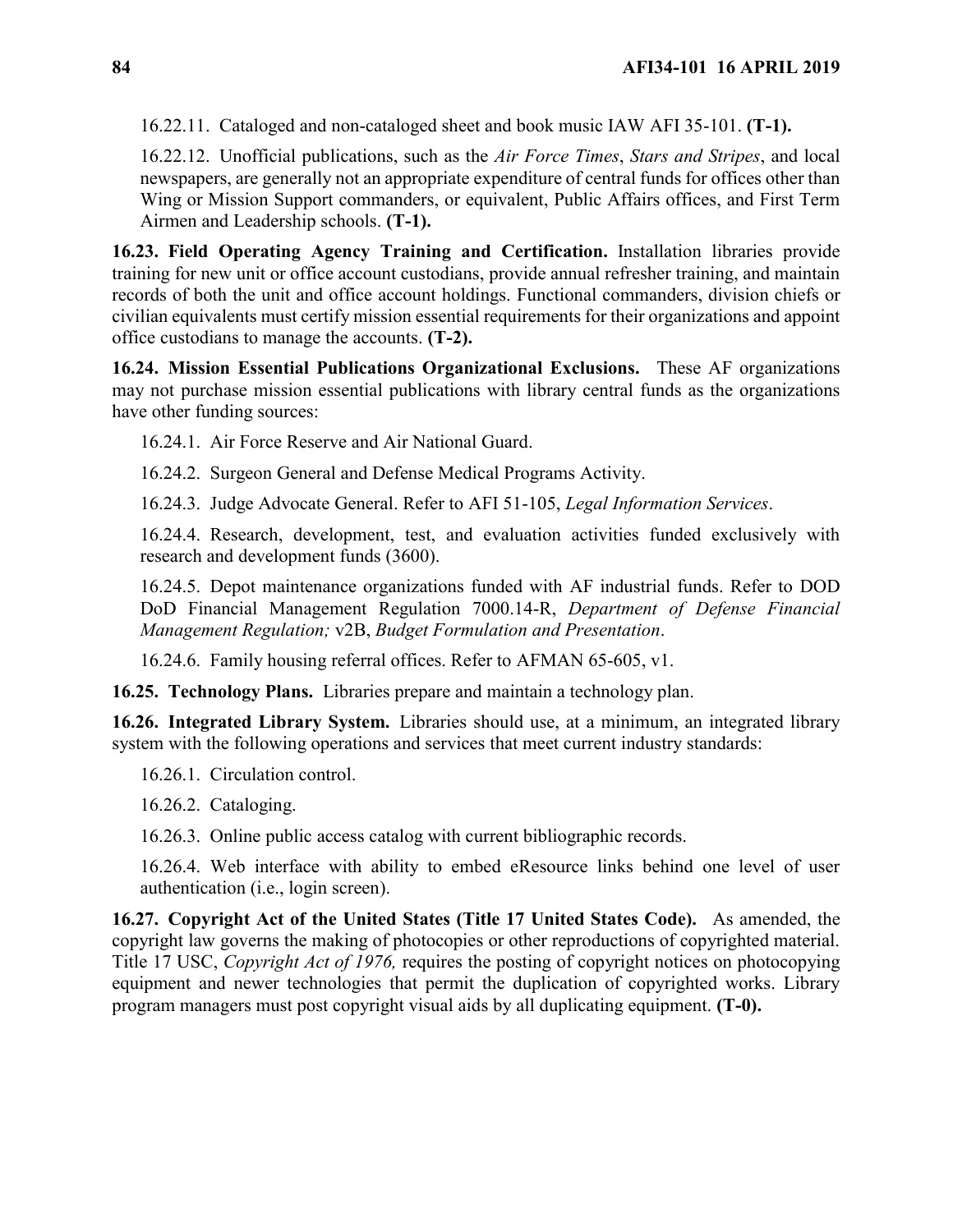16.22.11. Cataloged and non-cataloged sheet and book music IAW AFI 35-101. **(T-1).**

16.22.12. Unofficial publications, such as the *Air Force Times*, *Stars and Stripes*, and local newspapers, are generally not an appropriate expenditure of central funds for offices other than Wing or Mission Support commanders, or equivalent, Public Affairs offices, and First Term Airmen and Leadership schools. **(T-1).**

**16.23. Field Operating Agency Training and Certification.** Installation libraries provide training for new unit or office account custodians, provide annual refresher training, and maintain records of both the unit and office account holdings. Functional commanders, division chiefs or civilian equivalents must certify mission essential requirements for their organizations and appoint office custodians to manage the accounts. **(T-2).**

**16.24. Mission Essential Publications Organizational Exclusions.** These AF organizations may not purchase mission essential publications with library central funds as the organizations have other funding sources:

16.24.1. Air Force Reserve and Air National Guard.

16.24.2. Surgeon General and Defense Medical Programs Activity.

16.24.3. Judge Advocate General. Refer to AFI 51-105, *Legal Information Services*.

16.24.4. Research, development, test, and evaluation activities funded exclusively with research and development funds (3600).

16.24.5. Depot maintenance organizations funded with AF industrial funds. Refer to DOD DoD Financial Management Regulation 7000.14-R, *Department of Defense Financial Management Regulation;* v2B, *Budget Formulation and Presentation*.

16.24.6. Family housing referral offices. Refer to AFMAN 65-605, v1.

**16.25. Technology Plans.** Libraries prepare and maintain a technology plan.

**16.26. Integrated Library System.** Libraries should use, at a minimum, an integrated library system with the following operations and services that meet current industry standards:

16.26.1. Circulation control.

16.26.2. Cataloging.

16.26.3. Online public access catalog with current bibliographic records.

16.26.4. Web interface with ability to embed eResource links behind one level of user authentication (i.e., login screen).

**16.27. Copyright Act of the United States (Title 17 United States Code).** As amended, the copyright law governs the making of photocopies or other reproductions of copyrighted material. Title 17 USC, *Copyright Act of 1976,* requires the posting of copyright notices on photocopying equipment and newer technologies that permit the duplication of copyrighted works. Library program managers must post copyright visual aids by all duplicating equipment. **(T-0).**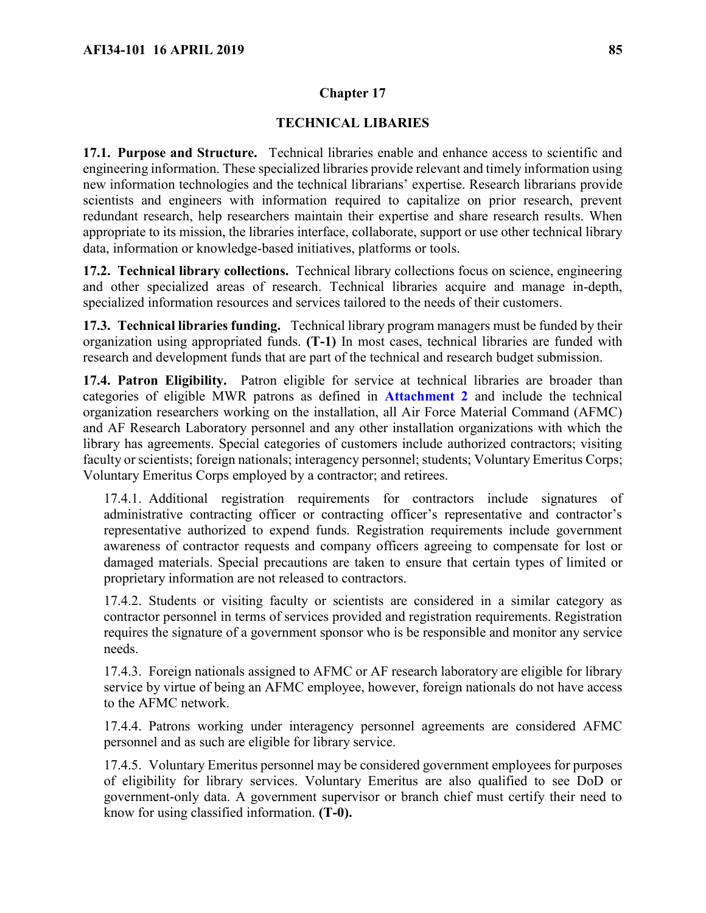## Chapter 17

## TECHNICAL LIBARIES

**17.1. Purpose and Structure.** Technical libraries enable and enhance access to scientific and engineering information. These specialized libraries provide relevant and timely information using new information technologies and the technical librarians' expertise. Research librarians provide scientists and engineers with information required to capitalize on prior research, prevent redundant research, help researchers maintain their expertise and share research results. When appropriate to its mission, the libraries interface, collaborate, support or use other technical library data, information or knowledge-based initiatives, platforms or tools.

**17.2. Technical library collections.** Technical library collections focus on science, engineering and other specialized areas of research. Technical libraries acquire and manage in-depth, specialized information resources and services tailored to the needs of their customers.

**17.3. Technical libraries funding.** Technical library program managers must be funded by their organization using appropriated funds. **(T-1)** In most cases, technical libraries are funded with research and development funds that are part of the technical and research budget submission.

**17.4. Patron Eligibility.** Patron eligible for service at technical libraries are broader than categories of eligible MWR patrons as defined in **Attachment 2** and include the technical organization researchers working on the installation, all Air Force Material Command (AFMC) and AF Research Laboratory personnel and any other installation organizations with which the library has agreements. Special categories of customers include authorized contractors; visiting faculty or scientists; foreign nationals; interagency personnel; students; Voluntary Emeritus Corps; Voluntary Emeritus Corps employed by a contractor; and retirees.

17.4.1. Additional registration requirements for contractors include signatures of administrative contracting officer or contracting officer's representative and contractor's representative authorized to expend funds. Registration requirements include government awareness of contractor requests and company officers agreeing to compensate for lost or damaged materials. Special precautions are taken to ensure that certain types of limited or proprietary information are not released to contractors.

17.4.2. Students or visiting faculty or scientists are considered in a similar category as contractor personnel in terms of services provided and registration requirements. Registration requires the signature of a government sponsor who is be responsible and monitor any service needs.

17.4.3. Foreign nationals assigned to AFMC or AF research laboratory are eligible for library service by virtue of being an AFMC employee, however, foreign nationals do not have access to the AFMC network.

17.4.4. Patrons working under interagency personnel agreements are considered AFMC personnel and as such are eligible for library service.

17.4.5. Voluntary Emeritus personnel may be considered government employees for purposes of eligibility for library services. Voluntary Emeritus are also qualified to see DoD or government-only data. A government supervisor or branch chief must certify their need to know for using classified information. **(T-0).**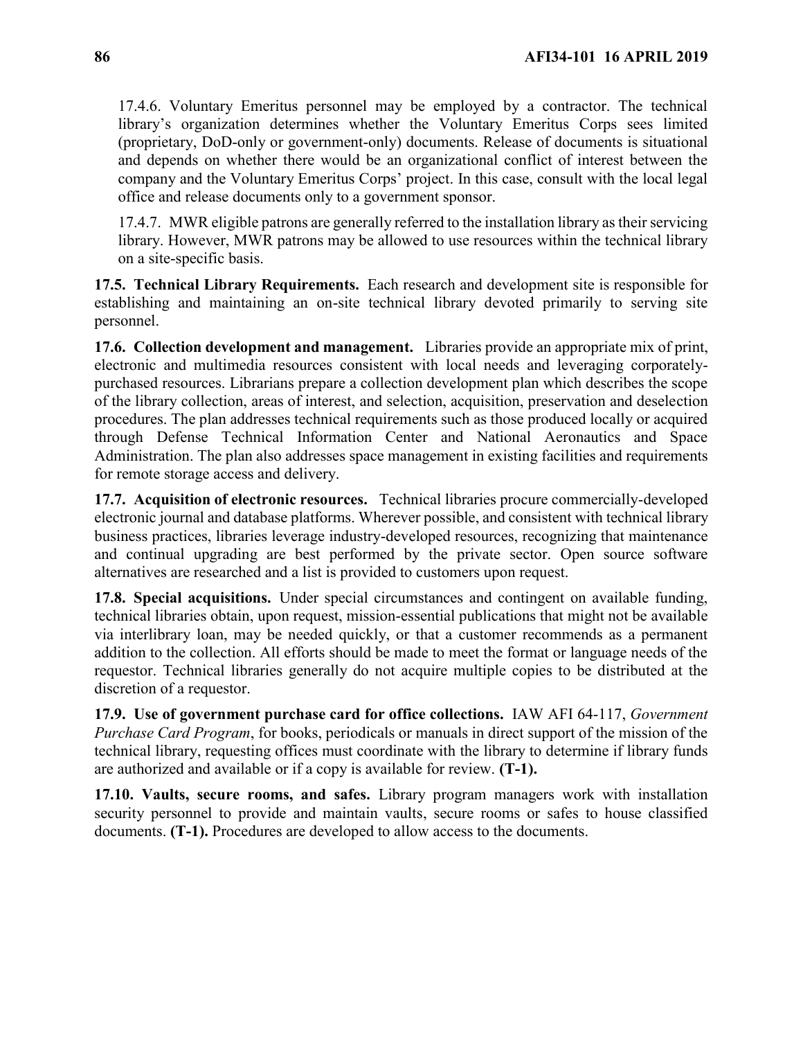17.4.6. Voluntary Emeritus personnel may be employed by a contractor. The technical library's organization determines whether the Voluntary Emeritus Corps sees limited (proprietary, DoD-only or government-only) documents. Release of documents is situational and depends on whether there would be an organizational conflict of interest between the company and the Voluntary Emeritus Corps' project. In this case, consult with the local legal office and release documents only to a government sponsor.

17.4.7. MWR eligible patrons are generally referred to the installation library as their servicing library. However, MWR patrons may be allowed to use resources within the technical library on a site-specific basis.

**17.5. Technical Library Requirements.** Each research and development site is responsible for establishing and maintaining an on-site technical library devoted primarily to serving site personnel.

**17.6. Collection development and management.** Libraries provide an appropriate mix of print, electronic and multimedia resources consistent with local needs and leveraging corporately-purchased resources. Librarians prepare a collection development plan which describes the scope of the library collection, areas of interest, and selection, acquisition, preservation and deselection procedures. The plan addresses technical requirements such as those produced locally or acquired through Defense Technical Information Center and National Aeronautics and Space Administration. The plan also addresses space management in existing facilities and requirements for remote storage access and delivery.

**17.7. Acquisition of electronic resources.** Technical libraries procure commercially-developed electronic journal and database platforms. Wherever possible, and consistent with technical library business practices, libraries leverage industry-developed resources, recognizing that maintenance and continual upgrading are best performed by the private sector. Open source software alternatives are researched and a list is provided to customers upon request.

**17.8. Special acquisitions.** Under special circumstances and contingent on available funding, technical libraries obtain, upon request, mission-essential publications that might not be available via interlibrary loan, may be needed quickly, or that a customer recommends as a permanent addition to the collection. All efforts should be made to meet the format or language needs of the requestor. Technical libraries generally do not acquire multiple copies to be distributed at the discretion of a requestor.

**17.9. Use of government purchase card for office collections.** IAW AFI 64-117, *Government Purchase Card Program*, for books, periodicals or manuals in direct support of the mission of the technical library, requesting offices must coordinate with the library to determine if library funds are authorized and available or if a copy is available for review. **(T-1).**

**17.10. Vaults, secure rooms, and safes.** Library program managers work with installation security personnel to provide and maintain vaults, secure rooms or safes to house classified documents. **(T-1).** Procedures are developed to allow access to the documents.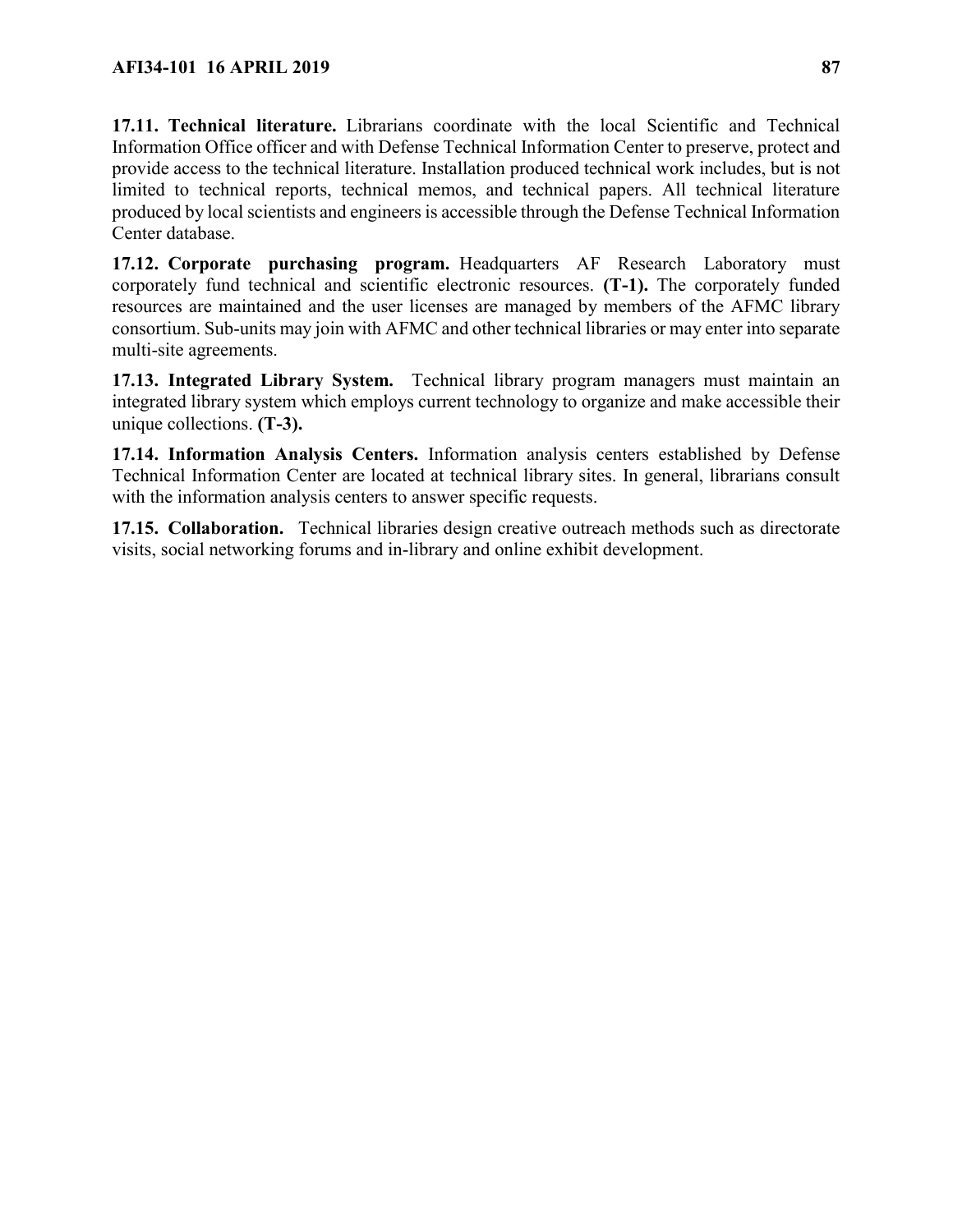**17.11. Technical literature.** Librarians coordinate with the local Scientific and Technical Information Office officer and with Defense Technical Information Center to preserve, protect and provide access to the technical literature. Installation produced technical work includes, but is not limited to technical reports, technical memos, and technical papers. All technical literature produced by local scientists and engineers is accessible through the Defense Technical Information Center database.

**17.12. Corporate purchasing program.** Headquarters AF Research Laboratory must corporately fund technical and scientific electronic resources. **(T-1).** The corporately funded resources are maintained and the user licenses are managed by members of the AFMC library consortium. Sub-units may join with AFMC and other technical libraries or may enter into separate multi-site agreements.

**17.13. Integrated Library System.** Technical library program managers must maintain an integrated library system which employs current technology to organize and make accessible their unique collections. **(T-3).**

**17.14. Information Analysis Centers.** Information analysis centers established by Defense Technical Information Center are located at technical library sites. In general, librarians consult with the information analysis centers to answer specific requests.

**17.15. Collaboration.** Technical libraries design creative outreach methods such as directorate visits, social networking forums and in-library and online exhibit development.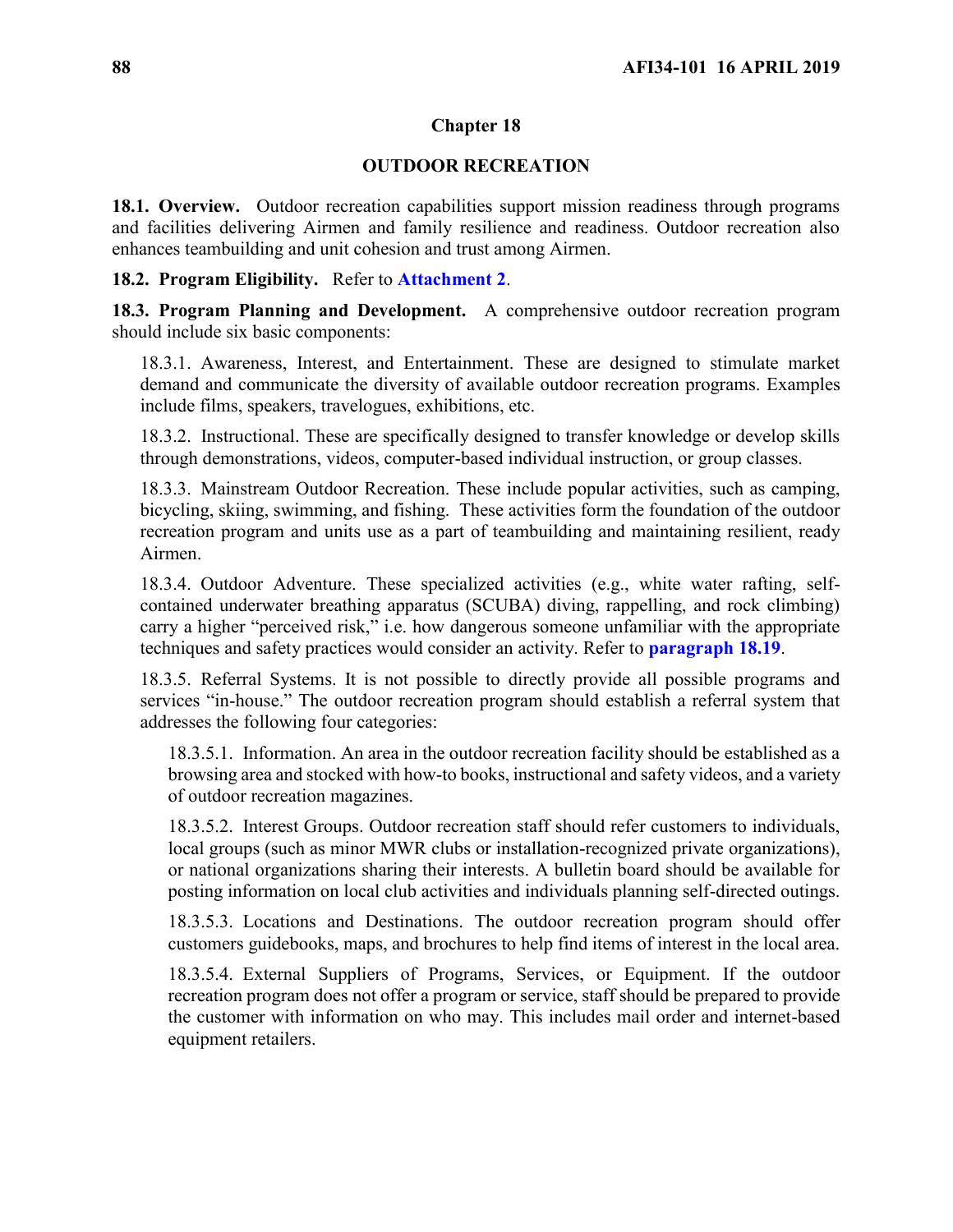## Chapter 18

## OUTDOOR RECREATION

**18.1. Overview.** Outdoor recreation capabilities support mission readiness through programs and facilities delivering Airmen and family resilience and readiness. Outdoor recreation also enhances teambuilding and unit cohesion and trust among Airmen.

**18.2. Program Eligibility.** Refer to **Attachment 2**.

**18.3. Program Planning and Development.** A comprehensive outdoor recreation program should include six basic components:

18.3.1. Awareness, Interest, and Entertainment. These are designed to stimulate market demand and communicate the diversity of available outdoor recreation programs. Examples include films, speakers, travelogues, exhibitions, etc.

18.3.2. Instructional. These are specifically designed to transfer knowledge or develop skills through demonstrations, videos, computer-based individual instruction, or group classes.

18.3.3. Mainstream Outdoor Recreation. These include popular activities, such as camping, bicycling, skiing, swimming, and fishing. These activities form the foundation of the outdoor recreation program and units use as a part of teambuilding and maintaining resilient, ready Airmen.

18.3.4. Outdoor Adventure. These specialized activities (e.g., white water rafting, self-contained underwater breathing apparatus (SCUBA) diving, rappelling, and rock climbing) carry a higher "perceived risk," i.e. how dangerous someone unfamiliar with the appropriate techniques and safety practices would consider an activity. Refer to **paragraph 18.19**.

18.3.5. Referral Systems. It is not possible to directly provide all possible programs and services "in-house." The outdoor recreation program should establish a referral system that addresses the following four categories:

18.3.5.1. Information. An area in the outdoor recreation facility should be established as a browsing area and stocked with how-to books, instructional and safety videos, and a variety of outdoor recreation magazines.

18.3.5.2. Interest Groups. Outdoor recreation staff should refer customers to individuals, local groups (such as minor MWR clubs or installation-recognized private organizations), or national organizations sharing their interests. A bulletin board should be available for posting information on local club activities and individuals planning self-directed outings.

18.3.5.3. Locations and Destinations. The outdoor recreation program should offer customers guidebooks, maps, and brochures to help find items of interest in the local area.

18.3.5.4. External Suppliers of Programs, Services, or Equipment. If the outdoor recreation program does not offer a program or service, staff should be prepared to provide the customer with information on who may. This includes mail order and internet-based equipment retailers.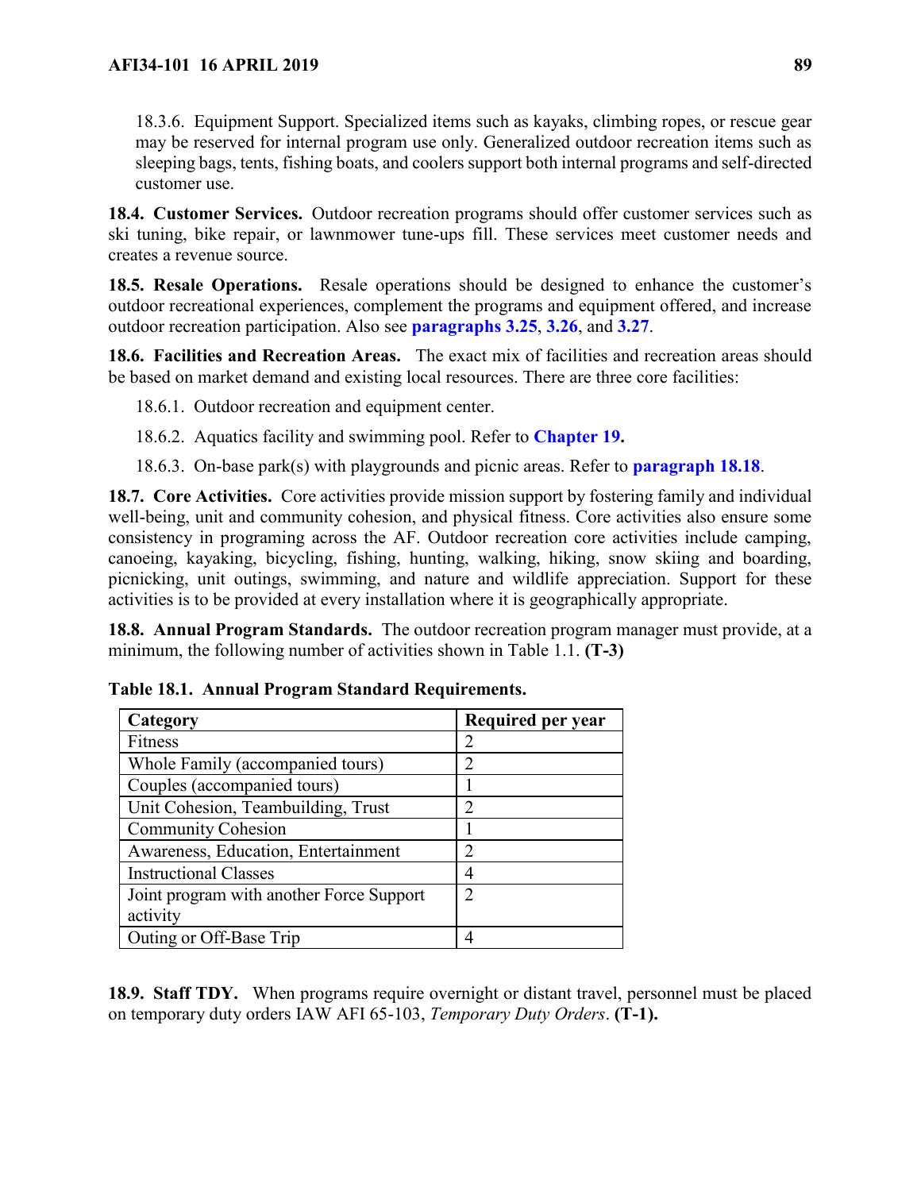18.3.6. Equipment Support. Specialized items such as kayaks, climbing ropes, or rescue gear may be reserved for internal program use only. Generalized outdoor recreation items such as sleeping bags, tents, fishing boats, and coolers support both internal programs and self-directed customer use.

**18.4. Customer Services.** Outdoor recreation programs should offer customer services such as ski tuning, bike repair, or lawnmower tune-ups fill. These services meet customer needs and creates a revenue source.

**18.5. Resale Operations.** Resale operations should be designed to enhance the customer's outdoor recreational experiences, complement the programs and equipment offered, and increase outdoor recreation participation. Also see **paragraphs 3.25**, **3.26**, and **3.27**.

**18.6. Facilities and Recreation Areas.** The exact mix of facilities and recreation areas should be based on market demand and existing local resources. There are three core facilities:

18.6.1. Outdoor recreation and equipment center.

18.6.2. Aquatics facility and swimming pool. Refer to **Chapter 19.**

18.6.3. On-base park(s) with playgrounds and picnic areas. Refer to **paragraph 18.18**.

**18.7. Core Activities.** Core activities provide mission support by fostering family and individual well-being, unit and community cohesion, and physical fitness. Core activities also ensure some consistency in programing across the AF. Outdoor recreation core activities include camping, canoeing, kayaking, bicycling, fishing, hunting, walking, hiking, snow skiing and boarding, picnicking, unit outings, swimming, and nature and wildlife appreciation. Support for these activities is to be provided at every installation where it is geographically appropriate.

**18.8. Annual Program Standards.** The outdoor recreation program manager must provide, at a minimum, the following number of activities shown in Table 1.1. **(T-3)**

**Table 18.1. Annual Program Standard Requirements.**

| Category | Required per year |
|---|---|
| Fitness | 2 |
| Whole Family (accompanied tours) | 2 |
| Couples (accompanied tours) | 1 |
| Unit Cohesion, Teambuilding, Trust | 2 |
| Community Cohesion | 1 |
| Awareness, Education, Entertainment | 2 |
| Instructional Classes | 4 |
| Joint program with another Force Support activity | 2 |
| Outing or Off-Base Trip | 4 |

**18.9. Staff TDY.** When programs require overnight or distant travel, personnel must be placed on temporary duty orders IAW AFI 65-103, *Temporary Duty Orders*. **(T-1).**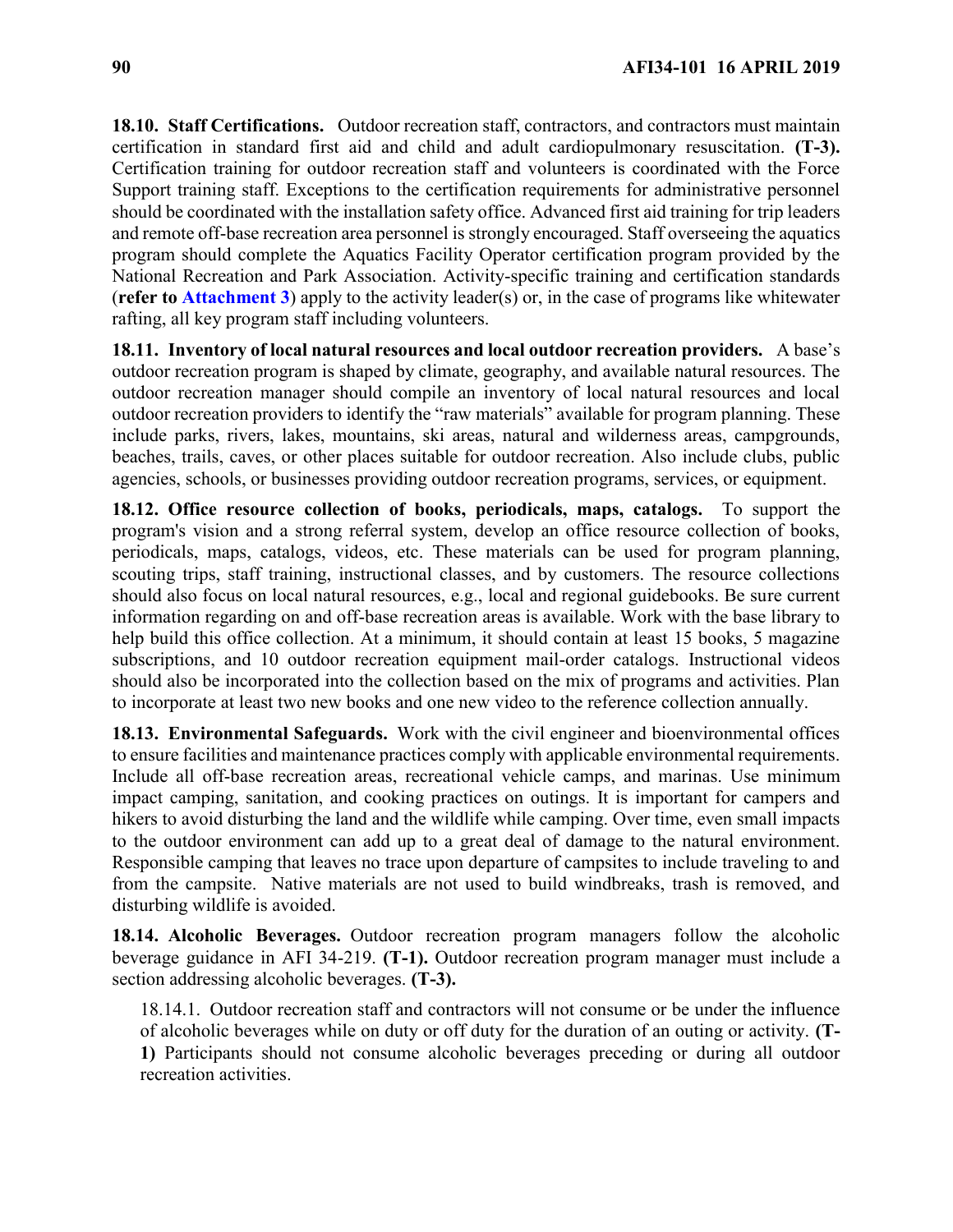**18.10. Staff Certifications.** Outdoor recreation staff, contractors, and contractors must maintain certification in standard first aid and child and adult cardiopulmonary resuscitation. **(T-3).** Certification training for outdoor recreation staff and volunteers is coordinated with the Force Support training staff. Exceptions to the certification requirements for administrative personnel should be coordinated with the installation safety office. Advanced first aid training for trip leaders and remote off-base recreation area personnel is strongly encouraged. Staff overseeing the aquatics program should complete the Aquatics Facility Operator certification program provided by the National Recreation and Park Association. Activity-specific training and certification standards (**refer to Attachment 3**) apply to the activity leader(s) or, in the case of programs like whitewater rafting, all key program staff including volunteers.

**18.11. Inventory of local natural resources and local outdoor recreation providers.** A base's outdoor recreation program is shaped by climate, geography, and available natural resources. The outdoor recreation manager should compile an inventory of local natural resources and local outdoor recreation providers to identify the "raw materials" available for program planning. These include parks, rivers, lakes, mountains, ski areas, natural and wilderness areas, campgrounds, beaches, trails, caves, or other places suitable for outdoor recreation. Also include clubs, public agencies, schools, or businesses providing outdoor recreation programs, services, or equipment.

**18.12. Office resource collection of books, periodicals, maps, catalogs.** To support the program's vision and a strong referral system, develop an office resource collection of books, periodicals, maps, catalogs, videos, etc. These materials can be used for program planning, scouting trips, staff training, instructional classes, and by customers. The resource collections should also focus on local natural resources, e.g., local and regional guidebooks. Be sure current information regarding on and off-base recreation areas is available. Work with the base library to help build this office collection. At a minimum, it should contain at least 15 books, 5 magazine subscriptions, and 10 outdoor recreation equipment mail-order catalogs. Instructional videos should also be incorporated into the collection based on the mix of programs and activities. Plan to incorporate at least two new books and one new video to the reference collection annually.

**18.13. Environmental Safeguards.** Work with the civil engineer and bioenvironmental offices to ensure facilities and maintenance practices comply with applicable environmental requirements. Include all off-base recreation areas, recreational vehicle camps, and marinas. Use minimum impact camping, sanitation, and cooking practices on outings. It is important for campers and hikers to avoid disturbing the land and the wildlife while camping. Over time, even small impacts to the outdoor environment can add up to a great deal of damage to the natural environment. Responsible camping that leaves no trace upon departure of campsites to include traveling to and from the campsite. Native materials are not used to build windbreaks, trash is removed, and disturbing wildlife is avoided.

**18.14. Alcoholic Beverages.** Outdoor recreation program managers follow the alcoholic beverage guidance in AFI 34-219. **(T-1).** Outdoor recreation program manager must include a section addressing alcoholic beverages. **(T-3).**

18.14.1. Outdoor recreation staff and contractors will not consume or be under the influence of alcoholic beverages while on duty or off duty for the duration of an outing or activity. **(T-1)** Participants should not consume alcoholic beverages preceding or during all outdoor recreation activities.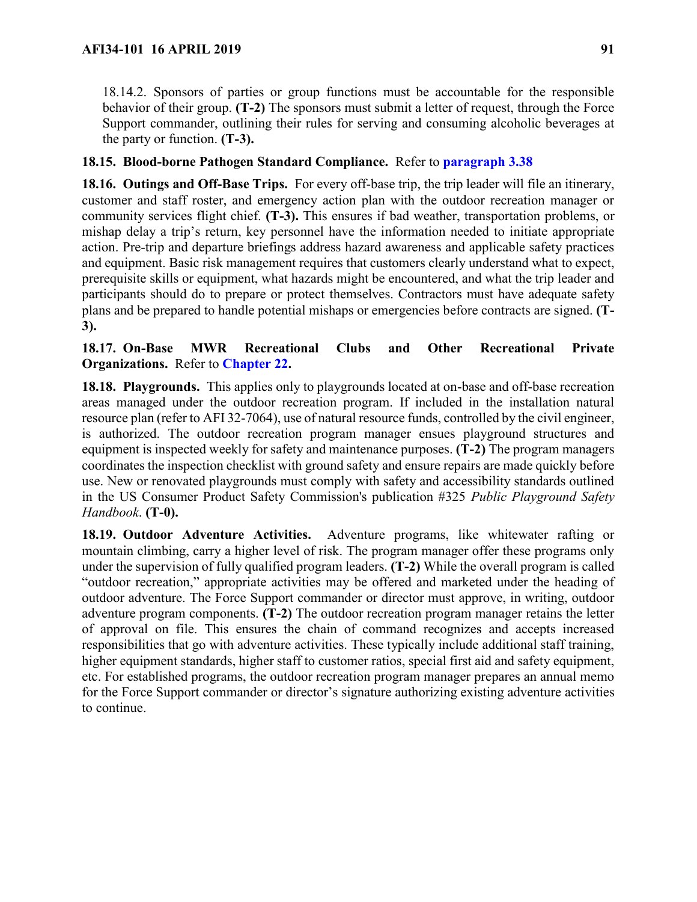18.14.2. Sponsors of parties or group functions must be accountable for the responsible behavior of their group. **(T-2)** The sponsors must submit a letter of request, through the Force Support commander, outlining their rules for serving and consuming alcoholic beverages at the party or function. **(T-3).**

**18.15. Blood-borne Pathogen Standard Compliance.** Refer to **paragraph 3.38**

**18.16. Outings and Off-Base Trips.** For every off-base trip, the trip leader will file an itinerary, customer and staff roster, and emergency action plan with the outdoor recreation manager or community services flight chief. **(T-3).** This ensures if bad weather, transportation problems, or mishap delay a trip's return, key personnel have the information needed to initiate appropriate action. Pre-trip and departure briefings address hazard awareness and applicable safety practices and equipment. Basic risk management requires that customers clearly understand what to expect, prerequisite skills or equipment, what hazards might be encountered, and what the trip leader and participants should do to prepare or protect themselves. Contractors must have adequate safety plans and be prepared to handle potential mishaps or emergencies before contracts are signed. **(T-3).**

**18.17. On-Base MWR Recreational Clubs and Other Recreational Private Organizations.** Refer to **Chapter 22.**

**18.18. Playgrounds.** This applies only to playgrounds located at on-base and off-base recreation areas managed under the outdoor recreation program. If included in the installation natural resource plan (refer to AFI 32-7064), use of natural resource funds, controlled by the civil engineer, is authorized. The outdoor recreation program manager ensues playground structures and equipment is inspected weekly for safety and maintenance purposes. **(T-2)** The program managers coordinates the inspection checklist with ground safety and ensure repairs are made quickly before use. New or renovated playgrounds must comply with safety and accessibility standards outlined in the US Consumer Product Safety Commission's publication #325 *Public Playground Safety Handbook*. **(T-0).**

**18.19. Outdoor Adventure Activities.** Adventure programs, like whitewater rafting or mountain climbing, carry a higher level of risk. The program manager offer these programs only under the supervision of fully qualified program leaders. **(T-2)** While the overall program is called "outdoor recreation," appropriate activities may be offered and marketed under the heading of outdoor adventure. The Force Support commander or director must approve, in writing, outdoor adventure program components. **(T-2)** The outdoor recreation program manager retains the letter of approval on file. This ensures the chain of command recognizes and accepts increased responsibilities that go with adventure activities. These typically include additional staff training, higher equipment standards, higher staff to customer ratios, special first aid and safety equipment, etc. For established programs, the outdoor recreation program manager prepares an annual memo for the Force Support commander or director's signature authorizing existing adventure activities to continue.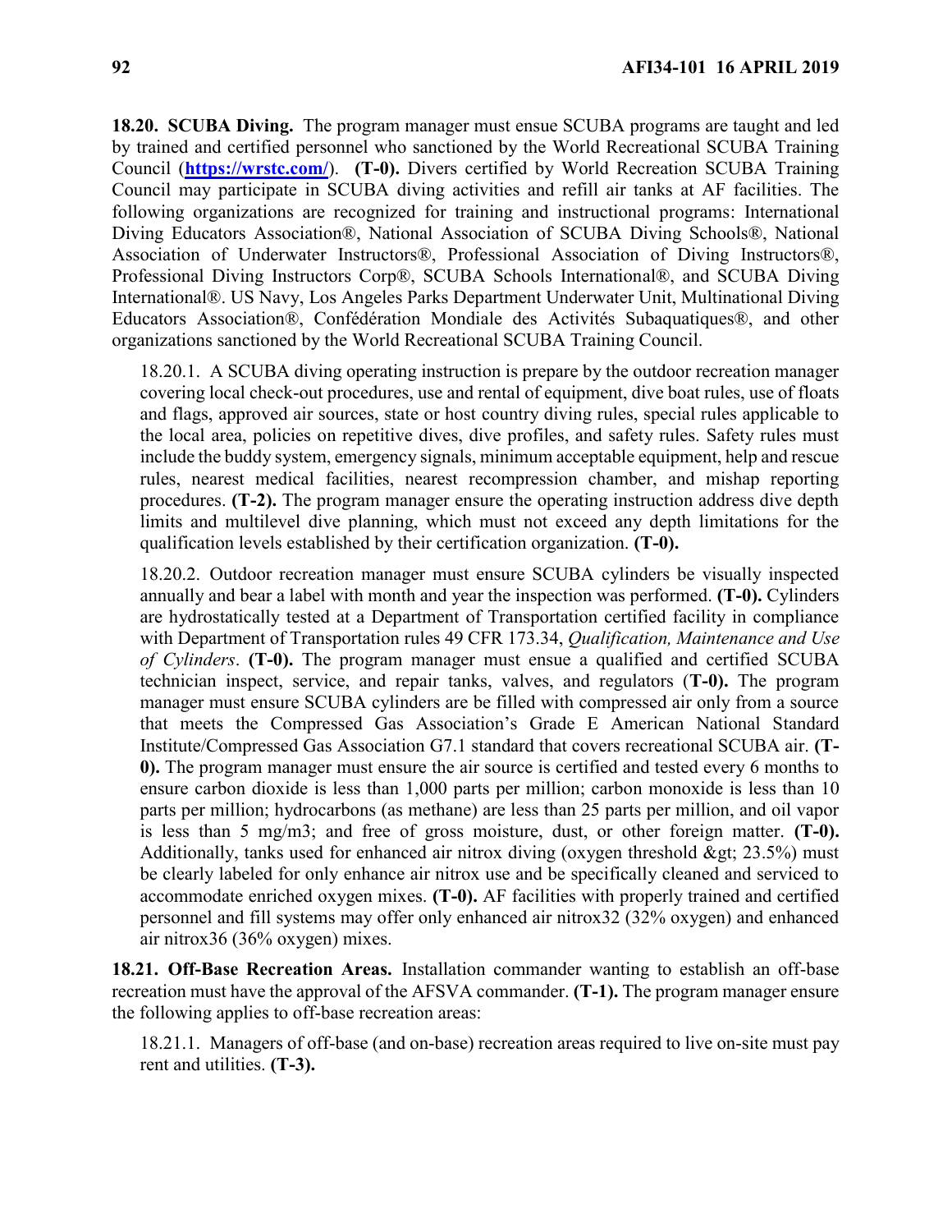**18.20. SCUBA Diving.** The program manager must ensue SCUBA programs are taught and led by trained and certified personnel who sanctioned by the World Recreational SCUBA Training Council (**https://wrstc.com/**). **(T-0).** Divers certified by World Recreation SCUBA Training Council may participate in SCUBA diving activities and refill air tanks at AF facilities. The following organizations are recognized for training and instructional programs: International Diving Educators Association®, National Association of SCUBA Diving Schools®, National Association of Underwater Instructors®, Professional Association of Diving Instructors®, Professional Diving Instructors Corp®, SCUBA Schools International®, and SCUBA Diving International®. US Navy, Los Angeles Parks Department Underwater Unit, Multinational Diving Educators Association®, Confédération Mondiale des Activités Subaquatiques®, and other organizations sanctioned by the World Recreational SCUBA Training Council.

18.20.1. A SCUBA diving operating instruction is prepare by the outdoor recreation manager covering local check-out procedures, use and rental of equipment, dive boat rules, use of floats and flags, approved air sources, state or host country diving rules, special rules applicable to the local area, policies on repetitive dives, dive profiles, and safety rules. Safety rules must include the buddy system, emergency signals, minimum acceptable equipment, help and rescue rules, nearest medical facilities, nearest recompression chamber, and mishap reporting procedures. **(T-2).** The program manager ensure the operating instruction address dive depth limits and multilevel dive planning, which must not exceed any depth limitations for the qualification levels established by their certification organization. **(T-0).**

18.20.2. Outdoor recreation manager must ensure SCUBA cylinders be visually inspected annually and bear a label with month and year the inspection was performed. **(T-0).** Cylinders are hydrostatically tested at a Department of Transportation certified facility in compliance with Department of Transportation rules 49 CFR 173.34, *Qualification, Maintenance and Use of Cylinders*. **(T-0).** The program manager must ensue a qualified and certified SCUBA technician inspect, service, and repair tanks, valves, and regulators (**T-0).** The program manager must ensure SCUBA cylinders are be filled with compressed air only from a source that meets the Compressed Gas Association's Grade E American National Standard Institute/Compressed Gas Association G7.1 standard that covers recreational SCUBA air. **(T-0).** The program manager must ensure the air source is certified and tested every 6 months to ensure carbon dioxide is less than 1,000 parts per million; carbon monoxide is less than 10 parts per million; hydrocarbons (as methane) are less than 25 parts per million, and oil vapor is less than 5 mg/m3; and free of gross moisture, dust, or other foreign matter. **(T-0).** Additionally, tanks used for enhanced air nitrox diving (oxygen threshold &gt; 23.5%) must be clearly labeled for only enhance air nitrox use and be specifically cleaned and serviced to accommodate enriched oxygen mixes. **(T-0).** AF facilities with properly trained and certified personnel and fill systems may offer only enhanced air nitrox32 (32% oxygen) and enhanced air nitrox36 (36% oxygen) mixes.

**18.21. Off-Base Recreation Areas.** Installation commander wanting to establish an off-base recreation must have the approval of the AFSVA commander. **(T-1).** The program manager ensure the following applies to off-base recreation areas:

18.21.1. Managers of off-base (and on-base) recreation areas required to live on-site must pay rent and utilities. **(T-3).**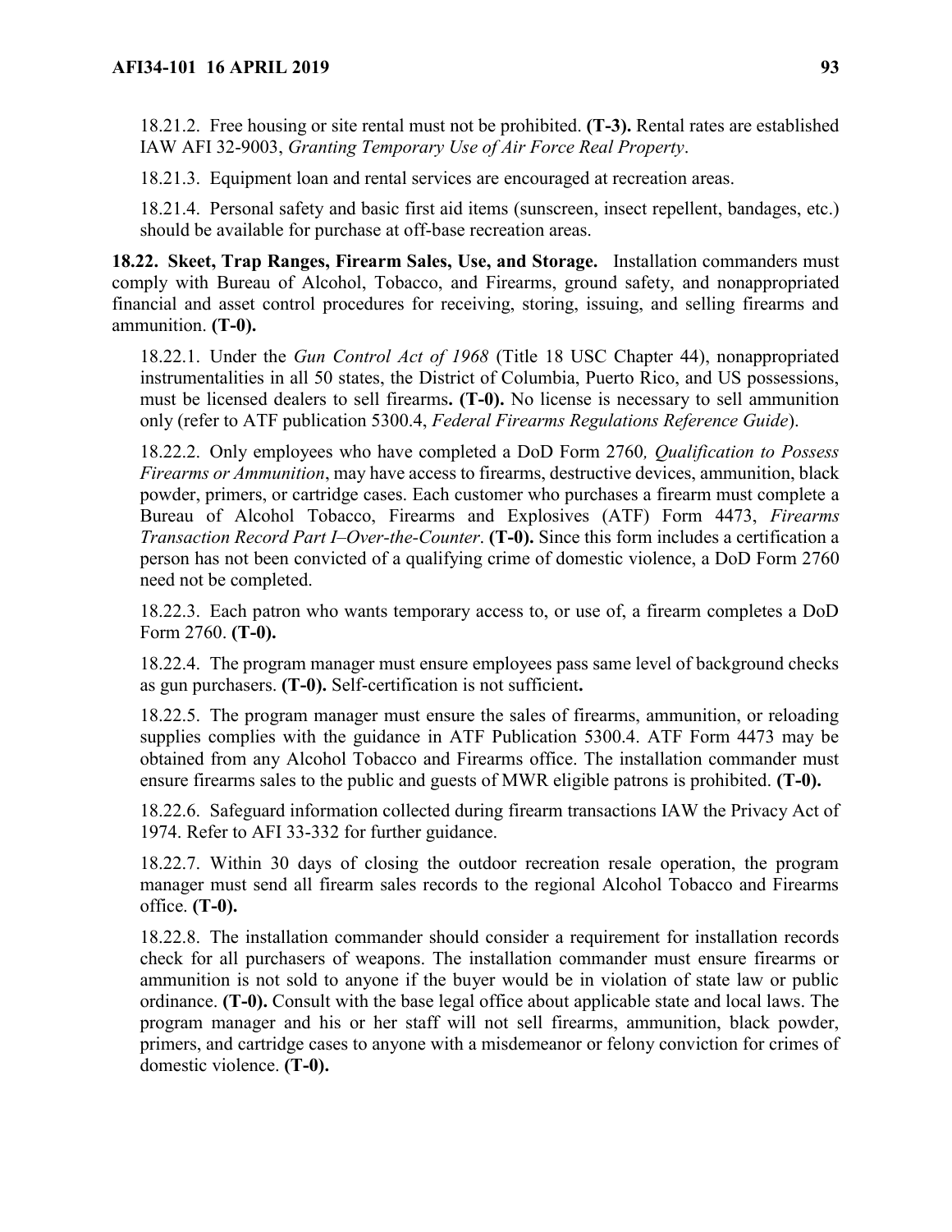18.21.2. Free housing or site rental must not be prohibited. **(T-3).** Rental rates are established IAW AFI 32-9003, *Granting Temporary Use of Air Force Real Property*.

18.21.3. Equipment loan and rental services are encouraged at recreation areas.

18.21.4. Personal safety and basic first aid items (sunscreen, insect repellent, bandages, etc.) should be available for purchase at off-base recreation areas.

**18.22. Skeet, Trap Ranges, Firearm Sales, Use, and Storage.** Installation commanders must comply with Bureau of Alcohol, Tobacco, and Firearms, ground safety, and nonappropriated financial and asset control procedures for receiving, storing, issuing, and selling firearms and ammunition. **(T-0).**

18.22.1. Under the *Gun Control Act of 1968* (Title 18 USC Chapter 44), nonappropriated instrumentalities in all 50 states, the District of Columbia, Puerto Rico, and US possessions, must be licensed dealers to sell firearms**. (T-0).** No license is necessary to sell ammunition only (refer to ATF publication 5300.4, *Federal Firearms Regulations Reference Guide*).

18.22.2. Only employees who have completed a DoD Form 2760*, Qualification to Possess Firearms or Ammunition*, may have access to firearms, destructive devices, ammunition, black powder, primers, or cartridge cases. Each customer who purchases a firearm must complete a Bureau of Alcohol Tobacco, Firearms and Explosives (ATF) Form 4473, *Firearms Transaction Record Part I–Over-the-Counter*. **(T-0).** Since this form includes a certification a person has not been convicted of a qualifying crime of domestic violence, a DoD Form 2760 need not be completed.

18.22.3. Each patron who wants temporary access to, or use of, a firearm completes a DoD Form 2760. **(T-0).**

18.22.4. The program manager must ensure employees pass same level of background checks as gun purchasers. **(T-0).** Self-certification is not sufficient**.**

18.22.5. The program manager must ensure the sales of firearms, ammunition, or reloading supplies complies with the guidance in ATF Publication 5300.4. ATF Form 4473 may be obtained from any Alcohol Tobacco and Firearms office. The installation commander must ensure firearms sales to the public and guests of MWR eligible patrons is prohibited. **(T-0).**

18.22.6. Safeguard information collected during firearm transactions IAW the Privacy Act of 1974. Refer to AFI 33-332 for further guidance.

18.22.7. Within 30 days of closing the outdoor recreation resale operation, the program manager must send all firearm sales records to the regional Alcohol Tobacco and Firearms office. **(T-0).**

18.22.8. The installation commander should consider a requirement for installation records check for all purchasers of weapons. The installation commander must ensure firearms or ammunition is not sold to anyone if the buyer would be in violation of state law or public ordinance. **(T-0).** Consult with the base legal office about applicable state and local laws. The program manager and his or her staff will not sell firearms, ammunition, black powder, primers, and cartridge cases to anyone with a misdemeanor or felony conviction for crimes of domestic violence. **(T-0).**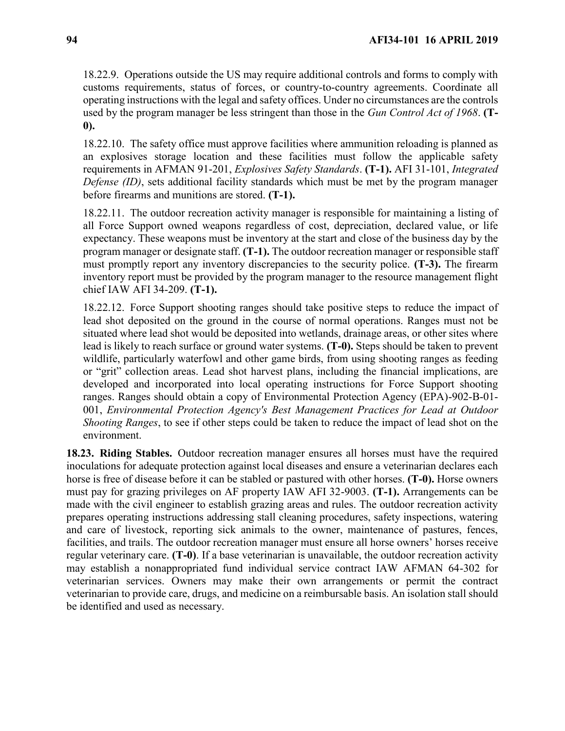18.22.9. Operations outside the US may require additional controls and forms to comply with customs requirements, status of forces, or country-to-country agreements. Coordinate all operating instructions with the legal and safety offices. Under no circumstances are the controls used by the program manager be less stringent than those in the *Gun Control Act of 1968*. **(T-0).**

18.22.10. The safety office must approve facilities where ammunition reloading is planned as an explosives storage location and these facilities must follow the applicable safety requirements in AFMAN 91-201, *Explosives Safety Standards*. **(T-1).** AFI 31-101, *Integrated Defense (ID)*, sets additional facility standards which must be met by the program manager before firearms and munitions are stored. **(T-1).**

18.22.11. The outdoor recreation activity manager is responsible for maintaining a listing of all Force Support owned weapons regardless of cost, depreciation, declared value, or life expectancy. These weapons must be inventory at the start and close of the business day by the program manager or designate staff. **(T-1).** The outdoor recreation manager or responsible staff must promptly report any inventory discrepancies to the security police. **(T-3).** The firearm inventory report must be provided by the program manager to the resource management flight chief IAW AFI 34-209. **(T-1).**

18.22.12. Force Support shooting ranges should take positive steps to reduce the impact of lead shot deposited on the ground in the course of normal operations. Ranges must not be situated where lead shot would be deposited into wetlands, drainage areas, or other sites where lead is likely to reach surface or ground water systems. **(T-0).** Steps should be taken to prevent wildlife, particularly waterfowl and other game birds, from using shooting ranges as feeding or "grit" collection areas. Lead shot harvest plans, including the financial implications, are developed and incorporated into local operating instructions for Force Support shooting ranges. Ranges should obtain a copy of Environmental Protection Agency (EPA)-902-B-01-001, *Environmental Protection Agency's Best Management Practices for Lead at Outdoor Shooting Ranges*, to see if other steps could be taken to reduce the impact of lead shot on the environment.

**18.23. Riding Stables.** Outdoor recreation manager ensures all horses must have the required inoculations for adequate protection against local diseases and ensure a veterinarian declares each horse is free of disease before it can be stabled or pastured with other horses. **(T-0).** Horse owners must pay for grazing privileges on AF property IAW AFI 32-9003. **(T-1).** Arrangements can be made with the civil engineer to establish grazing areas and rules. The outdoor recreation activity prepares operating instructions addressing stall cleaning procedures, safety inspections, watering and care of livestock, reporting sick animals to the owner, maintenance of pastures, fences, facilities, and trails. The outdoor recreation manager must ensure all horse owners' horses receive regular veterinary care. **(T-0)**. If a base veterinarian is unavailable, the outdoor recreation activity may establish a nonappropriated fund individual service contract IAW AFMAN 64-302 for veterinarian services. Owners may make their own arrangements or permit the contract veterinarian to provide care, drugs, and medicine on a reimbursable basis. An isolation stall should be identified and used as necessary.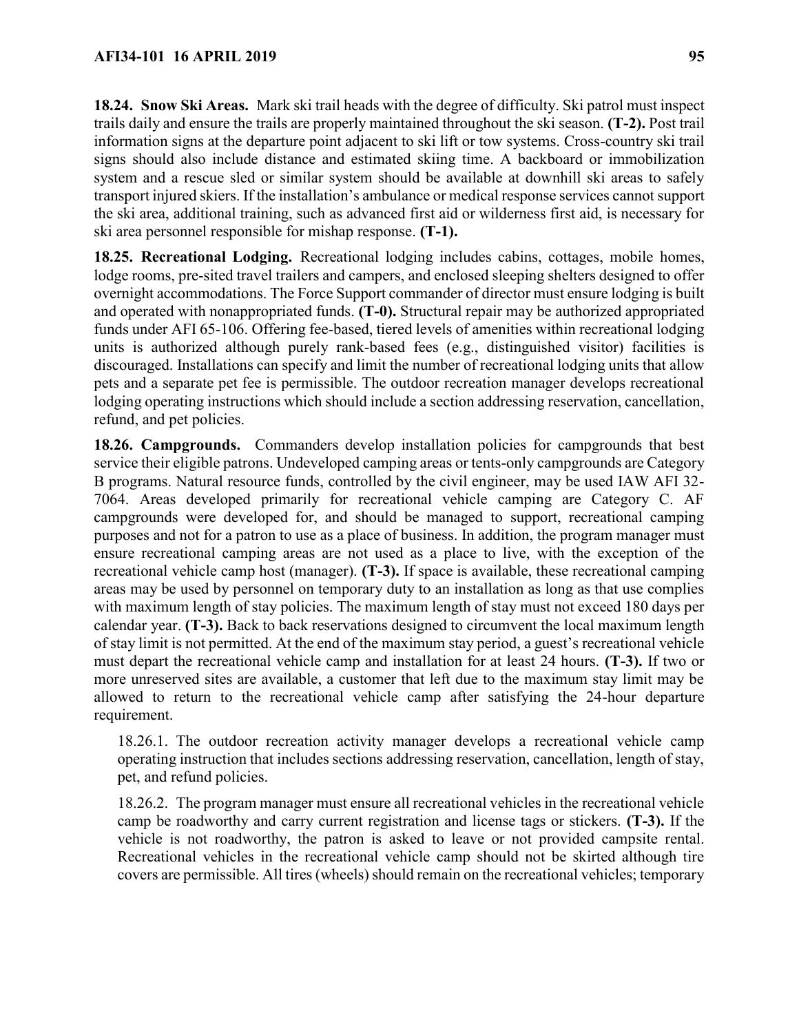**18.24. Snow Ski Areas.** Mark ski trail heads with the degree of difficulty. Ski patrol must inspect trails daily and ensure the trails are properly maintained throughout the ski season. **(T-2).** Post trail information signs at the departure point adjacent to ski lift or tow systems. Cross-country ski trail signs should also include distance and estimated skiing time. A backboard or immobilization system and a rescue sled or similar system should be available at downhill ski areas to safely transport injured skiers. If the installation's ambulance or medical response services cannot support the ski area, additional training, such as advanced first aid or wilderness first aid, is necessary for ski area personnel responsible for mishap response. **(T-1).**

**18.25. Recreational Lodging.** Recreational lodging includes cabins, cottages, mobile homes, lodge rooms, pre-sited travel trailers and campers, and enclosed sleeping shelters designed to offer overnight accommodations. The Force Support commander of director must ensure lodging is built and operated with nonappropriated funds. **(T-0).** Structural repair may be authorized appropriated funds under AFI 65-106. Offering fee-based, tiered levels of amenities within recreational lodging units is authorized although purely rank-based fees (e.g., distinguished visitor) facilities is discouraged. Installations can specify and limit the number of recreational lodging units that allow pets and a separate pet fee is permissible. The outdoor recreation manager develops recreational lodging operating instructions which should include a section addressing reservation, cancellation, refund, and pet policies.

**18.26. Campgrounds.** Commanders develop installation policies for campgrounds that best service their eligible patrons. Undeveloped camping areas or tents-only campgrounds are Category B programs. Natural resource funds, controlled by the civil engineer, may be used IAW AFI 32-7064. Areas developed primarily for recreational vehicle camping are Category C. AF campgrounds were developed for, and should be managed to support, recreational camping purposes and not for a patron to use as a place of business. In addition, the program manager must ensure recreational camping areas are not used as a place to live, with the exception of the recreational vehicle camp host (manager). **(T-3).** If space is available, these recreational camping areas may be used by personnel on temporary duty to an installation as long as that use complies with maximum length of stay policies. The maximum length of stay must not exceed 180 days per calendar year. **(T-3).** Back to back reservations designed to circumvent the local maximum length of stay limit is not permitted. At the end of the maximum stay period, a guest's recreational vehicle must depart the recreational vehicle camp and installation for at least 24 hours. **(T-3).** If two or more unreserved sites are available, a customer that left due to the maximum stay limit may be allowed to return to the recreational vehicle camp after satisfying the 24-hour departure requirement.

18.26.1. The outdoor recreation activity manager develops a recreational vehicle camp operating instruction that includes sections addressing reservation, cancellation, length of stay, pet, and refund policies.

18.26.2. The program manager must ensure all recreational vehicles in the recreational vehicle camp be roadworthy and carry current registration and license tags or stickers. **(T-3).** If the vehicle is not roadworthy, the patron is asked to leave or not provided campsite rental. Recreational vehicles in the recreational vehicle camp should not be skirted although tire covers are permissible. All tires (wheels) should remain on the recreational vehicles; temporary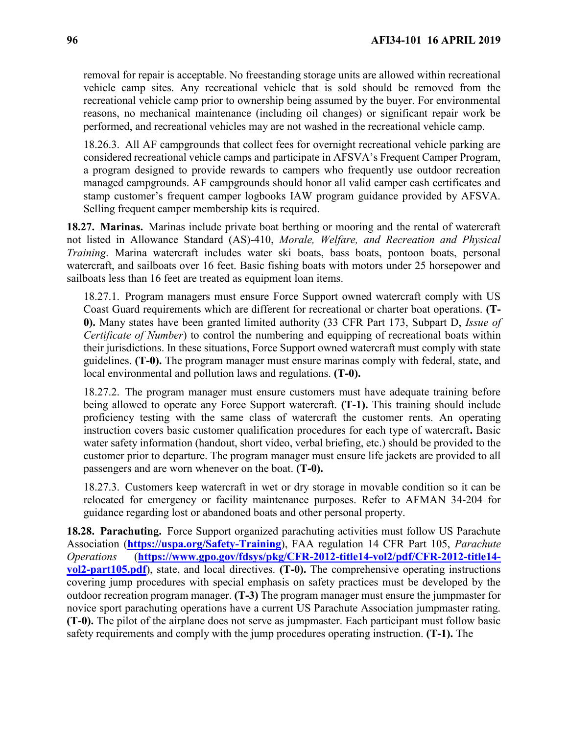removal for repair is acceptable. No freestanding storage units are allowed within recreational vehicle camp sites. Any recreational vehicle that is sold should be removed from the recreational vehicle camp prior to ownership being assumed by the buyer. For environmental reasons, no mechanical maintenance (including oil changes) or significant repair work be performed, and recreational vehicles may are not washed in the recreational vehicle camp.

18.26.3. All AF campgrounds that collect fees for overnight recreational vehicle parking are considered recreational vehicle camps and participate in AFSVA's Frequent Camper Program, a program designed to provide rewards to campers who frequently use outdoor recreation managed campgrounds. AF campgrounds should honor all valid camper cash certificates and stamp customer's frequent camper logbooks IAW program guidance provided by AFSVA. Selling frequent camper membership kits is required.

**18.27. Marinas.** Marinas include private boat berthing or mooring and the rental of watercraft not listed in Allowance Standard (AS)-410, *Morale, Welfare, and Recreation and Physical Training*. Marina watercraft includes water ski boats, bass boats, pontoon boats, personal watercraft, and sailboats over 16 feet. Basic fishing boats with motors under 25 horsepower and sailboats less than 16 feet are treated as equipment loan items.

18.27.1. Program managers must ensure Force Support owned watercraft comply with US Coast Guard requirements which are different for recreational or charter boat operations. **(T-0).** Many states have been granted limited authority (33 CFR Part 173, Subpart D, *Issue of Certificate of Number*) to control the numbering and equipping of recreational boats within their jurisdictions. In these situations, Force Support owned watercraft must comply with state guidelines. **(T-0).** The program manager must ensure marinas comply with federal, state, and local environmental and pollution laws and regulations. **(T-0).**

18.27.2. The program manager must ensure customers must have adequate training before being allowed to operate any Force Support watercraft. **(T-1).** This training should include proficiency testing with the same class of watercraft the customer rents. An operating instruction covers basic customer qualification procedures for each type of watercraft**.** Basic water safety information (handout, short video, verbal briefing, etc.) should be provided to the customer prior to departure. The program manager must ensure life jackets are provided to all passengers and are worn whenever on the boat. **(T-0).**

18.27.3. Customers keep watercraft in wet or dry storage in movable condition so it can be relocated for emergency or facility maintenance purposes. Refer to AFMAN 34-204 for guidance regarding lost or abandoned boats and other personal property.

**18.28. Parachuting.** Force Support organized parachuting activities must follow US Parachute Association (**https://uspa.org/Safety-Training**), FAA regulation 14 CFR Part 105, *Parachute Operations* (**https://www.gpo.gov/fdsys/pkg/CFR-2012-title14-vol2/pdf/CFR-2012-title14-vol2-part105.pdf**), state, and local directives. **(T-0).** The comprehensive operating instructions covering jump procedures with special emphasis on safety practices must be developed by the outdoor recreation program manager. **(T-3)** The program manager must ensure the jumpmaster for novice sport parachuting operations have a current US Parachute Association jumpmaster rating. **(T-0).** The pilot of the airplane does not serve as jumpmaster. Each participant must follow basic safety requirements and comply with the jump procedures operating instruction. **(T-1).** The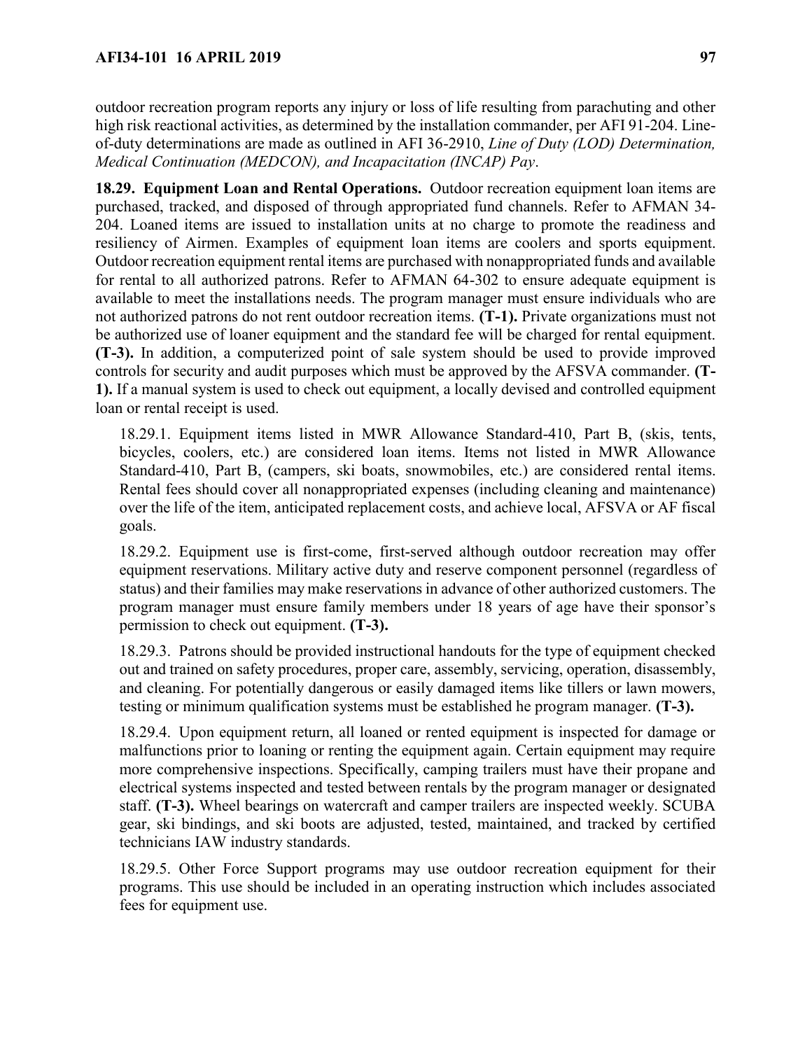outdoor recreation program reports any injury or loss of life resulting from parachuting and other high risk reactional activities, as determined by the installation commander, per AFI 91-204. Line-of-duty determinations are made as outlined in AFI 36-2910, *Line of Duty (LOD) Determination, Medical Continuation (MEDCON), and Incapacitation (INCAP) Pay*.

**18.29. Equipment Loan and Rental Operations.** Outdoor recreation equipment loan items are purchased, tracked, and disposed of through appropriated fund channels. Refer to AFMAN 34-204. Loaned items are issued to installation units at no charge to promote the readiness and resiliency of Airmen. Examples of equipment loan items are coolers and sports equipment. Outdoor recreation equipment rental items are purchased with nonappropriated funds and available for rental to all authorized patrons. Refer to AFMAN 64-302 to ensure adequate equipment is available to meet the installations needs. The program manager must ensure individuals who are not authorized patrons do not rent outdoor recreation items. **(T-1).** Private organizations must not be authorized use of loaner equipment and the standard fee will be charged for rental equipment. **(T-3).** In addition, a computerized point of sale system should be used to provide improved controls for security and audit purposes which must be approved by the AFSVA commander. **(T-1).** If a manual system is used to check out equipment, a locally devised and controlled equipment loan or rental receipt is used.

18.29.1. Equipment items listed in MWR Allowance Standard-410, Part B, (skis, tents, bicycles, coolers, etc.) are considered loan items. Items not listed in MWR Allowance Standard-410, Part B, (campers, ski boats, snowmobiles, etc.) are considered rental items. Rental fees should cover all nonappropriated expenses (including cleaning and maintenance) over the life of the item, anticipated replacement costs, and achieve local, AFSVA or AF fiscal goals.

18.29.2. Equipment use is first-come, first-served although outdoor recreation may offer equipment reservations. Military active duty and reserve component personnel (regardless of status) and their families may make reservations in advance of other authorized customers. The program manager must ensure family members under 18 years of age have their sponsor's permission to check out equipment. **(T-3).**

18.29.3. Patrons should be provided instructional handouts for the type of equipment checked out and trained on safety procedures, proper care, assembly, servicing, operation, disassembly, and cleaning. For potentially dangerous or easily damaged items like tillers or lawn mowers, testing or minimum qualification systems must be established he program manager. **(T-3).**

18.29.4. Upon equipment return, all loaned or rented equipment is inspected for damage or malfunctions prior to loaning or renting the equipment again. Certain equipment may require more comprehensive inspections. Specifically, camping trailers must have their propane and electrical systems inspected and tested between rentals by the program manager or designated staff. **(T-3).** Wheel bearings on watercraft and camper trailers are inspected weekly. SCUBA gear, ski bindings, and ski boots are adjusted, tested, maintained, and tracked by certified technicians IAW industry standards.

18.29.5. Other Force Support programs may use outdoor recreation equipment for their programs. This use should be included in an operating instruction which includes associated fees for equipment use.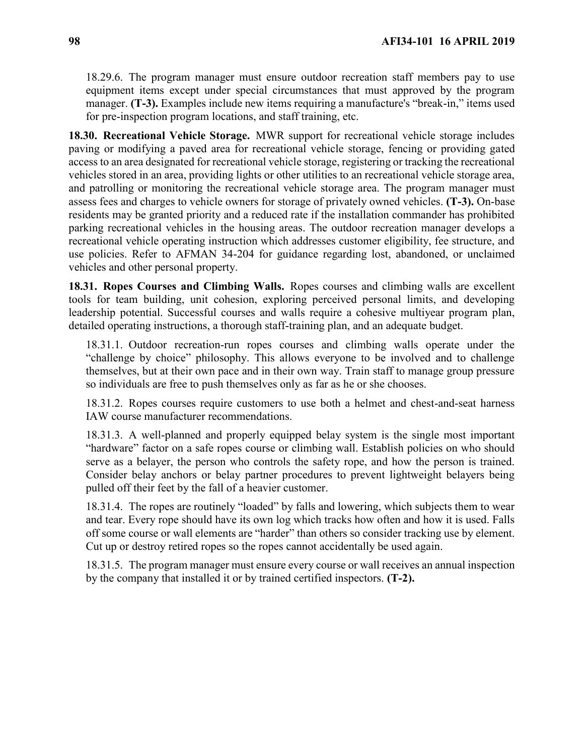18.29.6. The program manager must ensure outdoor recreation staff members pay to use equipment items except under special circumstances that must approved by the program manager. **(T-3).** Examples include new items requiring a manufacture's "break-in," items used for pre-inspection program locations, and staff training, etc.

**18.30. Recreational Vehicle Storage.** MWR support for recreational vehicle storage includes paving or modifying a paved area for recreational vehicle storage, fencing or providing gated access to an area designated for recreational vehicle storage, registering or tracking the recreational vehicles stored in an area, providing lights or other utilities to an recreational vehicle storage area, and patrolling or monitoring the recreational vehicle storage area. The program manager must assess fees and charges to vehicle owners for storage of privately owned vehicles. **(T-3).** On-base residents may be granted priority and a reduced rate if the installation commander has prohibited parking recreational vehicles in the housing areas. The outdoor recreation manager develops a recreational vehicle operating instruction which addresses customer eligibility, fee structure, and use policies. Refer to AFMAN 34-204 for guidance regarding lost, abandoned, or unclaimed vehicles and other personal property.

**18.31. Ropes Courses and Climbing Walls.** Ropes courses and climbing walls are excellent tools for team building, unit cohesion, exploring perceived personal limits, and developing leadership potential. Successful courses and walls require a cohesive multiyear program plan, detailed operating instructions, a thorough staff-training plan, and an adequate budget.

18.31.1. Outdoor recreation-run ropes courses and climbing walls operate under the "challenge by choice" philosophy. This allows everyone to be involved and to challenge themselves, but at their own pace and in their own way. Train staff to manage group pressure so individuals are free to push themselves only as far as he or she chooses.

18.31.2. Ropes courses require customers to use both a helmet and chest-and-seat harness IAW course manufacturer recommendations.

18.31.3. A well-planned and properly equipped belay system is the single most important "hardware" factor on a safe ropes course or climbing wall. Establish policies on who should serve as a belayer, the person who controls the safety rope, and how the person is trained. Consider belay anchors or belay partner procedures to prevent lightweight belayers being pulled off their feet by the fall of a heavier customer.

18.31.4. The ropes are routinely "loaded" by falls and lowering, which subjects them to wear and tear. Every rope should have its own log which tracks how often and how it is used. Falls off some course or wall elements are "harder" than others so consider tracking use by element. Cut up or destroy retired ropes so the ropes cannot accidentally be used again.

18.31.5. The program manager must ensure every course or wall receives an annual inspection by the company that installed it or by trained certified inspectors. **(T-2).**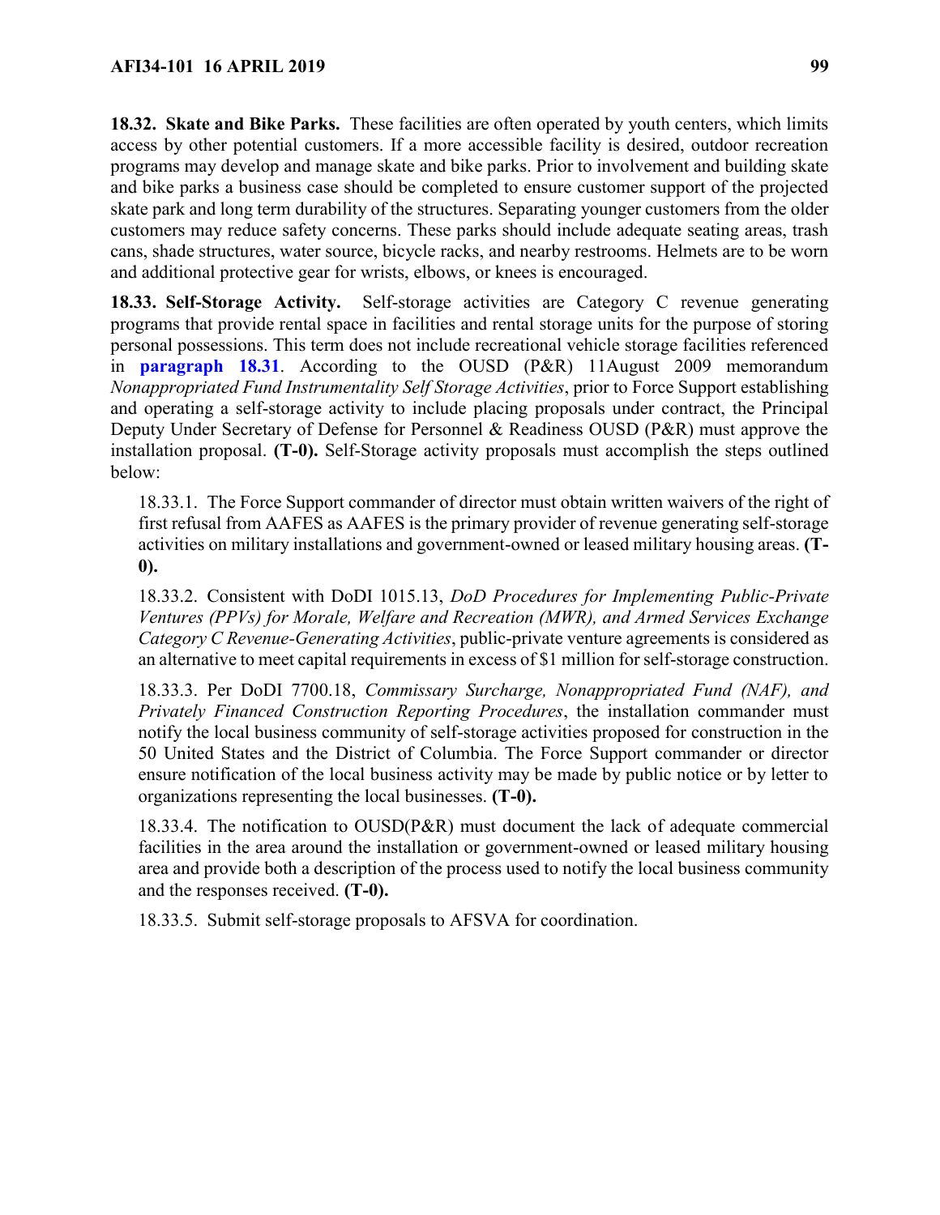**18.32. Skate and Bike Parks.** These facilities are often operated by youth centers, which limits access by other potential customers. If a more accessible facility is desired, outdoor recreation programs may develop and manage skate and bike parks. Prior to involvement and building skate and bike parks a business case should be completed to ensure customer support of the projected skate park and long term durability of the structures. Separating younger customers from the older customers may reduce safety concerns. These parks should include adequate seating areas, trash cans, shade structures, water source, bicycle racks, and nearby restrooms. Helmets are to be worn and additional protective gear for wrists, elbows, or knees is encouraged.

**18.33. Self-Storage Activity.** Self-storage activities are Category C revenue generating programs that provide rental space in facilities and rental storage units for the purpose of storing personal possessions. This term does not include recreational vehicle storage facilities referenced in **paragraph 18.31**. According to the OUSD (P&R) 11August 2009 memorandum *Nonappropriated Fund Instrumentality Self Storage Activities*, prior to Force Support establishing and operating a self-storage activity to include placing proposals under contract, the Principal Deputy Under Secretary of Defense for Personnel & Readiness OUSD (P&R) must approve the installation proposal. **(T-0).** Self-Storage activity proposals must accomplish the steps outlined below:

18.33.1. The Force Support commander of director must obtain written waivers of the right of first refusal from AAFES as AAFES is the primary provider of revenue generating self-storage activities on military installations and government-owned or leased military housing areas. **(T-0).**

18.33.2. Consistent with DoDI 1015.13, *DoD Procedures for Implementing Public-Private Ventures (PPVs) for Morale, Welfare and Recreation (MWR), and Armed Services Exchange Category C Revenue-Generating Activities*, public-private venture agreements is considered as an alternative to meet capital requirements in excess of $1 million for self-storage construction.

18.33.3. Per DoDI 7700.18, *Commissary Surcharge, Nonappropriated Fund (NAF), and Privately Financed Construction Reporting Procedures*, the installation commander must notify the local business community of self-storage activities proposed for construction in the 50 United States and the District of Columbia. The Force Support commander or director ensure notification of the local business activity may be made by public notice or by letter to organizations representing the local businesses. **(T-0).**

18.33.4. The notification to OUSD(P&R) must document the lack of adequate commercial facilities in the area around the installation or government-owned or leased military housing area and provide both a description of the process used to notify the local business community and the responses received. **(T-0).**

18.33.5. Submit self-storage proposals to AFSVA for coordination.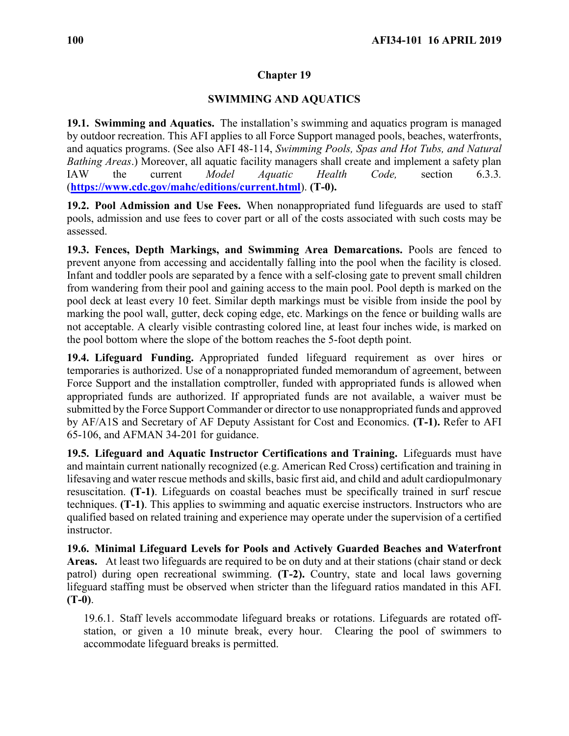# Chapter 19

## SWIMMING AND AQUATICS

**19.1. Swimming and Aquatics.** The installation's swimming and aquatics program is managed by outdoor recreation. This AFI applies to all Force Support managed pools, beaches, waterfronts, and aquatics programs. (See also AFI 48-114, *Swimming Pools, Spas and Hot Tubs, and Natural Bathing Areas*.) Moreover, all aquatic facility managers shall create and implement a safety plan IAW the current *Model Aquatic Health Code,* section 6.3.3. (**https://www.cdc.gov/mahc/editions/current.html**). **(T-0).**

**19.2. Pool Admission and Use Fees.** When nonappropriated fund lifeguards are used to staff pools, admission and use fees to cover part or all of the costs associated with such costs may be assessed.

**19.3. Fences, Depth Markings, and Swimming Area Demarcations.** Pools are fenced to prevent anyone from accessing and accidentally falling into the pool when the facility is closed. Infant and toddler pools are separated by a fence with a self-closing gate to prevent small children from wandering from their pool and gaining access to the main pool. Pool depth is marked on the pool deck at least every 10 feet. Similar depth markings must be visible from inside the pool by marking the pool wall, gutter, deck coping edge, etc. Markings on the fence or building walls are not acceptable. A clearly visible contrasting colored line, at least four inches wide, is marked on the pool bottom where the slope of the bottom reaches the 5-foot depth point.

**19.4. Lifeguard Funding.** Appropriated funded lifeguard requirement as over hires or temporaries is authorized. Use of a nonappropriated funded memorandum of agreement, between Force Support and the installation comptroller, funded with appropriated funds is allowed when appropriated funds are authorized. If appropriated funds are not available, a waiver must be submitted by the Force Support Commander or director to use nonappropriated funds and approved by AF/A1S and Secretary of AF Deputy Assistant for Cost and Economics. **(T-1).** Refer to AFI 65-106, and AFMAN 34-201 for guidance.

**19.5. Lifeguard and Aquatic Instructor Certifications and Training.** Lifeguards must have and maintain current nationally recognized (e.g. American Red Cross) certification and training in lifesaving and water rescue methods and skills, basic first aid, and child and adult cardiopulmonary resuscitation. **(T-1)**. Lifeguards on coastal beaches must be specifically trained in surf rescue techniques. **(T-1)**. This applies to swimming and aquatic exercise instructors. Instructors who are qualified based on related training and experience may operate under the supervision of a certified instructor.

**19.6. Minimal Lifeguard Levels for Pools and Actively Guarded Beaches and Waterfront Areas.** At least two lifeguards are required to be on duty and at their stations (chair stand or deck patrol) during open recreational swimming. **(T-2).** Country, state and local laws governing lifeguard staffing must be observed when stricter than the lifeguard ratios mandated in this AFI. **(T-0)**.

19.6.1. Staff levels accommodate lifeguard breaks or rotations. Lifeguards are rotated off-station, or given a 10 minute break, every hour. Clearing the pool of swimmers to accommodate lifeguard breaks is permitted.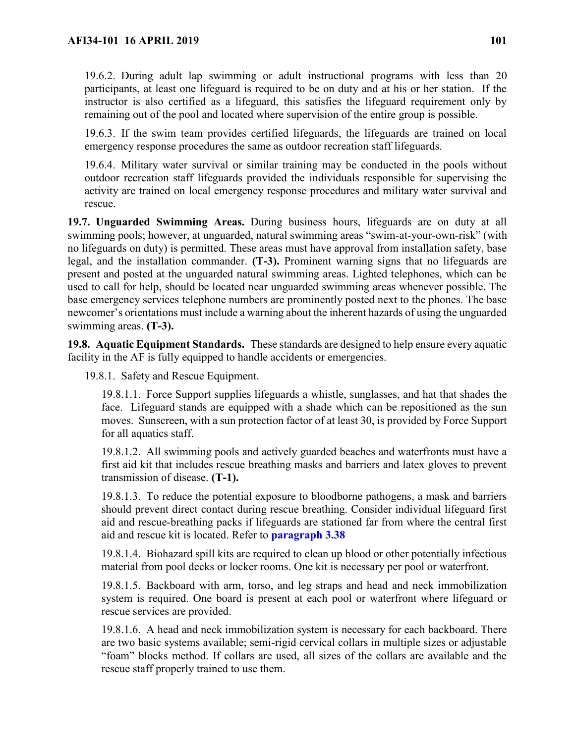19.6.2. During adult lap swimming or adult instructional programs with less than 20 participants, at least one lifeguard is required to be on duty and at his or her station. If the instructor is also certified as a lifeguard, this satisfies the lifeguard requirement only by remaining out of the pool and located where supervision of the entire group is possible.

19.6.3. If the swim team provides certified lifeguards, the lifeguards are trained on local emergency response procedures the same as outdoor recreation staff lifeguards.

19.6.4. Military water survival or similar training may be conducted in the pools without outdoor recreation staff lifeguards provided the individuals responsible for supervising the activity are trained on local emergency response procedures and military water survival and rescue.

**19.7. Unguarded Swimming Areas.** During business hours, lifeguards are on duty at all swimming pools; however, at unguarded, natural swimming areas "swim-at-your-own-risk" (with no lifeguards on duty) is permitted. These areas must have approval from installation safety, base legal, and the installation commander. **(T-3).** Prominent warning signs that no lifeguards are present and posted at the unguarded natural swimming areas. Lighted telephones, which can be used to call for help, should be located near unguarded swimming areas whenever possible. The base emergency services telephone numbers are prominently posted next to the phones. The base newcomer's orientations must include a warning about the inherent hazards of using the unguarded swimming areas. **(T-3).**

**19.8. Aquatic Equipment Standards.** These standards are designed to help ensure every aquatic facility in the AF is fully equipped to handle accidents or emergencies.

19.8.1. Safety and Rescue Equipment.

19.8.1.1. Force Support supplies lifeguards a whistle, sunglasses, and hat that shades the face. Lifeguard stands are equipped with a shade which can be repositioned as the sun moves. Sunscreen, with a sun protection factor of at least 30, is provided by Force Support for all aquatics staff.

19.8.1.2. All swimming pools and actively guarded beaches and waterfronts must have a first aid kit that includes rescue breathing masks and barriers and latex gloves to prevent transmission of disease. **(T-1).**

19.8.1.3. To reduce the potential exposure to bloodborne pathogens, a mask and barriers should prevent direct contact during rescue breathing. Consider individual lifeguard first aid and rescue-breathing packs if lifeguards are stationed far from where the central first aid and rescue kit is located. Refer to **paragraph 3.38**

19.8.1.4. Biohazard spill kits are required to clean up blood or other potentially infectious material from pool decks or locker rooms. One kit is necessary per pool or waterfront.

19.8.1.5. Backboard with arm, torso, and leg straps and head and neck immobilization system is required. One board is present at each pool or waterfront where lifeguard or rescue services are provided.

19.8.1.6. A head and neck immobilization system is necessary for each backboard. There are two basic systems available; semi-rigid cervical collars in multiple sizes or adjustable "foam" blocks method. If collars are used, all sizes of the collars are available and the rescue staff properly trained to use them.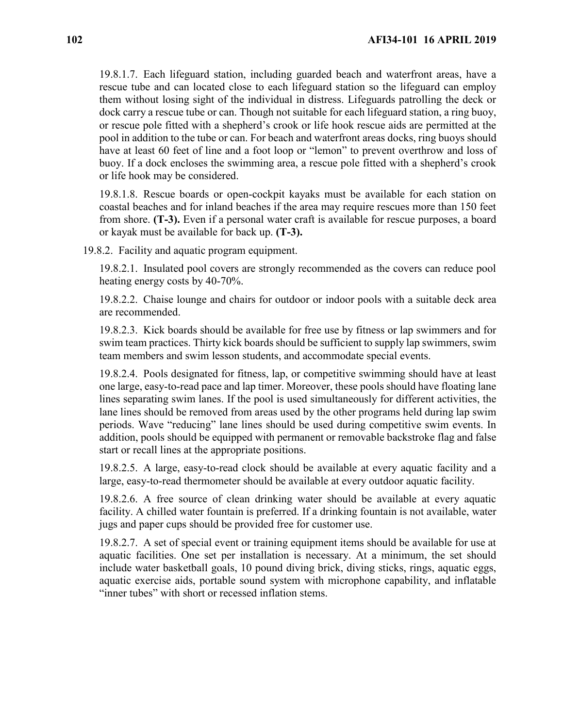19.8.1.7. Each lifeguard station, including guarded beach and waterfront areas, have a rescue tube and can located close to each lifeguard station so the lifeguard can employ them without losing sight of the individual in distress. Lifeguards patrolling the deck or dock carry a rescue tube or can. Though not suitable for each lifeguard station, a ring buoy, or rescue pole fitted with a shepherd's crook or life hook rescue aids are permitted at the pool in addition to the tube or can. For beach and waterfront areas docks, ring buoys should have at least 60 feet of line and a foot loop or "lemon" to prevent overthrow and loss of buoy. If a dock encloses the swimming area, a rescue pole fitted with a shepherd's crook or life hook may be considered.

19.8.1.8. Rescue boards or open-cockpit kayaks must be available for each station on coastal beaches and for inland beaches if the area may require rescues more than 150 feet from shore. **(T-3).** Even if a personal water craft is available for rescue purposes, a board or kayak must be available for back up. **(T-3).**

19.8.2. Facility and aquatic program equipment.

19.8.2.1. Insulated pool covers are strongly recommended as the covers can reduce pool heating energy costs by 40-70%.

19.8.2.2. Chaise lounge and chairs for outdoor or indoor pools with a suitable deck area are recommended.

19.8.2.3. Kick boards should be available for free use by fitness or lap swimmers and for swim team practices. Thirty kick boards should be sufficient to supply lap swimmers, swim team members and swim lesson students, and accommodate special events.

19.8.2.4. Pools designated for fitness, lap, or competitive swimming should have at least one large, easy-to-read pace and lap timer. Moreover, these pools should have floating lane lines separating swim lanes. If the pool is used simultaneously for different activities, the lane lines should be removed from areas used by the other programs held during lap swim periods. Wave "reducing" lane lines should be used during competitive swim events. In addition, pools should be equipped with permanent or removable backstroke flag and false start or recall lines at the appropriate positions.

19.8.2.5. A large, easy-to-read clock should be available at every aquatic facility and a large, easy-to-read thermometer should be available at every outdoor aquatic facility.

19.8.2.6. A free source of clean drinking water should be available at every aquatic facility. A chilled water fountain is preferred. If a drinking fountain is not available, water jugs and paper cups should be provided free for customer use.

19.8.2.7. A set of special event or training equipment items should be available for use at aquatic facilities. One set per installation is necessary. At a minimum, the set should include water basketball goals, 10 pound diving brick, diving sticks, rings, aquatic eggs, aquatic exercise aids, portable sound system with microphone capability, and inflatable "inner tubes" with short or recessed inflation stems.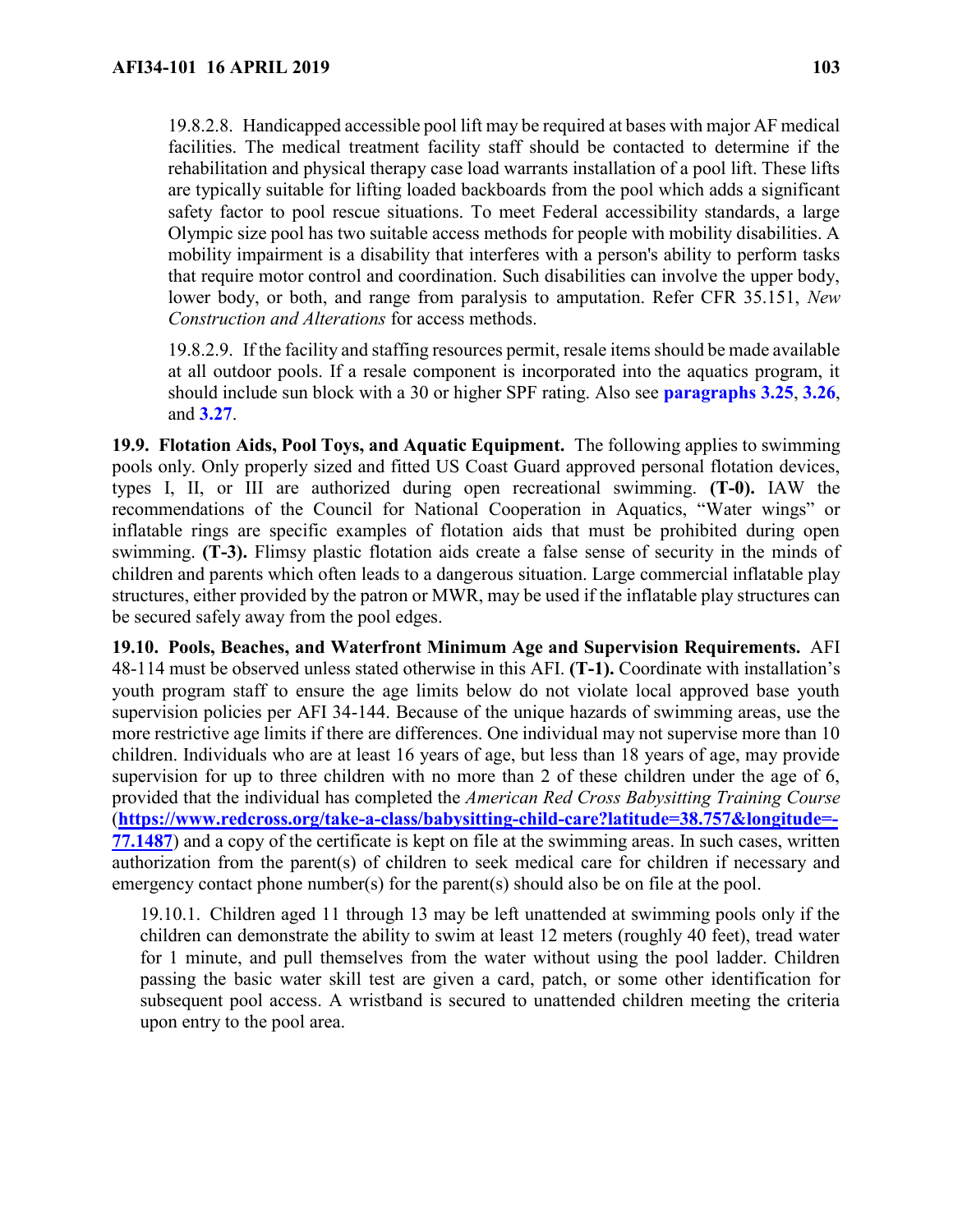19.8.2.8. Handicapped accessible pool lift may be required at bases with major AF medical facilities. The medical treatment facility staff should be contacted to determine if the rehabilitation and physical therapy case load warrants installation of a pool lift. These lifts are typically suitable for lifting loaded backboards from the pool which adds a significant safety factor to pool rescue situations. To meet Federal accessibility standards, a large Olympic size pool has two suitable access methods for people with mobility disabilities. A mobility impairment is a disability that interferes with a person's ability to perform tasks that require motor control and coordination. Such disabilities can involve the upper body, lower body, or both, and range from paralysis to amputation. Refer CFR 35.151, *New Construction and Alterations* for access methods.

19.8.2.9. If the facility and staffing resources permit, resale items should be made available at all outdoor pools. If a resale component is incorporated into the aquatics program, it should include sun block with a 30 or higher SPF rating. Also see **paragraphs 3.25**, **3.26**, and **3.27**.

**19.9. Flotation Aids, Pool Toys, and Aquatic Equipment.** The following applies to swimming pools only. Only properly sized and fitted US Coast Guard approved personal flotation devices, types I, II, or III are authorized during open recreational swimming. **(T-0).** IAW the recommendations of the Council for National Cooperation in Aquatics, "Water wings" or inflatable rings are specific examples of flotation aids that must be prohibited during open swimming. **(T-3).** Flimsy plastic flotation aids create a false sense of security in the minds of children and parents which often leads to a dangerous situation. Large commercial inflatable play structures, either provided by the patron or MWR, may be used if the inflatable play structures can be secured safely away from the pool edges.

**19.10. Pools, Beaches, and Waterfront Minimum Age and Supervision Requirements.** AFI 48-114 must be observed unless stated otherwise in this AFI. **(T-1).** Coordinate with installation's youth program staff to ensure the age limits below do not violate local approved base youth supervision policies per AFI 34-144. Because of the unique hazards of swimming areas, use the more restrictive age limits if there are differences. One individual may not supervise more than 10 children. Individuals who are at least 16 years of age, but less than 18 years of age, may provide supervision for up to three children with no more than 2 of these children under the age of 6, provided that the individual has completed the *American Red Cross Babysitting Training Course* (**https://www.redcross.org/take-a-class/babysitting-child-care?latitude=38.757&longitude=-77.1487**) and a copy of the certificate is kept on file at the swimming areas. In such cases, written authorization from the parent(s) of children to seek medical care for children if necessary and emergency contact phone number(s) for the parent(s) should also be on file at the pool.

19.10.1. Children aged 11 through 13 may be left unattended at swimming pools only if the children can demonstrate the ability to swim at least 12 meters (roughly 40 feet), tread water for 1 minute, and pull themselves from the water without using the pool ladder. Children passing the basic water skill test are given a card, patch, or some other identification for subsequent pool access. A wristband is secured to unattended children meeting the criteria upon entry to the pool area.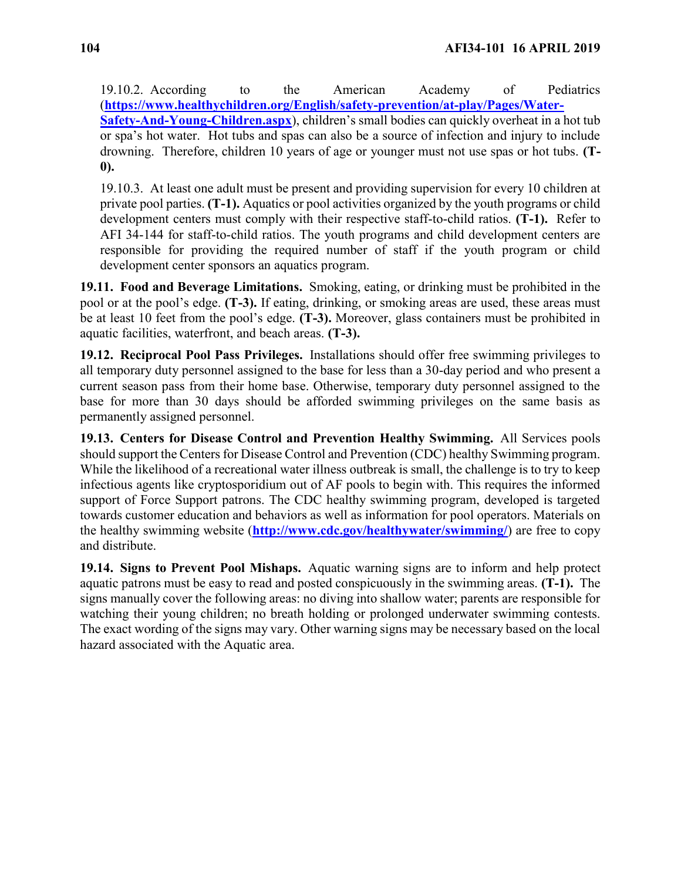19.10.2. According to the American Academy of Pediatrics (**https://www.healthychildren.org/English/safety-prevention/at-play/Pages/Water-Safety-And-Young-Children.aspx**), children's small bodies can quickly overheat in a hot tub or spa's hot water. Hot tubs and spas can also be a source of infection and injury to include drowning. Therefore, children 10 years of age or younger must not use spas or hot tubs. **(T-0).**

19.10.3. At least one adult must be present and providing supervision for every 10 children at private pool parties. **(T-1).** Aquatics or pool activities organized by the youth programs or child development centers must comply with their respective staff-to-child ratios. **(T-1).** Refer to AFI 34-144 for staff-to-child ratios. The youth programs and child development centers are responsible for providing the required number of staff if the youth program or child development center sponsors an aquatics program.

**19.11. Food and Beverage Limitations.** Smoking, eating, or drinking must be prohibited in the pool or at the pool's edge. **(T-3).** If eating, drinking, or smoking areas are used, these areas must be at least 10 feet from the pool's edge. **(T-3).** Moreover, glass containers must be prohibited in aquatic facilities, waterfront, and beach areas. **(T-3).**

**19.12. Reciprocal Pool Pass Privileges.** Installations should offer free swimming privileges to all temporary duty personnel assigned to the base for less than a 30-day period and who present a current season pass from their home base. Otherwise, temporary duty personnel assigned to the base for more than 30 days should be afforded swimming privileges on the same basis as permanently assigned personnel.

**19.13. Centers for Disease Control and Prevention Healthy Swimming.** All Services pools should support the Centers for Disease Control and Prevention (CDC) healthy Swimming program. While the likelihood of a recreational water illness outbreak is small, the challenge is to try to keep infectious agents like cryptosporidium out of AF pools to begin with. This requires the informed support of Force Support patrons. The CDC healthy swimming program, developed is targeted towards customer education and behaviors as well as information for pool operators. Materials on the healthy swimming website (**http://www.cdc.gov/healthywater/swimming/**) are free to copy and distribute.

**19.14. Signs to Prevent Pool Mishaps.** Aquatic warning signs are to inform and help protect aquatic patrons must be easy to read and posted conspicuously in the swimming areas. **(T-1).** The signs manually cover the following areas: no diving into shallow water; parents are responsible for watching their young children; no breath holding or prolonged underwater swimming contests. The exact wording of the signs may vary. Other warning signs may be necessary based on the local hazard associated with the Aquatic area.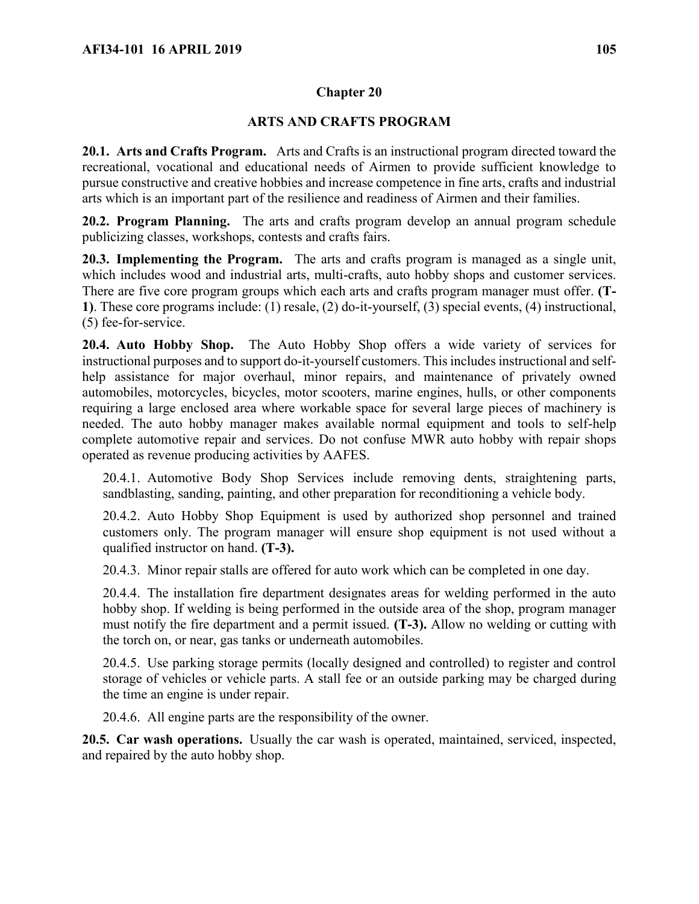## Chapter 20

## ARTS AND CRAFTS PROGRAM

**20.1. Arts and Crafts Program.** Arts and Crafts is an instructional program directed toward the recreational, vocational and educational needs of Airmen to provide sufficient knowledge to pursue constructive and creative hobbies and increase competence in fine arts, crafts and industrial arts which is an important part of the resilience and readiness of Airmen and their families.

**20.2. Program Planning.** The arts and crafts program develop an annual program schedule publicizing classes, workshops, contests and crafts fairs.

**20.3. Implementing the Program.** The arts and crafts program is managed as a single unit, which includes wood and industrial arts, multi-crafts, auto hobby shops and customer services. There are five core program groups which each arts and crafts program manager must offer. **(T-1)**. These core programs include: (1) resale, (2) do-it-yourself, (3) special events, (4) instructional, (5) fee-for-service.

**20.4. Auto Hobby Shop.** The Auto Hobby Shop offers a wide variety of services for instructional purposes and to support do-it-yourself customers. This includes instructional and self-help assistance for major overhaul, minor repairs, and maintenance of privately owned automobiles, motorcycles, bicycles, motor scooters, marine engines, hulls, or other components requiring a large enclosed area where workable space for several large pieces of machinery is needed. The auto hobby manager makes available normal equipment and tools to self-help complete automotive repair and services. Do not confuse MWR auto hobby with repair shops operated as revenue producing activities by AAFES.

20.4.1. Automotive Body Shop Services include removing dents, straightening parts, sandblasting, sanding, painting, and other preparation for reconditioning a vehicle body.

20.4.2. Auto Hobby Shop Equipment is used by authorized shop personnel and trained customers only. The program manager will ensure shop equipment is not used without a qualified instructor on hand. **(T-3).**

20.4.3. Minor repair stalls are offered for auto work which can be completed in one day.

20.4.4. The installation fire department designates areas for welding performed in the auto hobby shop. If welding is being performed in the outside area of the shop, program manager must notify the fire department and a permit issued. **(T-3).** Allow no welding or cutting with the torch on, or near, gas tanks or underneath automobiles.

20.4.5. Use parking storage permits (locally designed and controlled) to register and control storage of vehicles or vehicle parts. A stall fee or an outside parking may be charged during the time an engine is under repair.

20.4.6. All engine parts are the responsibility of the owner.

**20.5. Car wash operations.** Usually the car wash is operated, maintained, serviced, inspected, and repaired by the auto hobby shop.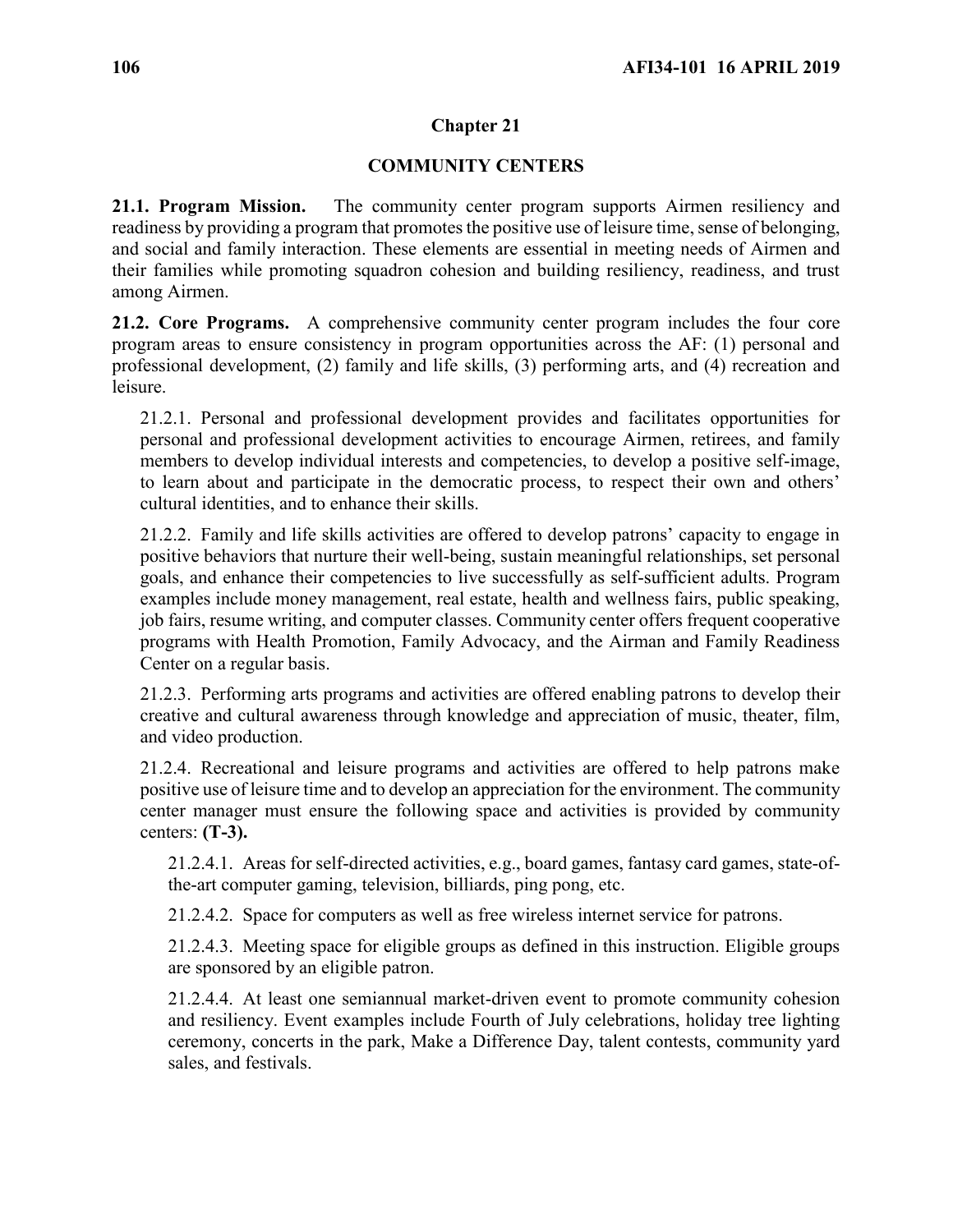## Chapter 21

## COMMUNITY CENTERS

**21.1. Program Mission.** The community center program supports Airmen resiliency and readiness by providing a program that promotes the positive use of leisure time, sense of belonging, and social and family interaction. These elements are essential in meeting needs of Airmen and their families while promoting squadron cohesion and building resiliency, readiness, and trust among Airmen.

**21.2. Core Programs.** A comprehensive community center program includes the four core program areas to ensure consistency in program opportunities across the AF: (1) personal and professional development, (2) family and life skills, (3) performing arts, and (4) recreation and leisure.

21.2.1. Personal and professional development provides and facilitates opportunities for personal and professional development activities to encourage Airmen, retirees, and family members to develop individual interests and competencies, to develop a positive self-image, to learn about and participate in the democratic process, to respect their own and others' cultural identities, and to enhance their skills.

21.2.2. Family and life skills activities are offered to develop patrons' capacity to engage in positive behaviors that nurture their well-being, sustain meaningful relationships, set personal goals, and enhance their competencies to live successfully as self-sufficient adults. Program examples include money management, real estate, health and wellness fairs, public speaking, job fairs, resume writing, and computer classes. Community center offers frequent cooperative programs with Health Promotion, Family Advocacy, and the Airman and Family Readiness Center on a regular basis.

21.2.3. Performing arts programs and activities are offered enabling patrons to develop their creative and cultural awareness through knowledge and appreciation of music, theater, film, and video production.

21.2.4. Recreational and leisure programs and activities are offered to help patrons make positive use of leisure time and to develop an appreciation for the environment. The community center manager must ensure the following space and activities is provided by community centers: **(T-3).**

21.2.4.1. Areas for self-directed activities, e.g., board games, fantasy card games, state-of-the-art computer gaming, television, billiards, ping pong, etc.

21.2.4.2. Space for computers as well as free wireless internet service for patrons.

21.2.4.3. Meeting space for eligible groups as defined in this instruction. Eligible groups are sponsored by an eligible patron.

21.2.4.4. At least one semiannual market-driven event to promote community cohesion and resiliency. Event examples include Fourth of July celebrations, holiday tree lighting ceremony, concerts in the park, Make a Difference Day, talent contests, community yard sales, and festivals.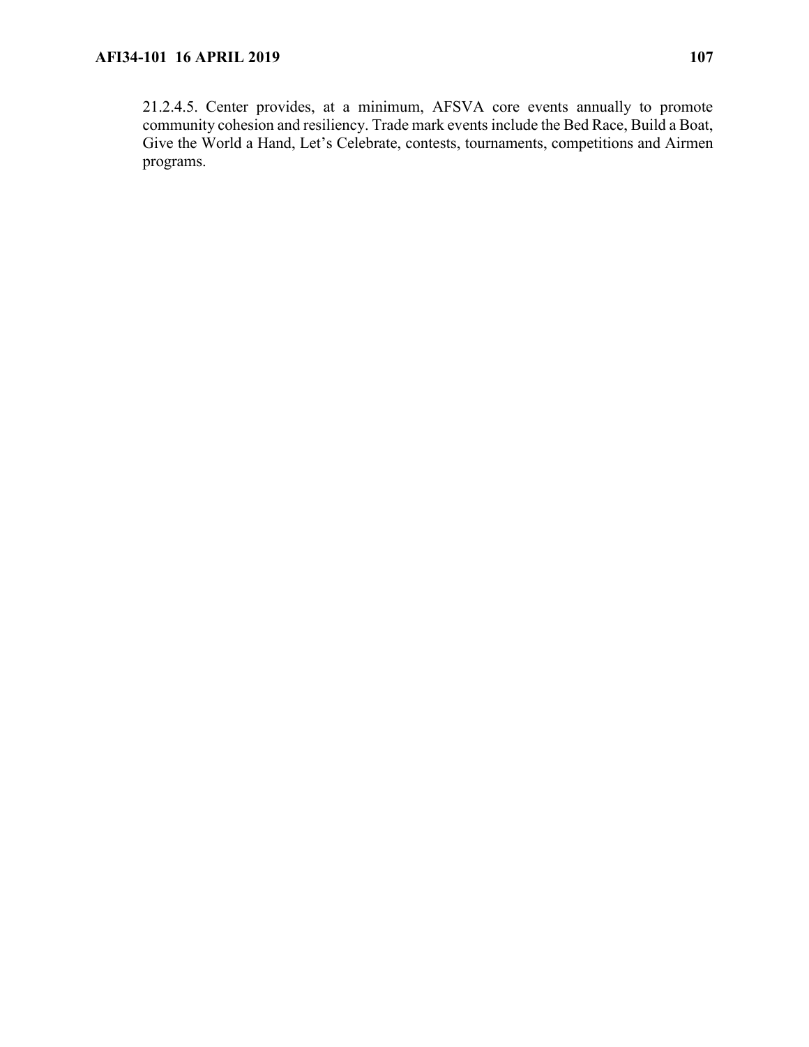21.2.4.5. Center provides, at a minimum, AFSVA core events annually to promote community cohesion and resiliency. Trade mark events include the Bed Race, Build a Boat, Give the World a Hand, Let's Celebrate, contests, tournaments, competitions and Airmen programs.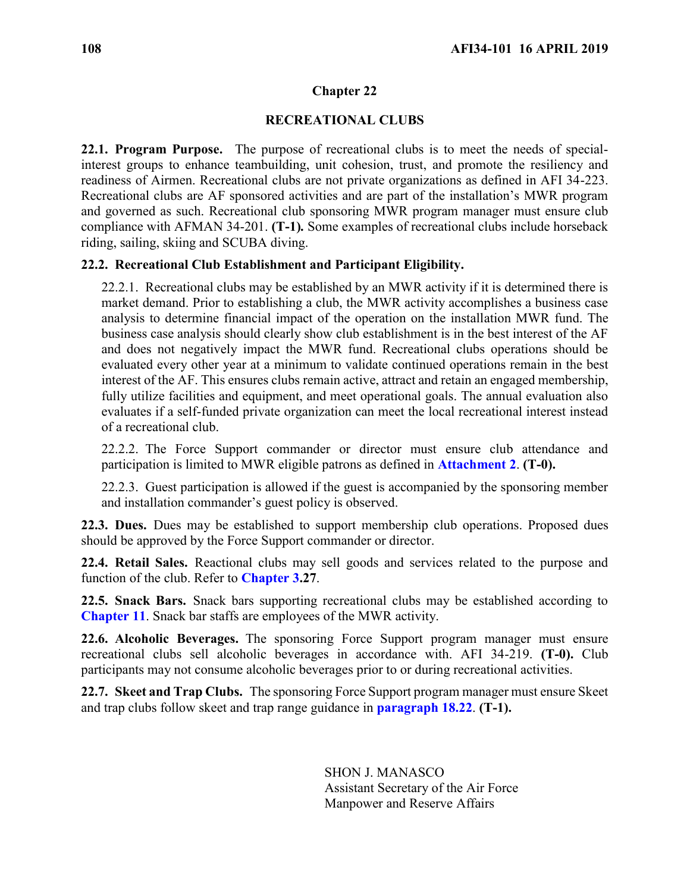# Chapter 22

## RECREATIONAL CLUBS

**22.1. Program Purpose.** The purpose of recreational clubs is to meet the needs of special-interest groups to enhance teambuilding, unit cohesion, trust, and promote the resiliency and readiness of Airmen. Recreational clubs are not private organizations as defined in AFI 34-223. Recreational clubs are AF sponsored activities and are part of the installation's MWR program and governed as such. Recreational club sponsoring MWR program manager must ensure club compliance with AFMAN 34-201. **(T-1).** Some examples of recreational clubs include horseback riding, sailing, skiing and SCUBA diving.

**22.2. Recreational Club Establishment and Participant Eligibility.**

22.2.1. Recreational clubs may be established by an MWR activity if it is determined there is market demand. Prior to establishing a club, the MWR activity accomplishes a business case analysis to determine financial impact of the operation on the installation MWR fund. The business case analysis should clearly show club establishment is in the best interest of the AF and does not negatively impact the MWR fund. Recreational clubs operations should be evaluated every other year at a minimum to validate continued operations remain in the best interest of the AF. This ensures clubs remain active, attract and retain an engaged membership, fully utilize facilities and equipment, and meet operational goals. The annual evaluation also evaluates if a self-funded private organization can meet the local recreational interest instead of a recreational club.

22.2.2. The Force Support commander or director must ensure club attendance and participation is limited to MWR eligible patrons as defined in **Attachment 2**. **(T-0).**

22.2.3. Guest participation is allowed if the guest is accompanied by the sponsoring member and installation commander's guest policy is observed.

**22.3. Dues.** Dues may be established to support membership club operations. Proposed dues should be approved by the Force Support commander or director.

**22.4. Retail Sales.** Reactional clubs may sell goods and services related to the purpose and function of the club. Refer to **Chapter 3.27**.

**22.5. Snack Bars.** Snack bars supporting recreational clubs may be established according to **Chapter 11**. Snack bar staffs are employees of the MWR activity.

**22.6. Alcoholic Beverages.** The sponsoring Force Support program manager must ensure recreational clubs sell alcoholic beverages in accordance with. AFI 34-219. **(T-0).** Club participants may not consume alcoholic beverages prior to or during recreational activities.

**22.7. Skeet and Trap Clubs.** The sponsoring Force Support program manager must ensure Skeet and trap clubs follow skeet and trap range guidance in **paragraph 18.22**. **(T-1).**

SHON J. MANASCO
Assistant Secretary of the Air Force
Manpower and Reserve Affairs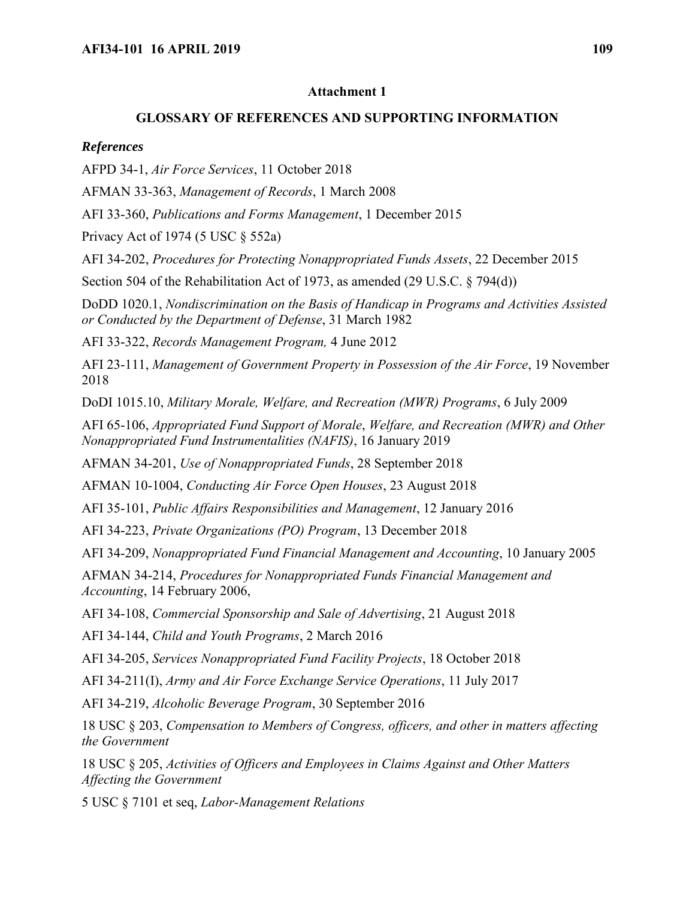## Attachment 1

## GLOSSARY OF REFERENCES AND SUPPORTING INFORMATION

### *References*

AFPD 34-1, *Air Force Services*, 11 October 2018

AFMAN 33-363, *Management of Records*, 1 March 2008

AFI 33-360, *Publications and Forms Management*, 1 December 2015

Privacy Act of 1974 (5 USC § 552a)

AFI 34-202, *Procedures for Protecting Nonappropriated Funds Assets*, 22 December 2015

Section 504 of the Rehabilitation Act of 1973, as amended (29 U.S.C. § 794(d))

DoDD 1020.1, *Nondiscrimination on the Basis of Handicap in Programs and Activities Assisted or Conducted by the Department of Defense*, 31 March 1982

AFI 33-322, *Records Management Program,* 4 June 2012

AFI 23-111, *Management of Government Property in Possession of the Air Force*, 19 November 2018

DoDI 1015.10, *Military Morale, Welfare, and Recreation (MWR) Programs*, 6 July 2009

AFI 65-106, *Appropriated Fund Support of Morale*, *Welfare, and Recreation (MWR) and Other Nonappropriated Fund Instrumentalities (NAFIS)*, 16 January 2019

AFMAN 34-201, *Use of Nonappropriated Funds*, 28 September 2018

AFMAN 10-1004, *Conducting Air Force Open Houses*, 23 August 2018

AFI 35-101, *Public Affairs Responsibilities and Management*, 12 January 2016

AFI 34-223, *Private Organizations (PO) Program*, 13 December 2018

AFI 34-209, *Nonappropriated Fund Financial Management and Accounting*, 10 January 2005

AFMAN 34-214, *Procedures for Nonappropriated Funds Financial Management and Accounting*, 14 February 2006,

AFI 34-108, *Commercial Sponsorship and Sale of Advertising*, 21 August 2018

AFI 34-144, *Child and Youth Programs*, 2 March 2016

AFI 34-205, *Services Nonappropriated Fund Facility Projects*, 18 October 2018

AFI 34-211(I), *Army and Air Force Exchange Service Operations*, 11 July 2017

AFI 34-219, *Alcoholic Beverage Program*, 30 September 2016

18 USC § 203, *Compensation to Members of Congress, officers, and other in matters affecting the Government*

18 USC § 205, *Activities of Officers and Employees in Claims Against and Other Matters Affecting the Government*

5 USC § 7101 et seq, *Labor-Management Relations*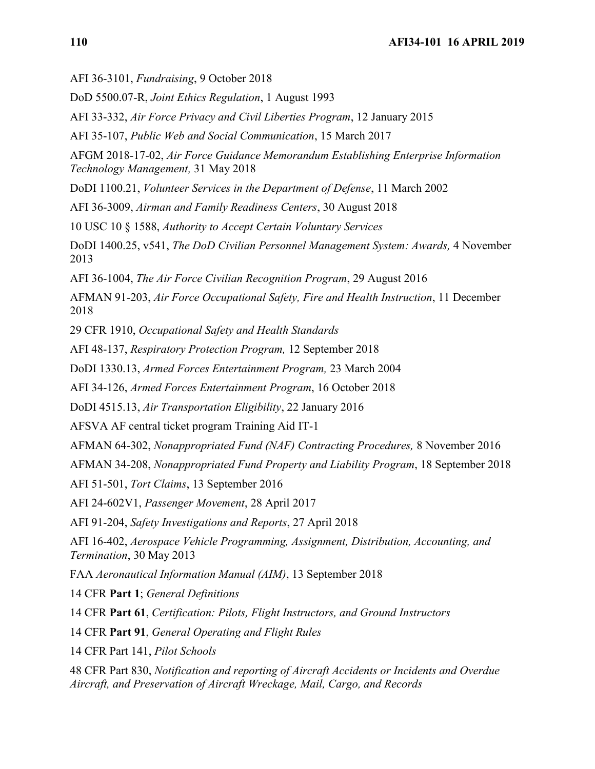AFI 36-3101, *Fundraising*, 9 October 2018

DoD 5500.07-R, *Joint Ethics Regulation*, 1 August 1993

AFI 33-332, *Air Force Privacy and Civil Liberties Program*, 12 January 2015

AFI 35-107, *Public Web and Social Communication*, 15 March 2017

AFGM 2018-17-02, *Air Force Guidance Memorandum Establishing Enterprise Information Technology Management,* 31 May 2018

DoDI 1100.21, *Volunteer Services in the Department of Defense*, 11 March 2002

AFI 36-3009, *Airman and Family Readiness Centers*, 30 August 2018

10 USC 10 § 1588, *Authority to Accept Certain Voluntary Services*

DoDI 1400.25, v541, *The DoD Civilian Personnel Management System: Awards,* 4 November 2013

AFI 36-1004, *The Air Force Civilian Recognition Program*, 29 August 2016

AFMAN 91-203, *Air Force Occupational Safety, Fire and Health Instruction*, 11 December 2018

29 CFR 1910, *Occupational Safety and Health Standards*

AFI 48-137, *Respiratory Protection Program,* 12 September 2018

DoDI 1330.13, *Armed Forces Entertainment Program,* 23 March 2004

AFI 34-126, *Armed Forces Entertainment Program*, 16 October 2018

DoDI 4515.13, *Air Transportation Eligibility*, 22 January 2016

AFSVA AF central ticket program Training Aid IT-1

AFMAN 64-302, *Nonappropriated Fund (NAF) Contracting Procedures,* 8 November 2016

AFMAN 34-208, *Nonappropriated Fund Property and Liability Program*, 18 September 2018

AFI 51-501, *Tort Claims*, 13 September 2016

AFI 24-602V1, *Passenger Movement*, 28 April 2017

AFI 91-204, *Safety Investigations and Reports*, 27 April 2018

AFI 16-402, *Aerospace Vehicle Programming, Assignment, Distribution, Accounting, and Termination*, 30 May 2013

FAA *Aeronautical Information Manual (AIM)*, 13 September 2018

14 CFR **Part 1**; *General Definitions*

14 CFR **Part 61**, *Certification: Pilots, Flight Instructors, and Ground Instructors*

14 CFR **Part 91**, *General Operating and Flight Rules*

14 CFR Part 141, *Pilot Schools*

48 CFR Part 830, *Notification and reporting of Aircraft Accidents or Incidents and Overdue Aircraft, and Preservation of Aircraft Wreckage, Mail, Cargo, and Records*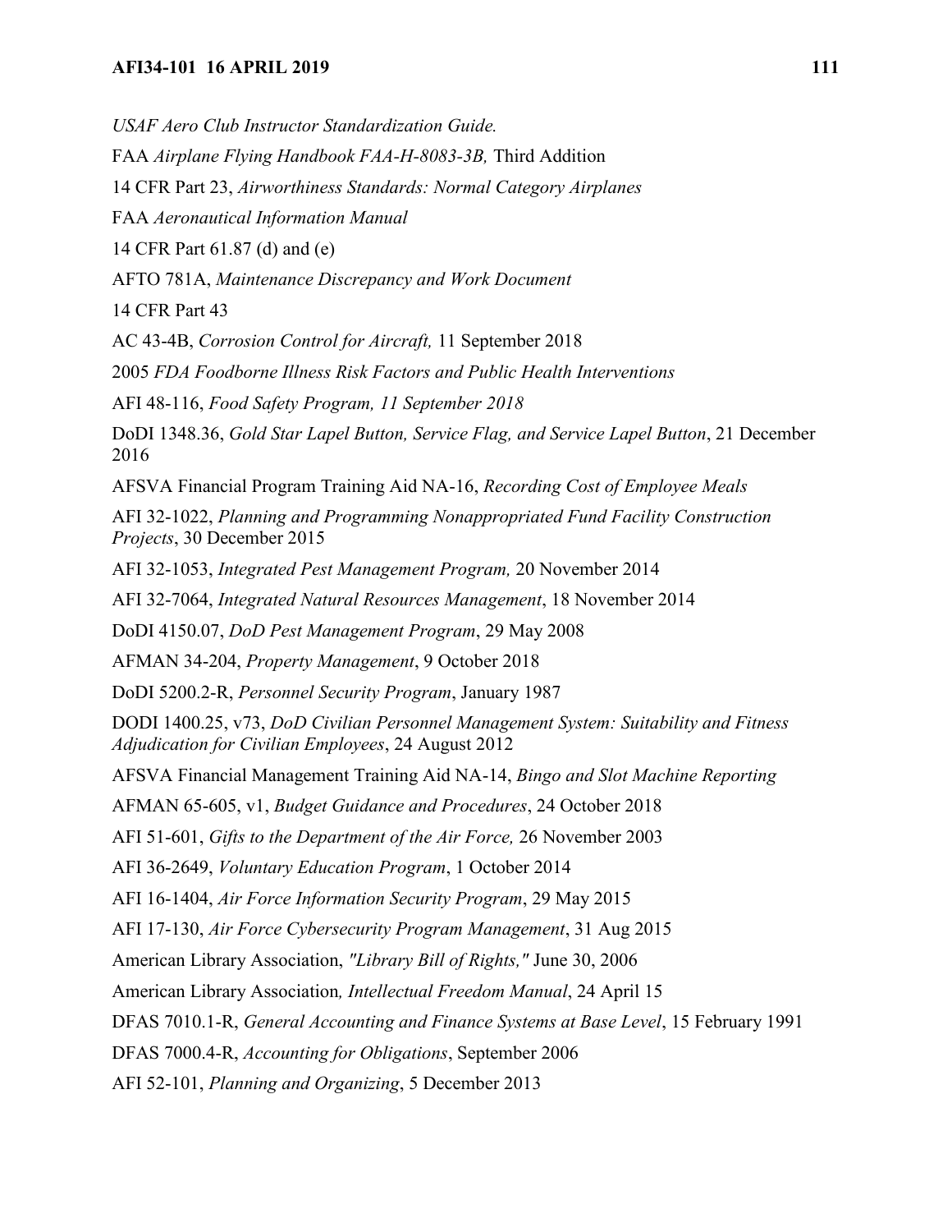*USAF Aero Club Instructor Standardization Guide.*

FAA *Airplane Flying Handbook FAA-H-8083-3B,* Third Addition

14 CFR Part 23, *Airworthiness Standards: Normal Category Airplanes*

FAA *Aeronautical Information Manual*

14 CFR Part 61.87 (d) and (e)

AFTO 781A, *Maintenance Discrepancy and Work Document*

14 CFR Part 43

AC 43-4B, *Corrosion Control for Aircraft,* 11 September 2018

2005 *FDA Foodborne Illness Risk Factors and Public Health Interventions*

AFI 48-116, *Food Safety Program, 11 September 2018*

DoDI 1348.36, *Gold Star Lapel Button, Service Flag, and Service Lapel Button*, 21 December 2016

AFSVA Financial Program Training Aid NA-16, *Recording Cost of Employee Meals*

AFI 32-1022, *Planning and Programming Nonappropriated Fund Facility Construction Projects*, 30 December 2015

AFI 32-1053, *Integrated Pest Management Program,* 20 November 2014

AFI 32-7064, *Integrated Natural Resources Management*, 18 November 2014

DoDI 4150.07, *DoD Pest Management Program*, 29 May 2008

AFMAN 34-204, *Property Management*, 9 October 2018

DoDI 5200.2-R, *Personnel Security Program*, January 1987

DODI 1400.25, v73, *DoD Civilian Personnel Management System: Suitability and Fitness Adjudication for Civilian Employees*, 24 August 2012

AFSVA Financial Management Training Aid NA-14, *Bingo and Slot Machine Reporting*

AFMAN 65-605, v1, *Budget Guidance and Procedures*, 24 October 2018

AFI 51-601, *Gifts to the Department of the Air Force,* 26 November 2003

AFI 36-2649, *Voluntary Education Program*, 1 October 2014

AFI 16-1404, *Air Force Information Security Program*, 29 May 2015

AFI 17-130, *Air Force Cybersecurity Program Management*, 31 Aug 2015

American Library Association, *"Library Bill of Rights,"* June 30, 2006

American Library Association*, Intellectual Freedom Manual*, 24 April 15

DFAS 7010.1-R, *General Accounting and Finance Systems at Base Level*, 15 February 1991

DFAS 7000.4-R, *Accounting for Obligations*, September 2006

AFI 52-101, *Planning and Organizing*, 5 December 2013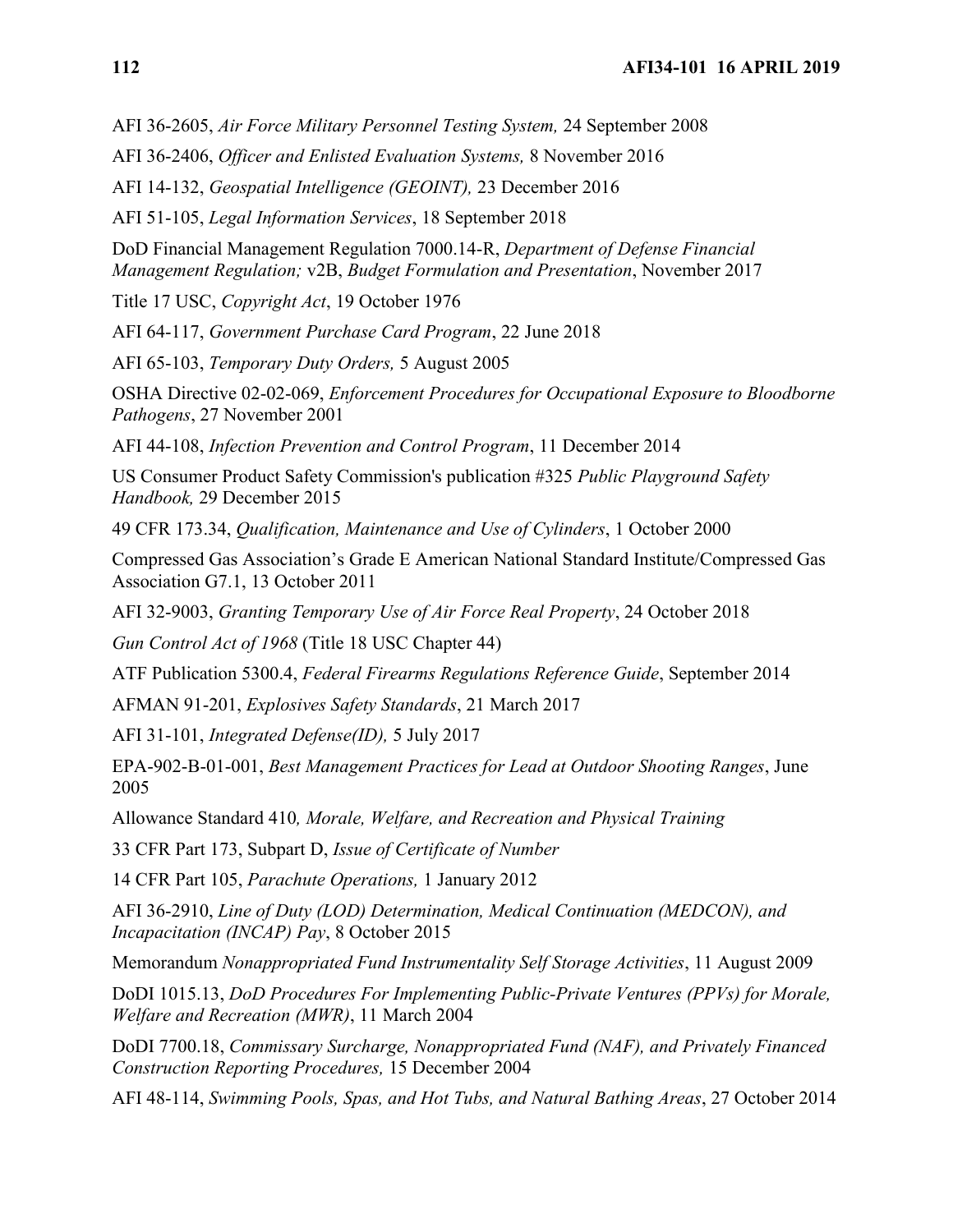AFI 36-2605, *Air Force Military Personnel Testing System,* 24 September 2008

AFI 36-2406, *Officer and Enlisted Evaluation Systems,* 8 November 2016

AFI 14-132, *Geospatial Intelligence (GEOINT),* 23 December 2016

AFI 51-105, *Legal Information Services*, 18 September 2018

DoD Financial Management Regulation 7000.14-R, *Department of Defense Financial Management Regulation;* v2B, *Budget Formulation and Presentation*, November 2017

Title 17 USC, *Copyright Act*, 19 October 1976

AFI 64-117, *Government Purchase Card Program*, 22 June 2018

AFI 65-103, *Temporary Duty Orders,* 5 August 2005

OSHA Directive 02-02-069, *Enforcement Procedures for Occupational Exposure to Bloodborne Pathogens*, 27 November 2001

AFI 44-108, *Infection Prevention and Control Program*, 11 December 2014

US Consumer Product Safety Commission's publication #325 *Public Playground Safety Handbook,* 29 December 2015

49 CFR 173.34, *Qualification, Maintenance and Use of Cylinders*, 1 October 2000

Compressed Gas Association's Grade E American National Standard Institute/Compressed Gas Association G7.1, 13 October 2011

AFI 32-9003, *Granting Temporary Use of Air Force Real Property*, 24 October 2018

*Gun Control Act of 1968* (Title 18 USC Chapter 44)

ATF Publication 5300.4, *Federal Firearms Regulations Reference Guide*, September 2014

AFMAN 91-201, *Explosives Safety Standards*, 21 March 2017

AFI 31-101, *Integrated Defense(ID),* 5 July 2017

EPA-902-B-01-001, *Best Management Practices for Lead at Outdoor Shooting Ranges*, June 2005

Allowance Standard 410*, Morale, Welfare, and Recreation and Physical Training*

33 CFR Part 173, Subpart D, *Issue of Certificate of Number*

14 CFR Part 105, *Parachute Operations,* 1 January 2012

AFI 36-2910, *Line of Duty (LOD) Determination, Medical Continuation (MEDCON), and Incapacitation (INCAP) Pay*, 8 October 2015

Memorandum *Nonappropriated Fund Instrumentality Self Storage Activities*, 11 August 2009

DoDI 1015.13, *DoD Procedures For Implementing Public-Private Ventures (PPVs) for Morale, Welfare and Recreation (MWR)*, 11 March 2004

DoDI 7700.18, *Commissary Surcharge, Nonappropriated Fund (NAF), and Privately Financed Construction Reporting Procedures,* 15 December 2004

AFI 48-114, *Swimming Pools, Spas, and Hot Tubs, and Natural Bathing Areas*, 27 October 2014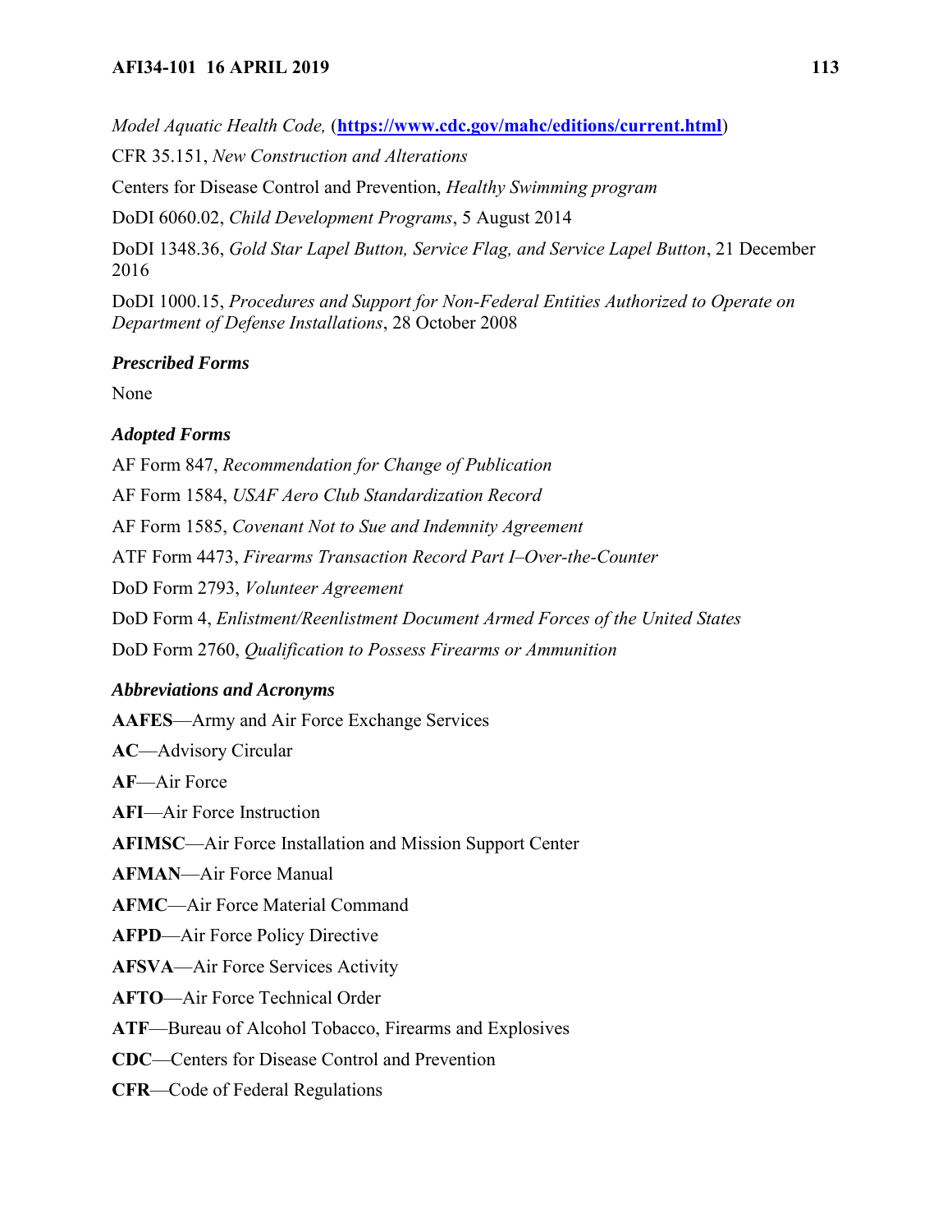*Model Aquatic Health Code,* (**https://www.cdc.gov/mahc/editions/current.html**)

CFR 35.151, *New Construction and Alterations*

Centers for Disease Control and Prevention, *Healthy Swimming program*

DoDI 6060.02, *Child Development Programs*, 5 August 2014

DoDI 1348.36, *Gold Star Lapel Button, Service Flag, and Service Lapel Button*, 21 December 2016

DoDI 1000.15, *Procedures and Support for Non-Federal Entities Authorized to Operate on Department of Defense Installations*, 28 October 2008

### *Prescribed Forms*

None

### *Adopted Forms*

AF Form 847, *Recommendation for Change of Publication*

AF Form 1584, *USAF Aero Club Standardization Record*

AF Form 1585, *Covenant Not to Sue and Indemnity Agreement*

ATF Form 4473, *Firearms Transaction Record Part I–Over-the-Counter*

DoD Form 2793, *Volunteer Agreement*

DoD Form 4, *Enlistment/Reenlistment Document Armed Forces of the United States*

DoD Form 2760, *Qualification to Possess Firearms or Ammunition*

### *Abbreviations and Acronyms*

**AAFES**—Army and Air Force Exchange Services

**AC**—Advisory Circular

**AF**—Air Force

**AFI**—Air Force Instruction

**AFIMSC**—Air Force Installation and Mission Support Center

**AFMAN**—Air Force Manual

**AFMC**—Air Force Material Command

**AFPD**—Air Force Policy Directive

**AFSVA**—Air Force Services Activity

**AFTO**—Air Force Technical Order

**ATF**—Bureau of Alcohol Tobacco, Firearms and Explosives

**CDC**—Centers for Disease Control and Prevention

**CFR**—Code of Federal Regulations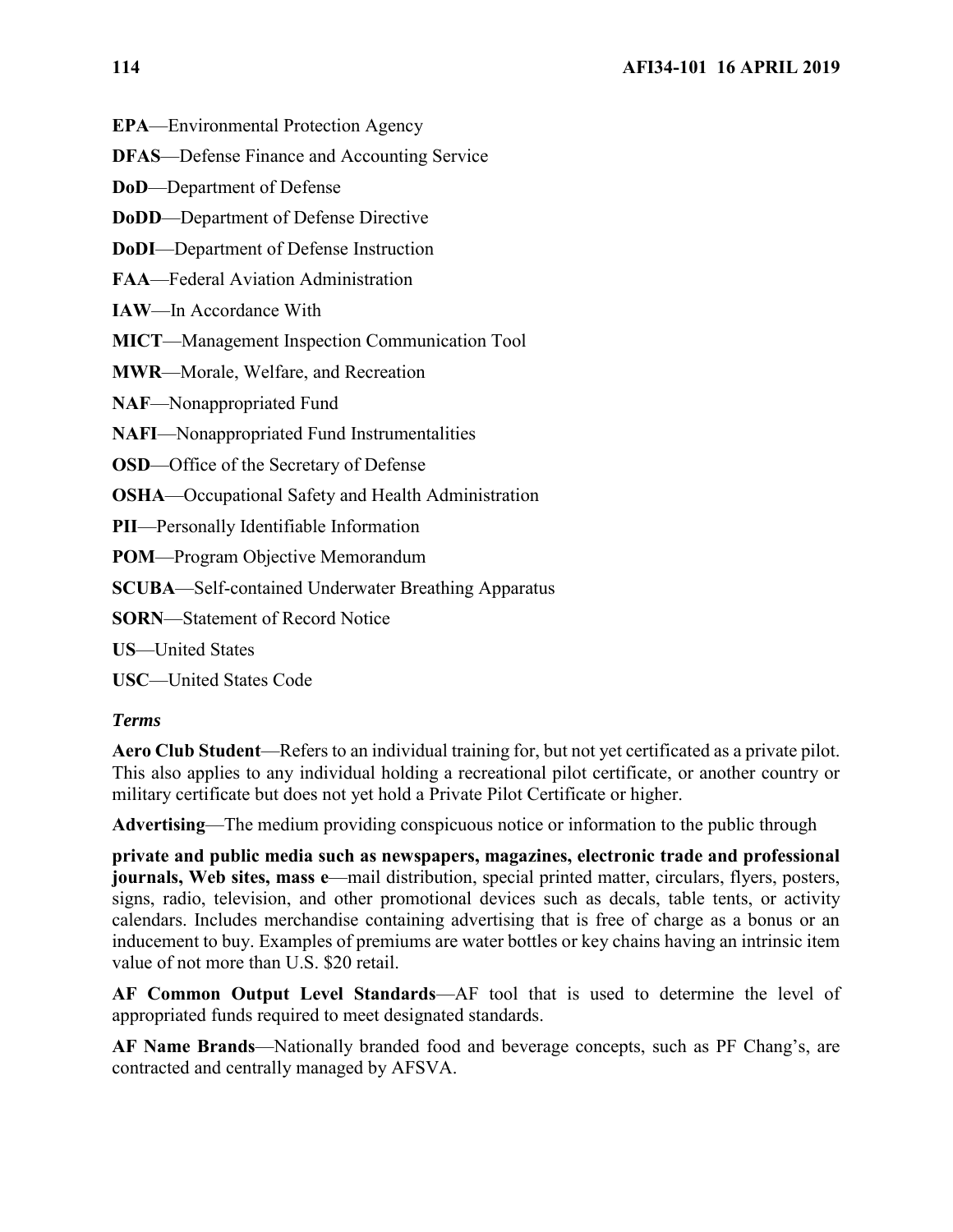**EPA**—Environmental Protection Agency

**DFAS**—Defense Finance and Accounting Service

**DoD**—Department of Defense

**DoDD**—Department of Defense Directive

**DoDI**—Department of Defense Instruction

**FAA**—Federal Aviation Administration

**IAW**—In Accordance With

**MICT**—Management Inspection Communication Tool

**MWR**—Morale, Welfare, and Recreation

**NAF**—Nonappropriated Fund

**NAFI**—Nonappropriated Fund Instrumentalities

**OSD**—Office of the Secretary of Defense

**OSHA**—Occupational Safety and Health Administration

**PII**—Personally Identifiable Information

**POM**—Program Objective Memorandum

**SCUBA**—Self-contained Underwater Breathing Apparatus

**SORN**—Statement of Record Notice

**US**—United States

**USC**—United States Code

### *Terms*

**Aero Club Student**—Refers to an individual training for, but not yet certificated as a private pilot. This also applies to any individual holding a recreational pilot certificate, or another country or military certificate but does not yet hold a Private Pilot Certificate or higher.

**Advertising**—The medium providing conspicuous notice or information to the public through

**private and public media such as newspapers, magazines, electronic trade and professional journals, Web sites, mass e**—mail distribution, special printed matter, circulars, flyers, posters, signs, radio, television, and other promotional devices such as decals, table tents, or activity calendars. Includes merchandise containing advertising that is free of charge as a bonus or an inducement to buy. Examples of premiums are water bottles or key chains having an intrinsic item value of not more than U.S. $20 retail.

**AF Common Output Level Standards**—AF tool that is used to determine the level of appropriated funds required to meet designated standards.

**AF Name Brands**—Nationally branded food and beverage concepts, such as PF Chang's, are contracted and centrally managed by AFSVA.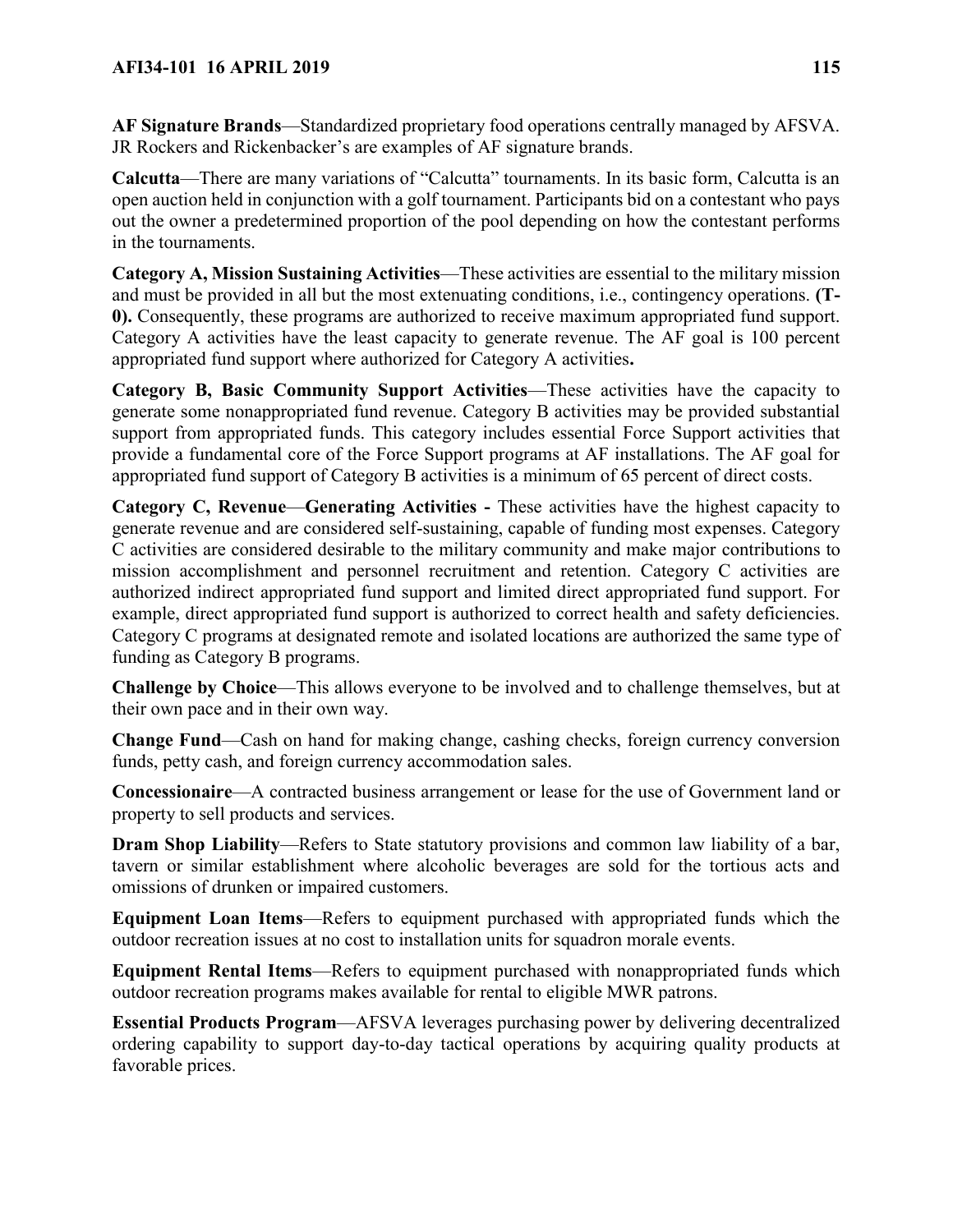**AF Signature Brands**—Standardized proprietary food operations centrally managed by AFSVA. JR Rockers and Rickenbacker's are examples of AF signature brands.

**Calcutta**—There are many variations of "Calcutta" tournaments. In its basic form, Calcutta is an open auction held in conjunction with a golf tournament. Participants bid on a contestant who pays out the owner a predetermined proportion of the pool depending on how the contestant performs in the tournaments.

**Category A, Mission Sustaining Activities**—These activities are essential to the military mission and must be provided in all but the most extenuating conditions, i.e., contingency operations. **(T-0).** Consequently, these programs are authorized to receive maximum appropriated fund support. Category A activities have the least capacity to generate revenue. The AF goal is 100 percent appropriated fund support where authorized for Category A activities**.**

**Category B, Basic Community Support Activities**—These activities have the capacity to generate some nonappropriated fund revenue. Category B activities may be provided substantial support from appropriated funds. This category includes essential Force Support activities that provide a fundamental core of the Force Support programs at AF installations. The AF goal for appropriated fund support of Category B activities is a minimum of 65 percent of direct costs.

**Category C, Revenue**—**Generating Activities -** These activities have the highest capacity to generate revenue and are considered self-sustaining, capable of funding most expenses. Category C activities are considered desirable to the military community and make major contributions to mission accomplishment and personnel recruitment and retention. Category C activities are authorized indirect appropriated fund support and limited direct appropriated fund support. For example, direct appropriated fund support is authorized to correct health and safety deficiencies. Category C programs at designated remote and isolated locations are authorized the same type of funding as Category B programs.

**Challenge by Choice**—This allows everyone to be involved and to challenge themselves, but at their own pace and in their own way.

**Change Fund**—Cash on hand for making change, cashing checks, foreign currency conversion funds, petty cash, and foreign currency accommodation sales.

**Concessionaire**—A contracted business arrangement or lease for the use of Government land or property to sell products and services.

**Dram Shop Liability**—Refers to State statutory provisions and common law liability of a bar, tavern or similar establishment where alcoholic beverages are sold for the tortious acts and omissions of drunken or impaired customers.

**Equipment Loan Items**—Refers to equipment purchased with appropriated funds which the outdoor recreation issues at no cost to installation units for squadron morale events.

**Equipment Rental Items**—Refers to equipment purchased with nonappropriated funds which outdoor recreation programs makes available for rental to eligible MWR patrons.

**Essential Products Program**—AFSVA leverages purchasing power by delivering decentralized ordering capability to support day-to-day tactical operations by acquiring quality products at favorable prices.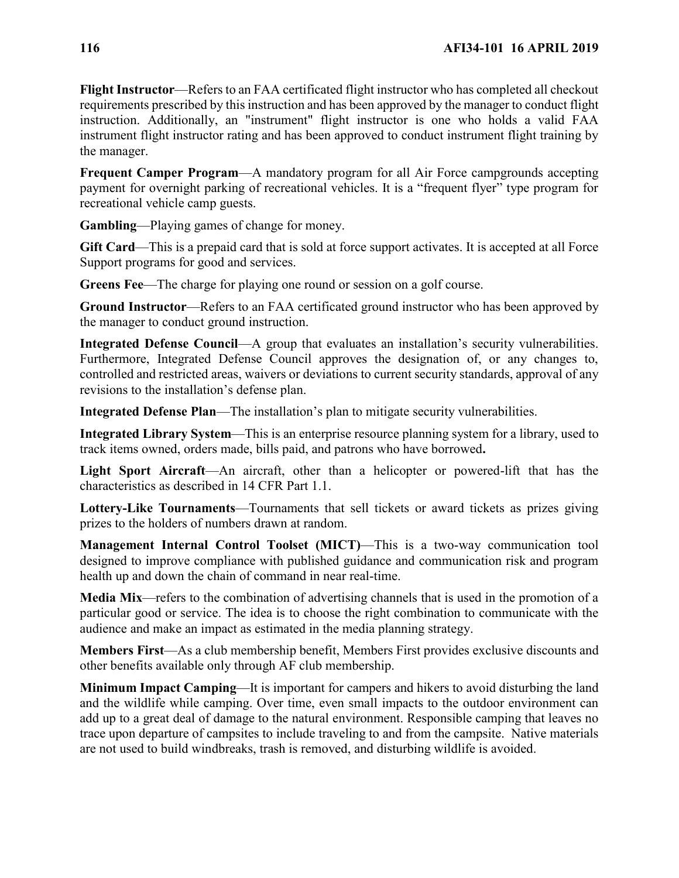**Flight Instructor**—Refers to an FAA certificated flight instructor who has completed all checkout requirements prescribed by this instruction and has been approved by the manager to conduct flight instruction. Additionally, an "instrument" flight instructor is one who holds a valid FAA instrument flight instructor rating and has been approved to conduct instrument flight training by the manager.

**Frequent Camper Program**—A mandatory program for all Air Force campgrounds accepting payment for overnight parking of recreational vehicles. It is a "frequent flyer" type program for recreational vehicle camp guests.

**Gambling**—Playing games of change for money.

**Gift Card**—This is a prepaid card that is sold at force support activates. It is accepted at all Force Support programs for good and services.

**Greens Fee**—The charge for playing one round or session on a golf course.

**Ground Instructor**—Refers to an FAA certificated ground instructor who has been approved by the manager to conduct ground instruction.

**Integrated Defense Council**—A group that evaluates an installation's security vulnerabilities. Furthermore, Integrated Defense Council approves the designation of, or any changes to, controlled and restricted areas, waivers or deviations to current security standards, approval of any revisions to the installation's defense plan.

**Integrated Defense Plan**—The installation's plan to mitigate security vulnerabilities.

**Integrated Library System**—This is an enterprise resource planning system for a library, used to track items owned, orders made, bills paid, and patrons who have borrowed**.**

**Light Sport Aircraft**—An aircraft, other than a helicopter or powered-lift that has the characteristics as described in 14 CFR Part 1.1.

**Lottery-Like Tournaments**—Tournaments that sell tickets or award tickets as prizes giving prizes to the holders of numbers drawn at random.

**Management Internal Control Toolset (MICT)**—This is a two-way communication tool designed to improve compliance with published guidance and communication risk and program health up and down the chain of command in near real-time.

**Media Mix**—refers to the combination of advertising channels that is used in the promotion of a particular good or service. The idea is to choose the right combination to communicate with the audience and make an impact as estimated in the media planning strategy.

**Members First**—As a club membership benefit, Members First provides exclusive discounts and other benefits available only through AF club membership.

**Minimum Impact Camping**—It is important for campers and hikers to avoid disturbing the land and the wildlife while camping. Over time, even small impacts to the outdoor environment can add up to a great deal of damage to the natural environment. Responsible camping that leaves no trace upon departure of campsites to include traveling to and from the campsite. Native materials are not used to build windbreaks, trash is removed, and disturbing wildlife is avoided.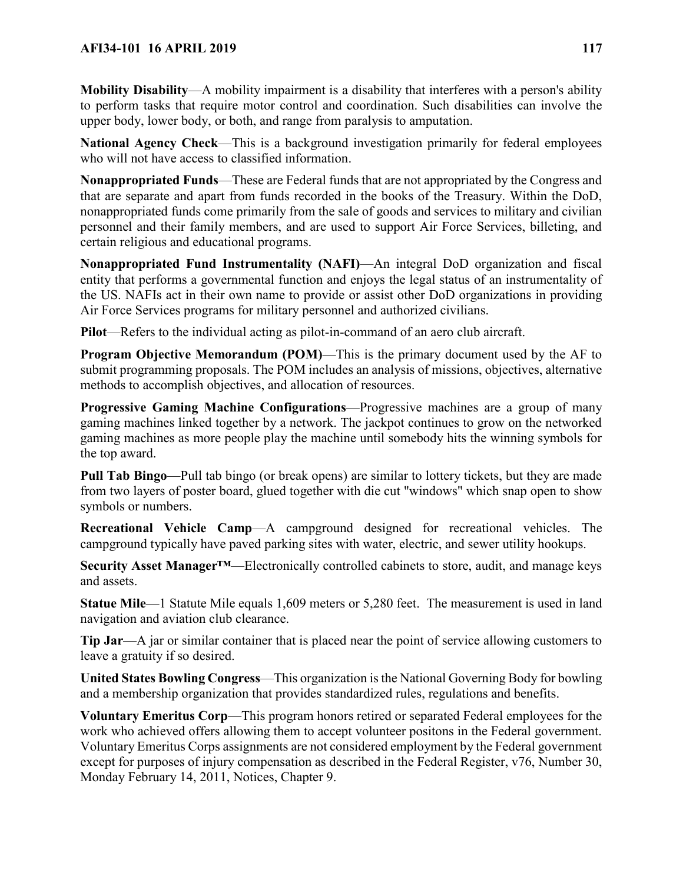**Mobility Disability**—A mobility impairment is a disability that interferes with a person's ability to perform tasks that require motor control and coordination. Such disabilities can involve the upper body, lower body, or both, and range from paralysis to amputation.

**National Agency Check**—This is a background investigation primarily for federal employees who will not have access to classified information.

**Nonappropriated Funds**—These are Federal funds that are not appropriated by the Congress and that are separate and apart from funds recorded in the books of the Treasury. Within the DoD, nonappropriated funds come primarily from the sale of goods and services to military and civilian personnel and their family members, and are used to support Air Force Services, billeting, and certain religious and educational programs.

**Nonappropriated Fund Instrumentality (NAFI)**—An integral DoD organization and fiscal entity that performs a governmental function and enjoys the legal status of an instrumentality of the US. NAFIs act in their own name to provide or assist other DoD organizations in providing Air Force Services programs for military personnel and authorized civilians.

**Pilot**—Refers to the individual acting as pilot-in-command of an aero club aircraft.

**Program Objective Memorandum (POM)**—This is the primary document used by the AF to submit programming proposals. The POM includes an analysis of missions, objectives, alternative methods to accomplish objectives, and allocation of resources.

**Progressive Gaming Machine Configurations**—Progressive machines are a group of many gaming machines linked together by a network. The jackpot continues to grow on the networked gaming machines as more people play the machine until somebody hits the winning symbols for the top award.

**Pull Tab Bingo**—Pull tab bingo (or break opens) are similar to lottery tickets, but they are made from two layers of poster board, glued together with die cut "windows" which snap open to show symbols or numbers.

**Recreational Vehicle Camp**—A campground designed for recreational vehicles. The campground typically have paved parking sites with water, electric, and sewer utility hookups.

**Security Asset Manager™**—Electronically controlled cabinets to store, audit, and manage keys and assets.

**Statue Mile**—1 Statute Mile equals 1,609 meters or 5,280 feet. The measurement is used in land navigation and aviation club clearance.

**Tip Jar**—A jar or similar container that is placed near the point of service allowing customers to leave a gratuity if so desired.

**United States Bowling Congress**—This organization is the National Governing Body for bowling and a membership organization that provides standardized rules, regulations and benefits.

**Voluntary Emeritus Corp**—This program honors retired or separated Federal employees for the work who achieved offers allowing them to accept volunteer positons in the Federal government. Voluntary Emeritus Corps assignments are not considered employment by the Federal government except for purposes of injury compensation as described in the Federal Register, v76, Number 30, Monday February 14, 2011, Notices, Chapter 9.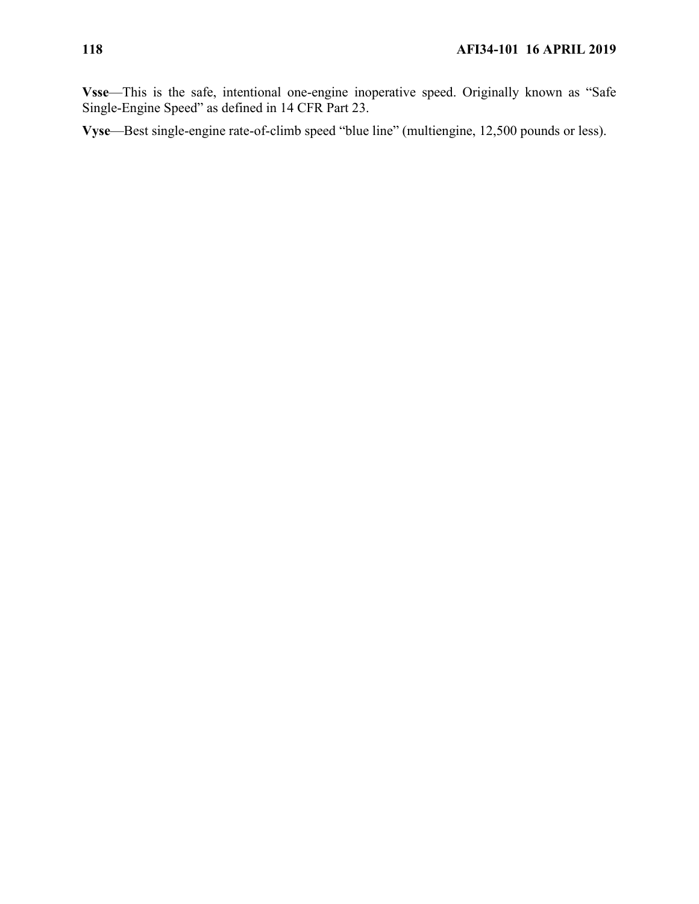**Vsse**—This is the safe, intentional one-engine inoperative speed. Originally known as "Safe Single-Engine Speed" as defined in 14 CFR Part 23.

**Vyse**—Best single-engine rate-of-climb speed "blue line" (multiengine, 12,500 pounds or less).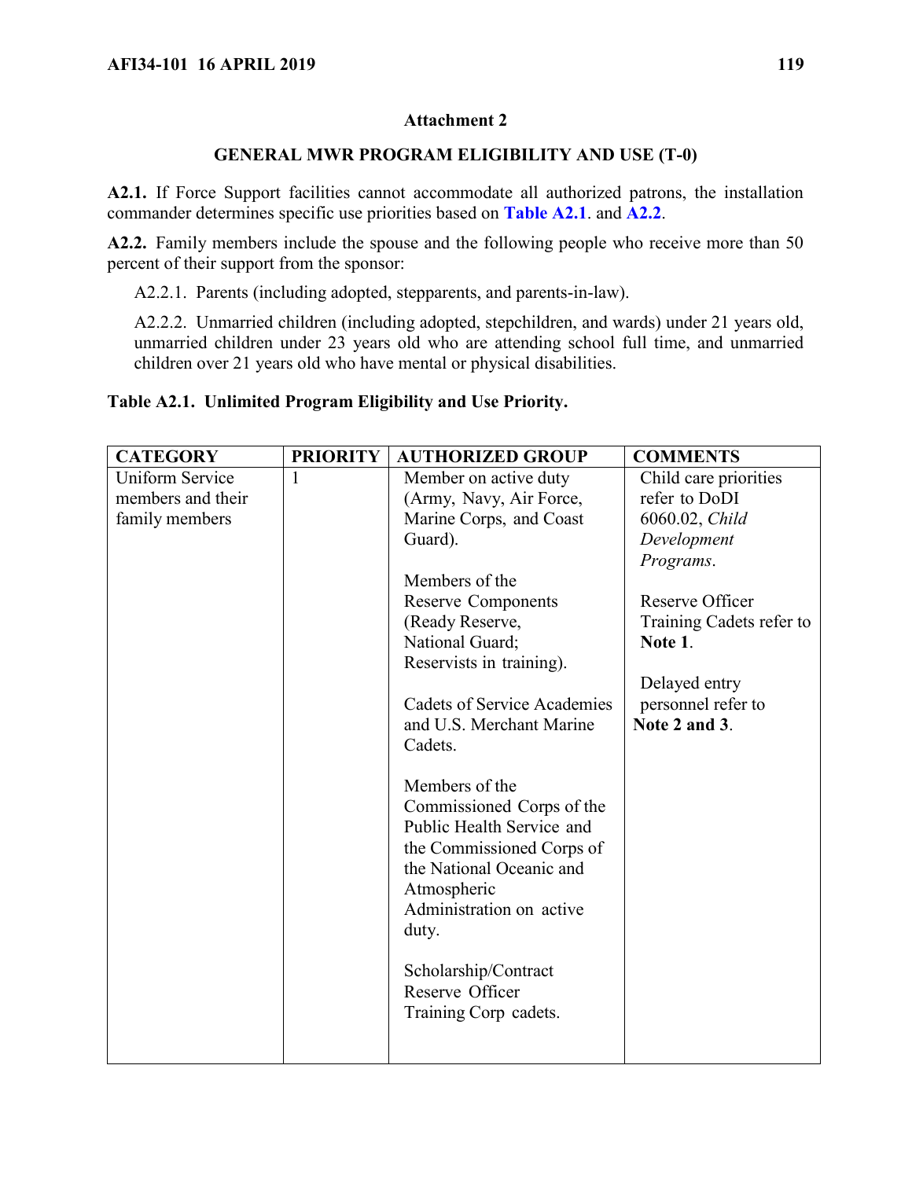### Attachment 2

### GENERAL MWR PROGRAM ELIGIBILITY AND USE (T-0)

**A2.1.** If Force Support facilities cannot accommodate all authorized patrons, the installation commander determines specific use priorities based on **Table A2.1**. and **A2.2**.

**A2.2.** Family members include the spouse and the following people who receive more than 50 percent of their support from the sponsor:

A2.2.1. Parents (including adopted, stepparents, and parents-in-law).

A2.2.2. Unmarried children (including adopted, stepchildren, and wards) under 21 years old, unmarried children under 23 years old who are attending school full time, and unmarried children over 21 years old who have mental or physical disabilities.

**Table A2.1. Unlimited Program Eligibility and Use Priority.**

| CATEGORY | PRIORITY | AUTHORIZED GROUP | COMMENTS |
|---|---|---|---|
| Uniform Service members and their family members | 1 | Member on active duty (Army, Navy, Air Force, Marine Corps, and Coast Guard).<br><br>Members of the Reserve Components (Ready Reserve, National Guard; Reservists in training).<br><br>Cadets of Service Academies and U.S. Merchant Marine Cadets.<br><br>Members of the Commissioned Corps of the Public Health Service and the Commissioned Corps of the National Oceanic and Atmospheric Administration on active duty.<br><br>Scholarship/Contract Reserve Officer Training Corp cadets. | Child care priorities refer to DoDI 6060.02, *Child Development Programs*.<br><br>Reserve Officer Training Cadets refer to **Note 1**.<br><br>Delayed entry personnel refer to **Note 2 and 3**. |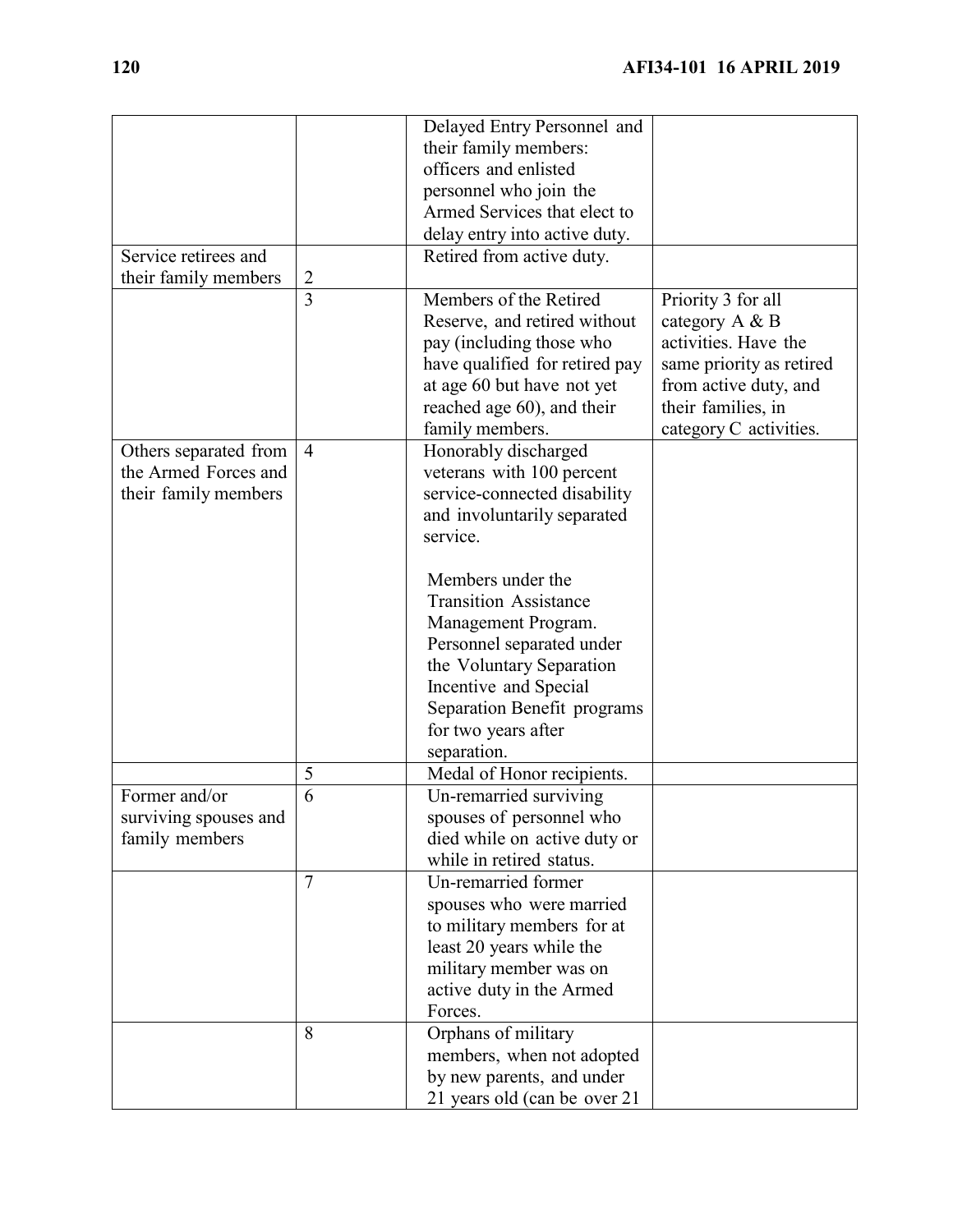| | | | |
|---|---|---|---|
| | | Delayed Entry Personnel and their family members: officers and enlisted personnel who join the Armed Services that elect to delay entry into active duty. | |
| Service retirees and their family members | 2 | Retired from active duty. | |
| | 3 | Members of the Retired Reserve, and retired without pay (including those who have qualified for retired pay at age 60 but have not yet reached age 60), and their family members. | Priority 3 for all category A & B activities. Have the same priority as retired from active duty, and their families, in category C activities. |
| Others separated from the Armed Forces and their family members | 4 | Honorably discharged veterans with 100 percent service-connected disability and involuntarily separated service.<br><br>Members under the Transition Assistance Management Program. Personnel separated under the Voluntary Separation Incentive and Special Separation Benefit programs for two years after separation. | |
| | 5 | Medal of Honor recipients. | |
| Former and/or surviving spouses and family members | 6 | Un-remarried surviving spouses of personnel who died while on active duty or while in retired status. | |
| | 7 | Un-remarried former spouses who were married to military members for at least 20 years while the military member was on active duty in the Armed Forces. | |
| | 8 | Orphans of military members, when not adopted by new parents, and under 21 years old (can be over 21 | |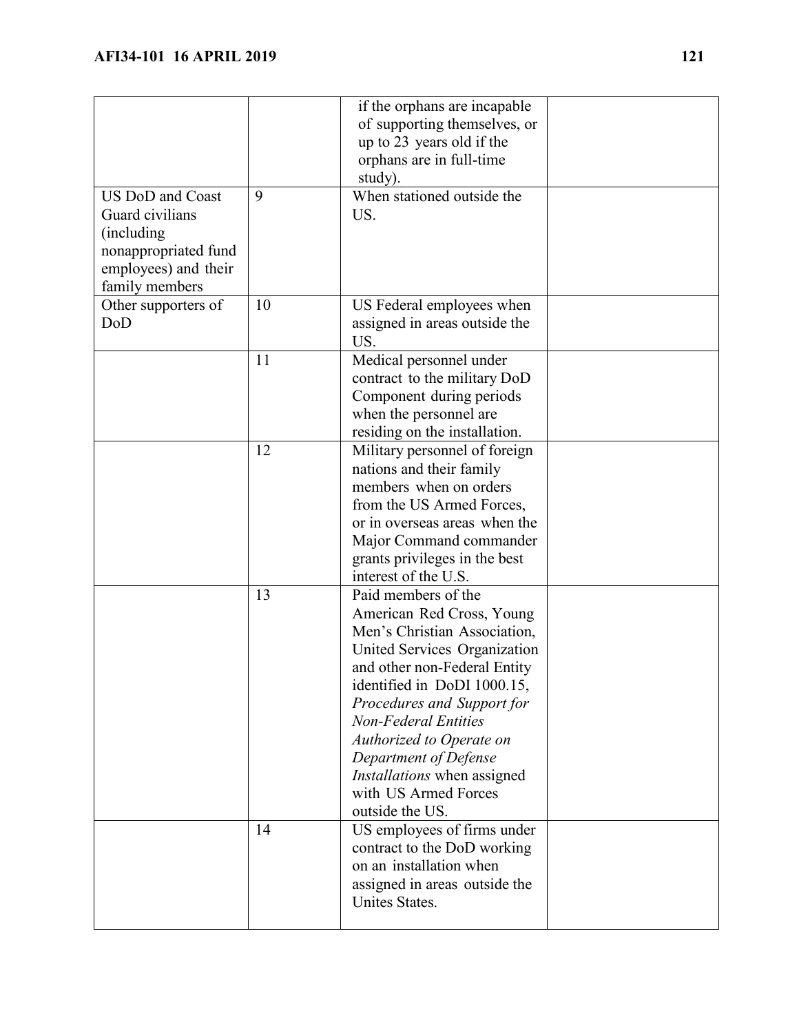| | | | |
|---|---|---|---|
| | | if the orphans are incapable of supporting themselves, or up to 23 years old if the orphans are in full-time study). | |
| US DoD and Coast Guard civilians (including nonappropriated fund employees) and their family members | 9 | When stationed outside the US. | |
| Other supporters of DoD | 10 | US Federal employees when assigned in areas outside the US. | |
| | 11 | Medical personnel under contract to the military DoD Component during periods when the personnel are residing on the installation. | |
| | 12 | Military personnel of foreign nations and their family members when on orders from the US Armed Forces, or in overseas areas when the Major Command commander grants privileges in the best interest of the U.S. | |
| | 13 | Paid members of the American Red Cross, Young Men's Christian Association, United Services Organization and other non-Federal Entity identified in DoDI 1000.15, *Procedures and Support for Non-Federal Entities Authorized to Operate on Department of Defense Installations* when assigned with US Armed Forces outside the US. | |
| | 14 | US employees of firms under contract to the DoD working on an installation when assigned in areas outside the Unites States. | |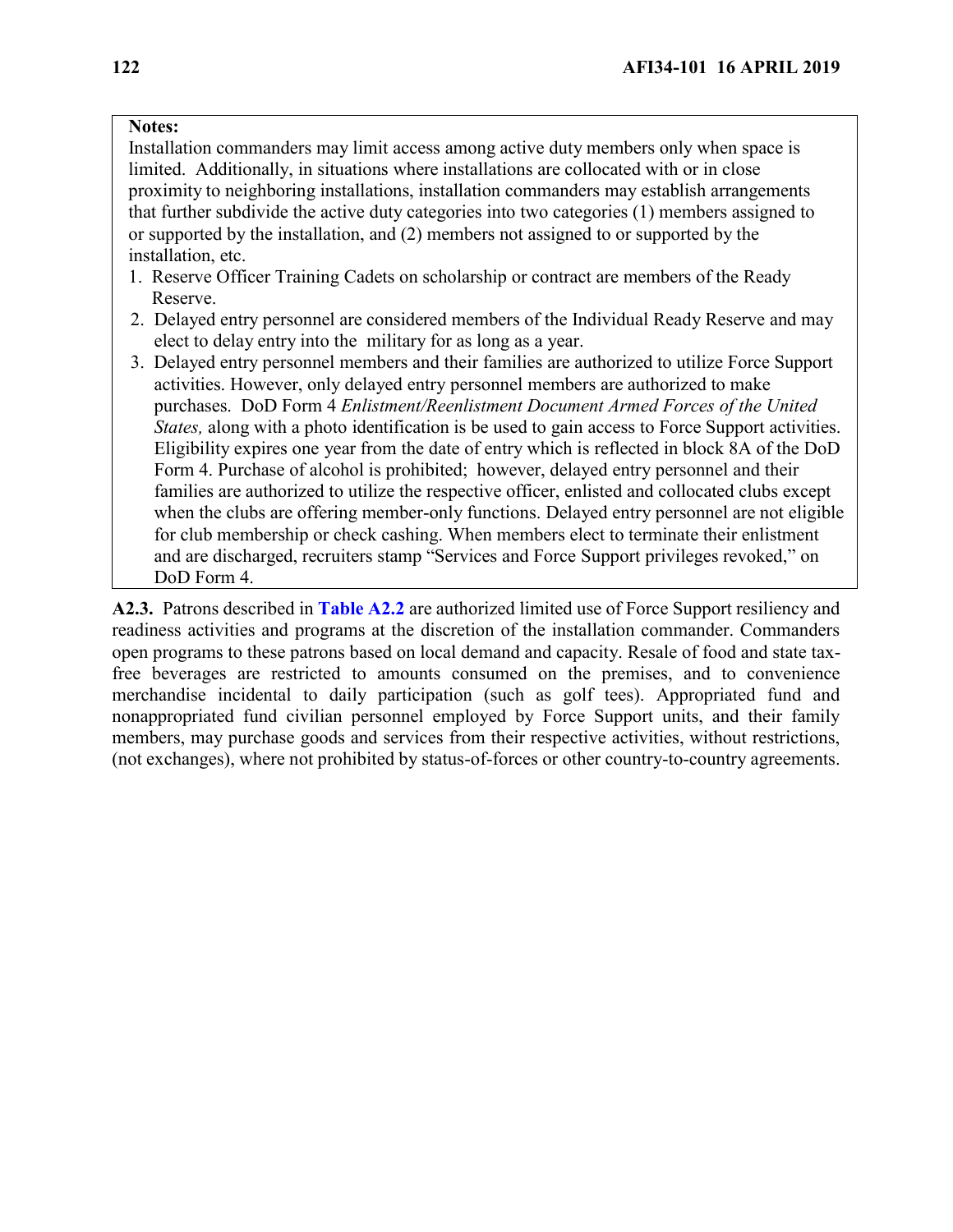**Notes:**

Installation commanders may limit access among active duty members only when space is limited. Additionally, in situations where installations are collocated with or in close proximity to neighboring installations, installation commanders may establish arrangements that further subdivide the active duty categories into two categories (1) members assigned to or supported by the installation, and (2) members not assigned to or supported by the installation, etc.

1. Reserve Officer Training Cadets on scholarship or contract are members of the Ready Reserve.
2. Delayed entry personnel are considered members of the Individual Ready Reserve and may elect to delay entry into the military for as long as a year.
3. Delayed entry personnel members and their families are authorized to utilize Force Support activities. However, only delayed entry personnel members are authorized to make purchases. DoD Form 4 *Enlistment/Reenlistment Document Armed Forces of the United States,* along with a photo identification is be used to gain access to Force Support activities. Eligibility expires one year from the date of entry which is reflected in block 8A of the DoD Form 4. Purchase of alcohol is prohibited; however, delayed entry personnel and their families are authorized to utilize the respective officer, enlisted and collocated clubs except when the clubs are offering member-only functions. Delayed entry personnel are not eligible for club membership or check cashing. When members elect to terminate their enlistment and are discharged, recruiters stamp "Services and Force Support privileges revoked," on DoD Form 4.

**A2.3.** Patrons described in **Table A2.2** are authorized limited use of Force Support resiliency and readiness activities and programs at the discretion of the installation commander. Commanders open programs to these patrons based on local demand and capacity. Resale of food and state tax-free beverages are restricted to amounts consumed on the premises, and to convenience merchandise incidental to daily participation (such as golf tees). Appropriated fund and nonappropriated fund civilian personnel employed by Force Support units, and their family members, may purchase goods and services from their respective activities, without restrictions, (not exchanges), where not prohibited by status-of-forces or other country-to-country agreements.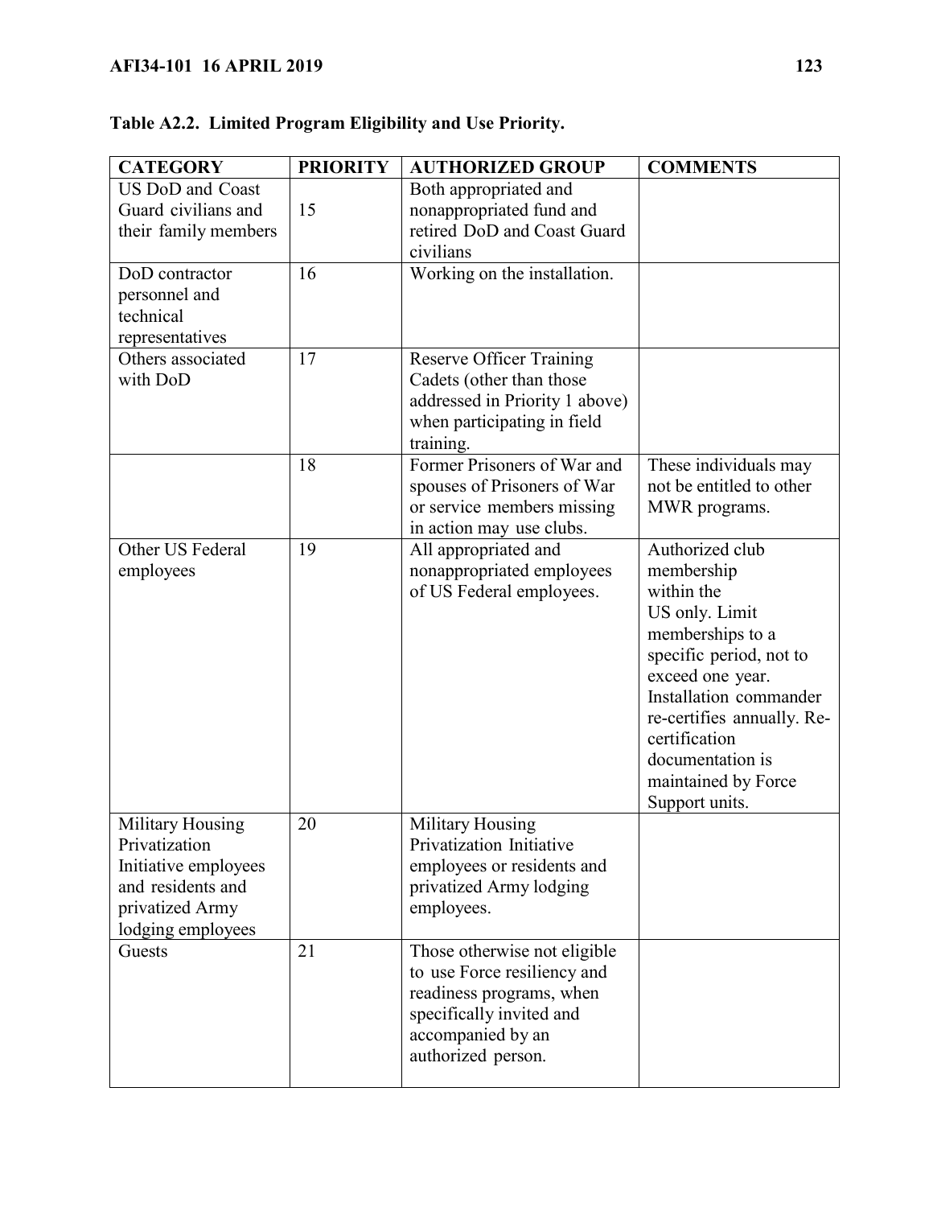**Table A2.2. Limited Program Eligibility and Use Priority.**

| CATEGORY | PRIORITY | AUTHORIZED GROUP | COMMENTS |
|---|---|---|---|
| US DoD and Coast Guard civilians and their family members | 15 | Both appropriated and nonappropriated fund and retired DoD and Coast Guard civilians | |
| DoD contractor personnel and technical representatives | 16 | Working on the installation. | |
| Others associated with DoD | 17 | Reserve Officer Training Cadets (other than those addressed in Priority 1 above) when participating in field training. | |
| | 18 | Former Prisoners of War and spouses of Prisoners of War or service members missing in action may use clubs. | These individuals may not be entitled to other MWR programs. |
| Other US Federal employees | 19 | All appropriated and nonappropriated employees of US Federal employees. | Authorized club membership within the US only. Limit memberships to a specific period, not to exceed one year. Installation commander re-certifies annually. Re-certification documentation is maintained by Force Support units. |
| Military Housing Privatization Initiative employees and residents and privatized Army lodging employees | 20 | Military Housing Privatization Initiative employees or residents and privatized Army lodging employees. | |
| Guests | 21 | Those otherwise not eligible to use Force resiliency and readiness programs, when specifically invited and accompanied by an authorized person. | |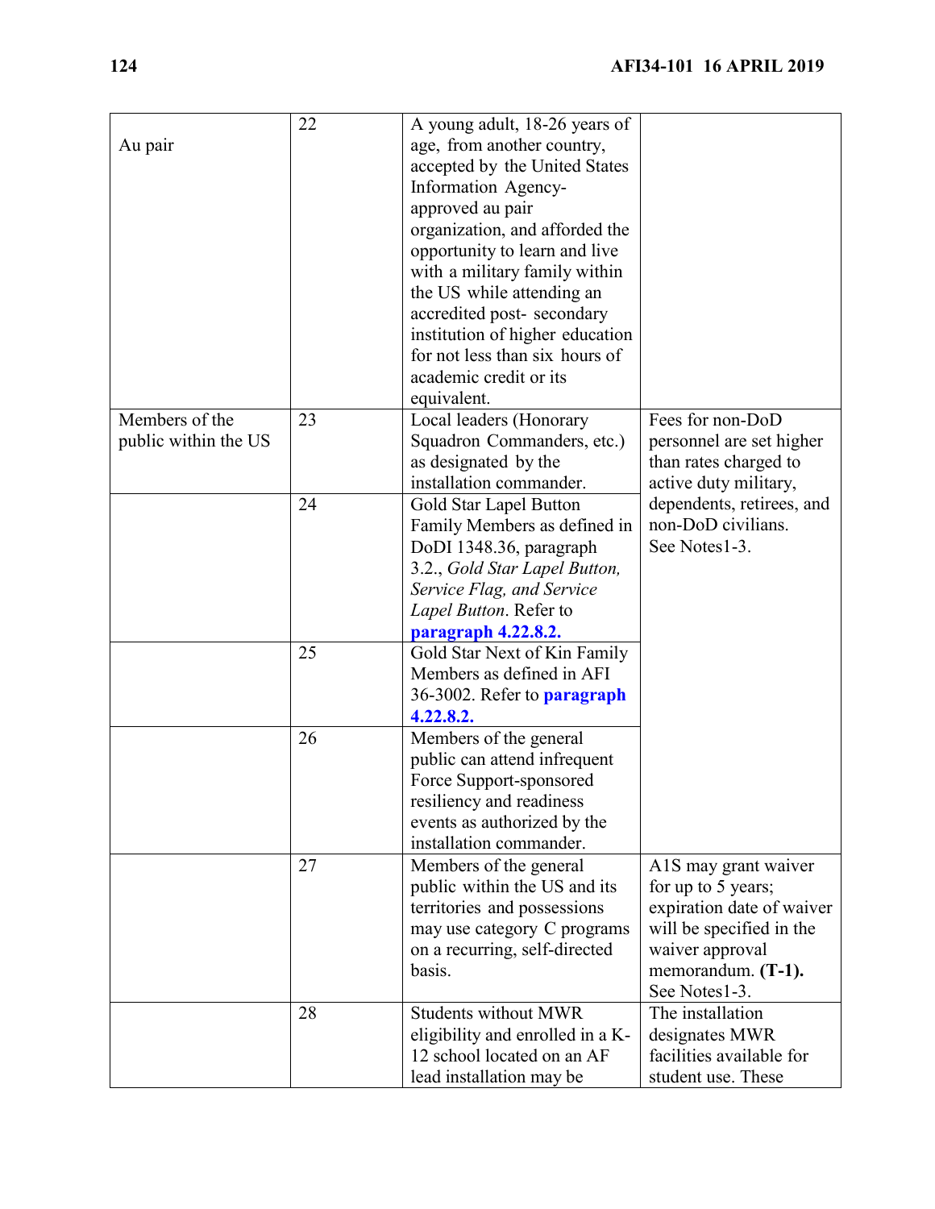| | | | |
|---|---|---|---|
| Au pair | 22 | A young adult, 18-26 years of age, from another country, accepted by the United States Information Agency-approved au pair organization, and afforded the opportunity to learn and live with a military family within the US while attending an accredited post- secondary institution of higher education for not less than six hours of academic credit or its equivalent. | |
| Members of the public within the US | 23 | Local leaders (Honorary Squadron Commanders, etc.) as designated by the installation commander. | Fees for non-DoD personnel are set higher than rates charged to active duty military, dependents, retirees, and non-DoD civilians. See Notes1-3. |
| | 24 | Gold Star Lapel Button Family Members as defined in DoDI 1348.36, paragraph 3.2., *Gold Star Lapel Button, Service Flag, and Service Lapel Button*. Refer to **paragraph 4.22.8.2.** | |
| | 25 | Gold Star Next of Kin Family Members as defined in AFI 36-3002. Refer to **paragraph 4.22.8.2.** | |
| | 26 | Members of the general public can attend infrequent Force Support-sponsored resiliency and readiness events as authorized by the installation commander. | |
| | 27 | Members of the general public within the US and its territories and possessions may use category C programs on a recurring, self-directed basis. | A1S may grant waiver for up to 5 years; expiration date of waiver will be specified in the waiver approval memorandum. **(T-1).** See Notes1-3. |
| | 28 | Students without MWR eligibility and enrolled in a K-12 school located on an AF lead installation may be | The installation designates MWR facilities available for student use. These |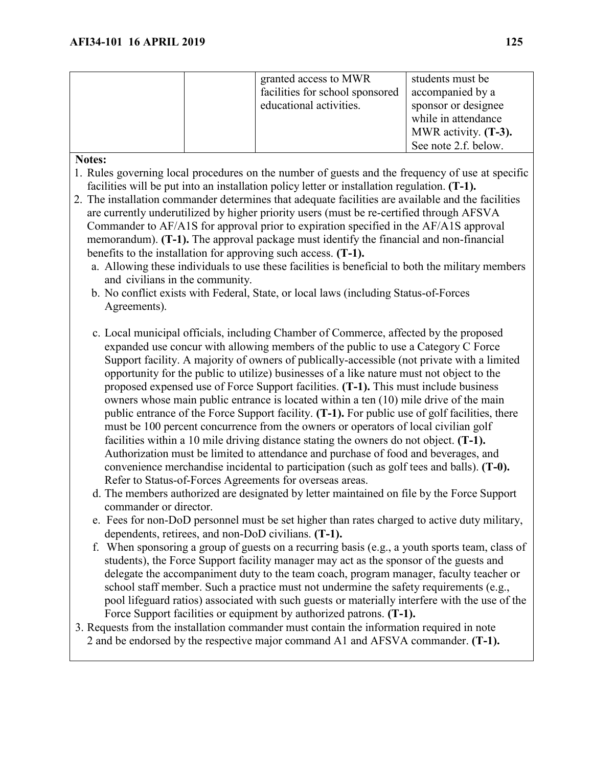|  |  | granted access to MWR facilities for school sponsored educational activities. | students must be accompanied by a sponsor or designee while in attendance MWR activity. **(T-3).** See note 2.f. below. |
|---|---|---|---|

**Notes:**

1. Rules governing local procedures on the number of guests and the frequency of use at specific facilities will be put into an installation policy letter or installation regulation. **(T-1).**
2. The installation commander determines that adequate facilities are available and the facilities are currently underutilized by higher priority users (must be re-certified through AFSVA Commander to AF/A1S for approval prior to expiration specified in the AF/A1S approval memorandum). **(T-1).** The approval package must identify the financial and non-financial benefits to the installation for approving such access. **(T-1).**
   a. Allowing these individuals to use these facilities is beneficial to both the military members and civilians in the community.
   b. No conflict exists with Federal, State, or local laws (including Status-of-Forces Agreements).
   c. Local municipal officials, including Chamber of Commerce, affected by the proposed expanded use concur with allowing members of the public to use a Category C Force Support facility. A majority of owners of publically-accessible (not private with a limited opportunity for the public to utilize) businesses of a like nature must not object to the proposed expensed use of Force Support facilities. **(T-1).** This must include business owners whose main public entrance is located within a ten (10) mile drive of the main public entrance of the Force Support facility. **(T-1).** For public use of golf facilities, there must be 100 percent concurrence from the owners or operators of local civilian golf facilities within a 10 mile driving distance stating the owners do not object. **(T-1).** Authorization must be limited to attendance and purchase of food and beverages, and convenience merchandise incidental to participation (such as golf tees and balls). **(T-0).** Refer to Status-of-Forces Agreements for overseas areas.
   d. The members authorized are designated by letter maintained on file by the Force Support commander or director.
   e. Fees for non-DoD personnel must be set higher than rates charged to active duty military, dependents, retirees, and non-DoD civilians. **(T-1).**
   f. When sponsoring a group of guests on a recurring basis (e.g., a youth sports team, class of students), the Force Support facility manager may act as the sponsor of the guests and delegate the accompaniment duty to the team coach, program manager, faculty teacher or school staff member. Such a practice must not undermine the safety requirements (e.g., pool lifeguard ratios) associated with such guests or materially interfere with the use of the Force Support facilities or equipment by authorized patrons. **(T-1).**
3. Requests from the installation commander must contain the information required in note 2 and be endorsed by the respective major command A1 and AFSVA commander. **(T-1).**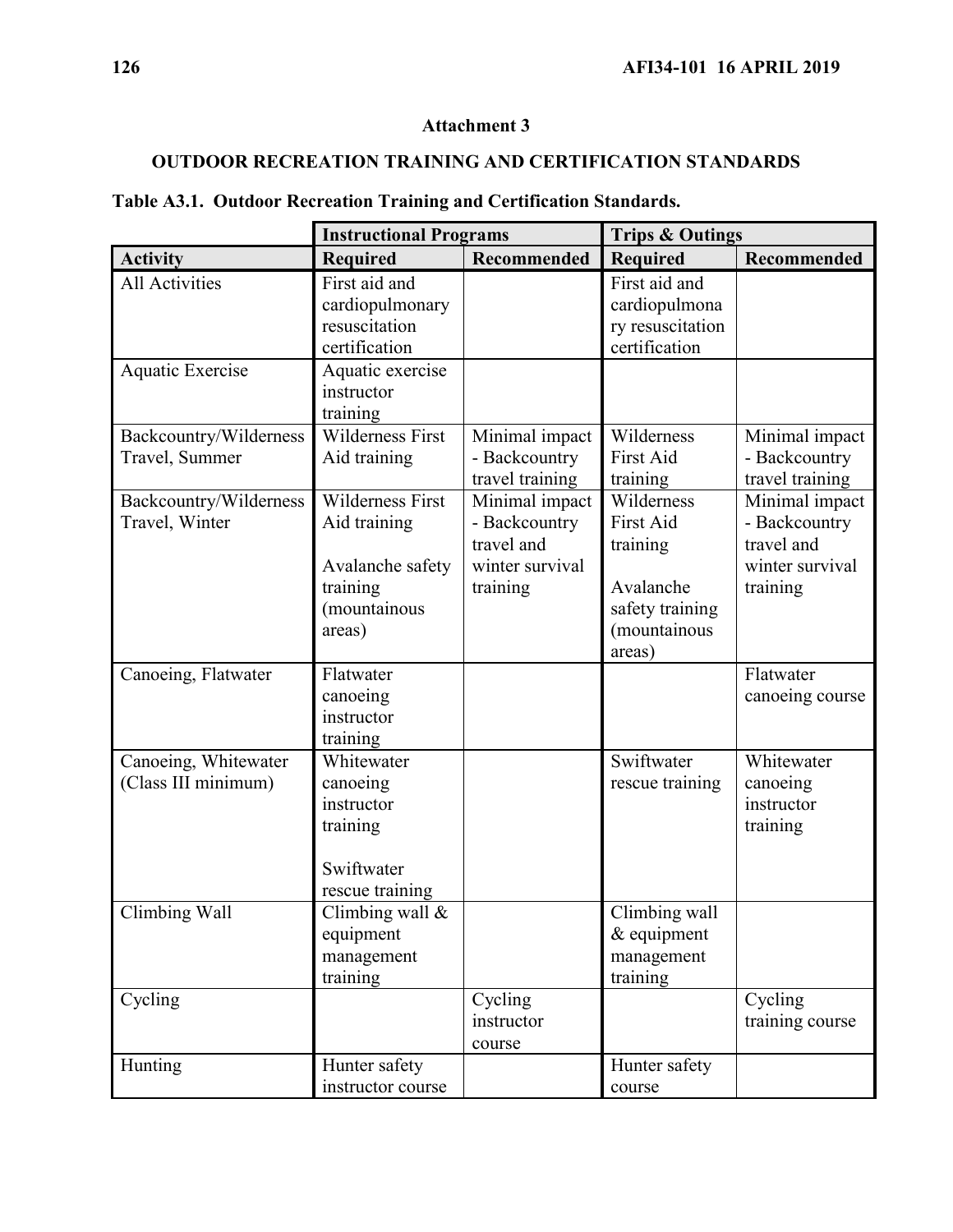**Attachment 3**

**OUTDOOR RECREATION TRAINING AND CERTIFICATION STANDARDS**

**Table A3.1. Outdoor Recreation Training and Certification Standards.**

| | Instructional Programs | | Trips & Outings | |
|---|---|---|---|---|
| **Activity** | **Required** | **Recommended** | **Required** | **Recommended** |
| All Activities | First aid and cardiopulmonary resuscitation certification | | First aid and cardiopulmonary resuscitation certification | |
| Aquatic Exercise | Aquatic exercise instructor training | | | |
| Backcountry/Wilderness Travel, Summer | Wilderness First Aid training | Minimal impact - Backcountry travel training | Wilderness First Aid training | Minimal impact - Backcountry travel training |
| Backcountry/Wilderness Travel, Winter | Wilderness First Aid training<br><br>Avalanche safety training (mountainous areas) | Minimal impact - Backcountry travel and winter survival training | Wilderness First Aid training<br><br>Avalanche safety training (mountainous areas) | Minimal impact - Backcountry travel and winter survival training |
| Canoeing, Flatwater | Flatwater canoeing instructor training | | | Flatwater canoeing course |
| Canoeing, Whitewater (Class III minimum) | Whitewater canoeing instructor training<br><br>Swiftwater rescue training | | Swiftwater rescue training | Whitewater canoeing instructor training |
| Climbing Wall | Climbing wall & equipment management training | | Climbing wall & equipment management training | |
| Cycling | | Cycling instructor course | | Cycling training course |
| Hunting | Hunter safety instructor course | | Hunter safety course | |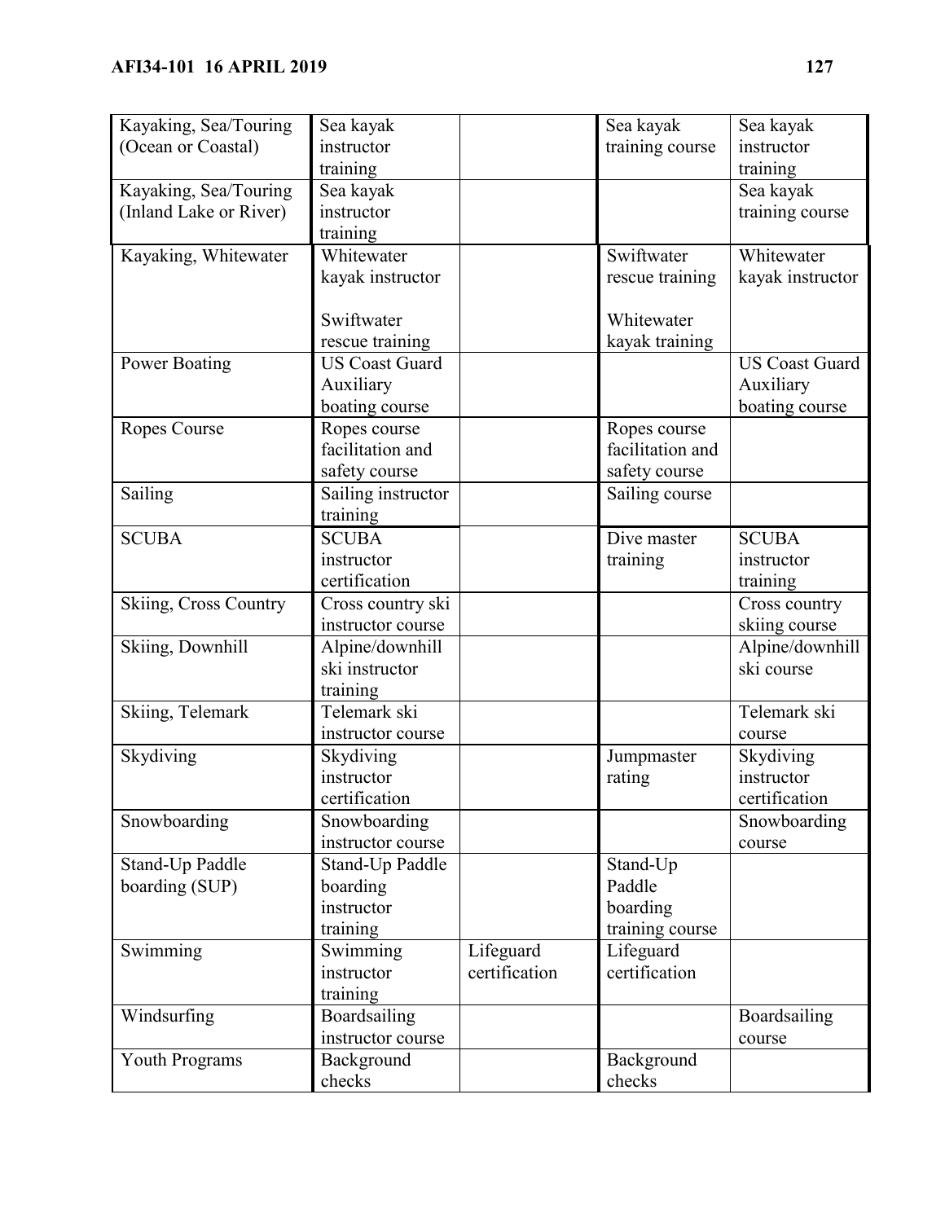| | | | | |
|---|---|---|---|---|
| Kayaking, Sea/Touring (Ocean or Coastal) | Sea kayak instructor training | | Sea kayak training course | Sea kayak instructor training |
| Kayaking, Sea/Touring (Inland Lake or River) | Sea kayak instructor training | | | Sea kayak training course |
| Kayaking, Whitewater | Whitewater kayak instructor<br><br>Swiftwater rescue training | | Swiftwater rescue training<br><br>Whitewater kayak training | Whitewater kayak instructor |
| Power Boating | US Coast Guard Auxiliary boating course | | | US Coast Guard Auxiliary boating course |
| Ropes Course | Ropes course facilitation and safety course | | Ropes course facilitation and safety course | |
| Sailing | Sailing instructor training | | Sailing course | |
| SCUBA | SCUBA instructor certification | | Dive master training | SCUBA instructor training |
| Skiing, Cross Country | Cross country ski instructor course | | | Cross country skiing course |
| Skiing, Downhill | Alpine/downhill ski instructor training | | | Alpine/downhill ski course |
| Skiing, Telemark | Telemark ski instructor course | | | Telemark ski course |
| Skydiving | Skydiving instructor certification | | Jumpmaster rating | Skydiving instructor certification |
| Snowboarding | Snowboarding instructor course | | | Snowboarding course |
| Stand-Up Paddle boarding (SUP) | Stand-Up Paddle boarding instructor training | | Stand-Up Paddle boarding training course | |
| Swimming | Swimming instructor training | Lifeguard certification | Lifeguard certification | |
| Windsurfing | Boardsailing instructor course | | | Boardsailing course |
| Youth Programs | Background checks | | Background checks | |